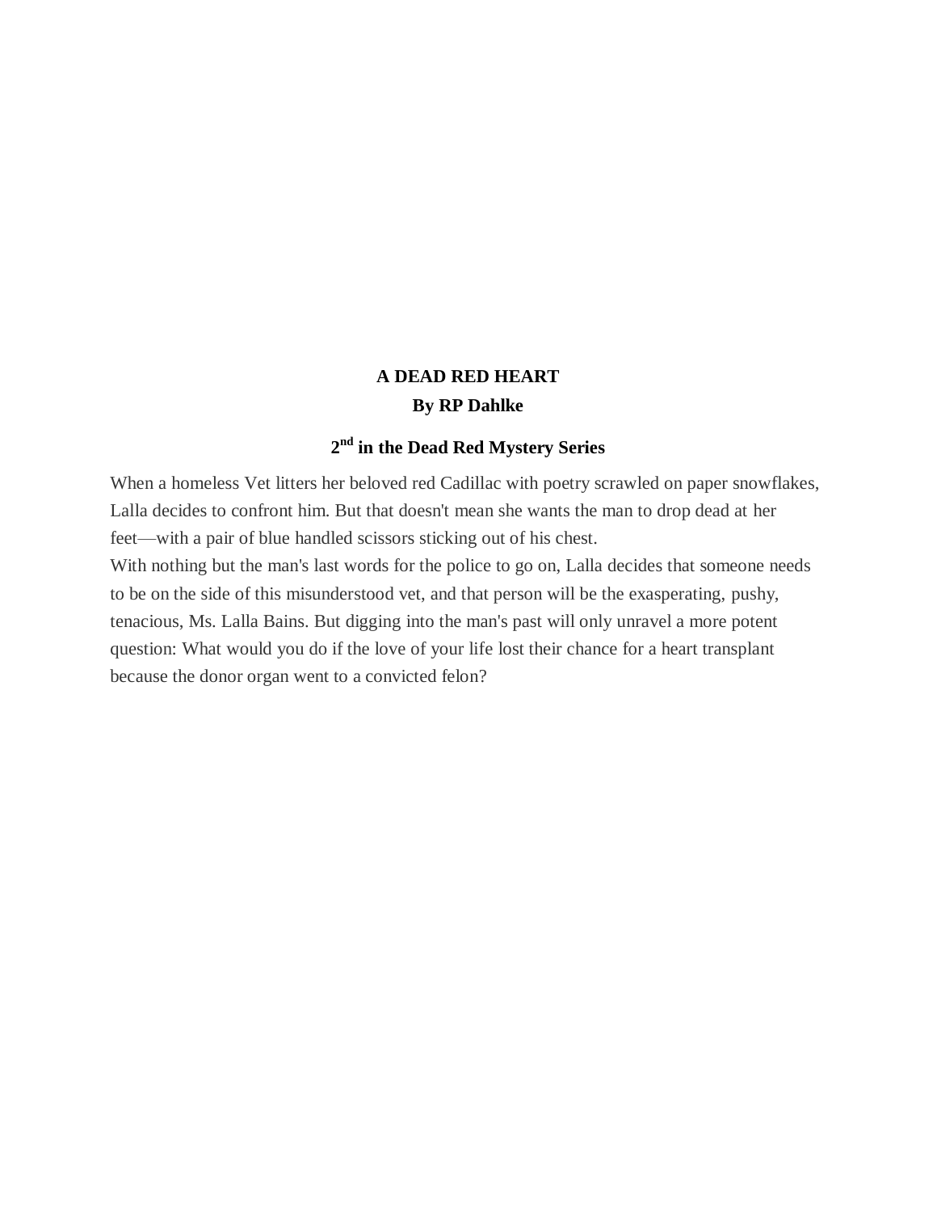# A DEAD RED HEART

**By RP Dahlke**

**2nd in the Dead Red Mystery Series**

When a homeless Vet litters her beloved red Cadillac with poetry scrawled on paper snowflakes, Lalla decides to confront him. But that doesn't mean she wants the man to drop dead at her feet—with a pair of blue handled scissors sticking out of his chest.

With nothing but the man's last words for the police to go on, Lalla decides that someone needs to be on the side of this misunderstood vet, and that person will be the exasperating, pushy, tenacious, Ms. Lalla Bains. But digging into the man's past will only unravel a more potent question: What would you do if the love of your life lost their chance for a heart transplant because the donor organ went to a convicted felon?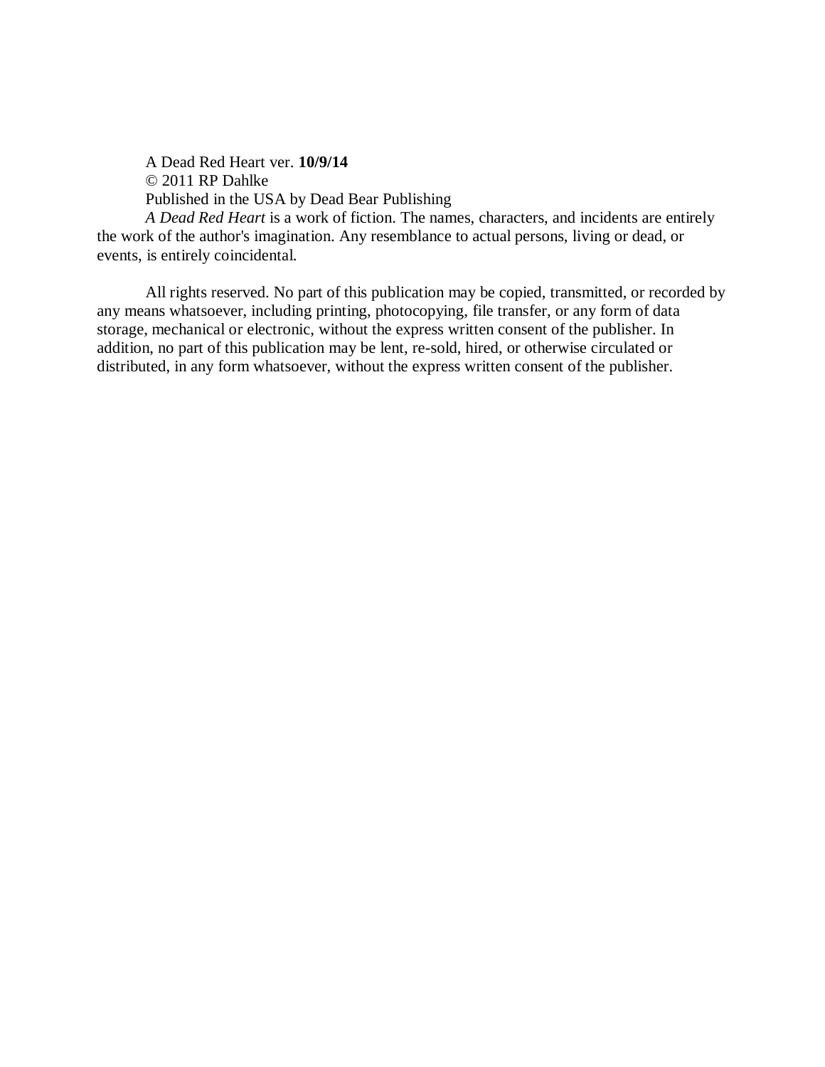A Dead Red Heart ver. **10/9/14**

© 2011 RP Dahlke

Published in the USA by Dead Bear Publishing

*A Dead Red Heart* is a work of fiction. The names, characters, and incidents are entirely the work of the author's imagination. Any resemblance to actual persons, living or dead, or events, is entirely coincidental.

All rights reserved. No part of this publication may be copied, transmitted, or recorded by any means whatsoever, including printing, photocopying, file transfer, or any form of data storage, mechanical or electronic, without the express written consent of the publisher. In addition, no part of this publication may be lent, re-sold, hired, or otherwise circulated or distributed, in any form whatsoever, without the express written consent of the publisher.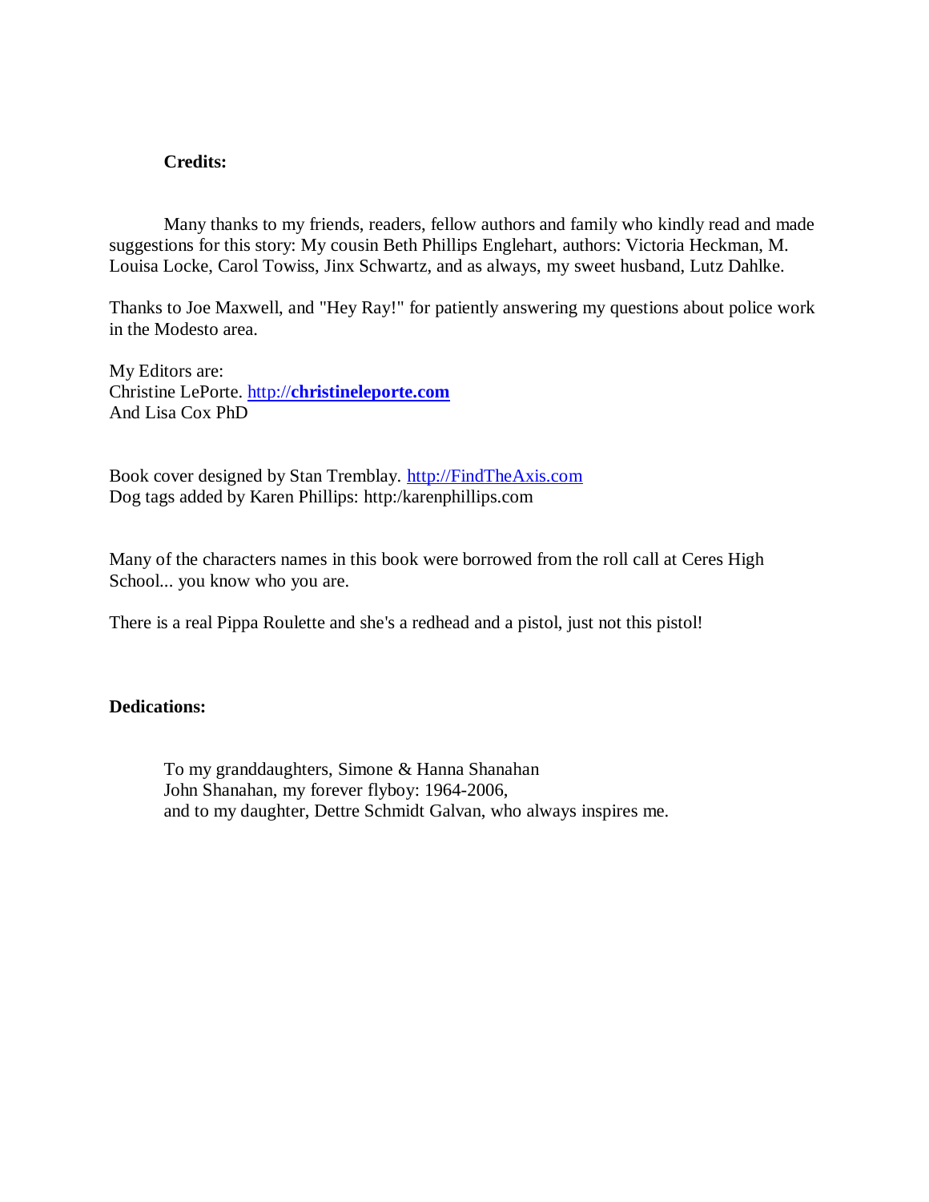**Credits:**

Many thanks to my friends, readers, fellow authors and family who kindly read and made suggestions for this story: My cousin Beth Phillips Englehart, authors: Victoria Heckman, M. Louisa Locke, Carol Towiss, Jinx Schwartz, and as always, my sweet husband, Lutz Dahlke.

Thanks to Joe Maxwell, and "Hey Ray!" for patiently answering my questions about police work in the Modesto area.

My Editors are:
Christine LePorte. http://**christineleporte.com**
And Lisa Cox PhD

Book cover designed by Stan Tremblay. http://FindTheAxis.com
Dog tags added by Karen Phillips: http:/karenphillips.com

Many of the characters names in this book were borrowed from the roll call at Ceres High School... you know who you are.

There is a real Pippa Roulette and she's a redhead and a pistol, just not this pistol!

**Dedications:**

To my granddaughters, Simone & Hanna Shanahan
John Shanahan, my forever flyboy: 1964-2006,
and to my daughter, Dettre Schmidt Galvan, who always inspires me.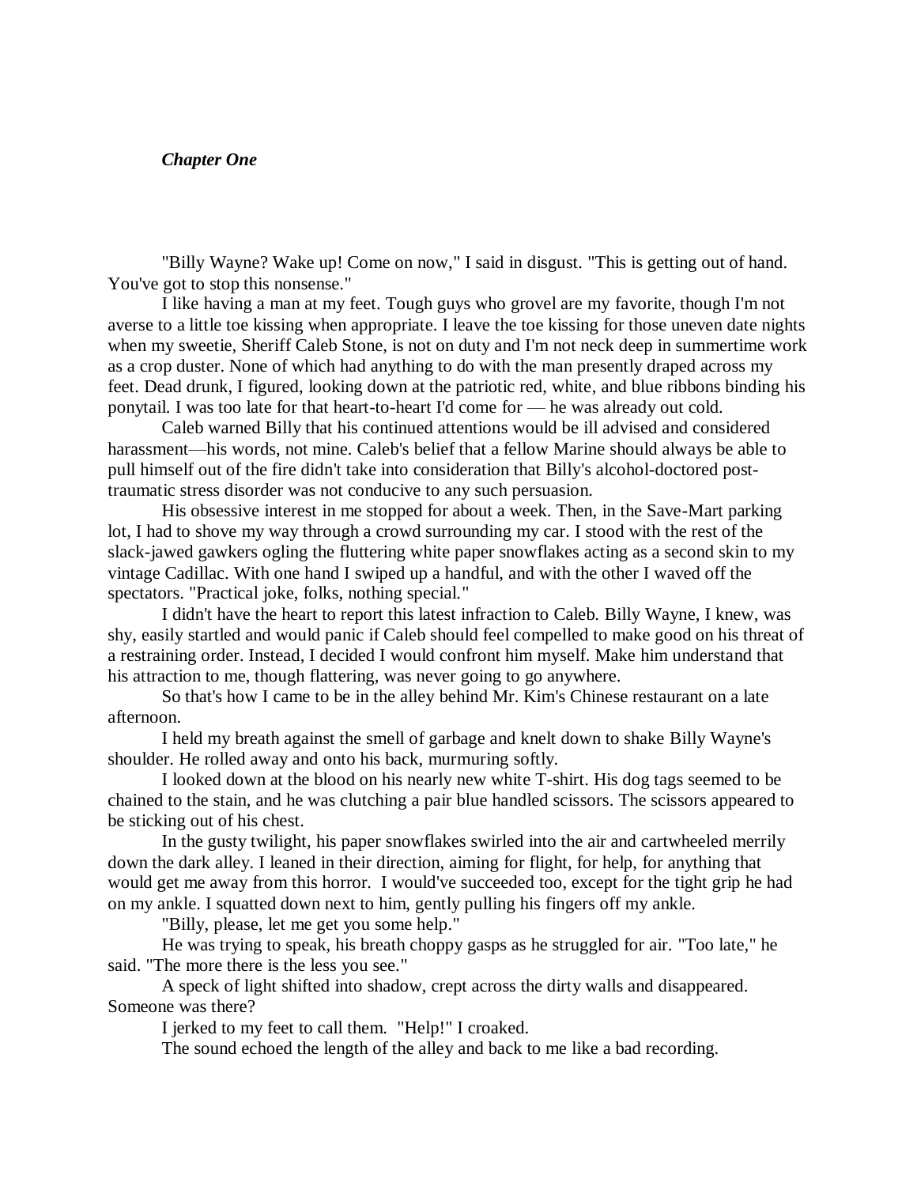*Chapter One*

"Billy Wayne? Wake up! Come on now," I said in disgust. "This is getting out of hand. You've got to stop this nonsense."

I like having a man at my feet. Tough guys who grovel are my favorite, though I'm not averse to a little toe kissing when appropriate. I leave the toe kissing for those uneven date nights when my sweetie, Sheriff Caleb Stone, is not on duty and I'm not neck deep in summertime work as a crop duster. None of which had anything to do with the man presently draped across my feet. Dead drunk, I figured, looking down at the patriotic red, white, and blue ribbons binding his ponytail. I was too late for that heart-to-heart I'd come for — he was already out cold.

Caleb warned Billy that his continued attentions would be ill advised and considered harassment—his words, not mine. Caleb's belief that a fellow Marine should always be able to pull himself out of the fire didn't take into consideration that Billy's alcohol-doctored post-traumatic stress disorder was not conducive to any such persuasion.

His obsessive interest in me stopped for about a week. Then, in the Save-Mart parking lot, I had to shove my way through a crowd surrounding my car. I stood with the rest of the slack-jawed gawkers ogling the fluttering white paper snowflakes acting as a second skin to my vintage Cadillac. With one hand I swiped up a handful, and with the other I waved off the spectators. "Practical joke, folks, nothing special."

I didn't have the heart to report this latest infraction to Caleb. Billy Wayne, I knew, was shy, easily startled and would panic if Caleb should feel compelled to make good on his threat of a restraining order. Instead, I decided I would confront him myself. Make him understand that his attraction to me, though flattering, was never going to go anywhere.

So that's how I came to be in the alley behind Mr. Kim's Chinese restaurant on a late afternoon.

I held my breath against the smell of garbage and knelt down to shake Billy Wayne's shoulder. He rolled away and onto his back, murmuring softly.

I looked down at the blood on his nearly new white T-shirt. His dog tags seemed to be chained to the stain, and he was clutching a pair blue handled scissors. The scissors appeared to be sticking out of his chest.

In the gusty twilight, his paper snowflakes swirled into the air and cartwheeled merrily down the dark alley. I leaned in their direction, aiming for flight, for help, for anything that would get me away from this horror. I would've succeeded too, except for the tight grip he had on my ankle. I squatted down next to him, gently pulling his fingers off my ankle.

"Billy, please, let me get you some help."

He was trying to speak, his breath choppy gasps as he struggled for air. "Too late," he said. "The more there is the less you see."

A speck of light shifted into shadow, crept across the dirty walls and disappeared. Someone was there?

I jerked to my feet to call them. "Help!" I croaked.

The sound echoed the length of the alley and back to me like a bad recording.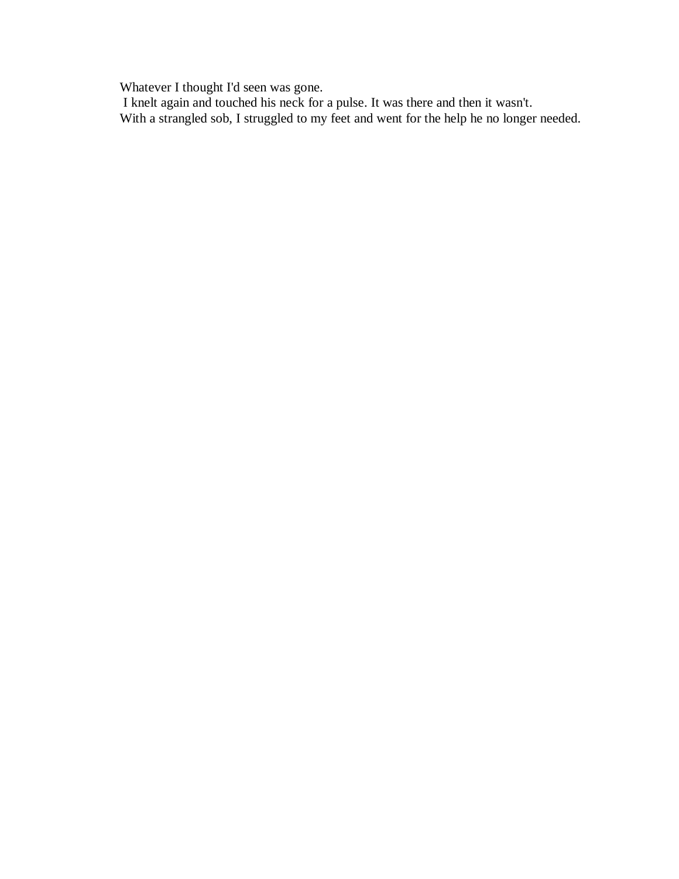Whatever I thought I'd seen was gone.

I knelt again and touched his neck for a pulse. It was there and then it wasn't.

With a strangled sob, I struggled to my feet and went for the help he no longer needed.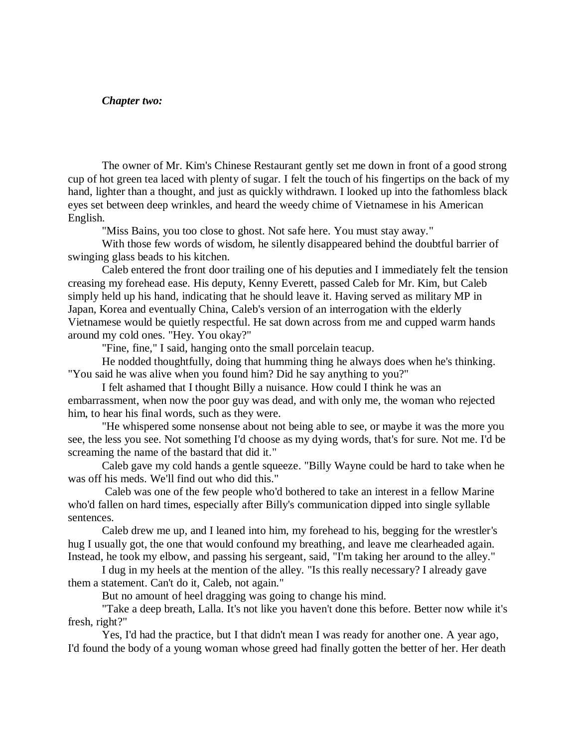***Chapter two:***

The owner of Mr. Kim's Chinese Restaurant gently set me down in front of a good strong cup of hot green tea laced with plenty of sugar. I felt the touch of his fingertips on the back of my hand, lighter than a thought, and just as quickly withdrawn. I looked up into the fathomless black eyes set between deep wrinkles, and heard the weedy chime of Vietnamese in his American English.

"Miss Bains, you too close to ghost. Not safe here. You must stay away."

With those few words of wisdom, he silently disappeared behind the doubtful barrier of swinging glass beads to his kitchen.

Caleb entered the front door trailing one of his deputies and I immediately felt the tension creasing my forehead ease. His deputy, Kenny Everett, passed Caleb for Mr. Kim, but Caleb simply held up his hand, indicating that he should leave it. Having served as military MP in Japan, Korea and eventually China, Caleb's version of an interrogation with the elderly Vietnamese would be quietly respectful. He sat down across from me and cupped warm hands around my cold ones. "Hey. You okay?"

"Fine, fine," I said, hanging onto the small porcelain teacup.

He nodded thoughtfully, doing that humming thing he always does when he's thinking. "You said he was alive when you found him? Did he say anything to you?"

I felt ashamed that I thought Billy a nuisance. How could I think he was an embarrassment, when now the poor guy was dead, and with only me, the woman who rejected him, to hear his final words, such as they were.

"He whispered some nonsense about not being able to see, or maybe it was the more you see, the less you see. Not something I'd choose as my dying words, that's for sure. Not me. I'd be screaming the name of the bastard that did it."

Caleb gave my cold hands a gentle squeeze. "Billy Wayne could be hard to take when he was off his meds. We'll find out who did this."

Caleb was one of the few people who'd bothered to take an interest in a fellow Marine who'd fallen on hard times, especially after Billy's communication dipped into single syllable sentences.

Caleb drew me up, and I leaned into him, my forehead to his, begging for the wrestler's hug I usually got, the one that would confound my breathing, and leave me clearheaded again. Instead, he took my elbow, and passing his sergeant, said, "I'm taking her around to the alley."

I dug in my heels at the mention of the alley. "Is this really necessary? I already gave them a statement. Can't do it, Caleb, not again."

But no amount of heel dragging was going to change his mind.

"Take a deep breath, Lalla. It's not like you haven't done this before. Better now while it's fresh, right?"

Yes, I'd had the practice, but I that didn't mean I was ready for another one. A year ago, I'd found the body of a young woman whose greed had finally gotten the better of her. Her death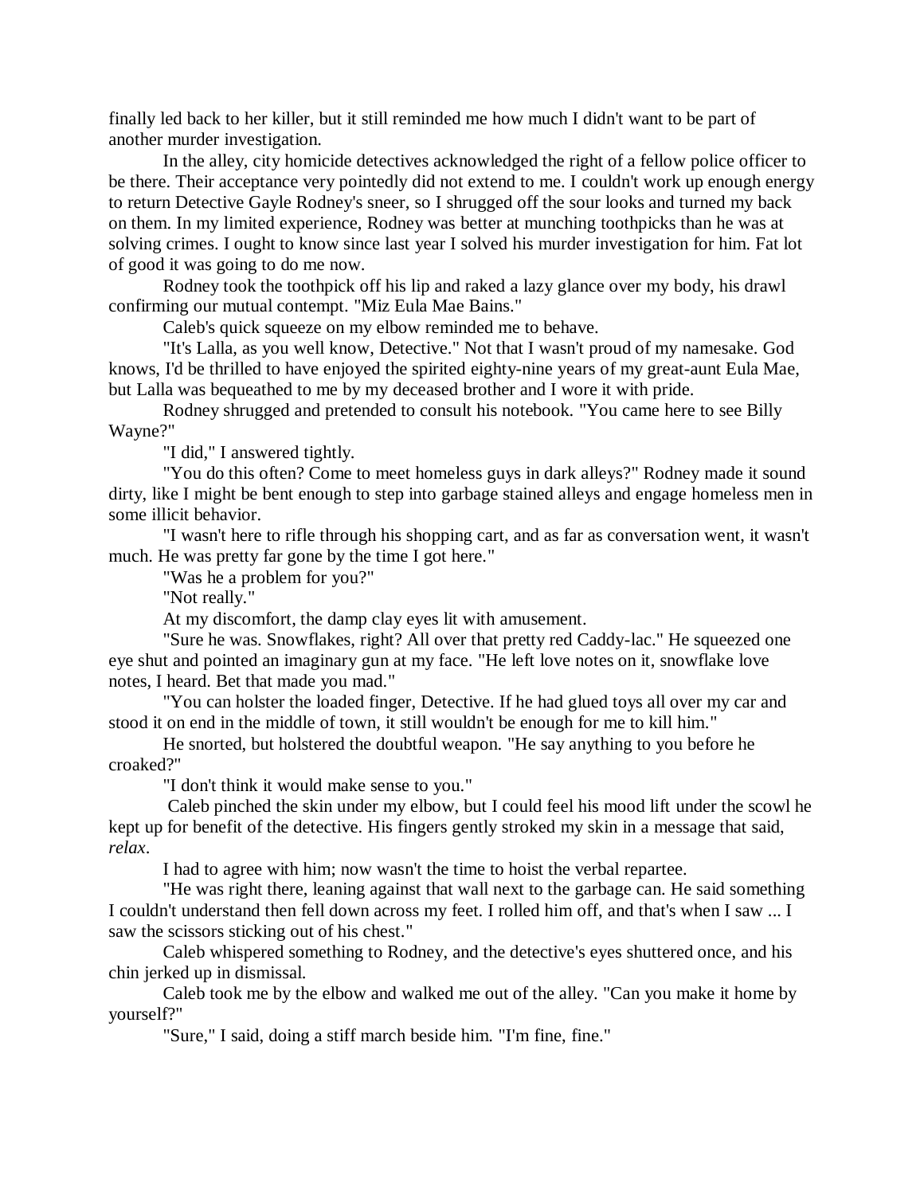finally led back to her killer, but it still reminded me how much I didn't want to be part of another murder investigation.

In the alley, city homicide detectives acknowledged the right of a fellow police officer to be there. Their acceptance very pointedly did not extend to me. I couldn't work up enough energy to return Detective Gayle Rodney's sneer, so I shrugged off the sour looks and turned my back on them. In my limited experience, Rodney was better at munching toothpicks than he was at solving crimes. I ought to know since last year I solved his murder investigation for him. Fat lot of good it was going to do me now.

Rodney took the toothpick off his lip and raked a lazy glance over my body, his drawl confirming our mutual contempt. "Miz Eula Mae Bains."

Caleb's quick squeeze on my elbow reminded me to behave.

"It's Lalla, as you well know, Detective." Not that I wasn't proud of my namesake. God knows, I'd be thrilled to have enjoyed the spirited eighty-nine years of my great-aunt Eula Mae, but Lalla was bequeathed to me by my deceased brother and I wore it with pride.

Rodney shrugged and pretended to consult his notebook. "You came here to see Billy Wayne?"

"I did," I answered tightly.

"You do this often? Come to meet homeless guys in dark alleys?" Rodney made it sound dirty, like I might be bent enough to step into garbage stained alleys and engage homeless men in some illicit behavior.

"I wasn't here to rifle through his shopping cart, and as far as conversation went, it wasn't much. He was pretty far gone by the time I got here."

"Was he a problem for you?"

"Not really."

At my discomfort, the damp clay eyes lit with amusement.

"Sure he was. Snowflakes, right? All over that pretty red Caddy-lac." He squeezed one eye shut and pointed an imaginary gun at my face. "He left love notes on it, snowflake love notes, I heard. Bet that made you mad."

"You can holster the loaded finger, Detective. If he had glued toys all over my car and stood it on end in the middle of town, it still wouldn't be enough for me to kill him."

He snorted, but holstered the doubtful weapon. "He say anything to you before he croaked?"

"I don't think it would make sense to you."

Caleb pinched the skin under my elbow, but I could feel his mood lift under the scowl he kept up for benefit of the detective. His fingers gently stroked my skin in a message that said, *relax*.

I had to agree with him; now wasn't the time to hoist the verbal repartee.

"He was right there, leaning against that wall next to the garbage can. He said something I couldn't understand then fell down across my feet. I rolled him off, and that's when I saw ... I saw the scissors sticking out of his chest."

Caleb whispered something to Rodney, and the detective's eyes shuttered once, and his chin jerked up in dismissal.

Caleb took me by the elbow and walked me out of the alley. "Can you make it home by yourself?"

"Sure," I said, doing a stiff march beside him. "I'm fine, fine."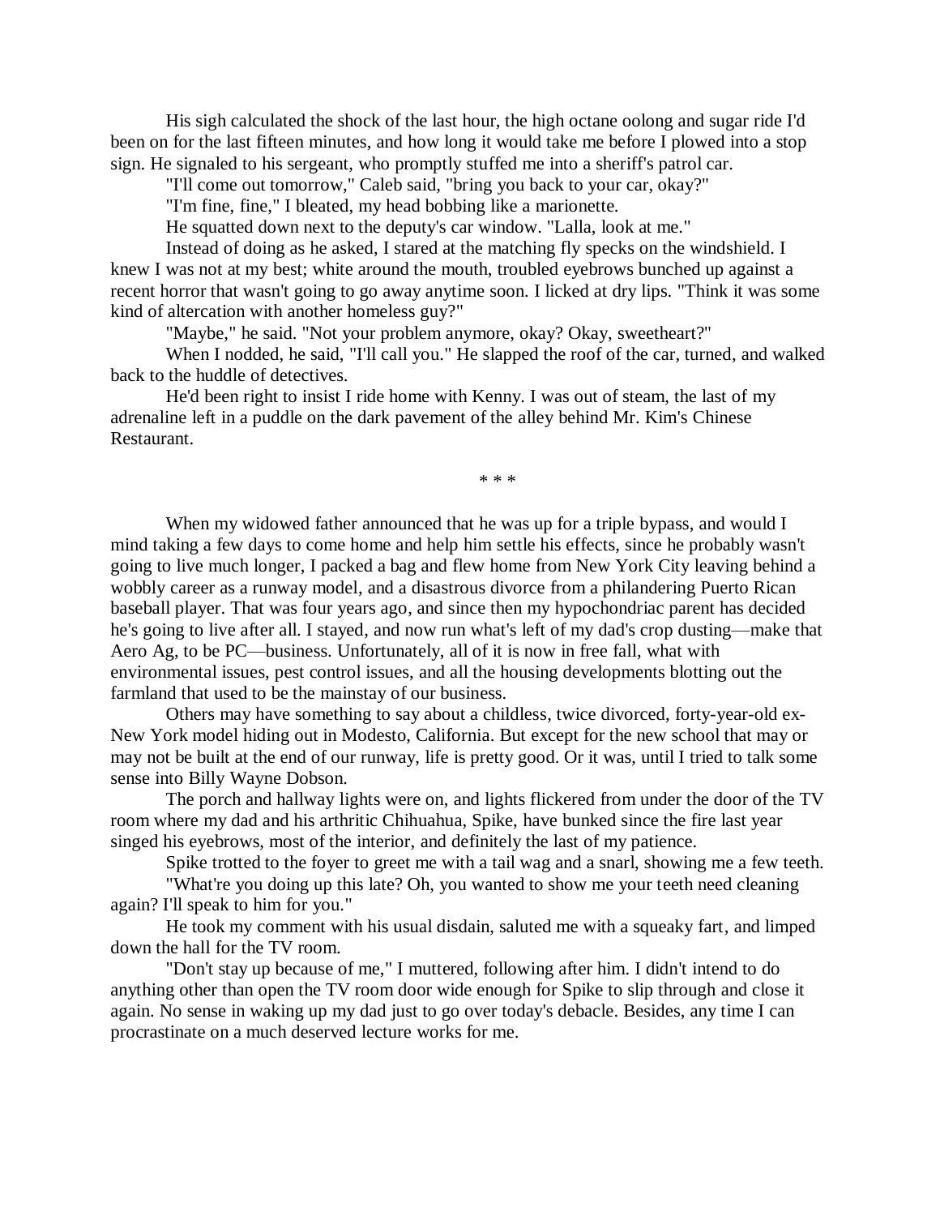His sigh calculated the shock of the last hour, the high octane oolong and sugar ride I'd been on for the last fifteen minutes, and how long it would take me before I plowed into a stop sign. He signaled to his sergeant, who promptly stuffed me into a sheriff's patrol car.

"I'll come out tomorrow," Caleb said, "bring you back to your car, okay?"

"I'm fine, fine," I bleated, my head bobbing like a marionette.

He squatted down next to the deputy's car window. "Lalla, look at me."

Instead of doing as he asked, I stared at the matching fly specks on the windshield. I knew I was not at my best; white around the mouth, troubled eyebrows bunched up against a recent horror that wasn't going to go away anytime soon. I licked at dry lips. "Think it was some kind of altercation with another homeless guy?"

"Maybe," he said. "Not your problem anymore, okay? Okay, sweetheart?"

When I nodded, he said, "I'll call you." He slapped the roof of the car, turned, and walked back to the huddle of detectives.

He'd been right to insist I ride home with Kenny. I was out of steam, the last of my adrenaline left in a puddle on the dark pavement of the alley behind Mr. Kim's Chinese Restaurant.

\* \* \*

When my widowed father announced that he was up for a triple bypass, and would I mind taking a few days to come home and help him settle his effects, since he probably wasn't going to live much longer, I packed a bag and flew home from New York City leaving behind a wobbly career as a runway model, and a disastrous divorce from a philandering Puerto Rican baseball player. That was four years ago, and since then my hypochondriac parent has decided he's going to live after all. I stayed, and now run what's left of my dad's crop dusting—make that Aero Ag, to be PC—business. Unfortunately, all of it is now in free fall, what with environmental issues, pest control issues, and all the housing developments blotting out the farmland that used to be the mainstay of our business.

Others may have something to say about a childless, twice divorced, forty-year-old ex-New York model hiding out in Modesto, California. But except for the new school that may or may not be built at the end of our runway, life is pretty good. Or it was, until I tried to talk some sense into Billy Wayne Dobson.

The porch and hallway lights were on, and lights flickered from under the door of the TV room where my dad and his arthritic Chihuahua, Spike, have bunked since the fire last year singed his eyebrows, most of the interior, and definitely the last of my patience.

Spike trotted to the foyer to greet me with a tail wag and a snarl, showing me a few teeth.

"What're you doing up this late? Oh, you wanted to show me your teeth need cleaning again? I'll speak to him for you."

He took my comment with his usual disdain, saluted me with a squeaky fart, and limped down the hall for the TV room.

"Don't stay up because of me," I muttered, following after him. I didn't intend to do anything other than open the TV room door wide enough for Spike to slip through and close it again. No sense in waking up my dad just to go over today's debacle. Besides, any time I can procrastinate on a much deserved lecture works for me.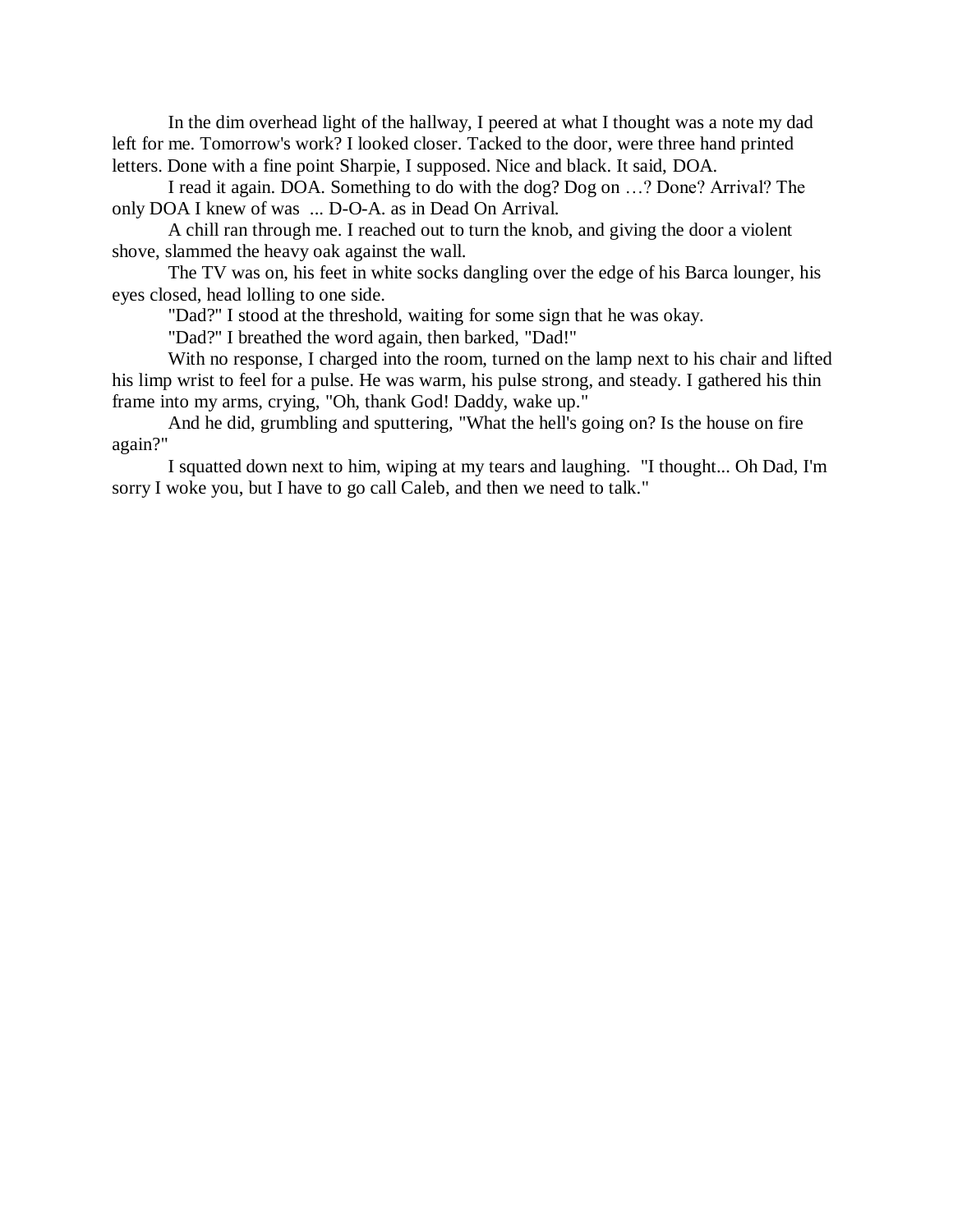In the dim overhead light of the hallway, I peered at what I thought was a note my dad left for me. Tomorrow's work? I looked closer. Tacked to the door, were three hand printed letters. Done with a fine point Sharpie, I supposed. Nice and black. It said, DOA.

I read it again. DOA. Something to do with the dog? Dog on …? Done? Arrival? The only DOA I knew of was ... D-O-A. as in Dead On Arrival.

A chill ran through me. I reached out to turn the knob, and giving the door a violent shove, slammed the heavy oak against the wall.

The TV was on, his feet in white socks dangling over the edge of his Barca lounger, his eyes closed, head lolling to one side.

"Dad?" I stood at the threshold, waiting for some sign that he was okay.

"Dad?" I breathed the word again, then barked, "Dad!"

With no response, I charged into the room, turned on the lamp next to his chair and lifted his limp wrist to feel for a pulse. He was warm, his pulse strong, and steady. I gathered his thin frame into my arms, crying, "Oh, thank God! Daddy, wake up."

And he did, grumbling and sputtering, "What the hell's going on? Is the house on fire again?"

I squatted down next to him, wiping at my tears and laughing. "I thought... Oh Dad, I'm sorry I woke you, but I have to go call Caleb, and then we need to talk."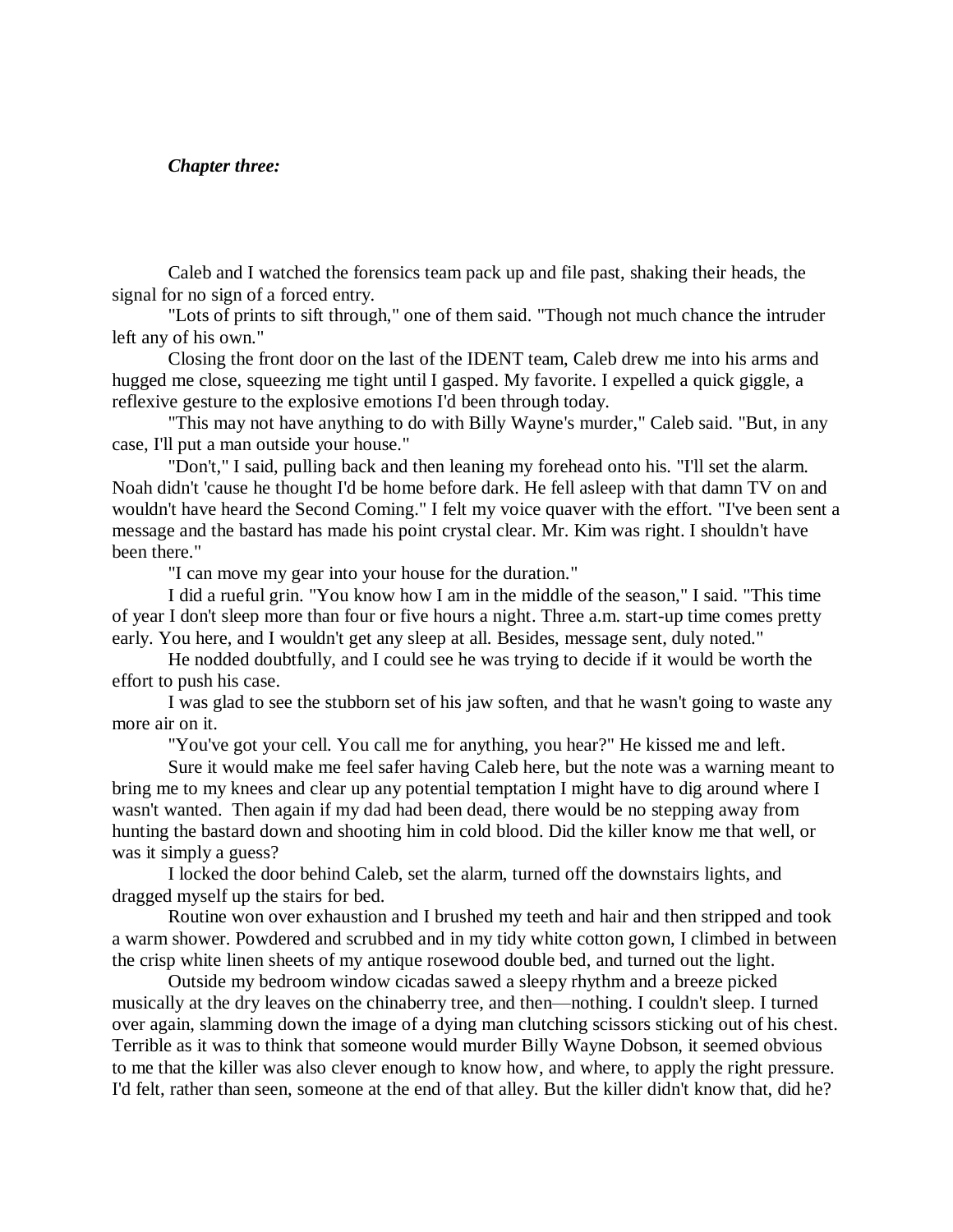***Chapter three:***

Caleb and I watched the forensics team pack up and file past, shaking their heads, the signal for no sign of a forced entry.

"Lots of prints to sift through," one of them said. "Though not much chance the intruder left any of his own."

Closing the front door on the last of the IDENT team, Caleb drew me into his arms and hugged me close, squeezing me tight until I gasped. My favorite. I expelled a quick giggle, a reflexive gesture to the explosive emotions I'd been through today.

"This may not have anything to do with Billy Wayne's murder," Caleb said. "But, in any case, I'll put a man outside your house."

"Don't," I said, pulling back and then leaning my forehead onto his. "I'll set the alarm. Noah didn't 'cause he thought I'd be home before dark. He fell asleep with that damn TV on and wouldn't have heard the Second Coming." I felt my voice quaver with the effort. "I've been sent a message and the bastard has made his point crystal clear. Mr. Kim was right. I shouldn't have been there."

"I can move my gear into your house for the duration."

I did a rueful grin. "You know how I am in the middle of the season," I said. "This time of year I don't sleep more than four or five hours a night. Three a.m. start-up time comes pretty early. You here, and I wouldn't get any sleep at all. Besides, message sent, duly noted."

He nodded doubtfully, and I could see he was trying to decide if it would be worth the effort to push his case.

I was glad to see the stubborn set of his jaw soften, and that he wasn't going to waste any more air on it.

"You've got your cell. You call me for anything, you hear?" He kissed me and left.

Sure it would make me feel safer having Caleb here, but the note was a warning meant to bring me to my knees and clear up any potential temptation I might have to dig around where I wasn't wanted. Then again if my dad had been dead, there would be no stepping away from hunting the bastard down and shooting him in cold blood. Did the killer know me that well, or was it simply a guess?

I locked the door behind Caleb, set the alarm, turned off the downstairs lights, and dragged myself up the stairs for bed.

Routine won over exhaustion and I brushed my teeth and hair and then stripped and took a warm shower. Powdered and scrubbed and in my tidy white cotton gown, I climbed in between the crisp white linen sheets of my antique rosewood double bed, and turned out the light.

Outside my bedroom window cicadas sawed a sleepy rhythm and a breeze picked musically at the dry leaves on the chinaberry tree, and then—nothing. I couldn't sleep. I turned over again, slamming down the image of a dying man clutching scissors sticking out of his chest. Terrible as it was to think that someone would murder Billy Wayne Dobson, it seemed obvious to me that the killer was also clever enough to know how, and where, to apply the right pressure. I'd felt, rather than seen, someone at the end of that alley. But the killer didn't know that, did he?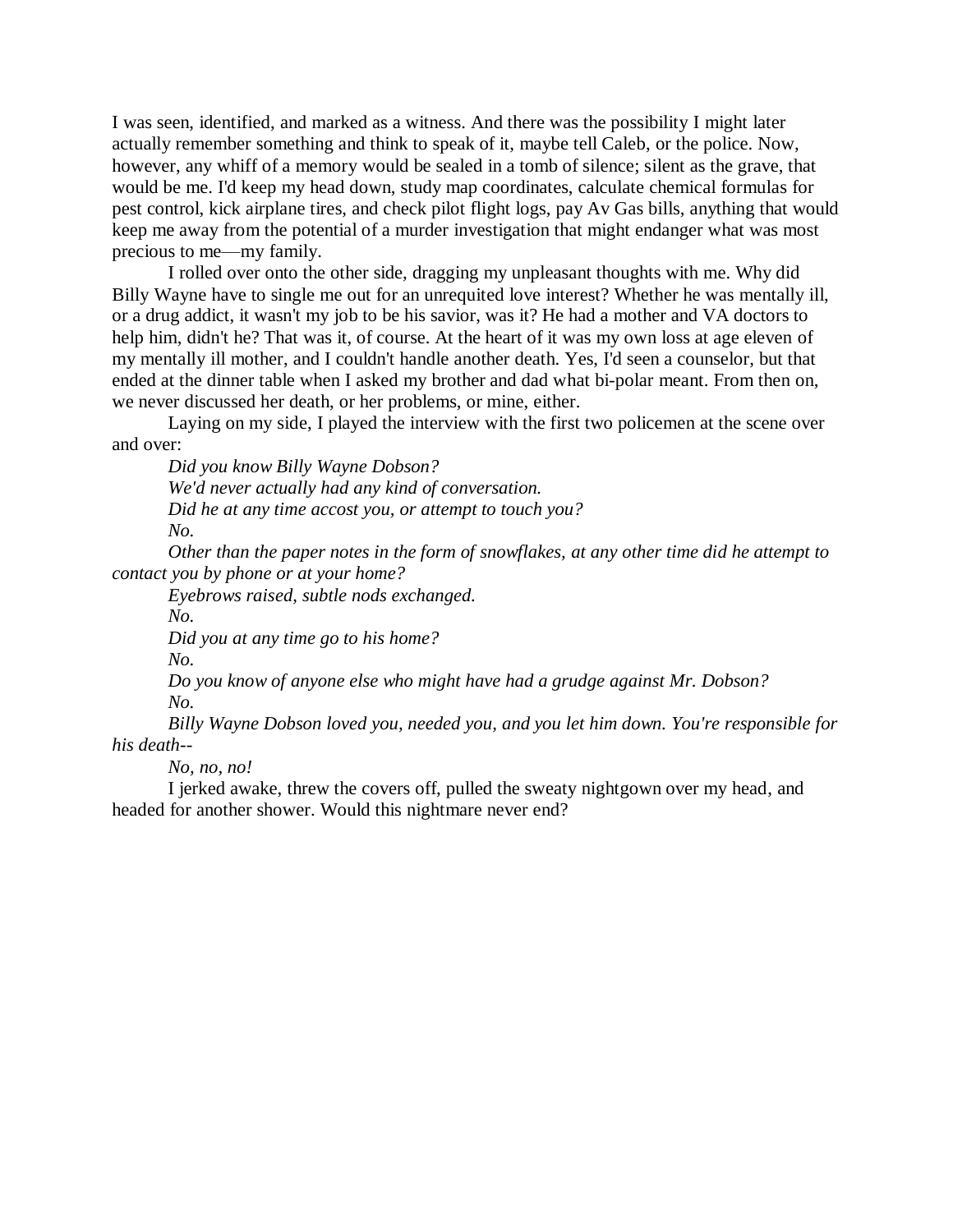I was seen, identified, and marked as a witness. And there was the possibility I might later actually remember something and think to speak of it, maybe tell Caleb, or the police. Now, however, any whiff of a memory would be sealed in a tomb of silence; silent as the grave, that would be me. I'd keep my head down, study map coordinates, calculate chemical formulas for pest control, kick airplane tires, and check pilot flight logs, pay Av Gas bills, anything that would keep me away from the potential of a murder investigation that might endanger what was most precious to me—my family.

I rolled over onto the other side, dragging my unpleasant thoughts with me. Why did Billy Wayne have to single me out for an unrequited love interest? Whether he was mentally ill, or a drug addict, it wasn't my job to be his savior, was it? He had a mother and VA doctors to help him, didn't he? That was it, of course. At the heart of it was my own loss at age eleven of my mentally ill mother, and I couldn't handle another death. Yes, I'd seen a counselor, but that ended at the dinner table when I asked my brother and dad what bi-polar meant. From then on, we never discussed her death, or her problems, or mine, either.

Laying on my side, I played the interview with the first two policemen at the scene over and over:

*Did you know Billy Wayne Dobson?*

*We'd never actually had any kind of conversation.*

*Did he at any time accost you, or attempt to touch you?*

*No.*

*Other than the paper notes in the form of snowflakes, at any other time did he attempt to contact you by phone or at your home?*

*Eyebrows raised, subtle nods exchanged.*

*No.*

*Did you at any time go to his home?*

*No.*

*Do you know of anyone else who might have had a grudge against Mr. Dobson?*

*No.*

*Billy Wayne Dobson loved you, needed you, and you let him down. You're responsible for his death--*

*No, no, no!*

I jerked awake, threw the covers off, pulled the sweaty nightgown over my head, and headed for another shower. Would this nightmare never end?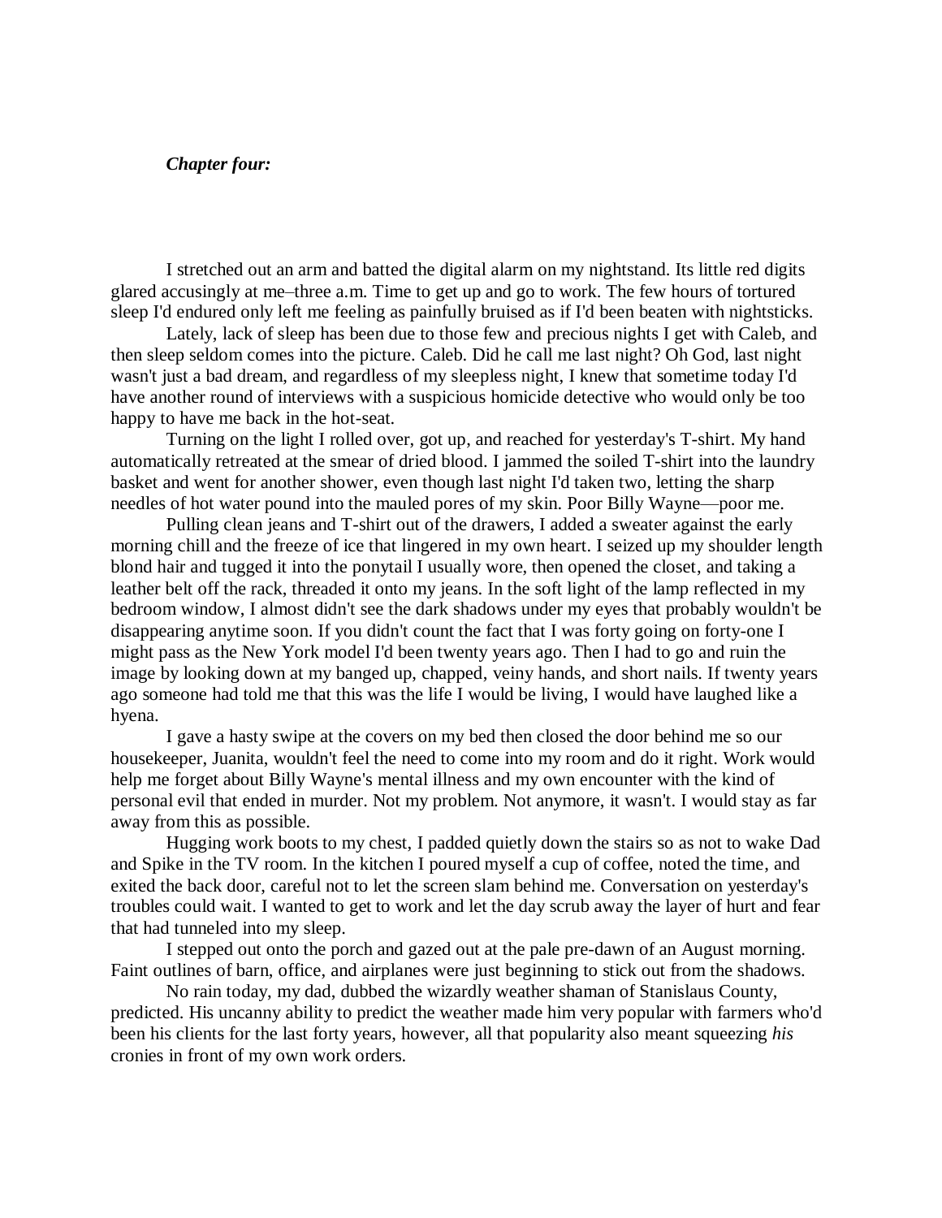***Chapter four:***

I stretched out an arm and batted the digital alarm on my nightstand. Its little red digits glared accusingly at me–three a.m. Time to get up and go to work. The few hours of tortured sleep I'd endured only left me feeling as painfully bruised as if I'd been beaten with nightsticks.

Lately, lack of sleep has been due to those few and precious nights I get with Caleb, and then sleep seldom comes into the picture. Caleb. Did he call me last night? Oh God, last night wasn't just a bad dream, and regardless of my sleepless night, I knew that sometime today I'd have another round of interviews with a suspicious homicide detective who would only be too happy to have me back in the hot-seat.

Turning on the light I rolled over, got up, and reached for yesterday's T-shirt. My hand automatically retreated at the smear of dried blood. I jammed the soiled T-shirt into the laundry basket and went for another shower, even though last night I'd taken two, letting the sharp needles of hot water pound into the mauled pores of my skin. Poor Billy Wayne—poor me.

Pulling clean jeans and T-shirt out of the drawers, I added a sweater against the early morning chill and the freeze of ice that lingered in my own heart. I seized up my shoulder length blond hair and tugged it into the ponytail I usually wore, then opened the closet, and taking a leather belt off the rack, threaded it onto my jeans. In the soft light of the lamp reflected in my bedroom window, I almost didn't see the dark shadows under my eyes that probably wouldn't be disappearing anytime soon. If you didn't count the fact that I was forty going on forty-one I might pass as the New York model I'd been twenty years ago. Then I had to go and ruin the image by looking down at my banged up, chapped, veiny hands, and short nails. If twenty years ago someone had told me that this was the life I would be living, I would have laughed like a hyena.

I gave a hasty swipe at the covers on my bed then closed the door behind me so our housekeeper, Juanita, wouldn't feel the need to come into my room and do it right. Work would help me forget about Billy Wayne's mental illness and my own encounter with the kind of personal evil that ended in murder. Not my problem. Not anymore, it wasn't. I would stay as far away from this as possible.

Hugging work boots to my chest, I padded quietly down the stairs so as not to wake Dad and Spike in the TV room. In the kitchen I poured myself a cup of coffee, noted the time, and exited the back door, careful not to let the screen slam behind me. Conversation on yesterday's troubles could wait. I wanted to get to work and let the day scrub away the layer of hurt and fear that had tunneled into my sleep.

I stepped out onto the porch and gazed out at the pale pre-dawn of an August morning. Faint outlines of barn, office, and airplanes were just beginning to stick out from the shadows.

No rain today, my dad, dubbed the wizardly weather shaman of Stanislaus County, predicted. His uncanny ability to predict the weather made him very popular with farmers who'd been his clients for the last forty years, however, all that popularity also meant squeezing *his* cronies in front of my own work orders.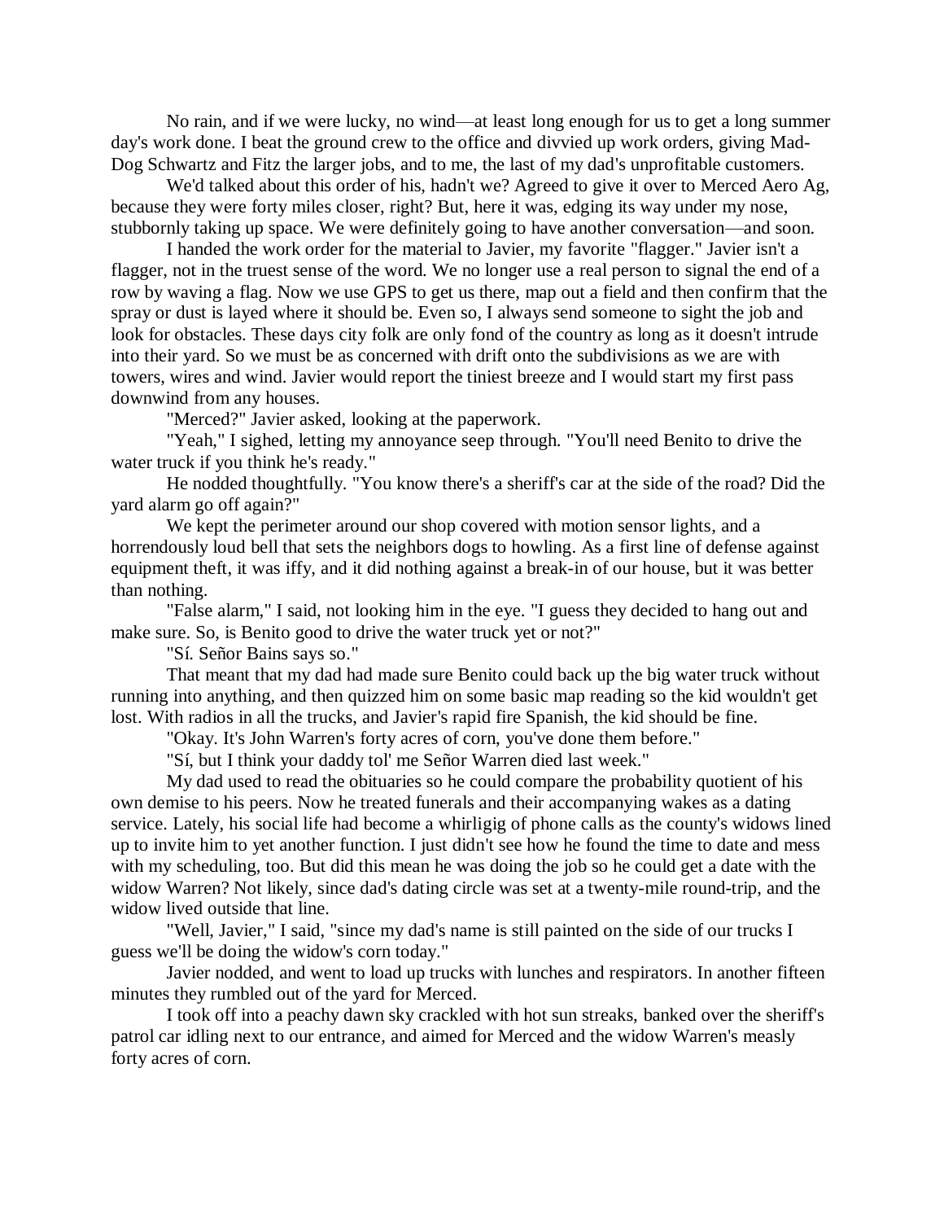No rain, and if we were lucky, no wind—at least long enough for us to get a long summer day's work done. I beat the ground crew to the office and divvied up work orders, giving Mad-Dog Schwartz and Fitz the larger jobs, and to me, the last of my dad's unprofitable customers.

We'd talked about this order of his, hadn't we? Agreed to give it over to Merced Aero Ag, because they were forty miles closer, right? But, here it was, edging its way under my nose, stubbornly taking up space. We were definitely going to have another conversation—and soon.

I handed the work order for the material to Javier, my favorite "flagger." Javier isn't a flagger, not in the truest sense of the word. We no longer use a real person to signal the end of a row by waving a flag. Now we use GPS to get us there, map out a field and then confirm that the spray or dust is layed where it should be. Even so, I always send someone to sight the job and look for obstacles. These days city folk are only fond of the country as long as it doesn't intrude into their yard. So we must be as concerned with drift onto the subdivisions as we are with towers, wires and wind. Javier would report the tiniest breeze and I would start my first pass downwind from any houses.

"Merced?" Javier asked, looking at the paperwork.

"Yeah," I sighed, letting my annoyance seep through. "You'll need Benito to drive the water truck if you think he's ready."

He nodded thoughtfully. "You know there's a sheriff's car at the side of the road? Did the yard alarm go off again?"

We kept the perimeter around our shop covered with motion sensor lights, and a horrendously loud bell that sets the neighbors dogs to howling. As a first line of defense against equipment theft, it was iffy, and it did nothing against a break-in of our house, but it was better than nothing.

"False alarm," I said, not looking him in the eye. "I guess they decided to hang out and make sure. So, is Benito good to drive the water truck yet or not?"

"Sí. Señor Bains says so."

That meant that my dad had made sure Benito could back up the big water truck without running into anything, and then quizzed him on some basic map reading so the kid wouldn't get lost. With radios in all the trucks, and Javier's rapid fire Spanish, the kid should be fine.

"Okay. It's John Warren's forty acres of corn, you've done them before."

"Sí, but I think your daddy tol' me Señor Warren died last week."

My dad used to read the obituaries so he could compare the probability quotient of his own demise to his peers. Now he treated funerals and their accompanying wakes as a dating service. Lately, his social life had become a whirligig of phone calls as the county's widows lined up to invite him to yet another function. I just didn't see how he found the time to date and mess with my scheduling, too. But did this mean he was doing the job so he could get a date with the widow Warren? Not likely, since dad's dating circle was set at a twenty-mile round-trip, and the widow lived outside that line.

"Well, Javier," I said, "since my dad's name is still painted on the side of our trucks I guess we'll be doing the widow's corn today."

Javier nodded, and went to load up trucks with lunches and respirators. In another fifteen minutes they rumbled out of the yard for Merced.

I took off into a peachy dawn sky crackled with hot sun streaks, banked over the sheriff's patrol car idling next to our entrance, and aimed for Merced and the widow Warren's measly forty acres of corn.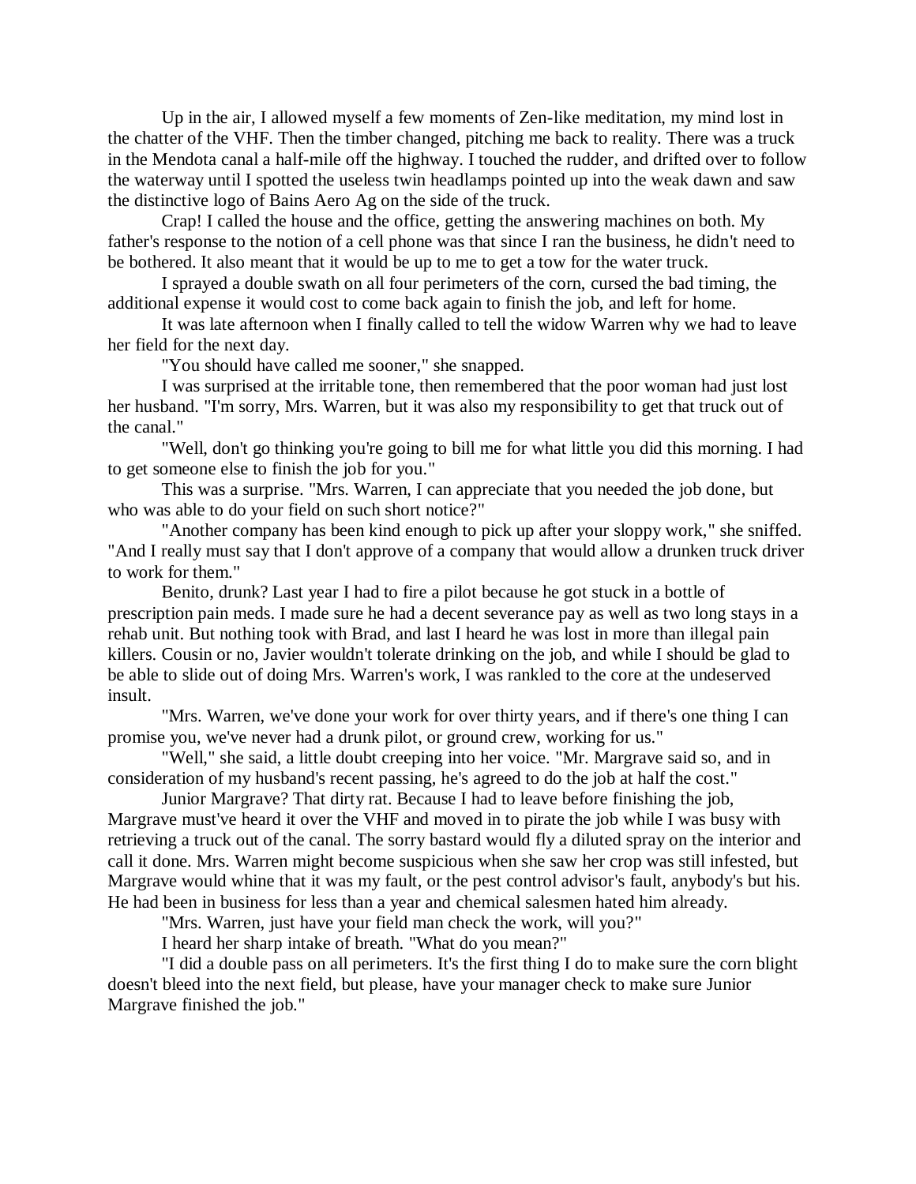Up in the air, I allowed myself a few moments of Zen-like meditation, my mind lost in the chatter of the VHF. Then the timber changed, pitching me back to reality. There was a truck in the Mendota canal a half-mile off the highway. I touched the rudder, and drifted over to follow the waterway until I spotted the useless twin headlamps pointed up into the weak dawn and saw the distinctive logo of Bains Aero Ag on the side of the truck.

Crap! I called the house and the office, getting the answering machines on both. My father's response to the notion of a cell phone was that since I ran the business, he didn't need to be bothered. It also meant that it would be up to me to get a tow for the water truck.

I sprayed a double swath on all four perimeters of the corn, cursed the bad timing, the additional expense it would cost to come back again to finish the job, and left for home.

It was late afternoon when I finally called to tell the widow Warren why we had to leave her field for the next day.

"You should have called me sooner," she snapped.

I was surprised at the irritable tone, then remembered that the poor woman had just lost her husband. "I'm sorry, Mrs. Warren, but it was also my responsibility to get that truck out of the canal."

"Well, don't go thinking you're going to bill me for what little you did this morning. I had to get someone else to finish the job for you."

This was a surprise. "Mrs. Warren, I can appreciate that you needed the job done, but who was able to do your field on such short notice?"

"Another company has been kind enough to pick up after your sloppy work," she sniffed. "And I really must say that I don't approve of a company that would allow a drunken truck driver to work for them."

Benito, drunk? Last year I had to fire a pilot because he got stuck in a bottle of prescription pain meds. I made sure he had a decent severance pay as well as two long stays in a rehab unit. But nothing took with Brad, and last I heard he was lost in more than illegal pain killers. Cousin or no, Javier wouldn't tolerate drinking on the job, and while I should be glad to be able to slide out of doing Mrs. Warren's work, I was rankled to the core at the undeserved insult.

"Mrs. Warren, we've done your work for over thirty years, and if there's one thing I can promise you, we've never had a drunk pilot, or ground crew, working for us."

"Well," she said, a little doubt creeping into her voice. "Mr. Margrave said so, and in consideration of my husband's recent passing, he's agreed to do the job at half the cost."

Junior Margrave? That dirty rat. Because I had to leave before finishing the job, Margrave must've heard it over the VHF and moved in to pirate the job while I was busy with retrieving a truck out of the canal. The sorry bastard would fly a diluted spray on the interior and call it done. Mrs. Warren might become suspicious when she saw her crop was still infested, but Margrave would whine that it was my fault, or the pest control advisor's fault, anybody's but his. He had been in business for less than a year and chemical salesmen hated him already.

"Mrs. Warren, just have your field man check the work, will you?"

I heard her sharp intake of breath. "What do you mean?"

"I did a double pass on all perimeters. It's the first thing I do to make sure the corn blight doesn't bleed into the next field, but please, have your manager check to make sure Junior Margrave finished the job."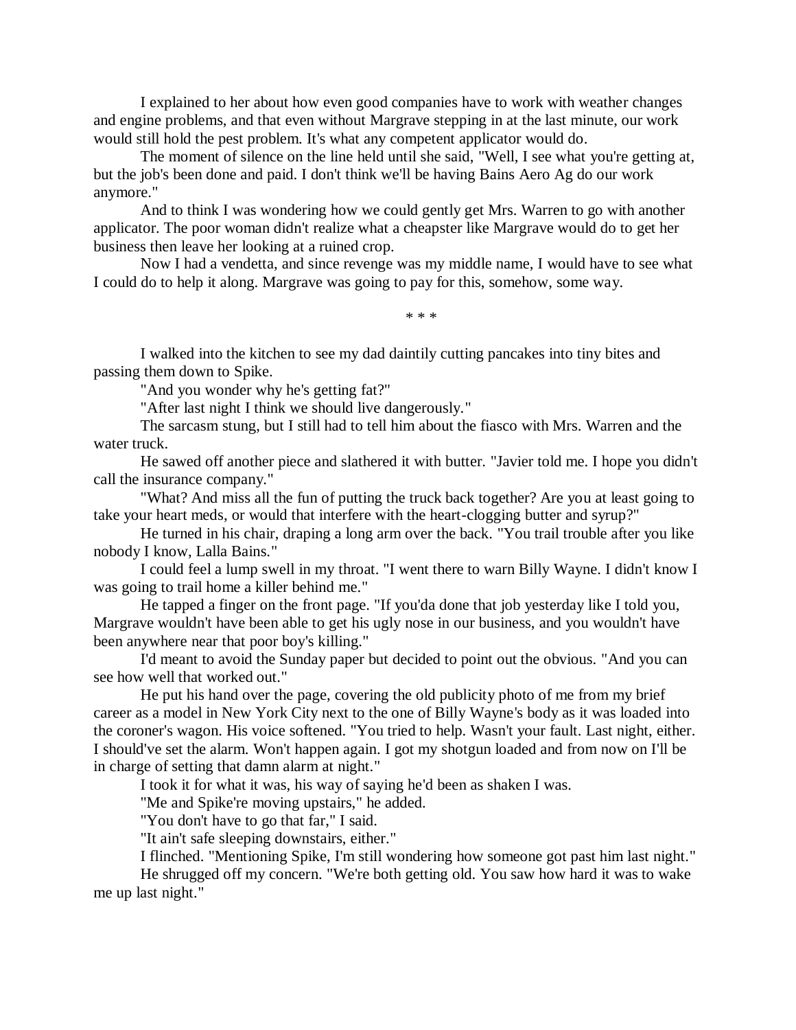I explained to her about how even good companies have to work with weather changes and engine problems, and that even without Margrave stepping in at the last minute, our work would still hold the pest problem. It's what any competent applicator would do.

The moment of silence on the line held until she said, "Well, I see what you're getting at, but the job's been done and paid. I don't think we'll be having Bains Aero Ag do our work anymore."

And to think I was wondering how we could gently get Mrs. Warren to go with another applicator. The poor woman didn't realize what a cheapster like Margrave would do to get her business then leave her looking at a ruined crop.

Now I had a vendetta, and since revenge was my middle name, I would have to see what I could do to help it along. Margrave was going to pay for this, somehow, some way.

\* \* \*

I walked into the kitchen to see my dad daintily cutting pancakes into tiny bites and passing them down to Spike.

"And you wonder why he's getting fat?"

"After last night I think we should live dangerously."

The sarcasm stung, but I still had to tell him about the fiasco with Mrs. Warren and the water truck.

He sawed off another piece and slathered it with butter. "Javier told me. I hope you didn't call the insurance company."

"What? And miss all the fun of putting the truck back together? Are you at least going to take your heart meds, or would that interfere with the heart-clogging butter and syrup?"

He turned in his chair, draping a long arm over the back. "You trail trouble after you like nobody I know, Lalla Bains."

I could feel a lump swell in my throat. "I went there to warn Billy Wayne. I didn't know I was going to trail home a killer behind me."

He tapped a finger on the front page. "If you'da done that job yesterday like I told you, Margrave wouldn't have been able to get his ugly nose in our business, and you wouldn't have been anywhere near that poor boy's killing."

I'd meant to avoid the Sunday paper but decided to point out the obvious. "And you can see how well that worked out."

He put his hand over the page, covering the old publicity photo of me from my brief career as a model in New York City next to the one of Billy Wayne's body as it was loaded into the coroner's wagon. His voice softened. "You tried to help. Wasn't your fault. Last night, either. I should've set the alarm. Won't happen again. I got my shotgun loaded and from now on I'll be in charge of setting that damn alarm at night."

I took it for what it was, his way of saying he'd been as shaken I was.

"Me and Spike're moving upstairs," he added.

"You don't have to go that far," I said.

"It ain't safe sleeping downstairs, either."

I flinched. "Mentioning Spike, I'm still wondering how someone got past him last night."

He shrugged off my concern. "We're both getting old. You saw how hard it was to wake me up last night."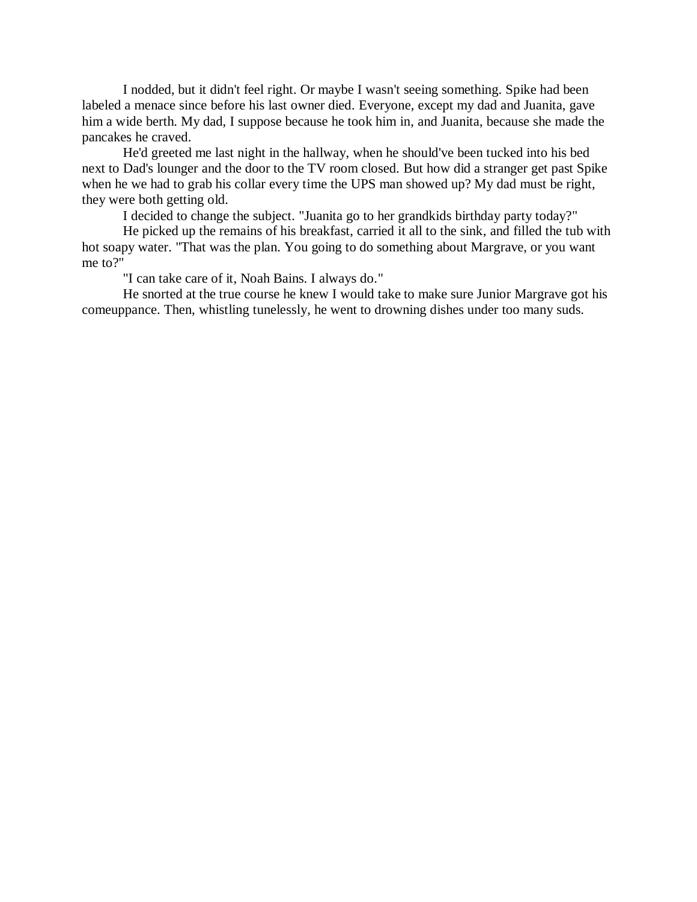I nodded, but it didn't feel right. Or maybe I wasn't seeing something. Spike had been labeled a menace since before his last owner died. Everyone, except my dad and Juanita, gave him a wide berth. My dad, I suppose because he took him in, and Juanita, because she made the pancakes he craved.

He'd greeted me last night in the hallway, when he should've been tucked into his bed next to Dad's lounger and the door to the TV room closed. But how did a stranger get past Spike when he we had to grab his collar every time the UPS man showed up? My dad must be right, they were both getting old.

I decided to change the subject. "Juanita go to her grandkids birthday party today?"

He picked up the remains of his breakfast, carried it all to the sink, and filled the tub with hot soapy water. "That was the plan. You going to do something about Margrave, or you want me to?"

"I can take care of it, Noah Bains. I always do."

He snorted at the true course he knew I would take to make sure Junior Margrave got his comeuppance. Then, whistling tunelessly, he went to drowning dishes under too many suds.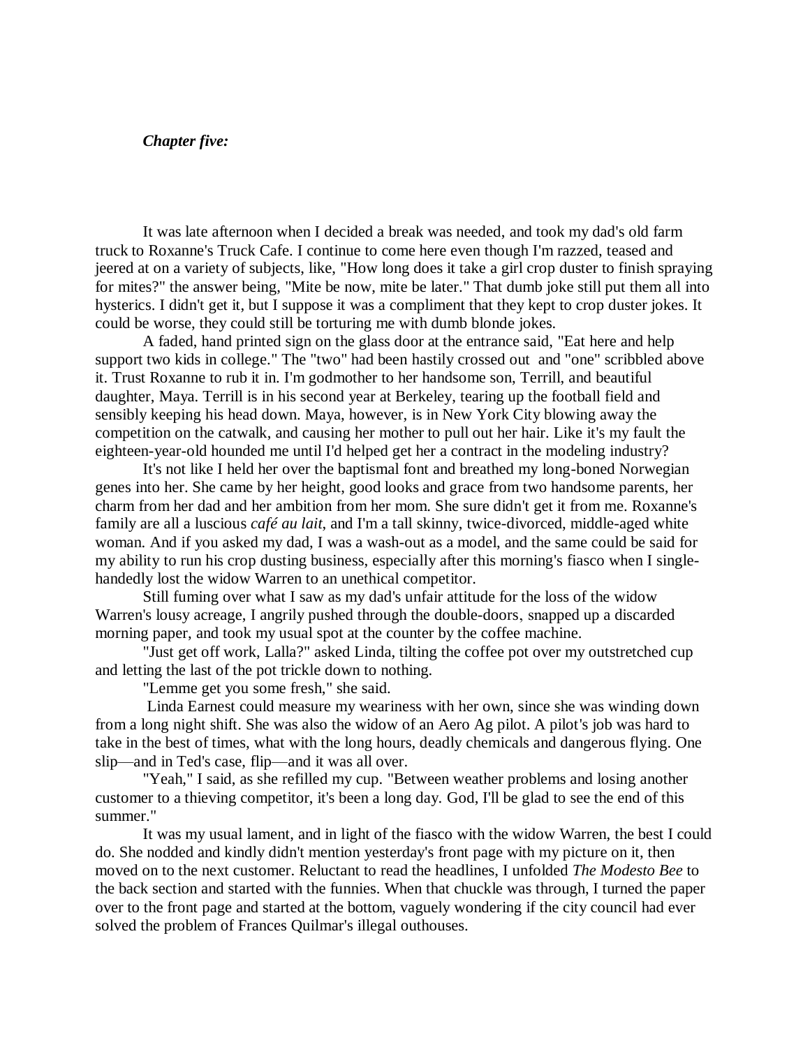***Chapter five:***

It was late afternoon when I decided a break was needed, and took my dad's old farm truck to Roxanne's Truck Cafe. I continue to come here even though I'm razzed, teased and jeered at on a variety of subjects, like, "How long does it take a girl crop duster to finish spraying for mites?" the answer being, "Mite be now, mite be later." That dumb joke still put them all into hysterics. I didn't get it, but I suppose it was a compliment that they kept to crop duster jokes. It could be worse, they could still be torturing me with dumb blonde jokes.

A faded, hand printed sign on the glass door at the entrance said, "Eat here and help support two kids in college." The "two" had been hastily crossed out and "one" scribbled above it. Trust Roxanne to rub it in. I'm godmother to her handsome son, Terrill, and beautiful daughter, Maya. Terrill is in his second year at Berkeley, tearing up the football field and sensibly keeping his head down. Maya, however, is in New York City blowing away the competition on the catwalk, and causing her mother to pull out her hair. Like it's my fault the eighteen-year-old hounded me until I'd helped get her a contract in the modeling industry?

It's not like I held her over the baptismal font and breathed my long-boned Norwegian genes into her. She came by her height, good looks and grace from two handsome parents, her charm from her dad and her ambition from her mom. She sure didn't get it from me. Roxanne's family are all a luscious *café au lait*, and I'm a tall skinny, twice-divorced, middle-aged white woman. And if you asked my dad, I was a wash-out as a model, and the same could be said for my ability to run his crop dusting business, especially after this morning's fiasco when I single-handedly lost the widow Warren to an unethical competitor.

Still fuming over what I saw as my dad's unfair attitude for the loss of the widow Warren's lousy acreage, I angrily pushed through the double-doors, snapped up a discarded morning paper, and took my usual spot at the counter by the coffee machine.

"Just get off work, Lalla?" asked Linda, tilting the coffee pot over my outstretched cup and letting the last of the pot trickle down to nothing.

"Lemme get you some fresh," she said.

Linda Earnest could measure my weariness with her own, since she was winding down from a long night shift. She was also the widow of an Aero Ag pilot. A pilot's job was hard to take in the best of times, what with the long hours, deadly chemicals and dangerous flying. One slip—and in Ted's case, flip—and it was all over.

"Yeah," I said, as she refilled my cup. "Between weather problems and losing another customer to a thieving competitor, it's been a long day. God, I'll be glad to see the end of this summer."

It was my usual lament, and in light of the fiasco with the widow Warren, the best I could do. She nodded and kindly didn't mention yesterday's front page with my picture on it, then moved on to the next customer. Reluctant to read the headlines, I unfolded *The Modesto Bee* to the back section and started with the funnies. When that chuckle was through, I turned the paper over to the front page and started at the bottom, vaguely wondering if the city council had ever solved the problem of Frances Quilmar's illegal outhouses.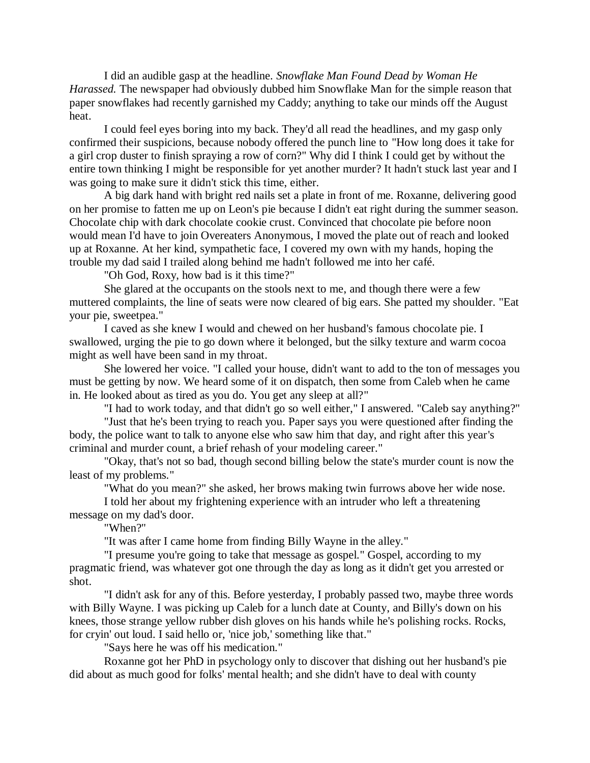I did an audible gasp at the headline. *Snowflake Man Found Dead by Woman He Harassed.* The newspaper had obviously dubbed him Snowflake Man for the simple reason that paper snowflakes had recently garnished my Caddy; anything to take our minds off the August heat.

I could feel eyes boring into my back. They'd all read the headlines, and my gasp only confirmed their suspicions, because nobody offered the punch line to "How long does it take for a girl crop duster to finish spraying a row of corn?" Why did I think I could get by without the entire town thinking I might be responsible for yet another murder? It hadn't stuck last year and I was going to make sure it didn't stick this time, either.

A big dark hand with bright red nails set a plate in front of me. Roxanne, delivering good on her promise to fatten me up on Leon's pie because I didn't eat right during the summer season. Chocolate chip with dark chocolate cookie crust. Convinced that chocolate pie before noon would mean I'd have to join Overeaters Anonymous, I moved the plate out of reach and looked up at Roxanne. At her kind, sympathetic face, I covered my own with my hands, hoping the trouble my dad said I trailed along behind me hadn't followed me into her café.

"Oh God, Roxy, how bad is it this time?"

She glared at the occupants on the stools next to me, and though there were a few muttered complaints, the line of seats were now cleared of big ears. She patted my shoulder. "Eat your pie, sweetpea."

I caved as she knew I would and chewed on her husband's famous chocolate pie. I swallowed, urging the pie to go down where it belonged, but the silky texture and warm cocoa might as well have been sand in my throat.

She lowered her voice. "I called your house, didn't want to add to the ton of messages you must be getting by now. We heard some of it on dispatch, then some from Caleb when he came in. He looked about as tired as you do. You get any sleep at all?"

"I had to work today, and that didn't go so well either," I answered. "Caleb say anything?"

"Just that he's been trying to reach you. Paper says you were questioned after finding the body, the police want to talk to anyone else who saw him that day, and right after this year's criminal and murder count, a brief rehash of your modeling career."

"Okay, that's not so bad, though second billing below the state's murder count is now the least of my problems."

"What do you mean?" she asked, her brows making twin furrows above her wide nose.

I told her about my frightening experience with an intruder who left a threatening message on my dad's door.

"When?"

"It was after I came home from finding Billy Wayne in the alley."

"I presume you're going to take that message as gospel." Gospel, according to my pragmatic friend, was whatever got one through the day as long as it didn't get you arrested or shot.

"I didn't ask for any of this. Before yesterday, I probably passed two, maybe three words with Billy Wayne. I was picking up Caleb for a lunch date at County, and Billy's down on his knees, those strange yellow rubber dish gloves on his hands while he's polishing rocks. Rocks, for cryin' out loud. I said hello or, 'nice job,' something like that."

"Says here he was off his medication."

Roxanne got her PhD in psychology only to discover that dishing out her husband's pie did about as much good for folks' mental health; and she didn't have to deal with county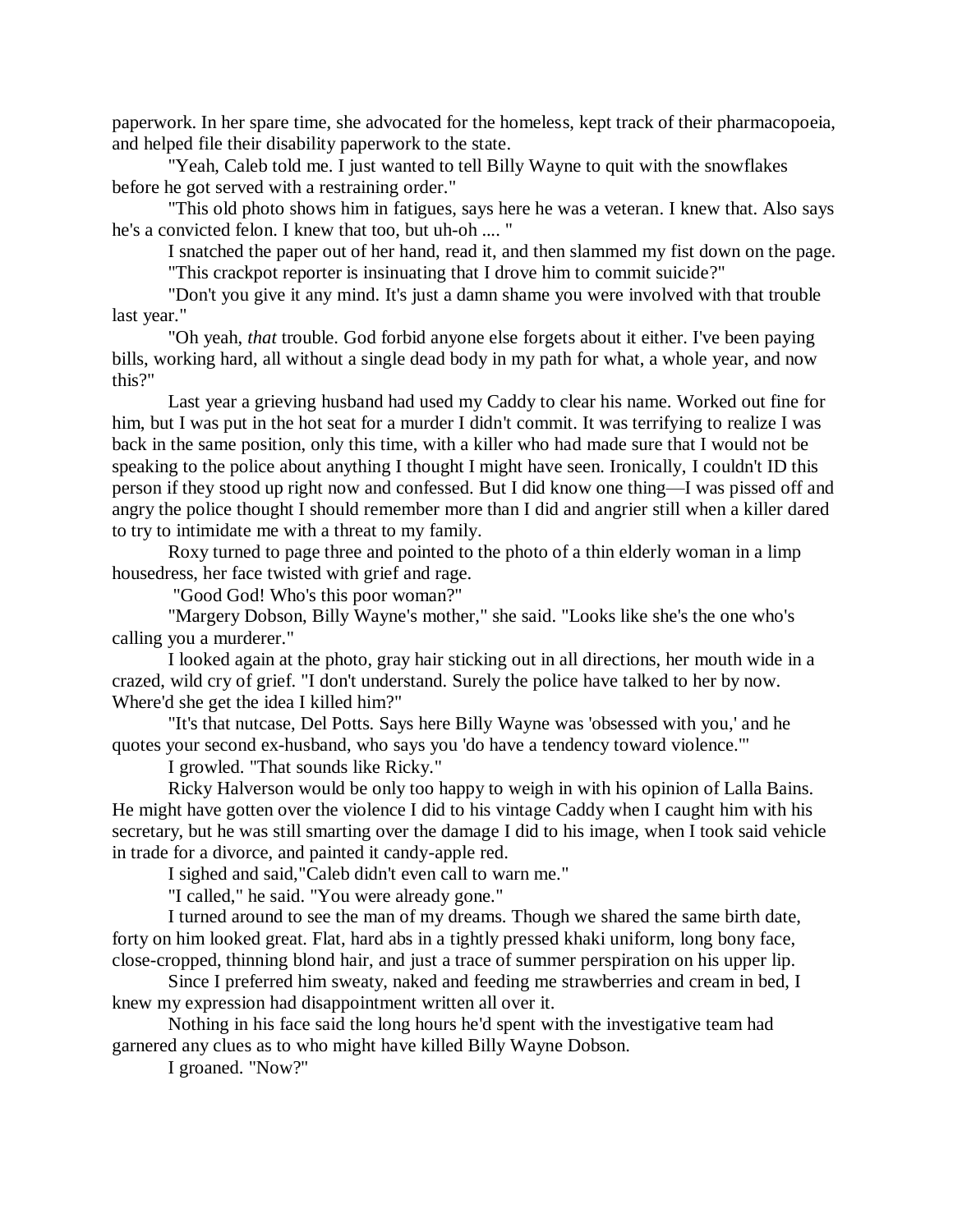paperwork. In her spare time, she advocated for the homeless, kept track of their pharmacopoeia, and helped file their disability paperwork to the state.

"Yeah, Caleb told me. I just wanted to tell Billy Wayne to quit with the snowflakes before he got served with a restraining order."

"This old photo shows him in fatigues, says here he was a veteran. I knew that. Also says he's a convicted felon. I knew that too, but uh-oh .... "

I snatched the paper out of her hand, read it, and then slammed my fist down on the page.

"This crackpot reporter is insinuating that I drove him to commit suicide?"

"Don't you give it any mind. It's just a damn shame you were involved with that trouble last year."

"Oh yeah, *that* trouble. God forbid anyone else forgets about it either. I've been paying bills, working hard, all without a single dead body in my path for what, a whole year, and now this?"

Last year a grieving husband had used my Caddy to clear his name. Worked out fine for him, but I was put in the hot seat for a murder I didn't commit. It was terrifying to realize I was back in the same position, only this time, with a killer who had made sure that I would not be speaking to the police about anything I thought I might have seen. Ironically, I couldn't ID this person if they stood up right now and confessed. But I did know one thing—I was pissed off and angry the police thought I should remember more than I did and angrier still when a killer dared to try to intimidate me with a threat to my family.

Roxy turned to page three and pointed to the photo of a thin elderly woman in a limp housedress, her face twisted with grief and rage.

"Good God! Who's this poor woman?"

"Margery Dobson, Billy Wayne's mother," she said. "Looks like she's the one who's calling you a murderer."

I looked again at the photo, gray hair sticking out in all directions, her mouth wide in a crazed, wild cry of grief. "I don't understand. Surely the police have talked to her by now. Where'd she get the idea I killed him?"

"It's that nutcase, Del Potts. Says here Billy Wayne was 'obsessed with you,' and he quotes your second ex-husband, who says you 'do have a tendency toward violence.'"

I growled. "That sounds like Ricky."

Ricky Halverson would be only too happy to weigh in with his opinion of Lalla Bains. He might have gotten over the violence I did to his vintage Caddy when I caught him with his secretary, but he was still smarting over the damage I did to his image, when I took said vehicle in trade for a divorce, and painted it candy-apple red.

I sighed and said,"Caleb didn't even call to warn me."

"I called," he said. "You were already gone."

I turned around to see the man of my dreams. Though we shared the same birth date, forty on him looked great. Flat, hard abs in a tightly pressed khaki uniform, long bony face, close-cropped, thinning blond hair, and just a trace of summer perspiration on his upper lip.

Since I preferred him sweaty, naked and feeding me strawberries and cream in bed, I knew my expression had disappointment written all over it.

Nothing in his face said the long hours he'd spent with the investigative team had garnered any clues as to who might have killed Billy Wayne Dobson.

I groaned. "Now?"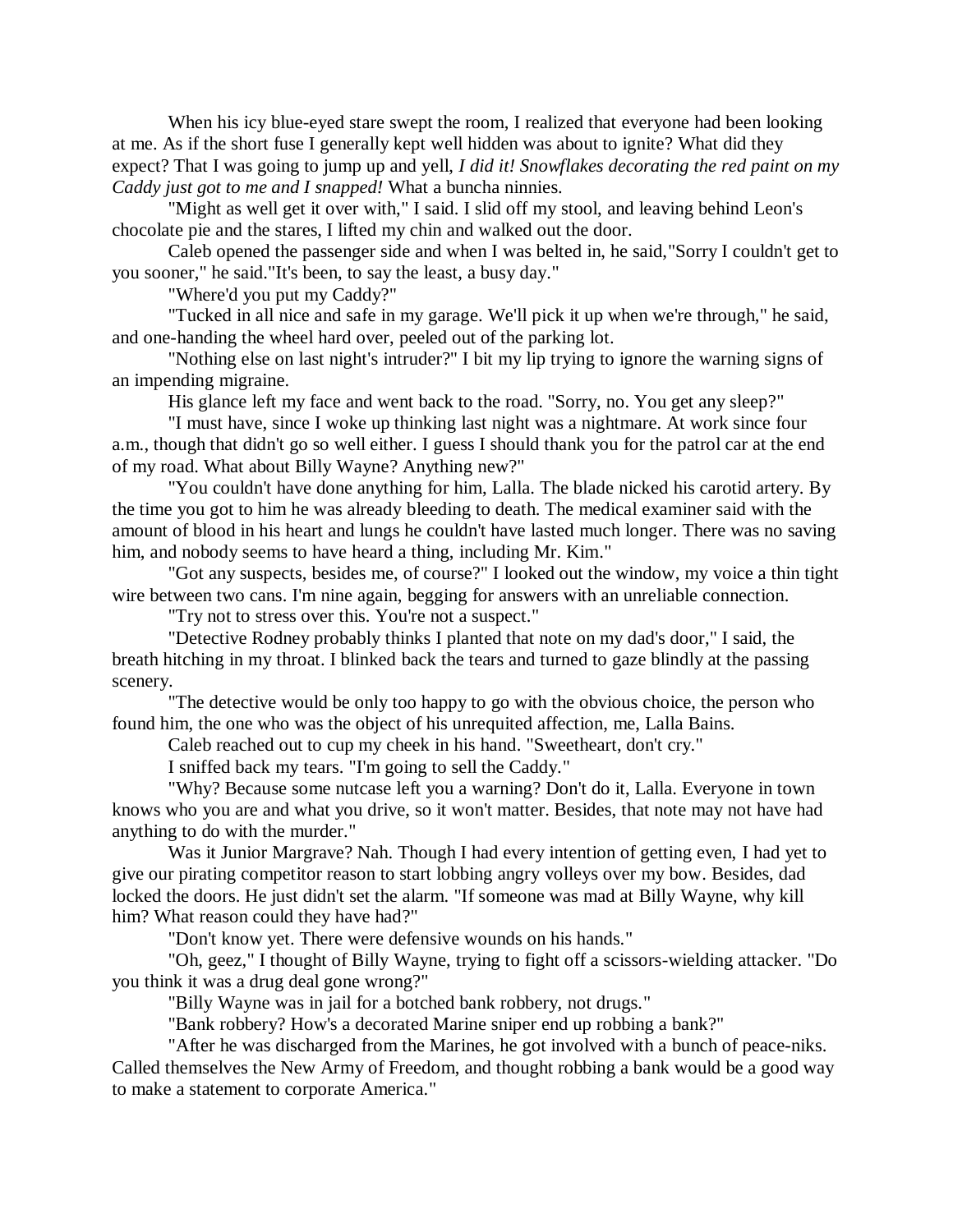When his icy blue-eyed stare swept the room, I realized that everyone had been looking at me. As if the short fuse I generally kept well hidden was about to ignite? What did they expect? That I was going to jump up and yell, *I did it! Snowflakes decorating the red paint on my Caddy just got to me and I snapped!* What a buncha ninnies.

"Might as well get it over with," I said. I slid off my stool, and leaving behind Leon's chocolate pie and the stares, I lifted my chin and walked out the door.

Caleb opened the passenger side and when I was belted in, he said,"Sorry I couldn't get to you sooner," he said."It's been, to say the least, a busy day."

"Where'd you put my Caddy?"

"Tucked in all nice and safe in my garage. We'll pick it up when we're through," he said, and one-handing the wheel hard over, peeled out of the parking lot.

"Nothing else on last night's intruder?" I bit my lip trying to ignore the warning signs of an impending migraine.

His glance left my face and went back to the road. "Sorry, no. You get any sleep?"

"I must have, since I woke up thinking last night was a nightmare. At work since four a.m., though that didn't go so well either. I guess I should thank you for the patrol car at the end of my road. What about Billy Wayne? Anything new?"

"You couldn't have done anything for him, Lalla. The blade nicked his carotid artery. By the time you got to him he was already bleeding to death. The medical examiner said with the amount of blood in his heart and lungs he couldn't have lasted much longer. There was no saving him, and nobody seems to have heard a thing, including Mr. Kim."

"Got any suspects, besides me, of course?" I looked out the window, my voice a thin tight wire between two cans. I'm nine again, begging for answers with an unreliable connection.

"Try not to stress over this. You're not a suspect."

"Detective Rodney probably thinks I planted that note on my dad's door," I said, the breath hitching in my throat. I blinked back the tears and turned to gaze blindly at the passing scenery.

"The detective would be only too happy to go with the obvious choice, the person who found him, the one who was the object of his unrequited affection, me, Lalla Bains.

Caleb reached out to cup my cheek in his hand. "Sweetheart, don't cry."

I sniffed back my tears. "I'm going to sell the Caddy."

"Why? Because some nutcase left you a warning? Don't do it, Lalla. Everyone in town knows who you are and what you drive, so it won't matter. Besides, that note may not have had anything to do with the murder."

Was it Junior Margrave? Nah. Though I had every intention of getting even, I had yet to give our pirating competitor reason to start lobbing angry volleys over my bow. Besides, dad locked the doors. He just didn't set the alarm. "If someone was mad at Billy Wayne, why kill him? What reason could they have had?"

"Don't know yet. There were defensive wounds on his hands."

"Oh, geez," I thought of Billy Wayne, trying to fight off a scissors-wielding attacker. "Do you think it was a drug deal gone wrong?"

"Billy Wayne was in jail for a botched bank robbery, not drugs."

"Bank robbery? How's a decorated Marine sniper end up robbing a bank?"

"After he was discharged from the Marines, he got involved with a bunch of peace-niks. Called themselves the New Army of Freedom, and thought robbing a bank would be a good way to make a statement to corporate America."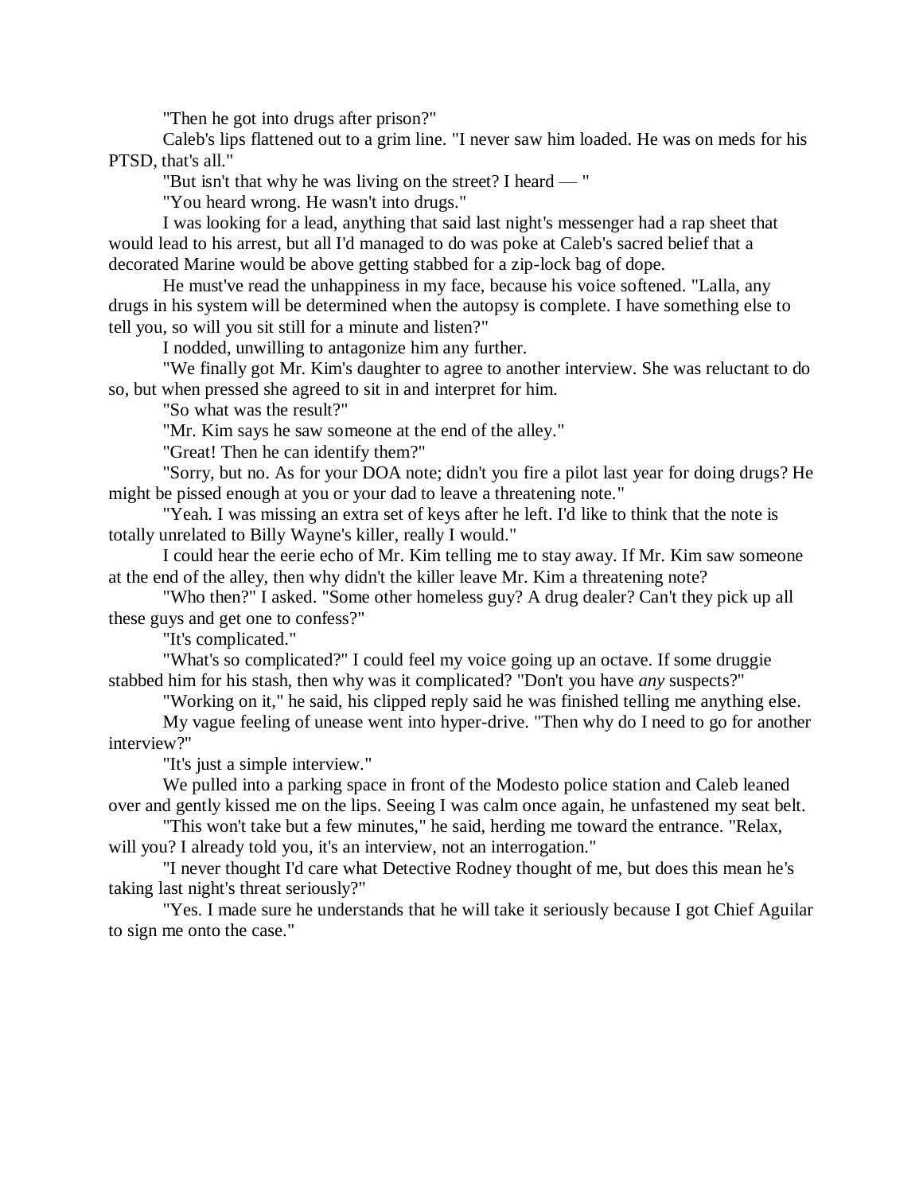"Then he got into drugs after prison?"

Caleb's lips flattened out to a grim line. "I never saw him loaded. He was on meds for his PTSD, that's all."

"But isn't that why he was living on the street? I heard — "

"You heard wrong. He wasn't into drugs."

I was looking for a lead, anything that said last night's messenger had a rap sheet that would lead to his arrest, but all I'd managed to do was poke at Caleb's sacred belief that a decorated Marine would be above getting stabbed for a zip-lock bag of dope.

He must've read the unhappiness in my face, because his voice softened. "Lalla, any drugs in his system will be determined when the autopsy is complete. I have something else to tell you, so will you sit still for a minute and listen?"

I nodded, unwilling to antagonize him any further.

"We finally got Mr. Kim's daughter to agree to another interview. She was reluctant to do so, but when pressed she agreed to sit in and interpret for him.

"So what was the result?"

"Mr. Kim says he saw someone at the end of the alley."

"Great! Then he can identify them?"

"Sorry, but no. As for your DOA note; didn't you fire a pilot last year for doing drugs? He might be pissed enough at you or your dad to leave a threatening note."

"Yeah. I was missing an extra set of keys after he left. I'd like to think that the note is totally unrelated to Billy Wayne's killer, really I would."

I could hear the eerie echo of Mr. Kim telling me to stay away. If Mr. Kim saw someone at the end of the alley, then why didn't the killer leave Mr. Kim a threatening note?

"Who then?" I asked. "Some other homeless guy? A drug dealer? Can't they pick up all these guys and get one to confess?"

"It's complicated."

"What's so complicated?" I could feel my voice going up an octave. If some druggie stabbed him for his stash, then why was it complicated? "Don't you have *any* suspects?"

"Working on it," he said, his clipped reply said he was finished telling me anything else.

My vague feeling of unease went into hyper-drive. "Then why do I need to go for another interview?"

"It's just a simple interview."

We pulled into a parking space in front of the Modesto police station and Caleb leaned over and gently kissed me on the lips. Seeing I was calm once again, he unfastened my seat belt.

"This won't take but a few minutes," he said, herding me toward the entrance. "Relax, will you? I already told you, it's an interview, not an interrogation."

"I never thought I'd care what Detective Rodney thought of me, but does this mean he's taking last night's threat seriously?"

"Yes. I made sure he understands that he will take it seriously because I got Chief Aguilar to sign me onto the case."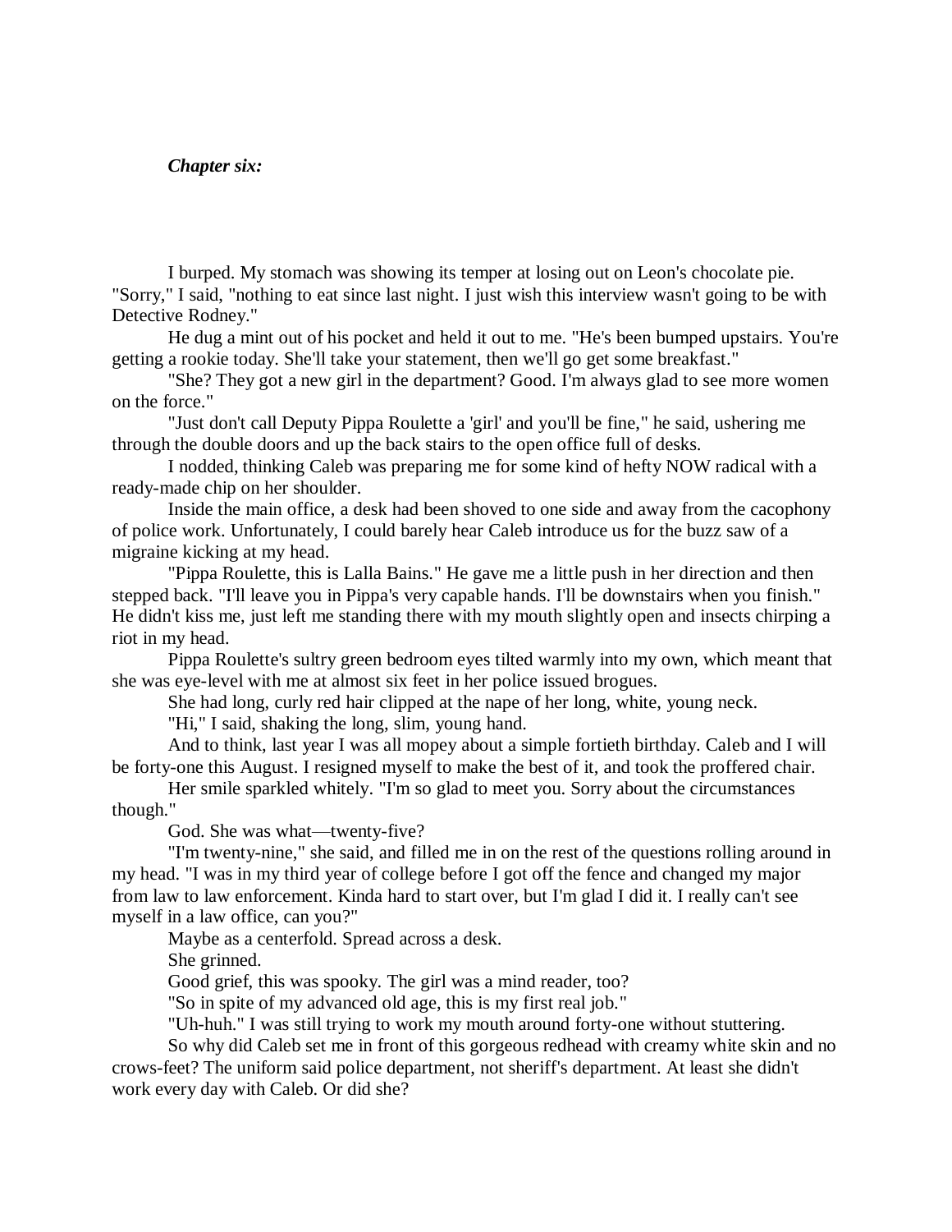***Chapter six:***

I burped. My stomach was showing its temper at losing out on Leon's chocolate pie. "Sorry," I said, "nothing to eat since last night. I just wish this interview wasn't going to be with Detective Rodney."

He dug a mint out of his pocket and held it out to me. "He's been bumped upstairs. You're getting a rookie today. She'll take your statement, then we'll go get some breakfast."

"She? They got a new girl in the department? Good. I'm always glad to see more women on the force."

"Just don't call Deputy Pippa Roulette a 'girl' and you'll be fine," he said, ushering me through the double doors and up the back stairs to the open office full of desks.

I nodded, thinking Caleb was preparing me for some kind of hefty NOW radical with a ready-made chip on her shoulder.

Inside the main office, a desk had been shoved to one side and away from the cacophony of police work. Unfortunately, I could barely hear Caleb introduce us for the buzz saw of a migraine kicking at my head.

"Pippa Roulette, this is Lalla Bains." He gave me a little push in her direction and then stepped back. "I'll leave you in Pippa's very capable hands. I'll be downstairs when you finish." He didn't kiss me, just left me standing there with my mouth slightly open and insects chirping a riot in my head.

Pippa Roulette's sultry green bedroom eyes tilted warmly into my own, which meant that she was eye-level with me at almost six feet in her police issued brogues.

She had long, curly red hair clipped at the nape of her long, white, young neck.

"Hi," I said, shaking the long, slim, young hand.

And to think, last year I was all mopey about a simple fortieth birthday. Caleb and I will be forty-one this August. I resigned myself to make the best of it, and took the proffered chair.

Her smile sparkled whitely. "I'm so glad to meet you. Sorry about the circumstances though."

God. She was what—twenty-five?

"I'm twenty-nine," she said, and filled me in on the rest of the questions rolling around in my head. "I was in my third year of college before I got off the fence and changed my major from law to law enforcement. Kinda hard to start over, but I'm glad I did it. I really can't see myself in a law office, can you?"

Maybe as a centerfold. Spread across a desk.

She grinned.

Good grief, this was spooky. The girl was a mind reader, too?

"So in spite of my advanced old age, this is my first real job."

"Uh-huh." I was still trying to work my mouth around forty-one without stuttering.

So why did Caleb set me in front of this gorgeous redhead with creamy white skin and no crows-feet? The uniform said police department, not sheriff's department. At least she didn't work every day with Caleb. Or did she?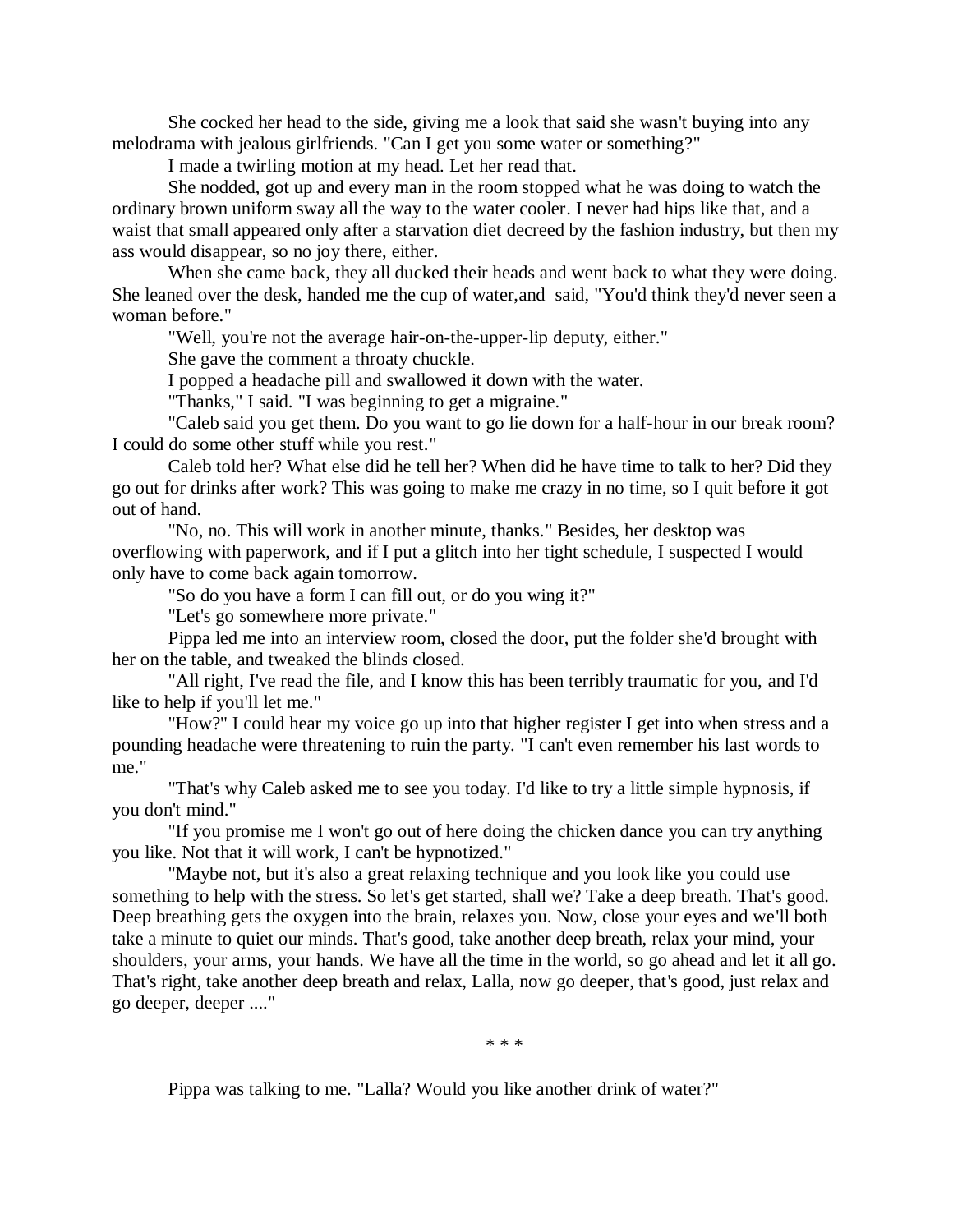She cocked her head to the side, giving me a look that said she wasn't buying into any melodrama with jealous girlfriends. "Can I get you some water or something?"

I made a twirling motion at my head. Let her read that.

She nodded, got up and every man in the room stopped what he was doing to watch the ordinary brown uniform sway all the way to the water cooler. I never had hips like that, and a waist that small appeared only after a starvation diet decreed by the fashion industry, but then my ass would disappear, so no joy there, either.

When she came back, they all ducked their heads and went back to what they were doing. She leaned over the desk, handed me the cup of water,and  said, "You'd think they'd never seen a woman before."

"Well, you're not the average hair-on-the-upper-lip deputy, either."

She gave the comment a throaty chuckle.

I popped a headache pill and swallowed it down with the water.

"Thanks," I said. "I was beginning to get a migraine."

"Caleb said you get them. Do you want to go lie down for a half-hour in our break room? I could do some other stuff while you rest."

Caleb told her? What else did he tell her? When did he have time to talk to her? Did they go out for drinks after work? This was going to make me crazy in no time, so I quit before it got out of hand.

"No, no. This will work in another minute, thanks." Besides, her desktop was overflowing with paperwork, and if I put a glitch into her tight schedule, I suspected I would only have to come back again tomorrow.

"So do you have a form I can fill out, or do you wing it?"

"Let's go somewhere more private."

Pippa led me into an interview room, closed the door, put the folder she'd brought with her on the table, and tweaked the blinds closed.

"All right, I've read the file, and I know this has been terribly traumatic for you, and I'd like to help if you'll let me."

"How?" I could hear my voice go up into that higher register I get into when stress and a pounding headache were threatening to ruin the party. "I can't even remember his last words to me."

"That's why Caleb asked me to see you today. I'd like to try a little simple hypnosis, if you don't mind."

"If you promise me I won't go out of here doing the chicken dance you can try anything you like. Not that it will work, I can't be hypnotized."

"Maybe not, but it's also a great relaxing technique and you look like you could use something to help with the stress. So let's get started, shall we? Take a deep breath. That's good. Deep breathing gets the oxygen into the brain, relaxes you. Now, close your eyes and we'll both take a minute to quiet our minds. That's good, take another deep breath, relax your mind, your shoulders, your arms, your hands. We have all the time in the world, so go ahead and let it all go. That's right, take another deep breath and relax, Lalla, now go deeper, that's good, just relax and go deeper, deeper ...."

\* \* \*

Pippa was talking to me. "Lalla? Would you like another drink of water?"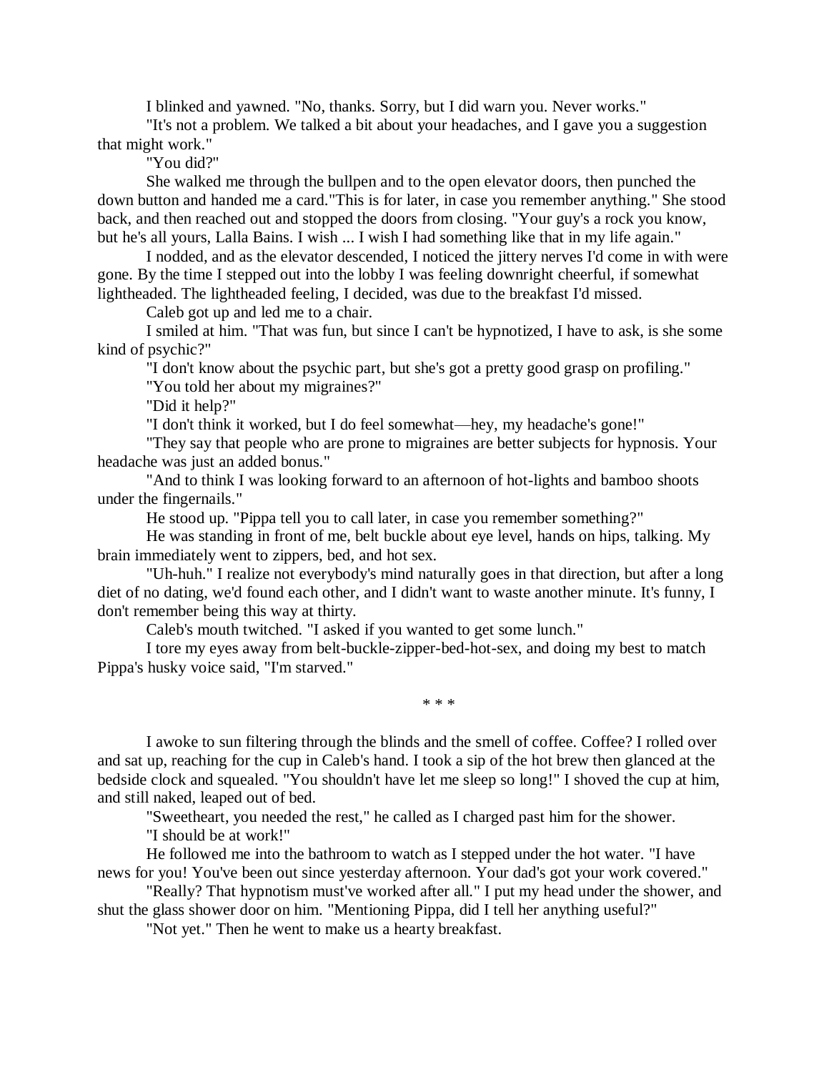I blinked and yawned. "No, thanks. Sorry, but I did warn you. Never works."

"It's not a problem. We talked a bit about your headaches, and I gave you a suggestion that might work."

"You did?"

She walked me through the bullpen and to the open elevator doors, then punched the down button and handed me a card."This is for later, in case you remember anything." She stood back, and then reached out and stopped the doors from closing. "Your guy's a rock you know, but he's all yours, Lalla Bains. I wish ... I wish I had something like that in my life again."

I nodded, and as the elevator descended, I noticed the jittery nerves I'd come in with were gone. By the time I stepped out into the lobby I was feeling downright cheerful, if somewhat lightheaded. The lightheaded feeling, I decided, was due to the breakfast I'd missed.

Caleb got up and led me to a chair.

I smiled at him. "That was fun, but since I can't be hypnotized, I have to ask, is she some kind of psychic?"

"I don't know about the psychic part, but she's got a pretty good grasp on profiling."

"You told her about my migraines?"

"Did it help?"

"I don't think it worked, but I do feel somewhat—hey, my headache's gone!"

"They say that people who are prone to migraines are better subjects for hypnosis. Your headache was just an added bonus."

"And to think I was looking forward to an afternoon of hot-lights and bamboo shoots under the fingernails."

He stood up. "Pippa tell you to call later, in case you remember something?"

He was standing in front of me, belt buckle about eye level, hands on hips, talking. My brain immediately went to zippers, bed, and hot sex.

"Uh-huh." I realize not everybody's mind naturally goes in that direction, but after a long diet of no dating, we'd found each other, and I didn't want to waste another minute. It's funny, I don't remember being this way at thirty.

Caleb's mouth twitched. "I asked if you wanted to get some lunch."

I tore my eyes away from belt-buckle-zipper-bed-hot-sex, and doing my best to match Pippa's husky voice said, "I'm starved."

\* \* \*

I awoke to sun filtering through the blinds and the smell of coffee. Coffee? I rolled over and sat up, reaching for the cup in Caleb's hand. I took a sip of the hot brew then glanced at the bedside clock and squealed. "You shouldn't have let me sleep so long!" I shoved the cup at him, and still naked, leaped out of bed.

"Sweetheart, you needed the rest," he called as I charged past him for the shower.

"I should be at work!"

He followed me into the bathroom to watch as I stepped under the hot water. "I have news for you! You've been out since yesterday afternoon. Your dad's got your work covered."

"Really? That hypnotism must've worked after all." I put my head under the shower, and shut the glass shower door on him. "Mentioning Pippa, did I tell her anything useful?"

"Not yet." Then he went to make us a hearty breakfast.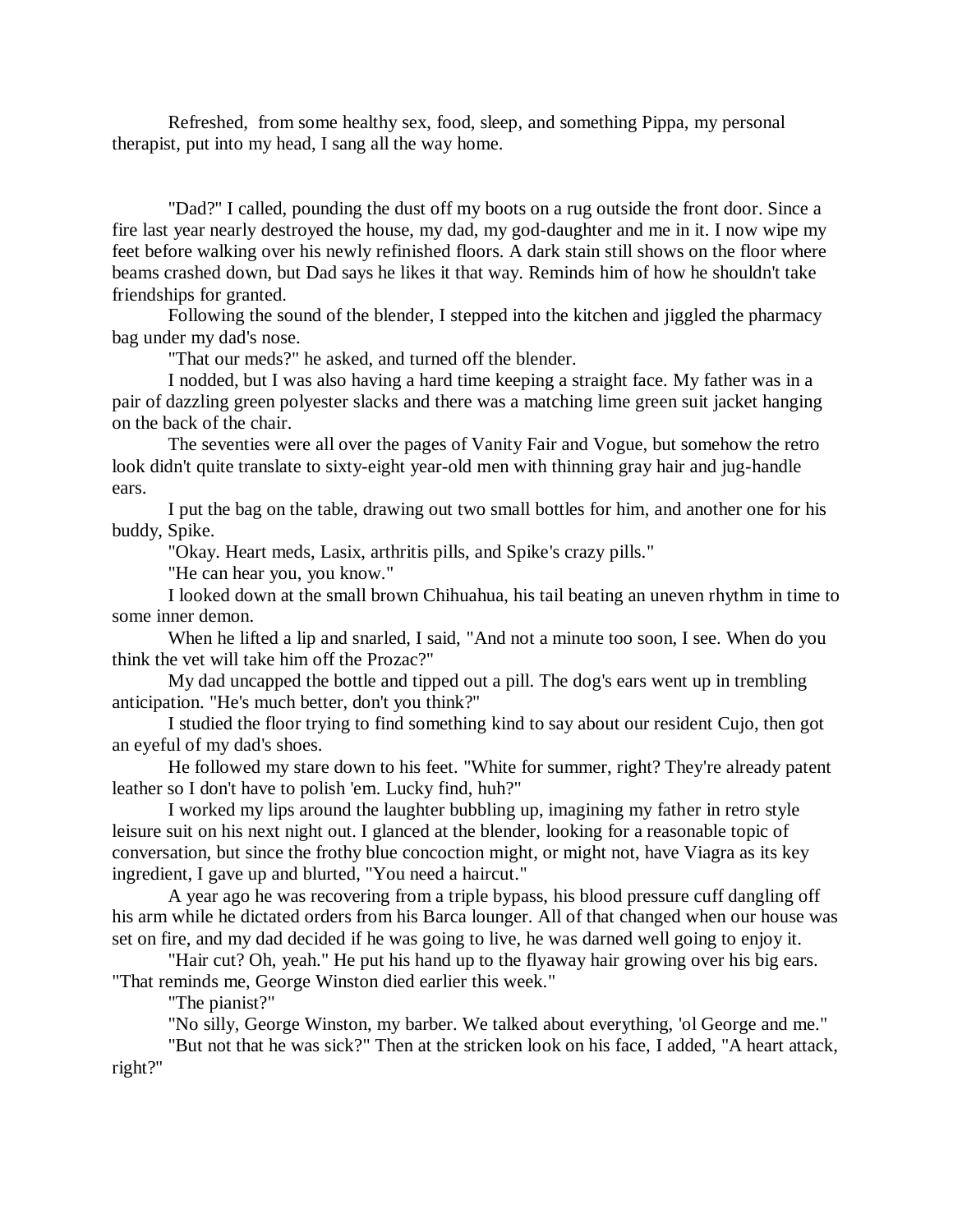Refreshed,  from some healthy sex, food, sleep, and something Pippa, my personal therapist, put into my head, I sang all the way home.

"Dad?" I called, pounding the dust off my boots on a rug outside the front door. Since a fire last year nearly destroyed the house, my dad, my god-daughter and me in it. I now wipe my feet before walking over his newly refinished floors. A dark stain still shows on the floor where beams crashed down, but Dad says he likes it that way. Reminds him of how he shouldn't take friendships for granted.

Following the sound of the blender, I stepped into the kitchen and jiggled the pharmacy bag under my dad's nose.

"That our meds?" he asked, and turned off the blender.

I nodded, but I was also having a hard time keeping a straight face. My father was in a pair of dazzling green polyester slacks and there was a matching lime green suit jacket hanging on the back of the chair.

The seventies were all over the pages of Vanity Fair and Vogue, but somehow the retro look didn't quite translate to sixty-eight year-old men with thinning gray hair and jug-handle ears.

I put the bag on the table, drawing out two small bottles for him, and another one for his buddy, Spike.

"Okay. Heart meds, Lasix, arthritis pills, and Spike's crazy pills."

"He can hear you, you know."

I looked down at the small brown Chihuahua, his tail beating an uneven rhythm in time to some inner demon.

When he lifted a lip and snarled, I said, "And not a minute too soon, I see. When do you think the vet will take him off the Prozac?"

My dad uncapped the bottle and tipped out a pill. The dog's ears went up in trembling anticipation. "He's much better, don't you think?"

I studied the floor trying to find something kind to say about our resident Cujo, then got an eyeful of my dad's shoes.

He followed my stare down to his feet. "White for summer, right? They're already patent leather so I don't have to polish 'em. Lucky find, huh?"

I worked my lips around the laughter bubbling up, imagining my father in retro style leisure suit on his next night out. I glanced at the blender, looking for a reasonable topic of conversation, but since the frothy blue concoction might, or might not, have Viagra as its key ingredient, I gave up and blurted, "You need a haircut."

A year ago he was recovering from a triple bypass, his blood pressure cuff dangling off his arm while he dictated orders from his Barca lounger. All of that changed when our house was set on fire, and my dad decided if he was going to live, he was darned well going to enjoy it.

"Hair cut? Oh, yeah." He put his hand up to the flyaway hair growing over his big ears. "That reminds me, George Winston died earlier this week."

"The pianist?"

"No silly, George Winston, my barber. We talked about everything, 'ol George and me."

"But not that he was sick?" Then at the stricken look on his face, I added, "A heart attack, right?"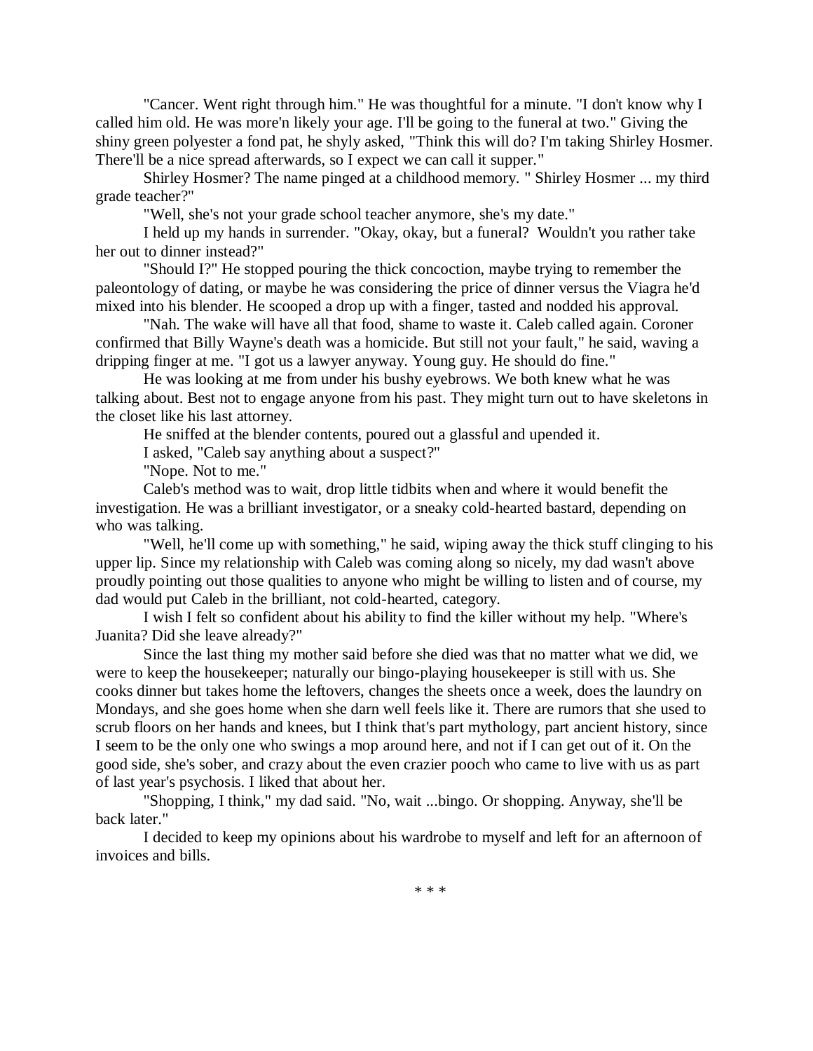"Cancer. Went right through him." He was thoughtful for a minute. "I don't know why I called him old. He was more'n likely your age. I'll be going to the funeral at two." Giving the shiny green polyester a fond pat, he shyly asked, "Think this will do? I'm taking Shirley Hosmer. There'll be a nice spread afterwards, so I expect we can call it supper."

Shirley Hosmer? The name pinged at a childhood memory. " Shirley Hosmer ... my third grade teacher?"

"Well, she's not your grade school teacher anymore, she's my date."

I held up my hands in surrender. "Okay, okay, but a funeral? Wouldn't you rather take her out to dinner instead?"

"Should I?" He stopped pouring the thick concoction, maybe trying to remember the paleontology of dating, or maybe he was considering the price of dinner versus the Viagra he'd mixed into his blender. He scooped a drop up with a finger, tasted and nodded his approval.

"Nah. The wake will have all that food, shame to waste it. Caleb called again. Coroner confirmed that Billy Wayne's death was a homicide. But still not your fault," he said, waving a dripping finger at me. "I got us a lawyer anyway. Young guy. He should do fine."

He was looking at me from under his bushy eyebrows. We both knew what he was talking about. Best not to engage anyone from his past. They might turn out to have skeletons in the closet like his last attorney.

He sniffed at the blender contents, poured out a glassful and upended it.

I asked, "Caleb say anything about a suspect?"

"Nope. Not to me."

Caleb's method was to wait, drop little tidbits when and where it would benefit the investigation. He was a brilliant investigator, or a sneaky cold-hearted bastard, depending on who was talking.

"Well, he'll come up with something," he said, wiping away the thick stuff clinging to his upper lip. Since my relationship with Caleb was coming along so nicely, my dad wasn't above proudly pointing out those qualities to anyone who might be willing to listen and of course, my dad would put Caleb in the brilliant, not cold-hearted, category.

I wish I felt so confident about his ability to find the killer without my help. "Where's Juanita? Did she leave already?"

Since the last thing my mother said before she died was that no matter what we did, we were to keep the housekeeper; naturally our bingo-playing housekeeper is still with us. She cooks dinner but takes home the leftovers, changes the sheets once a week, does the laundry on Mondays, and she goes home when she darn well feels like it. There are rumors that she used to scrub floors on her hands and knees, but I think that's part mythology, part ancient history, since I seem to be the only one who swings a mop around here, and not if I can get out of it. On the good side, she's sober, and crazy about the even crazier pooch who came to live with us as part of last year's psychosis. I liked that about her.

"Shopping, I think," my dad said. "No, wait ...bingo. Or shopping. Anyway, she'll be back later."

I decided to keep my opinions about his wardrobe to myself and left for an afternoon of invoices and bills.

* * *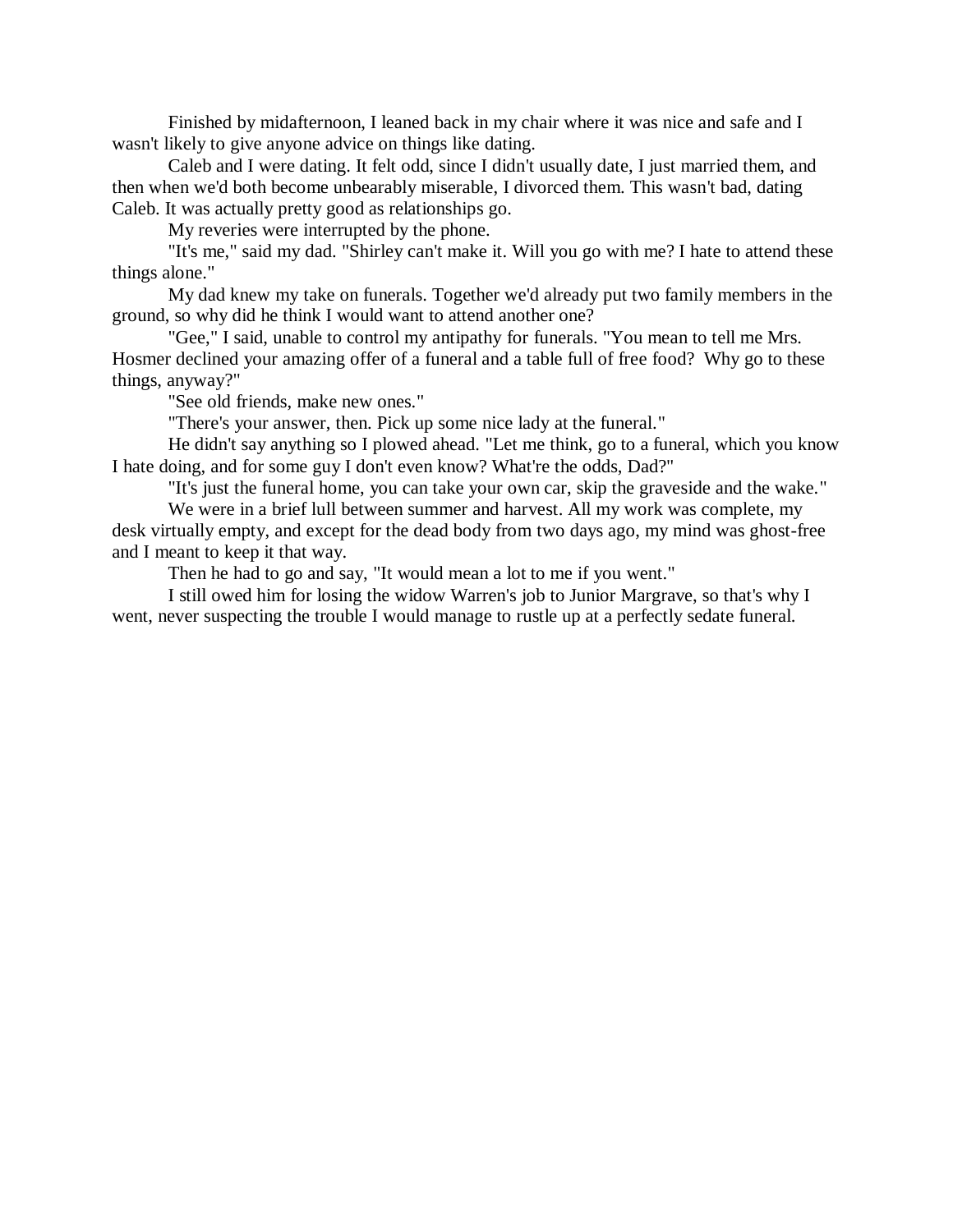Finished by midafternoon, I leaned back in my chair where it was nice and safe and I wasn't likely to give anyone advice on things like dating.

Caleb and I were dating. It felt odd, since I didn't usually date, I just married them, and then when we'd both become unbearably miserable, I divorced them. This wasn't bad, dating Caleb. It was actually pretty good as relationships go.

My reveries were interrupted by the phone.

"It's me," said my dad. "Shirley can't make it. Will you go with me? I hate to attend these things alone."

My dad knew my take on funerals. Together we'd already put two family members in the ground, so why did he think I would want to attend another one?

"Gee," I said, unable to control my antipathy for funerals. "You mean to tell me Mrs. Hosmer declined your amazing offer of a funeral and a table full of free food? Why go to these things, anyway?"

"See old friends, make new ones."

"There's your answer, then. Pick up some nice lady at the funeral."

He didn't say anything so I plowed ahead. "Let me think, go to a funeral, which you know I hate doing, and for some guy I don't even know? What're the odds, Dad?"

"It's just the funeral home, you can take your own car, skip the graveside and the wake."

We were in a brief lull between summer and harvest. All my work was complete, my desk virtually empty, and except for the dead body from two days ago, my mind was ghost-free and I meant to keep it that way.

Then he had to go and say, "It would mean a lot to me if you went."

I still owed him for losing the widow Warren's job to Junior Margrave, so that's why I went, never suspecting the trouble I would manage to rustle up at a perfectly sedate funeral.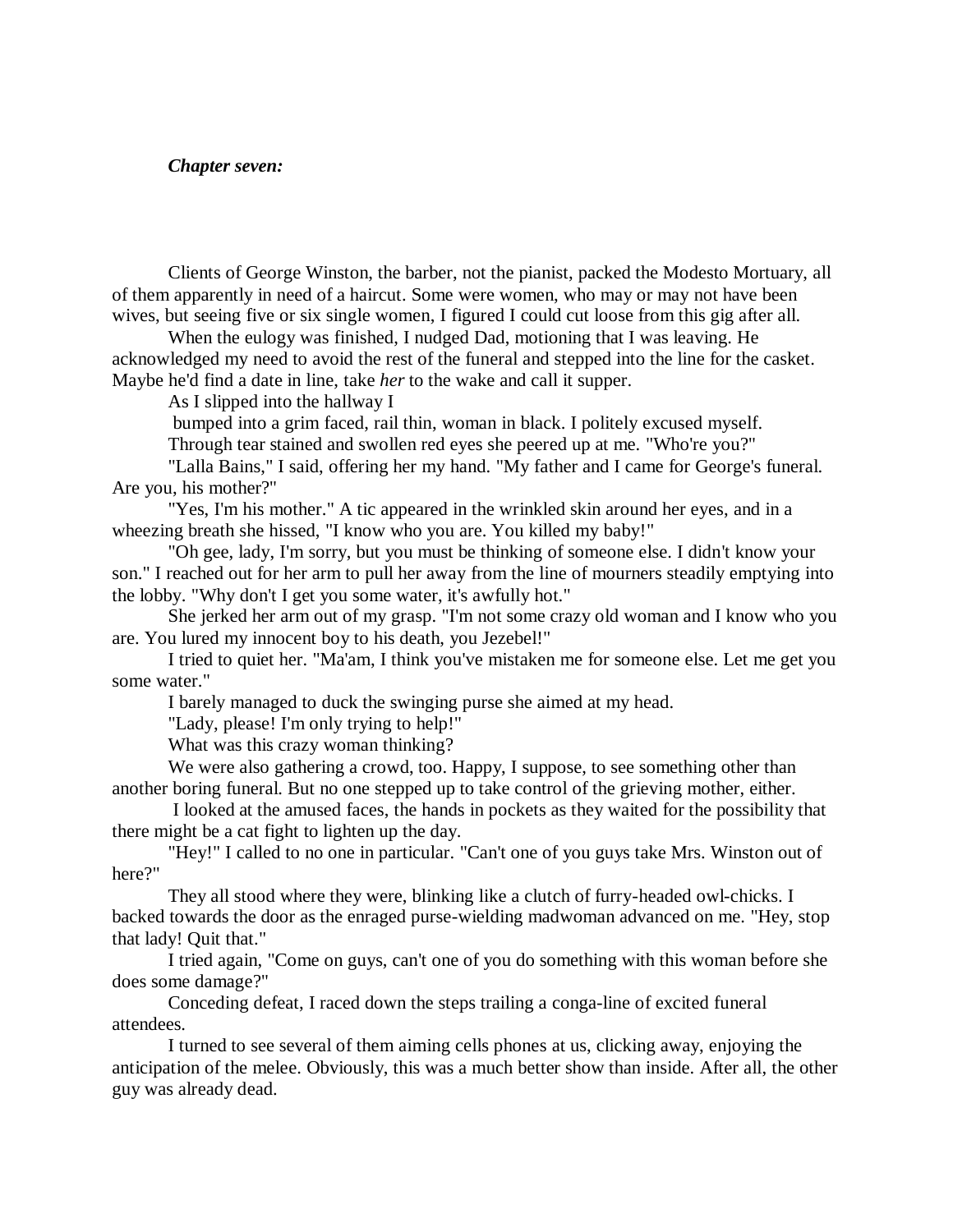***Chapter seven:***

Clients of George Winston, the barber, not the pianist, packed the Modesto Mortuary, all of them apparently in need of a haircut. Some were women, who may or may not have been wives, but seeing five or six single women, I figured I could cut loose from this gig after all.

When the eulogy was finished, I nudged Dad, motioning that I was leaving. He acknowledged my need to avoid the rest of the funeral and stepped into the line for the casket. Maybe he'd find a date in line, take *her* to the wake and call it supper.

As I slipped into the hallway I bumped into a grim faced, rail thin, woman in black. I politely excused myself.

Through tear stained and swollen red eyes she peered up at me. "Who're you?"

"Lalla Bains," I said, offering her my hand. "My father and I came for George's funeral. Are you, his mother?"

"Yes, I'm his mother." A tic appeared in the wrinkled skin around her eyes, and in a wheezing breath she hissed, "I know who you are. You killed my baby!"

"Oh gee, lady, I'm sorry, but you must be thinking of someone else. I didn't know your son." I reached out for her arm to pull her away from the line of mourners steadily emptying into the lobby. "Why don't I get you some water, it's awfully hot."

She jerked her arm out of my grasp. "I'm not some crazy old woman and I know who you are. You lured my innocent boy to his death, you Jezebel!"

I tried to quiet her. "Ma'am, I think you've mistaken me for someone else. Let me get you some water."

I barely managed to duck the swinging purse she aimed at my head.

"Lady, please! I'm only trying to help!"

What was this crazy woman thinking?

We were also gathering a crowd, too. Happy, I suppose, to see something other than another boring funeral. But no one stepped up to take control of the grieving mother, either.

I looked at the amused faces, the hands in pockets as they waited for the possibility that there might be a cat fight to lighten up the day.

"Hey!" I called to no one in particular. "Can't one of you guys take Mrs. Winston out of here?"

They all stood where they were, blinking like a clutch of furry-headed owl-chicks. I backed towards the door as the enraged purse-wielding madwoman advanced on me. "Hey, stop that lady! Quit that."

I tried again, "Come on guys, can't one of you do something with this woman before she does some damage?"

Conceding defeat, I raced down the steps trailing a conga-line of excited funeral attendees.

I turned to see several of them aiming cells phones at us, clicking away, enjoying the anticipation of the melee. Obviously, this was a much better show than inside. After all, the other guy was already dead.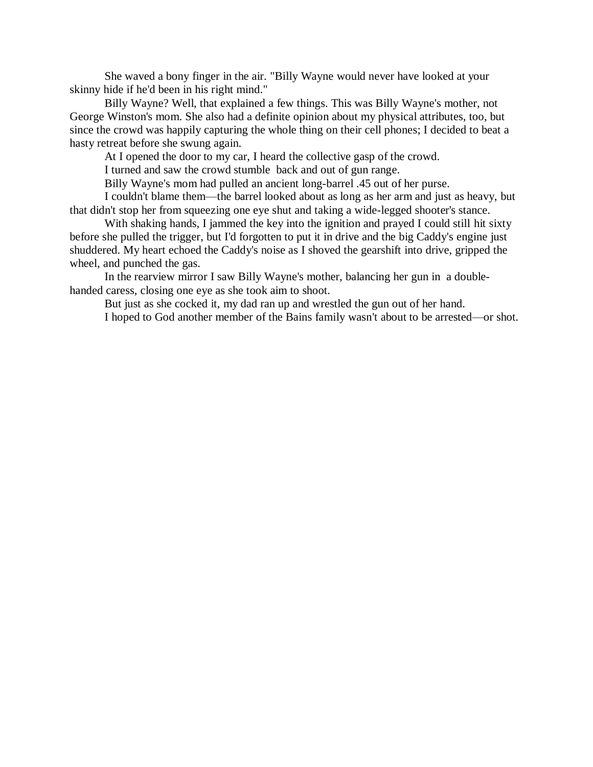She waved a bony finger in the air. "Billy Wayne would never have looked at your skinny hide if he'd been in his right mind."

Billy Wayne? Well, that explained a few things. This was Billy Wayne's mother, not George Winston's mom. She also had a definite opinion about my physical attributes, too, but since the crowd was happily capturing the whole thing on their cell phones; I decided to beat a hasty retreat before she swung again.

At I opened the door to my car, I heard the collective gasp of the crowd.

I turned and saw the crowd stumble back and out of gun range.

Billy Wayne's mom had pulled an ancient long-barrel .45 out of her purse.

I couldn't blame them—the barrel looked about as long as her arm and just as heavy, but that didn't stop her from squeezing one eye shut and taking a wide-legged shooter's stance.

With shaking hands, I jammed the key into the ignition and prayed I could still hit sixty before she pulled the trigger, but I'd forgotten to put it in drive and the big Caddy's engine just shuddered. My heart echoed the Caddy's noise as I shoved the gearshift into drive, gripped the wheel, and punched the gas.

In the rearview mirror I saw Billy Wayne's mother, balancing her gun in a double-handed caress, closing one eye as she took aim to shoot.

But just as she cocked it, my dad ran up and wrestled the gun out of her hand.

I hoped to God another member of the Bains family wasn't about to be arrested—or shot.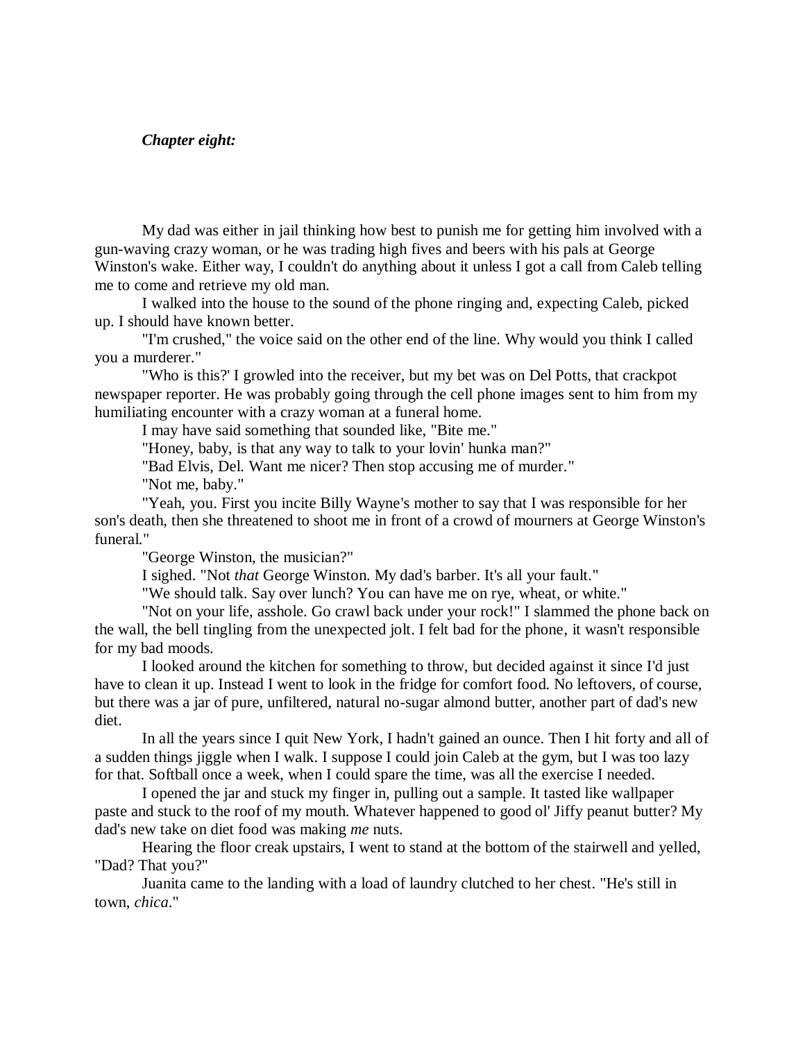*Chapter eight:*

My dad was either in jail thinking how best to punish me for getting him involved with a gun-waving crazy woman, or he was trading high fives and beers with his pals at George Winston's wake. Either way, I couldn't do anything about it unless I got a call from Caleb telling me to come and retrieve my old man.

I walked into the house to the sound of the phone ringing and, expecting Caleb, picked up. I should have known better.

"I'm crushed," the voice said on the other end of the line. Why would you think I called you a murderer."

"Who is this?' I growled into the receiver, but my bet was on Del Potts, that crackpot newspaper reporter. He was probably going through the cell phone images sent to him from my humiliating encounter with a crazy woman at a funeral home.

I may have said something that sounded like, "Bite me."

"Honey, baby, is that any way to talk to your lovin' hunka man?"

"Bad Elvis, Del. Want me nicer? Then stop accusing me of murder."

"Not me, baby."

"Yeah, you. First you incite Billy Wayne's mother to say that I was responsible for her son's death, then she threatened to shoot me in front of a crowd of mourners at George Winston's funeral."

"George Winston, the musician?"

I sighed. "Not *that* George Winston. My dad's barber. It's all your fault."

"We should talk. Say over lunch? You can have me on rye, wheat, or white."

"Not on your life, asshole. Go crawl back under your rock!" I slammed the phone back on the wall, the bell tingling from the unexpected jolt. I felt bad for the phone, it wasn't responsible for my bad moods.

I looked around the kitchen for something to throw, but decided against it since I'd just have to clean it up. Instead I went to look in the fridge for comfort food. No leftovers, of course, but there was a jar of pure, unfiltered, natural no-sugar almond butter, another part of dad's new diet.

In all the years since I quit New York, I hadn't gained an ounce. Then I hit forty and all of a sudden things jiggle when I walk. I suppose I could join Caleb at the gym, but I was too lazy for that. Softball once a week, when I could spare the time, was all the exercise I needed.

I opened the jar and stuck my finger in, pulling out a sample. It tasted like wallpaper paste and stuck to the roof of my mouth. Whatever happened to good ol' Jiffy peanut butter? My dad's new take on diet food was making *me* nuts.

Hearing the floor creak upstairs, I went to stand at the bottom of the stairwell and yelled, "Dad? That you?"

Juanita came to the landing with a load of laundry clutched to her chest. "He's still in town, *chica*."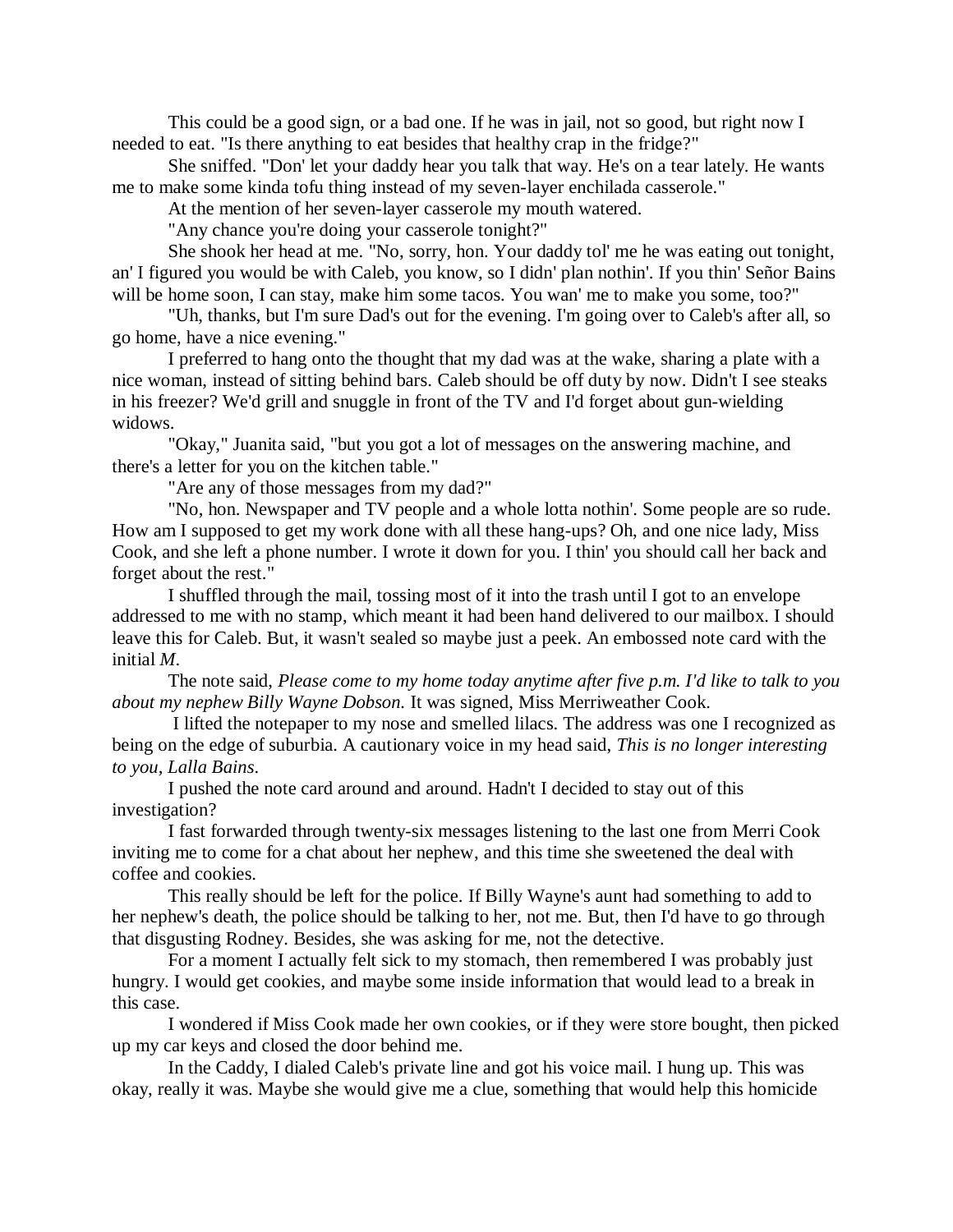This could be a good sign, or a bad one. If he was in jail, not so good, but right now I needed to eat. "Is there anything to eat besides that healthy crap in the fridge?"

She sniffed. "Don' let your daddy hear you talk that way. He's on a tear lately. He wants me to make some kinda tofu thing instead of my seven-layer enchilada casserole."

At the mention of her seven-layer casserole my mouth watered.

"Any chance you're doing your casserole tonight?"

She shook her head at me. "No, sorry, hon. Your daddy tol' me he was eating out tonight, an' I figured you would be with Caleb, you know, so I didn' plan nothin'. If you thin' Señor Bains will be home soon, I can stay, make him some tacos. You wan' me to make you some, too?"

"Uh, thanks, but I'm sure Dad's out for the evening. I'm going over to Caleb's after all, so go home, have a nice evening."

I preferred to hang onto the thought that my dad was at the wake, sharing a plate with a nice woman, instead of sitting behind bars. Caleb should be off duty by now. Didn't I see steaks in his freezer? We'd grill and snuggle in front of the TV and I'd forget about gun-wielding widows.

"Okay," Juanita said, "but you got a lot of messages on the answering machine, and there's a letter for you on the kitchen table."

"Are any of those messages from my dad?"

"No, hon. Newspaper and TV people and a whole lotta nothin'. Some people are so rude. How am I supposed to get my work done with all these hang-ups? Oh, and one nice lady, Miss Cook, and she left a phone number. I wrote it down for you. I thin' you should call her back and forget about the rest."

I shuffled through the mail, tossing most of it into the trash until I got to an envelope addressed to me with no stamp, which meant it had been hand delivered to our mailbox. I should leave this for Caleb. But, it wasn't sealed so maybe just a peek. An embossed note card with the initial *M*.

The note said, *Please come to my home today anytime after five p.m. I'd like to talk to you about my nephew Billy Wayne Dobson.* It was signed, Miss Merriweather Cook.

I lifted the notepaper to my nose and smelled lilacs. The address was one I recognized as being on the edge of suburbia. A cautionary voice in my head said, *This is no longer interesting to you, Lalla Bains*.

I pushed the note card around and around. Hadn't I decided to stay out of this investigation?

I fast forwarded through twenty-six messages listening to the last one from Merri Cook inviting me to come for a chat about her nephew, and this time she sweetened the deal with coffee and cookies.

This really should be left for the police. If Billy Wayne's aunt had something to add to her nephew's death, the police should be talking to her, not me. But, then I'd have to go through that disgusting Rodney. Besides, she was asking for me, not the detective.

For a moment I actually felt sick to my stomach, then remembered I was probably just hungry. I would get cookies, and maybe some inside information that would lead to a break in this case.

I wondered if Miss Cook made her own cookies, or if they were store bought, then picked up my car keys and closed the door behind me.

In the Caddy, I dialed Caleb's private line and got his voice mail. I hung up. This was okay, really it was. Maybe she would give me a clue, something that would help this homicide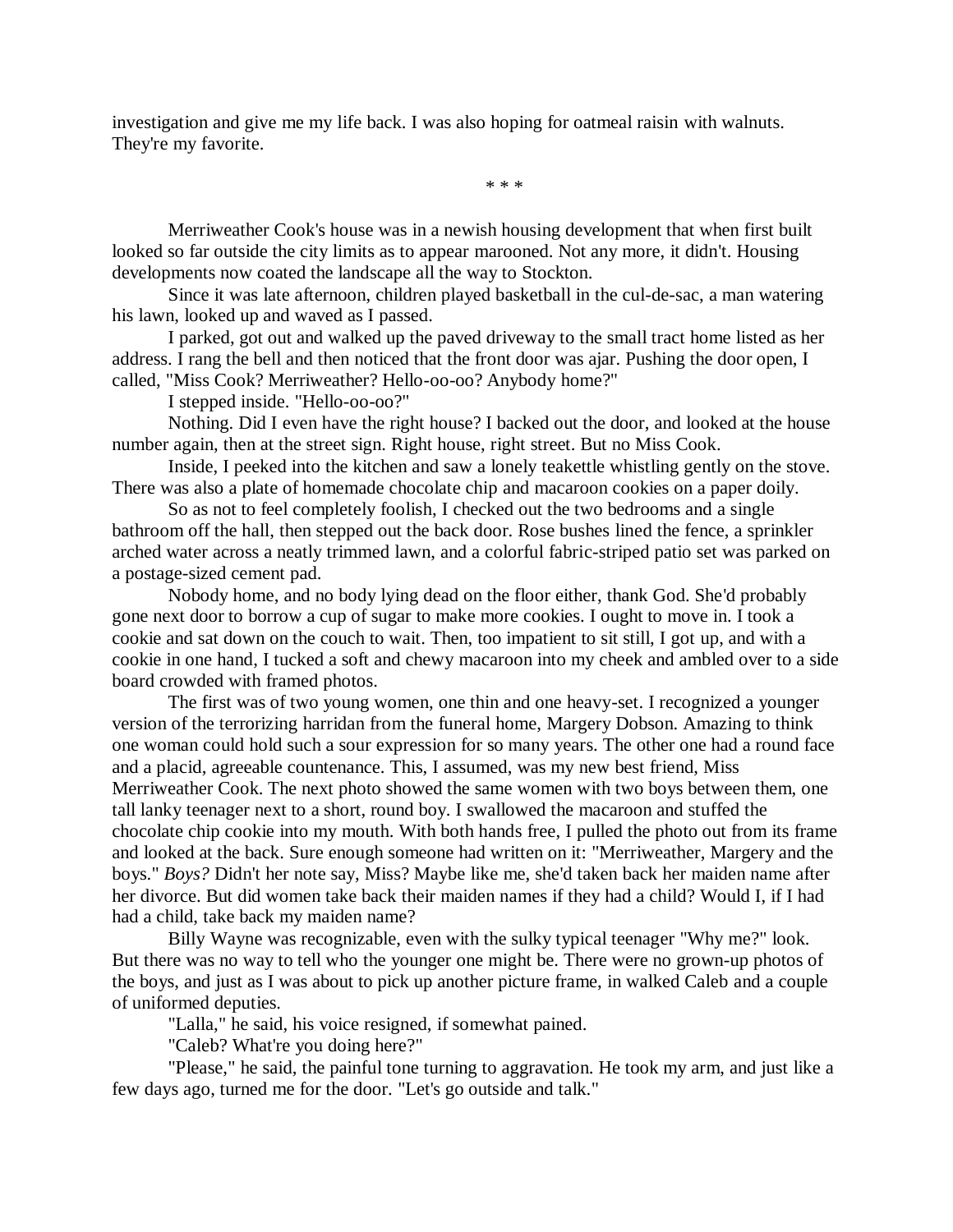investigation and give me my life back. I was also hoping for oatmeal raisin with walnuts. They're my favorite.

\* \* \*

Merriweather Cook's house was in a newish housing development that when first built looked so far outside the city limits as to appear marooned. Not any more, it didn't. Housing developments now coated the landscape all the way to Stockton.

Since it was late afternoon, children played basketball in the cul-de-sac, a man watering his lawn, looked up and waved as I passed.

I parked, got out and walked up the paved driveway to the small tract home listed as her address. I rang the bell and then noticed that the front door was ajar. Pushing the door open, I called, "Miss Cook? Merriweather? Hello-oo-oo? Anybody home?"

I stepped inside. "Hello-oo-oo?"

Nothing. Did I even have the right house? I backed out the door, and looked at the house number again, then at the street sign. Right house, right street. But no Miss Cook.

Inside, I peeked into the kitchen and saw a lonely teakettle whistling gently on the stove. There was also a plate of homemade chocolate chip and macaroon cookies on a paper doily.

So as not to feel completely foolish, I checked out the two bedrooms and a single bathroom off the hall, then stepped out the back door. Rose bushes lined the fence, a sprinkler arched water across a neatly trimmed lawn, and a colorful fabric-striped patio set was parked on a postage-sized cement pad.

Nobody home, and no body lying dead on the floor either, thank God. She'd probably gone next door to borrow a cup of sugar to make more cookies. I ought to move in. I took a cookie and sat down on the couch to wait. Then, too impatient to sit still, I got up, and with a cookie in one hand, I tucked a soft and chewy macaroon into my cheek and ambled over to a side board crowded with framed photos.

The first was of two young women, one thin and one heavy-set. I recognized a younger version of the terrorizing harridan from the funeral home, Margery Dobson. Amazing to think one woman could hold such a sour expression for so many years. The other one had a round face and a placid, agreeable countenance. This, I assumed, was my new best friend, Miss Merriweather Cook. The next photo showed the same women with two boys between them, one tall lanky teenager next to a short, round boy. I swallowed the macaroon and stuffed the chocolate chip cookie into my mouth. With both hands free, I pulled the photo out from its frame and looked at the back. Sure enough someone had written on it: "Merriweather, Margery and the boys." *Boys?* Didn't her note say, Miss? Maybe like me, she'd taken back her maiden name after her divorce. But did women take back their maiden names if they had a child? Would I, if I had had a child, take back my maiden name?

Billy Wayne was recognizable, even with the sulky typical teenager "Why me?" look. But there was no way to tell who the younger one might be. There were no grown-up photos of the boys, and just as I was about to pick up another picture frame, in walked Caleb and a couple of uniformed deputies.

"Lalla," he said, his voice resigned, if somewhat pained.

"Caleb? What're you doing here?"

"Please," he said, the painful tone turning to aggravation. He took my arm, and just like a few days ago, turned me for the door. "Let's go outside and talk."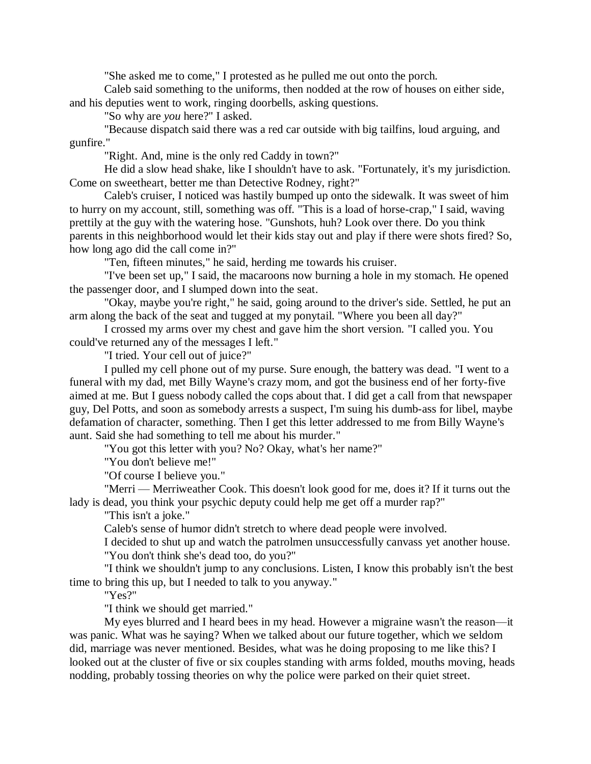"She asked me to come," I protested as he pulled me out onto the porch.

Caleb said something to the uniforms, then nodded at the row of houses on either side, and his deputies went to work, ringing doorbells, asking questions.

"So why are *you* here?" I asked.

"Because dispatch said there was a red car outside with big tailfins, loud arguing, and gunfire."

"Right. And, mine is the only red Caddy in town?"

He did a slow head shake, like I shouldn't have to ask. "Fortunately, it's my jurisdiction. Come on sweetheart, better me than Detective Rodney, right?"

Caleb's cruiser, I noticed was hastily bumped up onto the sidewalk. It was sweet of him to hurry on my account, still, something was off. "This is a load of horse-crap," I said, waving prettily at the guy with the watering hose. "Gunshots, huh? Look over there. Do you think parents in this neighborhood would let their kids stay out and play if there were shots fired? So, how long ago did the call come in?"

"Ten, fifteen minutes," he said, herding me towards his cruiser.

"I've been set up," I said, the macaroons now burning a hole in my stomach. He opened the passenger door, and I slumped down into the seat.

"Okay, maybe you're right," he said, going around to the driver's side. Settled, he put an arm along the back of the seat and tugged at my ponytail. "Where you been all day?"

I crossed my arms over my chest and gave him the short version. "I called you. You could've returned any of the messages I left."

"I tried. Your cell out of juice?"

I pulled my cell phone out of my purse. Sure enough, the battery was dead. "I went to a funeral with my dad, met Billy Wayne's crazy mom, and got the business end of her forty-five aimed at me. But I guess nobody called the cops about that. I did get a call from that newspaper guy, Del Potts, and soon as somebody arrests a suspect, I'm suing his dumb-ass for libel, maybe defamation of character, something. Then I get this letter addressed to me from Billy Wayne's aunt. Said she had something to tell me about his murder."

"You got this letter with you? No? Okay, what's her name?"

"You don't believe me!"

"Of course I believe you."

"Merri — Merriweather Cook. This doesn't look good for me, does it? If it turns out the lady is dead, you think your psychic deputy could help me get off a murder rap?"

"This isn't a joke."

Caleb's sense of humor didn't stretch to where dead people were involved.

I decided to shut up and watch the patrolmen unsuccessfully canvass yet another house.

"You don't think she's dead too, do you?"

"I think we shouldn't jump to any conclusions. Listen, I know this probably isn't the best time to bring this up, but I needed to talk to you anyway."

"Yes?"

"I think we should get married."

My eyes blurred and I heard bees in my head. However a migraine wasn't the reason—it was panic. What was he saying? When we talked about our future together, which we seldom did, marriage was never mentioned. Besides, what was he doing proposing to me like this? I looked out at the cluster of five or six couples standing with arms folded, mouths moving, heads nodding, probably tossing theories on why the police were parked on their quiet street.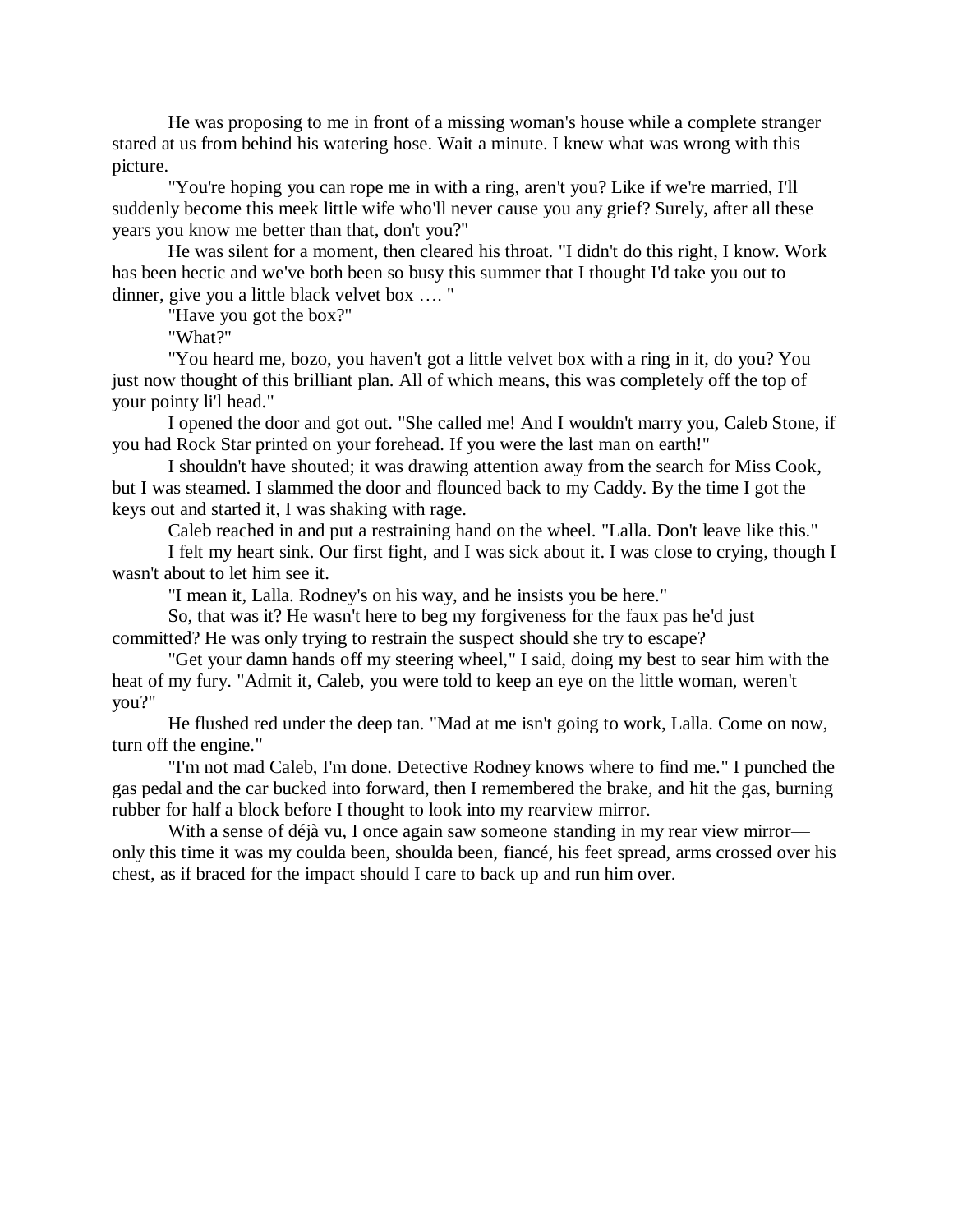He was proposing to me in front of a missing woman's house while a complete stranger stared at us from behind his watering hose. Wait a minute. I knew what was wrong with this picture.

"You're hoping you can rope me in with a ring, aren't you? Like if we're married, I'll suddenly become this meek little wife who'll never cause you any grief? Surely, after all these years you know me better than that, don't you?"

He was silent for a moment, then cleared his throat. "I didn't do this right, I know. Work has been hectic and we've both been so busy this summer that I thought I'd take you out to dinner, give you a little black velvet box …. "

"Have you got the box?"

"What?"

"You heard me, bozo, you haven't got a little velvet box with a ring in it, do you? You just now thought of this brilliant plan. All of which means, this was completely off the top of your pointy li'l head."

I opened the door and got out. "She called me! And I wouldn't marry you, Caleb Stone, if you had Rock Star printed on your forehead. If you were the last man on earth!"

I shouldn't have shouted; it was drawing attention away from the search for Miss Cook, but I was steamed. I slammed the door and flounced back to my Caddy. By the time I got the keys out and started it, I was shaking with rage.

Caleb reached in and put a restraining hand on the wheel. "Lalla. Don't leave like this."

I felt my heart sink. Our first fight, and I was sick about it. I was close to crying, though I wasn't about to let him see it.

"I mean it, Lalla. Rodney's on his way, and he insists you be here."

So, that was it? He wasn't here to beg my forgiveness for the faux pas he'd just committed? He was only trying to restrain the suspect should she try to escape?

"Get your damn hands off my steering wheel," I said, doing my best to sear him with the heat of my fury. "Admit it, Caleb, you were told to keep an eye on the little woman, weren't you?"

He flushed red under the deep tan. "Mad at me isn't going to work, Lalla. Come on now, turn off the engine."

"I'm not mad Caleb, I'm done. Detective Rodney knows where to find me." I punched the gas pedal and the car bucked into forward, then I remembered the brake, and hit the gas, burning rubber for half a block before I thought to look into my rearview mirror.

With a sense of déjà vu, I once again saw someone standing in my rear view mirror—only this time it was my coulda been, shoulda been, fiancé, his feet spread, arms crossed over his chest, as if braced for the impact should I care to back up and run him over.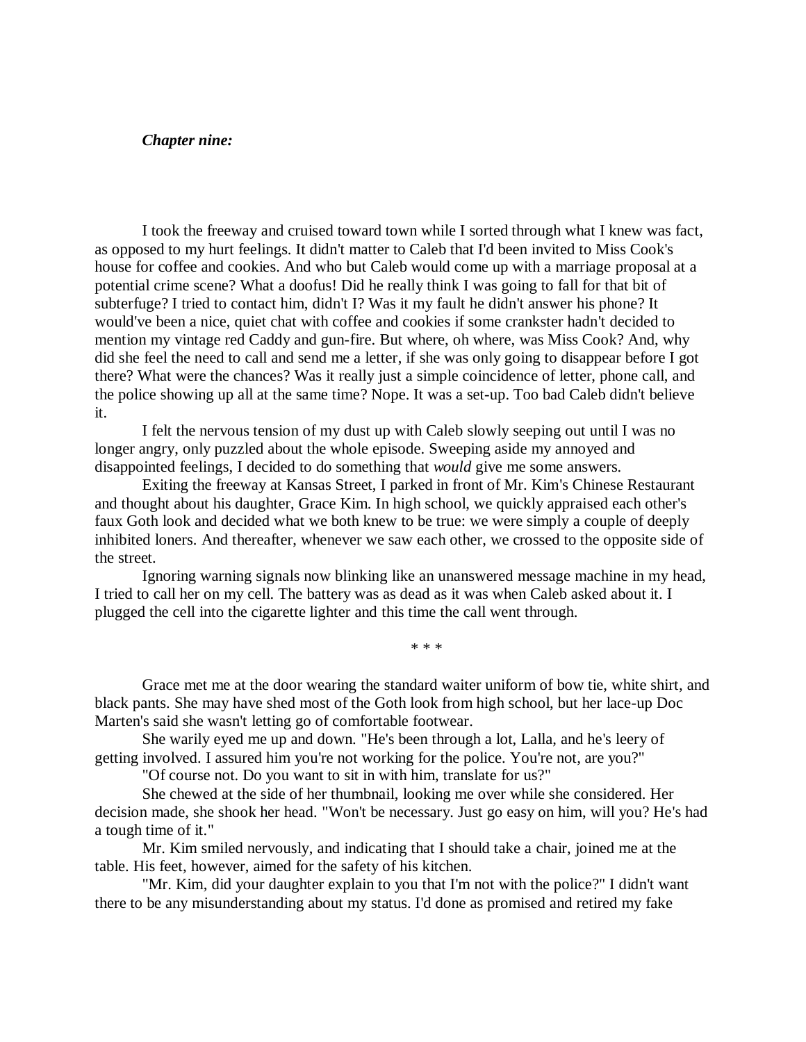### *Chapter nine:*

I took the freeway and cruised toward town while I sorted through what I knew was fact, as opposed to my hurt feelings. It didn't matter to Caleb that I'd been invited to Miss Cook's house for coffee and cookies. And who but Caleb would come up with a marriage proposal at a potential crime scene? What a doofus! Did he really think I was going to fall for that bit of subterfuge? I tried to contact him, didn't I? Was it my fault he didn't answer his phone? It would've been a nice, quiet chat with coffee and cookies if some crankster hadn't decided to mention my vintage red Caddy and gun-fire. But where, oh where, was Miss Cook? And, why did she feel the need to call and send me a letter, if she was only going to disappear before I got there? What were the chances? Was it really just a simple coincidence of letter, phone call, and the police showing up all at the same time? Nope. It was a set-up. Too bad Caleb didn't believe it.

I felt the nervous tension of my dust up with Caleb slowly seeping out until I was no longer angry, only puzzled about the whole episode. Sweeping aside my annoyed and disappointed feelings, I decided to do something that *would* give me some answers.

Exiting the freeway at Kansas Street, I parked in front of Mr. Kim's Chinese Restaurant and thought about his daughter, Grace Kim. In high school, we quickly appraised each other's faux Goth look and decided what we both knew to be true: we were simply a couple of deeply inhibited loners. And thereafter, whenever we saw each other, we crossed to the opposite side of the street.

Ignoring warning signals now blinking like an unanswered message machine in my head, I tried to call her on my cell. The battery was as dead as it was when Caleb asked about it. I plugged the cell into the cigarette lighter and this time the call went through.

\* \* \*

Grace met me at the door wearing the standard waiter uniform of bow tie, white shirt, and black pants. She may have shed most of the Goth look from high school, but her lace-up Doc Marten's said she wasn't letting go of comfortable footwear.

She warily eyed me up and down. "He's been through a lot, Lalla, and he's leery of getting involved. I assured him you're not working for the police. You're not, are you?"

"Of course not. Do you want to sit in with him, translate for us?"

She chewed at the side of her thumbnail, looking me over while she considered. Her decision made, she shook her head. "Won't be necessary. Just go easy on him, will you? He's had a tough time of it."

Mr. Kim smiled nervously, and indicating that I should take a chair, joined me at the table. His feet, however, aimed for the safety of his kitchen.

"Mr. Kim, did your daughter explain to you that I'm not with the police?" I didn't want there to be any misunderstanding about my status. I'd done as promised and retired my fake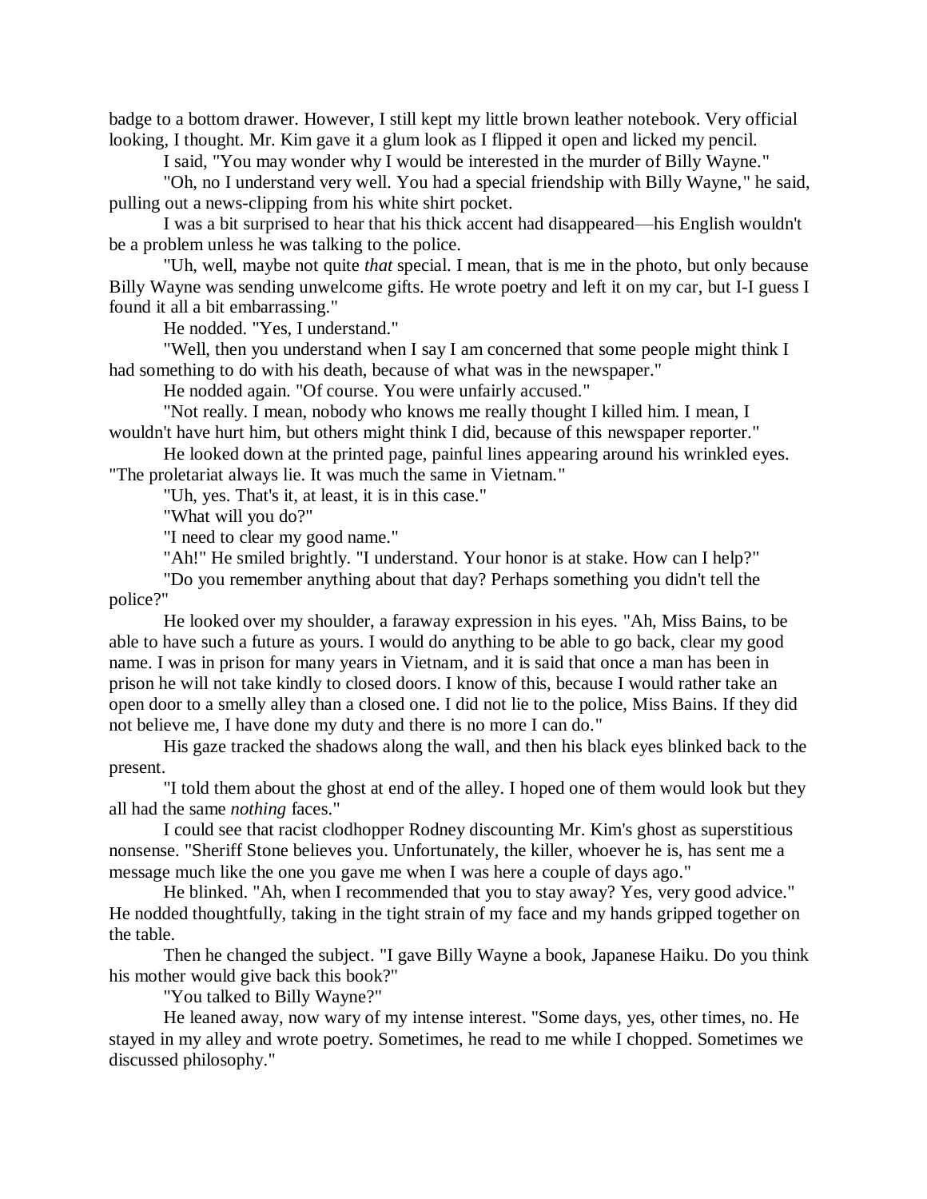badge to a bottom drawer. However, I still kept my little brown leather notebook. Very official looking, I thought. Mr. Kim gave it a glum look as I flipped it open and licked my pencil.

I said, "You may wonder why I would be interested in the murder of Billy Wayne."

"Oh, no I understand very well. You had a special friendship with Billy Wayne," he said, pulling out a news-clipping from his white shirt pocket.

I was a bit surprised to hear that his thick accent had disappeared—his English wouldn't be a problem unless he was talking to the police.

"Uh, well, maybe not quite *that* special. I mean, that is me in the photo, but only because Billy Wayne was sending unwelcome gifts. He wrote poetry and left it on my car, but I-I guess I found it all a bit embarrassing."

He nodded. "Yes, I understand."

"Well, then you understand when I say I am concerned that some people might think I had something to do with his death, because of what was in the newspaper."

He nodded again. "Of course. You were unfairly accused."

"Not really. I mean, nobody who knows me really thought I killed him. I mean, I wouldn't have hurt him, but others might think I did, because of this newspaper reporter."

He looked down at the printed page, painful lines appearing around his wrinkled eyes. "The proletariat always lie. It was much the same in Vietnam."

"Uh, yes. That's it, at least, it is in this case."

"What will you do?"

"I need to clear my good name."

"Ah!" He smiled brightly. "I understand. Your honor is at stake. How can I help?"

"Do you remember anything about that day? Perhaps something you didn't tell the police?"

He looked over my shoulder, a faraway expression in his eyes. "Ah, Miss Bains, to be able to have such a future as yours. I would do anything to be able to go back, clear my good name. I was in prison for many years in Vietnam, and it is said that once a man has been in prison he will not take kindly to closed doors. I know of this, because I would rather take an open door to a smelly alley than a closed one. I did not lie to the police, Miss Bains. If they did not believe me, I have done my duty and there is no more I can do."

His gaze tracked the shadows along the wall, and then his black eyes blinked back to the present.

"I told them about the ghost at end of the alley. I hoped one of them would look but they all had the same *nothing* faces."

I could see that racist clodhopper Rodney discounting Mr. Kim's ghost as superstitious nonsense. "Sheriff Stone believes you. Unfortunately, the killer, whoever he is, has sent me a message much like the one you gave me when I was here a couple of days ago."

He blinked. "Ah, when I recommended that you to stay away? Yes, very good advice." He nodded thoughtfully, taking in the tight strain of my face and my hands gripped together on the table.

Then he changed the subject. "I gave Billy Wayne a book, Japanese Haiku. Do you think his mother would give back this book?"

"You talked to Billy Wayne?"

He leaned away, now wary of my intense interest. "Some days, yes, other times, no. He stayed in my alley and wrote poetry. Sometimes, he read to me while I chopped. Sometimes we discussed philosophy."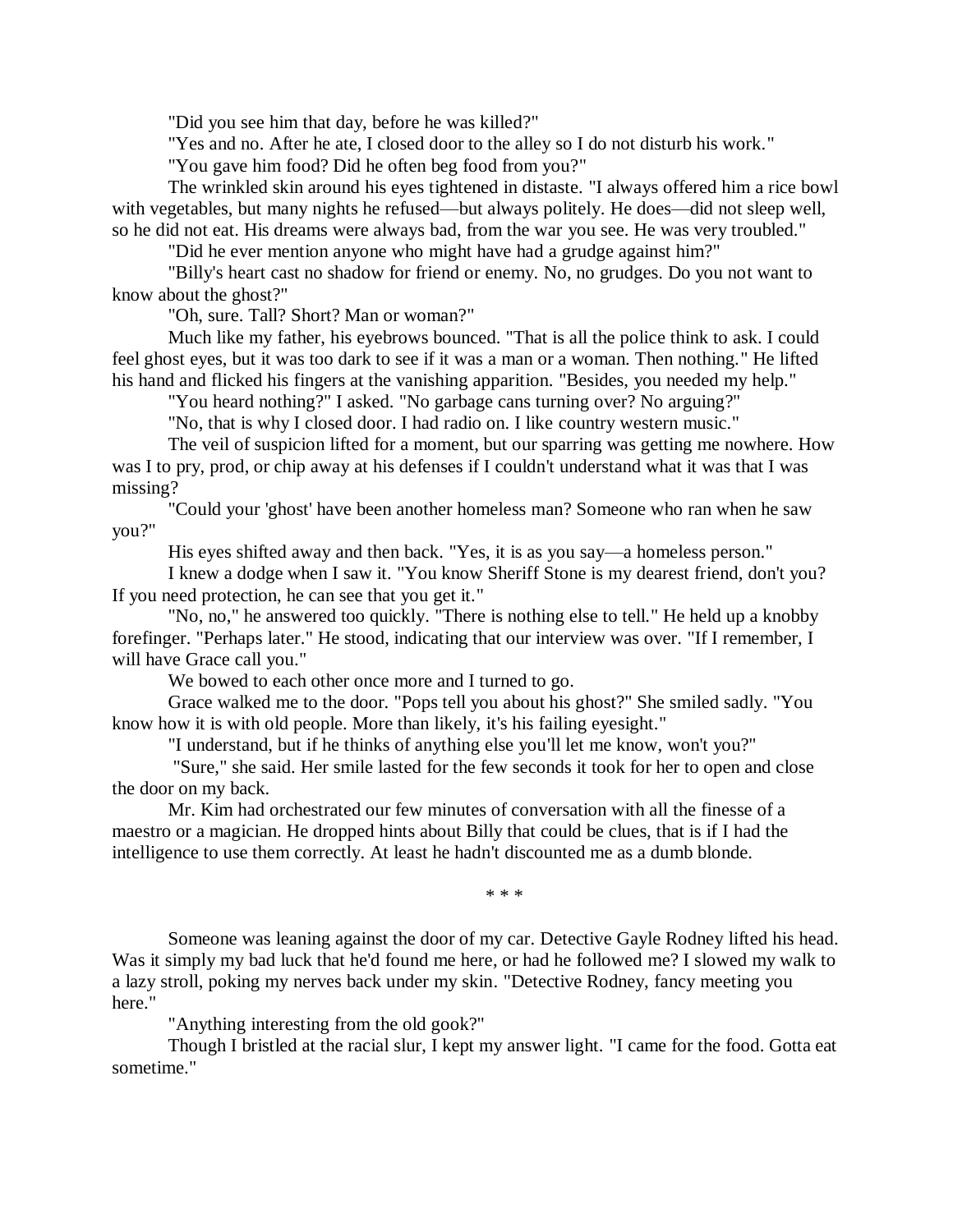"Did you see him that day, before he was killed?"

"Yes and no. After he ate, I closed door to the alley so I do not disturb his work."

"You gave him food? Did he often beg food from you?"

The wrinkled skin around his eyes tightened in distaste. "I always offered him a rice bowl with vegetables, but many nights he refused—but always politely. He does—did not sleep well, so he did not eat. His dreams were always bad, from the war you see. He was very troubled."

"Did he ever mention anyone who might have had a grudge against him?"

"Billy's heart cast no shadow for friend or enemy. No, no grudges. Do you not want to know about the ghost?"

"Oh, sure. Tall? Short? Man or woman?"

Much like my father, his eyebrows bounced. "That is all the police think to ask. I could feel ghost eyes, but it was too dark to see if it was a man or a woman. Then nothing." He lifted his hand and flicked his fingers at the vanishing apparition. "Besides, you needed my help."

"You heard nothing?" I asked. "No garbage cans turning over? No arguing?"

"No, that is why I closed door. I had radio on. I like country western music."

The veil of suspicion lifted for a moment, but our sparring was getting me nowhere. How was I to pry, prod, or chip away at his defenses if I couldn't understand what it was that I was missing?

"Could your 'ghost' have been another homeless man? Someone who ran when he saw you?"

His eyes shifted away and then back. "Yes, it is as you say—a homeless person."

I knew a dodge when I saw it. "You know Sheriff Stone is my dearest friend, don't you? If you need protection, he can see that you get it."

"No, no," he answered too quickly. "There is nothing else to tell." He held up a knobby forefinger. "Perhaps later." He stood, indicating that our interview was over. "If I remember, I will have Grace call you."

We bowed to each other once more and I turned to go.

Grace walked me to the door. "Pops tell you about his ghost?" She smiled sadly. "You know how it is with old people. More than likely, it's his failing eyesight."

"I understand, but if he thinks of anything else you'll let me know, won't you?"

"Sure," she said. Her smile lasted for the few seconds it took for her to open and close the door on my back.

Mr. Kim had orchestrated our few minutes of conversation with all the finesse of a maestro or a magician. He dropped hints about Billy that could be clues, that is if I had the intelligence to use them correctly. At least he hadn't discounted me as a dumb blonde.

* * *

Someone was leaning against the door of my car. Detective Gayle Rodney lifted his head. Was it simply my bad luck that he'd found me here, or had he followed me? I slowed my walk to a lazy stroll, poking my nerves back under my skin. "Detective Rodney, fancy meeting you here."

"Anything interesting from the old gook?"

Though I bristled at the racial slur, I kept my answer light. "I came for the food. Gotta eat sometime."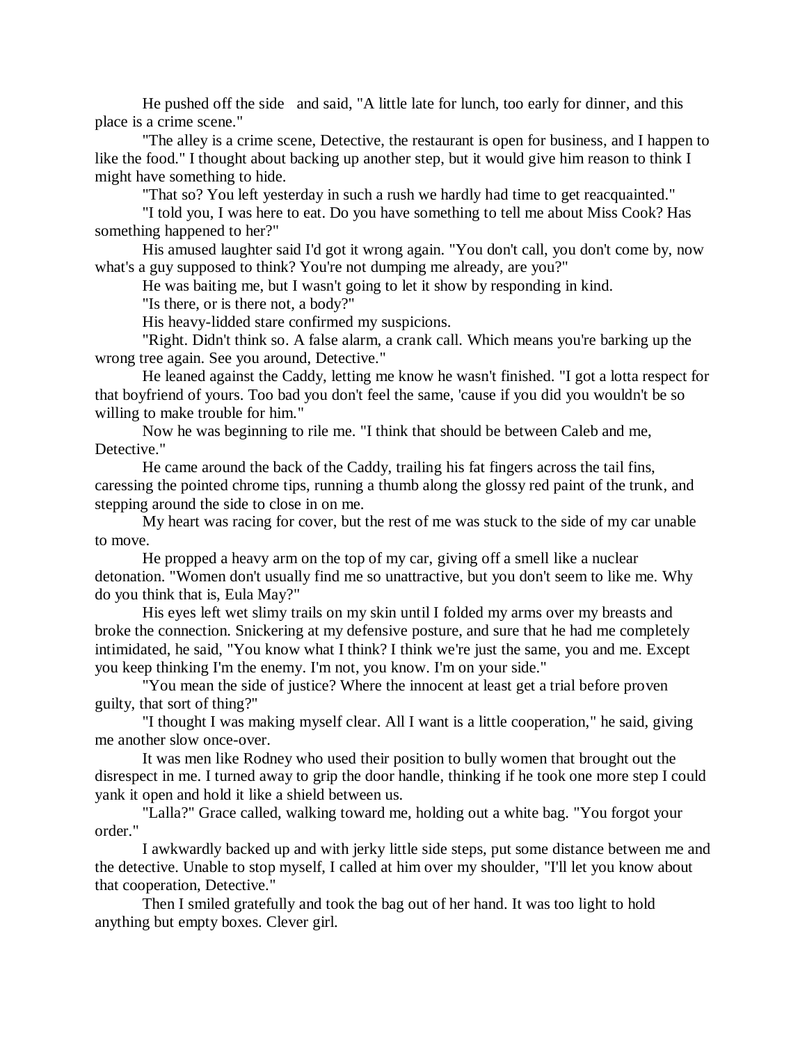He pushed off the side and said, "A little late for lunch, too early for dinner, and this place is a crime scene."

"The alley is a crime scene, Detective, the restaurant is open for business, and I happen to like the food." I thought about backing up another step, but it would give him reason to think I might have something to hide.

"That so? You left yesterday in such a rush we hardly had time to get reacquainted."

"I told you, I was here to eat. Do you have something to tell me about Miss Cook? Has something happened to her?"

His amused laughter said I'd got it wrong again. "You don't call, you don't come by, now what's a guy supposed to think? You're not dumping me already, are you?"

He was baiting me, but I wasn't going to let it show by responding in kind.

"Is there, or is there not, a body?"

His heavy-lidded stare confirmed my suspicions.

"Right. Didn't think so. A false alarm, a crank call. Which means you're barking up the wrong tree again. See you around, Detective."

He leaned against the Caddy, letting me know he wasn't finished. "I got a lotta respect for that boyfriend of yours. Too bad you don't feel the same, 'cause if you did you wouldn't be so willing to make trouble for him."

Now he was beginning to rile me. "I think that should be between Caleb and me, Detective."

He came around the back of the Caddy, trailing his fat fingers across the tail fins, caressing the pointed chrome tips, running a thumb along the glossy red paint of the trunk, and stepping around the side to close in on me.

My heart was racing for cover, but the rest of me was stuck to the side of my car unable to move.

He propped a heavy arm on the top of my car, giving off a smell like a nuclear detonation. "Women don't usually find me so unattractive, but you don't seem to like me. Why do you think that is, Eula May?"

His eyes left wet slimy trails on my skin until I folded my arms over my breasts and broke the connection. Snickering at my defensive posture, and sure that he had me completely intimidated, he said, "You know what I think? I think we're just the same, you and me. Except you keep thinking I'm the enemy. I'm not, you know. I'm on your side."

"You mean the side of justice? Where the innocent at least get a trial before proven guilty, that sort of thing?"

"I thought I was making myself clear. All I want is a little cooperation," he said, giving me another slow once-over.

It was men like Rodney who used their position to bully women that brought out the disrespect in me. I turned away to grip the door handle, thinking if he took one more step I could yank it open and hold it like a shield between us.

"Lalla?" Grace called, walking toward me, holding out a white bag. "You forgot your order."

I awkwardly backed up and with jerky little side steps, put some distance between me and the detective. Unable to stop myself, I called at him over my shoulder, "I'll let you know about that cooperation, Detective."

Then I smiled gratefully and took the bag out of her hand. It was too light to hold anything but empty boxes. Clever girl.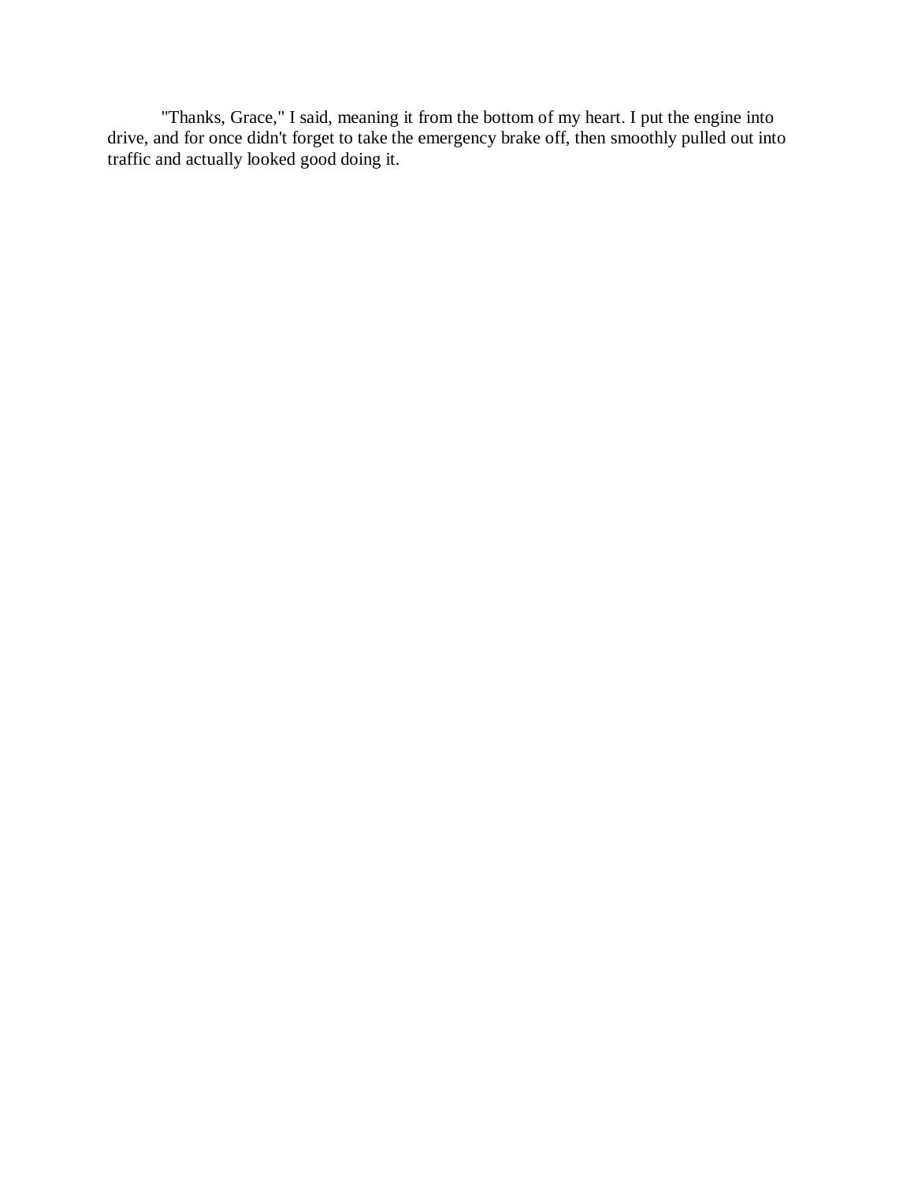"Thanks, Grace," I said, meaning it from the bottom of my heart. I put the engine into drive, and for once didn't forget to take the emergency brake off, then smoothly pulled out into traffic and actually looked good doing it.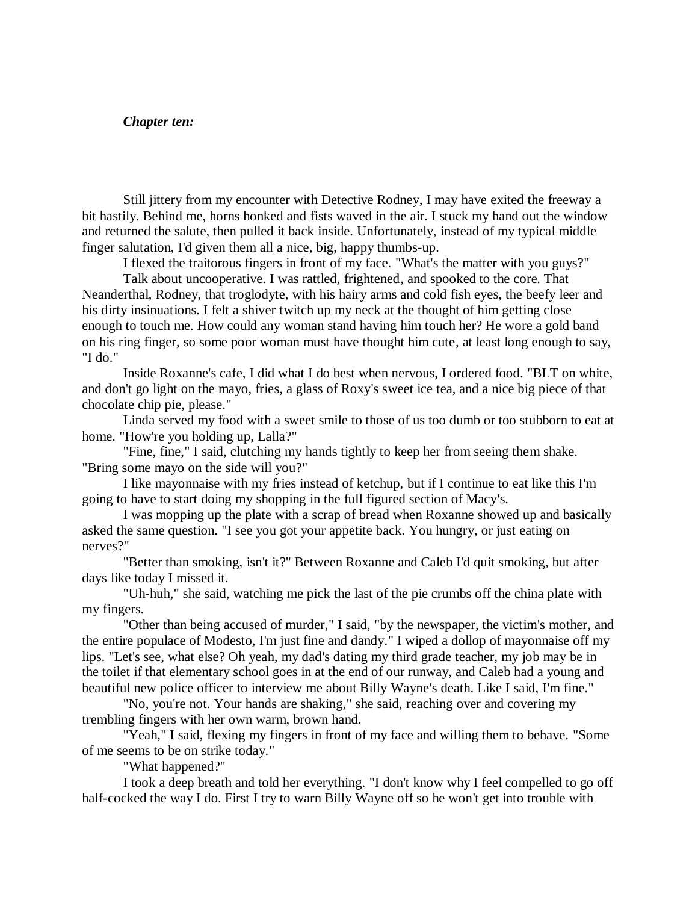*Chapter ten:*

Still jittery from my encounter with Detective Rodney, I may have exited the freeway a bit hastily. Behind me, horns honked and fists waved in the air. I stuck my hand out the window and returned the salute, then pulled it back inside. Unfortunately, instead of my typical middle finger salutation, I'd given them all a nice, big, happy thumbs-up.

I flexed the traitorous fingers in front of my face. "What's the matter with you guys?"

Talk about uncooperative. I was rattled, frightened, and spooked to the core. That Neanderthal, Rodney, that troglodyte, with his hairy arms and cold fish eyes, the beefy leer and his dirty insinuations. I felt a shiver twitch up my neck at the thought of him getting close enough to touch me. How could any woman stand having him touch her? He wore a gold band on his ring finger, so some poor woman must have thought him cute, at least long enough to say, "I do."

Inside Roxanne's cafe, I did what I do best when nervous, I ordered food. "BLT on white, and don't go light on the mayo, fries, a glass of Roxy's sweet ice tea, and a nice big piece of that chocolate chip pie, please."

Linda served my food with a sweet smile to those of us too dumb or too stubborn to eat at home. "How're you holding up, Lalla?"

"Fine, fine," I said, clutching my hands tightly to keep her from seeing them shake. "Bring some mayo on the side will you?"

I like mayonnaise with my fries instead of ketchup, but if I continue to eat like this I'm going to have to start doing my shopping in the full figured section of Macy's.

I was mopping up the plate with a scrap of bread when Roxanne showed up and basically asked the same question. "I see you got your appetite back. You hungry, or just eating on nerves?"

"Better than smoking, isn't it?" Between Roxanne and Caleb I'd quit smoking, but after days like today I missed it.

"Uh-huh," she said, watching me pick the last of the pie crumbs off the china plate with my fingers.

"Other than being accused of murder," I said, "by the newspaper, the victim's mother, and the entire populace of Modesto, I'm just fine and dandy." I wiped a dollop of mayonnaise off my lips. "Let's see, what else? Oh yeah, my dad's dating my third grade teacher, my job may be in the toilet if that elementary school goes in at the end of our runway, and Caleb had a young and beautiful new police officer to interview me about Billy Wayne's death. Like I said, I'm fine."

"No, you're not. Your hands are shaking," she said, reaching over and covering my trembling fingers with her own warm, brown hand.

"Yeah," I said, flexing my fingers in front of my face and willing them to behave. "Some of me seems to be on strike today."

"What happened?"

I took a deep breath and told her everything. "I don't know why I feel compelled to go off half-cocked the way I do. First I try to warn Billy Wayne off so he won't get into trouble with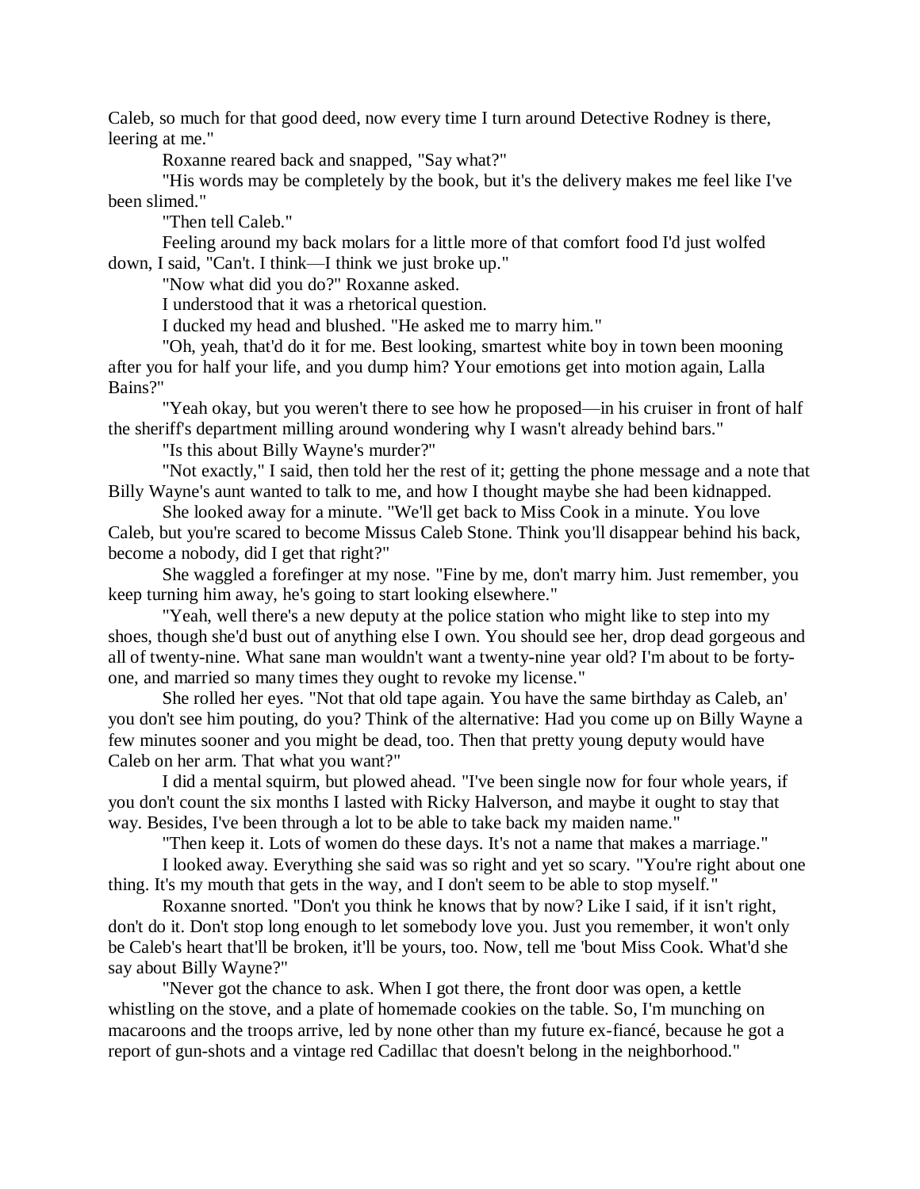Caleb, so much for that good deed, now every time I turn around Detective Rodney is there, leering at me."

Roxanne reared back and snapped, "Say what?"

"His words may be completely by the book, but it's the delivery makes me feel like I've been slimed."

"Then tell Caleb."

Feeling around my back molars for a little more of that comfort food I'd just wolfed down, I said, "Can't. I think—I think we just broke up."

"Now what did you do?" Roxanne asked.

I understood that it was a rhetorical question.

I ducked my head and blushed. "He asked me to marry him."

"Oh, yeah, that'd do it for me. Best looking, smartest white boy in town been mooning after you for half your life, and you dump him? Your emotions get into motion again, Lalla Bains?"

"Yeah okay, but you weren't there to see how he proposed—in his cruiser in front of half the sheriff's department milling around wondering why I wasn't already behind bars."

"Is this about Billy Wayne's murder?"

"Not exactly," I said, then told her the rest of it; getting the phone message and a note that Billy Wayne's aunt wanted to talk to me, and how I thought maybe she had been kidnapped.

She looked away for a minute. "We'll get back to Miss Cook in a minute. You love Caleb, but you're scared to become Missus Caleb Stone. Think you'll disappear behind his back, become a nobody, did I get that right?"

She waggled a forefinger at my nose. "Fine by me, don't marry him. Just remember, you keep turning him away, he's going to start looking elsewhere."

"Yeah, well there's a new deputy at the police station who might like to step into my shoes, though she'd bust out of anything else I own. You should see her, drop dead gorgeous and all of twenty-nine. What sane man wouldn't want a twenty-nine year old? I'm about to be forty-one, and married so many times they ought to revoke my license."

She rolled her eyes. "Not that old tape again. You have the same birthday as Caleb, an' you don't see him pouting, do you? Think of the alternative: Had you come up on Billy Wayne a few minutes sooner and you might be dead, too. Then that pretty young deputy would have Caleb on her arm. That what you want?"

I did a mental squirm, but plowed ahead. "I've been single now for four whole years, if you don't count the six months I lasted with Ricky Halverson, and maybe it ought to stay that way. Besides, I've been through a lot to be able to take back my maiden name."

"Then keep it. Lots of women do these days. It's not a name that makes a marriage."

I looked away. Everything she said was so right and yet so scary. "You're right about one thing. It's my mouth that gets in the way, and I don't seem to be able to stop myself."

Roxanne snorted. "Don't you think he knows that by now? Like I said, if it isn't right, don't do it. Don't stop long enough to let somebody love you. Just you remember, it won't only be Caleb's heart that'll be broken, it'll be yours, too. Now, tell me 'bout Miss Cook. What'd she say about Billy Wayne?"

"Never got the chance to ask. When I got there, the front door was open, a kettle whistling on the stove, and a plate of homemade cookies on the table. So, I'm munching on macaroons and the troops arrive, led by none other than my future ex-fiancé, because he got a report of gun-shots and a vintage red Cadillac that doesn't belong in the neighborhood."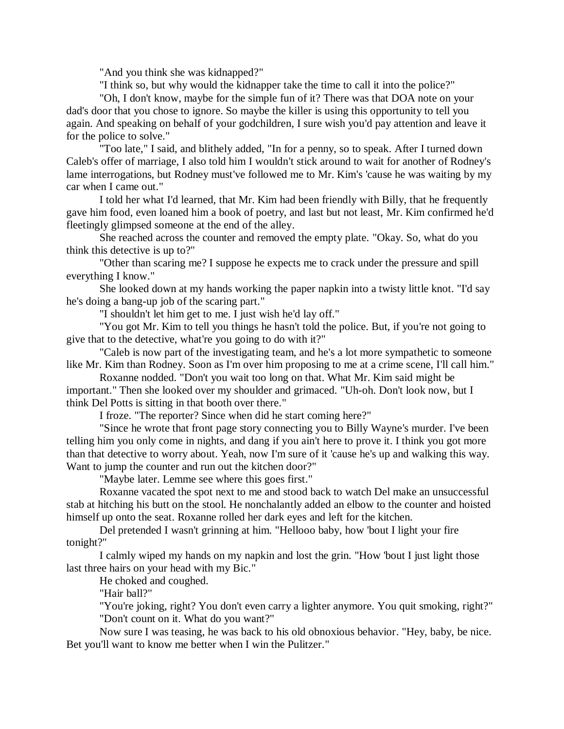"And you think she was kidnapped?"

"I think so, but why would the kidnapper take the time to call it into the police?"

"Oh, I don't know, maybe for the simple fun of it? There was that DOA note on your dad's door that you chose to ignore. So maybe the killer is using this opportunity to tell you again. And speaking on behalf of your godchildren, I sure wish you'd pay attention and leave it for the police to solve."

"Too late," I said, and blithely added, "In for a penny, so to speak. After I turned down Caleb's offer of marriage, I also told him I wouldn't stick around to wait for another of Rodney's lame interrogations, but Rodney must've followed me to Mr. Kim's 'cause he was waiting by my car when I came out."

I told her what I'd learned, that Mr. Kim had been friendly with Billy, that he frequently gave him food, even loaned him a book of poetry, and last but not least, Mr. Kim confirmed he'd fleetingly glimpsed someone at the end of the alley.

She reached across the counter and removed the empty plate. "Okay. So, what do you think this detective is up to?"

"Other than scaring me? I suppose he expects me to crack under the pressure and spill everything I know."

She looked down at my hands working the paper napkin into a twisty little knot. "I'd say he's doing a bang-up job of the scaring part."

"I shouldn't let him get to me. I just wish he'd lay off."

"You got Mr. Kim to tell you things he hasn't told the police. But, if you're not going to give that to the detective, what're you going to do with it?"

"Caleb is now part of the investigating team, and he's a lot more sympathetic to someone like Mr. Kim than Rodney. Soon as I'm over him proposing to me at a crime scene, I'll call him."

Roxanne nodded. "Don't you wait too long on that. What Mr. Kim said might be important." Then she looked over my shoulder and grimaced. "Uh-oh. Don't look now, but I think Del Potts is sitting in that booth over there."

I froze. "The reporter? Since when did he start coming here?"

"Since he wrote that front page story connecting you to Billy Wayne's murder. I've been telling him you only come in nights, and dang if you ain't here to prove it. I think you got more than that detective to worry about. Yeah, now I'm sure of it 'cause he's up and walking this way. Want to jump the counter and run out the kitchen door?"

"Maybe later. Lemme see where this goes first."

Roxanne vacated the spot next to me and stood back to watch Del make an unsuccessful stab at hitching his butt on the stool. He nonchalantly added an elbow to the counter and hoisted himself up onto the seat. Roxanne rolled her dark eyes and left for the kitchen.

Del pretended I wasn't grinning at him. "Hellooo baby, how 'bout I light your fire tonight?"

I calmly wiped my hands on my napkin and lost the grin. "How 'bout I just light those last three hairs on your head with my Bic."

He choked and coughed.

"Hair ball?"

"You're joking, right? You don't even carry a lighter anymore. You quit smoking, right?"

"Don't count on it. What do you want?"

Now sure I was teasing, he was back to his old obnoxious behavior. "Hey, baby, be nice. Bet you'll want to know me better when I win the Pulitzer."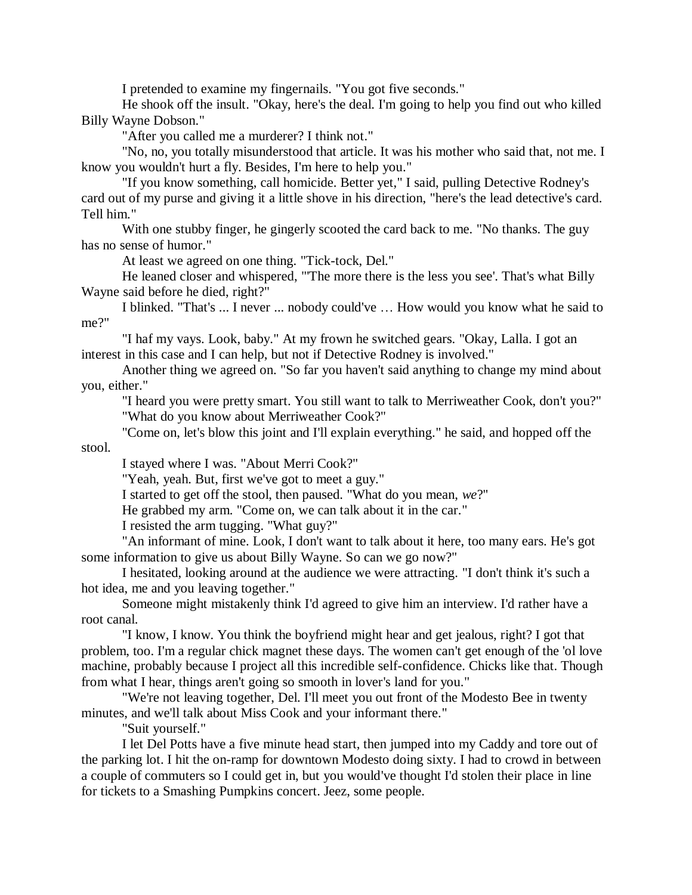I pretended to examine my fingernails. "You got five seconds."

He shook off the insult. "Okay, here's the deal. I'm going to help you find out who killed Billy Wayne Dobson."

"After you called me a murderer? I think not."

"No, no, you totally misunderstood that article. It was his mother who said that, not me. I know you wouldn't hurt a fly. Besides, I'm here to help you."

"If you know something, call homicide. Better yet," I said, pulling Detective Rodney's card out of my purse and giving it a little shove in his direction, "here's the lead detective's card. Tell him."

With one stubby finger, he gingerly scooted the card back to me. "No thanks. The guy has no sense of humor."

At least we agreed on one thing. "Tick-tock, Del."

He leaned closer and whispered, "'The more there is the less you see'. That's what Billy Wayne said before he died, right?"

I blinked. "That's ... I never ... nobody could've … How would you know what he said to me?"

"I haf my vays. Look, baby." At my frown he switched gears. "Okay, Lalla. I got an interest in this case and I can help, but not if Detective Rodney is involved."

Another thing we agreed on. "So far you haven't said anything to change my mind about you, either."

"I heard you were pretty smart. You still want to talk to Merriweather Cook, don't you?"

"What do you know about Merriweather Cook?"

"Come on, let's blow this joint and I'll explain everything." he said, and hopped off the stool.

I stayed where I was. "About Merri Cook?"

"Yeah, yeah. But, first we've got to meet a guy."

I started to get off the stool, then paused. "What do you mean, *we*?"

He grabbed my arm. "Come on, we can talk about it in the car."

I resisted the arm tugging. "What guy?"

"An informant of mine. Look, I don't want to talk about it here, too many ears. He's got some information to give us about Billy Wayne. So can we go now?"

I hesitated, looking around at the audience we were attracting. "I don't think it's such a hot idea, me and you leaving together."

Someone might mistakenly think I'd agreed to give him an interview. I'd rather have a root canal.

"I know, I know. You think the boyfriend might hear and get jealous, right? I got that problem, too. I'm a regular chick magnet these days. The women can't get enough of the 'ol love machine, probably because I project all this incredible self-confidence. Chicks like that. Though from what I hear, things aren't going so smooth in lover's land for you."

"We're not leaving together, Del. I'll meet you out front of the Modesto Bee in twenty minutes, and we'll talk about Miss Cook and your informant there."

"Suit yourself."

I let Del Potts have a five minute head start, then jumped into my Caddy and tore out of the parking lot. I hit the on-ramp for downtown Modesto doing sixty. I had to crowd in between a couple of commuters so I could get in, but you would've thought I'd stolen their place in line for tickets to a Smashing Pumpkins concert. Jeez, some people.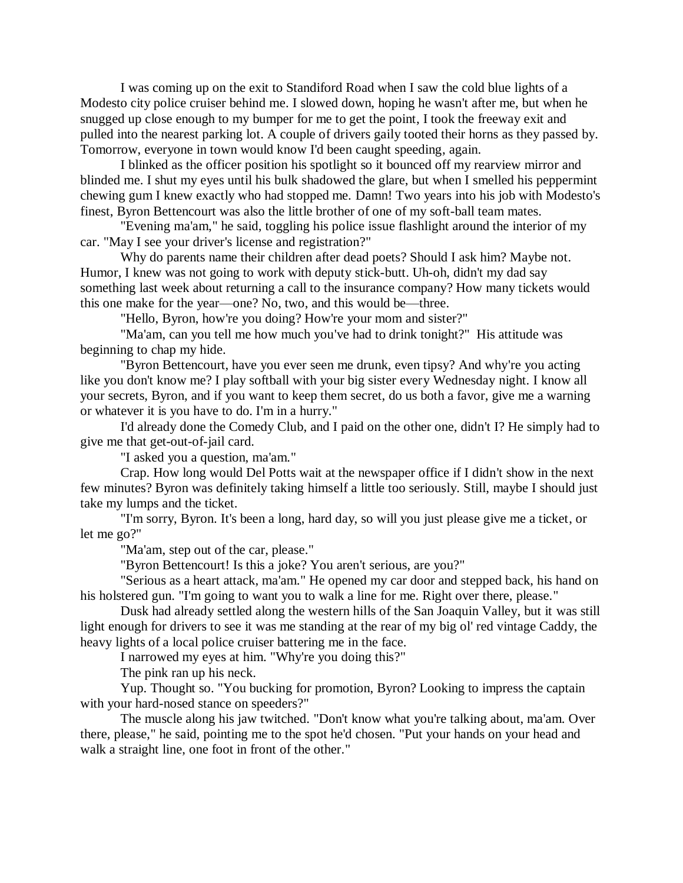I was coming up on the exit to Standiford Road when I saw the cold blue lights of a Modesto city police cruiser behind me. I slowed down, hoping he wasn't after me, but when he snugged up close enough to my bumper for me to get the point, I took the freeway exit and pulled into the nearest parking lot. A couple of drivers gaily tooted their horns as they passed by. Tomorrow, everyone in town would know I'd been caught speeding, again.

I blinked as the officer position his spotlight so it bounced off my rearview mirror and blinded me. I shut my eyes until his bulk shadowed the glare, but when I smelled his peppermint chewing gum I knew exactly who had stopped me. Damn! Two years into his job with Modesto's finest, Byron Bettencourt was also the little brother of one of my soft-ball team mates.

"Evening ma'am," he said, toggling his police issue flashlight around the interior of my car. "May I see your driver's license and registration?"

Why do parents name their children after dead poets? Should I ask him? Maybe not. Humor, I knew was not going to work with deputy stick-butt. Uh-oh, didn't my dad say something last week about returning a call to the insurance company? How many tickets would this one make for the year—one? No, two, and this would be—three.

"Hello, Byron, how're you doing? How're your mom and sister?"

"Ma'am, can you tell me how much you've had to drink tonight?" His attitude was beginning to chap my hide.

"Byron Bettencourt, have you ever seen me drunk, even tipsy? And why're you acting like you don't know me? I play softball with your big sister every Wednesday night. I know all your secrets, Byron, and if you want to keep them secret, do us both a favor, give me a warning or whatever it is you have to do. I'm in a hurry."

I'd already done the Comedy Club, and I paid on the other one, didn't I? He simply had to give me that get-out-of-jail card.

"I asked you a question, ma'am."

Crap. How long would Del Potts wait at the newspaper office if I didn't show in the next few minutes? Byron was definitely taking himself a little too seriously. Still, maybe I should just take my lumps and the ticket.

"I'm sorry, Byron. It's been a long, hard day, so will you just please give me a ticket, or let me go?"

"Ma'am, step out of the car, please."

"Byron Bettencourt! Is this a joke? You aren't serious, are you?"

"Serious as a heart attack, ma'am." He opened my car door and stepped back, his hand on his holstered gun. "I'm going to want you to walk a line for me. Right over there, please."

Dusk had already settled along the western hills of the San Joaquin Valley, but it was still light enough for drivers to see it was me standing at the rear of my big ol' red vintage Caddy, the heavy lights of a local police cruiser battering me in the face.

I narrowed my eyes at him. "Why're you doing this?"

The pink ran up his neck.

Yup. Thought so. "You bucking for promotion, Byron? Looking to impress the captain with your hard-nosed stance on speeders?"

The muscle along his jaw twitched. "Don't know what you're talking about, ma'am. Over there, please," he said, pointing me to the spot he'd chosen. "Put your hands on your head and walk a straight line, one foot in front of the other."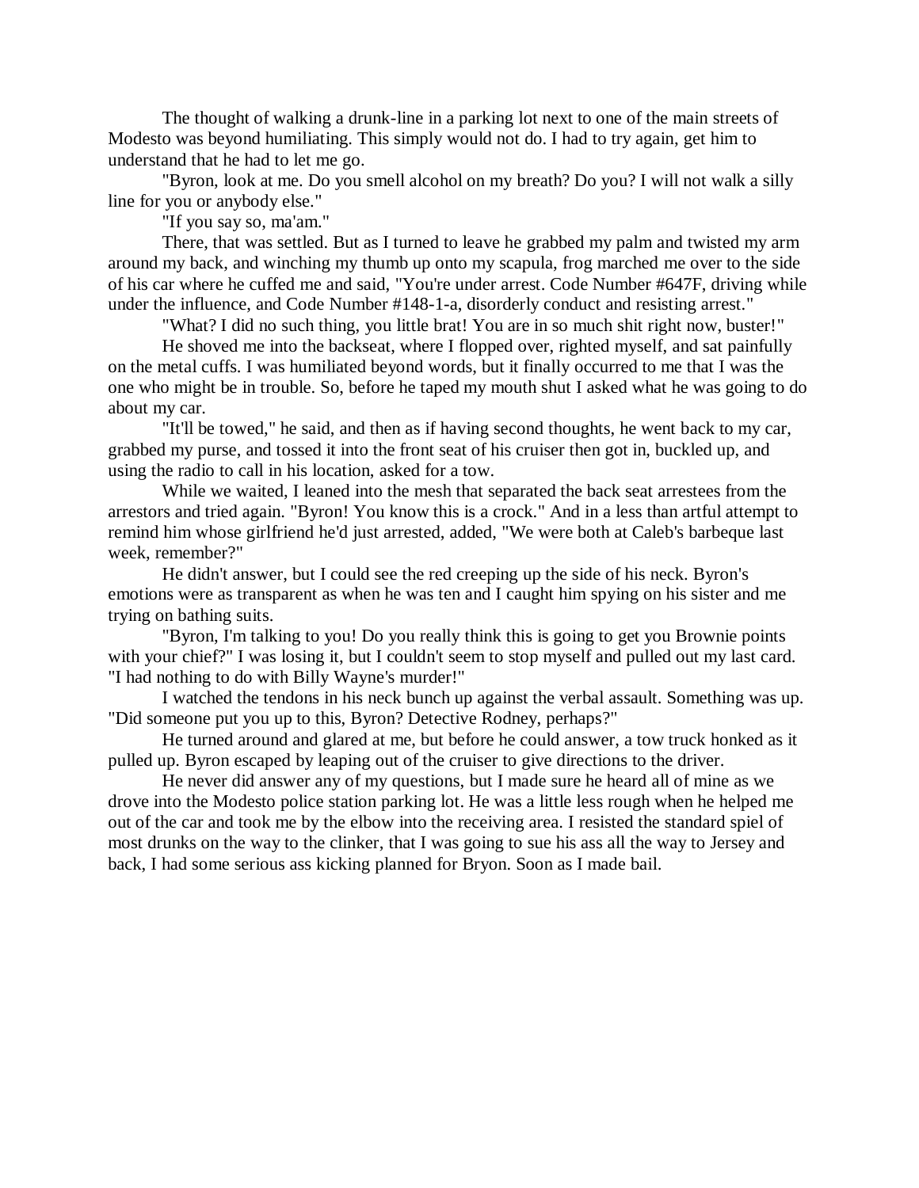The thought of walking a drunk-line in a parking lot next to one of the main streets of Modesto was beyond humiliating. This simply would not do. I had to try again, get him to understand that he had to let me go.

"Byron, look at me. Do you smell alcohol on my breath? Do you? I will not walk a silly line for you or anybody else."

"If you say so, ma'am."

There, that was settled. But as I turned to leave he grabbed my palm and twisted my arm around my back, and winching my thumb up onto my scapula, frog marched me over to the side of his car where he cuffed me and said, "You're under arrest. Code Number #647F, driving while under the influence, and Code Number #148-1-a, disorderly conduct and resisting arrest."

"What? I did no such thing, you little brat! You are in so much shit right now, buster!"

He shoved me into the backseat, where I flopped over, righted myself, and sat painfully on the metal cuffs. I was humiliated beyond words, but it finally occurred to me that I was the one who might be in trouble. So, before he taped my mouth shut I asked what he was going to do about my car.

"It'll be towed," he said, and then as if having second thoughts, he went back to my car, grabbed my purse, and tossed it into the front seat of his cruiser then got in, buckled up, and using the radio to call in his location, asked for a tow.

While we waited, I leaned into the mesh that separated the back seat arrestees from the arrestors and tried again. "Byron! You know this is a crock." And in a less than artful attempt to remind him whose girlfriend he'd just arrested, added, "We were both at Caleb's barbeque last week, remember?"

He didn't answer, but I could see the red creeping up the side of his neck. Byron's emotions were as transparent as when he was ten and I caught him spying on his sister and me trying on bathing suits.

"Byron, I'm talking to you! Do you really think this is going to get you Brownie points with your chief?" I was losing it, but I couldn't seem to stop myself and pulled out my last card. "I had nothing to do with Billy Wayne's murder!"

I watched the tendons in his neck bunch up against the verbal assault. Something was up. "Did someone put you up to this, Byron? Detective Rodney, perhaps?"

He turned around and glared at me, but before he could answer, a tow truck honked as it pulled up. Byron escaped by leaping out of the cruiser to give directions to the driver.

He never did answer any of my questions, but I made sure he heard all of mine as we drove into the Modesto police station parking lot. He was a little less rough when he helped me out of the car and took me by the elbow into the receiving area. I resisted the standard spiel of most drunks on the way to the clinker, that I was going to sue his ass all the way to Jersey and back, I had some serious ass kicking planned for Bryon. Soon as I made bail.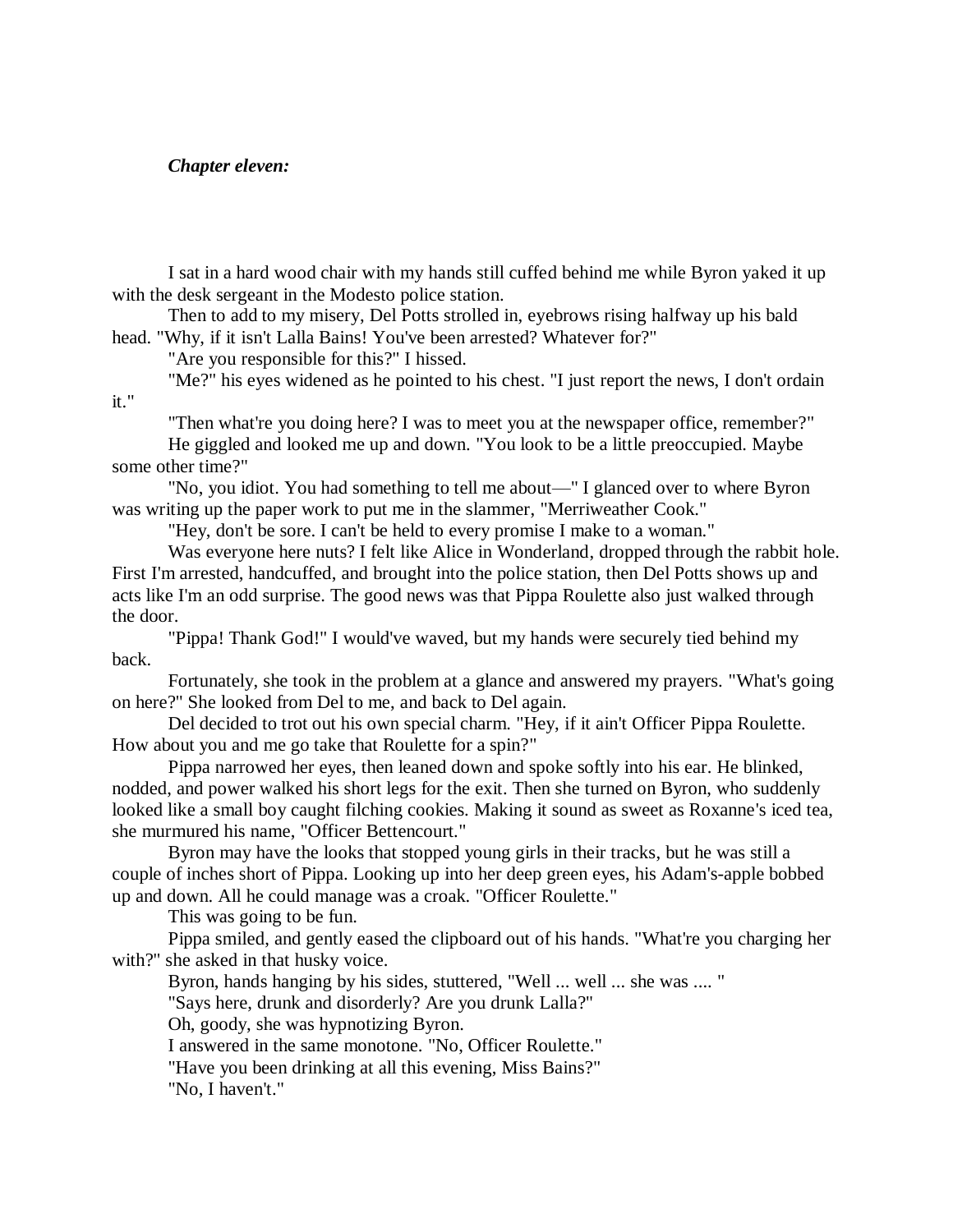***Chapter eleven:***

I sat in a hard wood chair with my hands still cuffed behind me while Byron yaked it up with the desk sergeant in the Modesto police station.

Then to add to my misery, Del Potts strolled in, eyebrows rising halfway up his bald head. "Why, if it isn't Lalla Bains! You've been arrested? Whatever for?"

"Are you responsible for this?" I hissed.

"Me?" his eyes widened as he pointed to his chest. "I just report the news, I don't ordain it."

"Then what're you doing here? I was to meet you at the newspaper office, remember?"

He giggled and looked me up and down. "You look to be a little preoccupied. Maybe some other time?"

"No, you idiot. You had something to tell me about—" I glanced over to where Byron was writing up the paper work to put me in the slammer, "Merriweather Cook."

"Hey, don't be sore. I can't be held to every promise I make to a woman."

Was everyone here nuts? I felt like Alice in Wonderland, dropped through the rabbit hole. First I'm arrested, handcuffed, and brought into the police station, then Del Potts shows up and acts like I'm an odd surprise. The good news was that Pippa Roulette also just walked through the door.

"Pippa! Thank God!" I would've waved, but my hands were securely tied behind my back.

Fortunately, she took in the problem at a glance and answered my prayers. "What's going on here?" She looked from Del to me, and back to Del again.

Del decided to trot out his own special charm. "Hey, if it ain't Officer Pippa Roulette. How about you and me go take that Roulette for a spin?"

Pippa narrowed her eyes, then leaned down and spoke softly into his ear. He blinked, nodded, and power walked his short legs for the exit. Then she turned on Byron, who suddenly looked like a small boy caught filching cookies. Making it sound as sweet as Roxanne's iced tea, she murmured his name, "Officer Bettencourt."

Byron may have the looks that stopped young girls in their tracks, but he was still a couple of inches short of Pippa. Looking up into her deep green eyes, his Adam's-apple bobbed up and down. All he could manage was a croak. "Officer Roulette."

This was going to be fun.

Pippa smiled, and gently eased the clipboard out of his hands. "What're you charging her with?" she asked in that husky voice.

Byron, hands hanging by his sides, stuttered, "Well ... well ... she was .... "

"Says here, drunk and disorderly? Are you drunk Lalla?"

Oh, goody, she was hypnotizing Byron.

I answered in the same monotone. "No, Officer Roulette."

"Have you been drinking at all this evening, Miss Bains?"

"No, I haven't."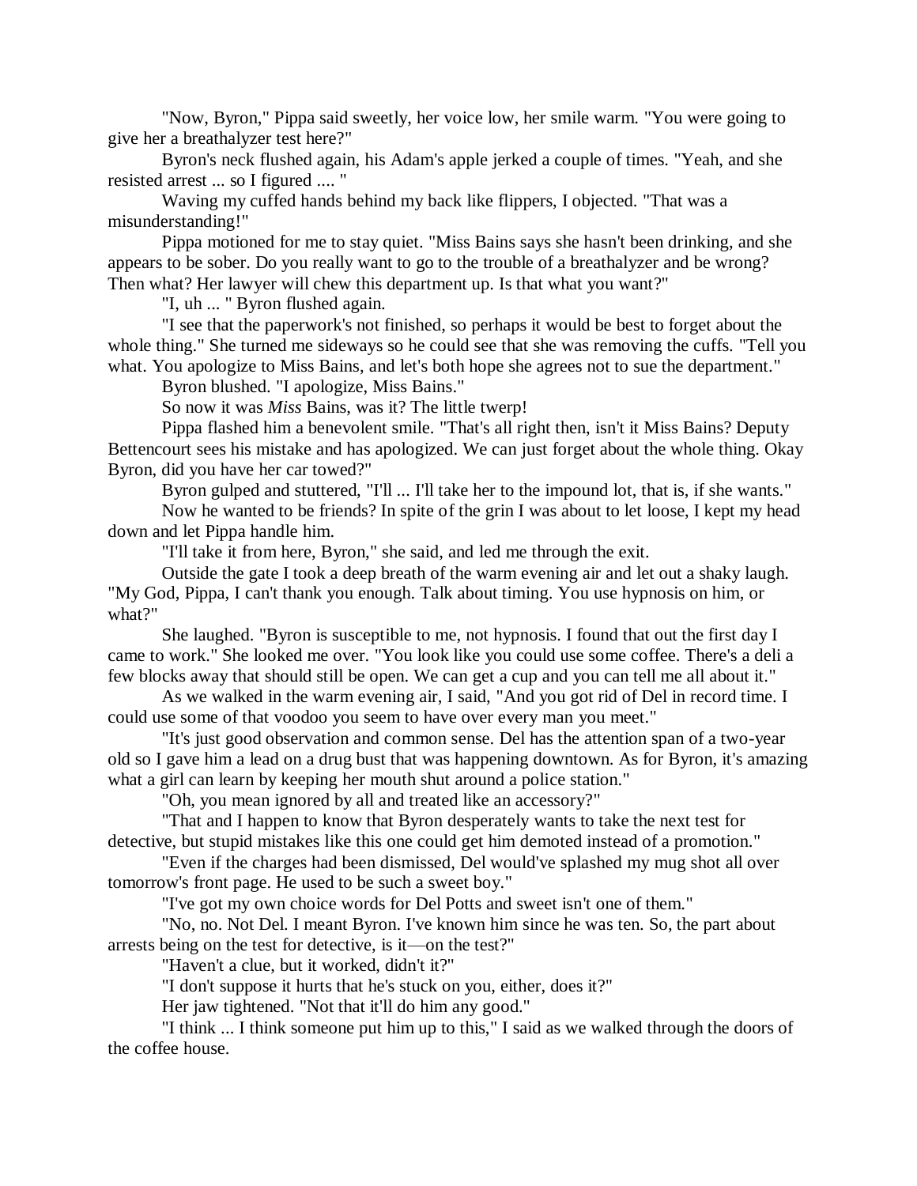"Now, Byron," Pippa said sweetly, her voice low, her smile warm. "You were going to give her a breathalyzer test here?"

Byron's neck flushed again, his Adam's apple jerked a couple of times. "Yeah, and she resisted arrest ... so I figured .... "

Waving my cuffed hands behind my back like flippers, I objected. "That was a misunderstanding!"

Pippa motioned for me to stay quiet. "Miss Bains says she hasn't been drinking, and she appears to be sober. Do you really want to go to the trouble of a breathalyzer and be wrong? Then what? Her lawyer will chew this department up. Is that what you want?"

"I, uh ... " Byron flushed again.

"I see that the paperwork's not finished, so perhaps it would be best to forget about the whole thing." She turned me sideways so he could see that she was removing the cuffs. "Tell you what. You apologize to Miss Bains, and let's both hope she agrees not to sue the department."

Byron blushed. "I apologize, Miss Bains."

So now it was *Miss* Bains, was it? The little twerp!

Pippa flashed him a benevolent smile. "That's all right then, isn't it Miss Bains? Deputy Bettencourt sees his mistake and has apologized. We can just forget about the whole thing. Okay Byron, did you have her car towed?"

Byron gulped and stuttered, "I'll ... I'll take her to the impound lot, that is, if she wants."

Now he wanted to be friends? In spite of the grin I was about to let loose, I kept my head down and let Pippa handle him.

"I'll take it from here, Byron," she said, and led me through the exit.

Outside the gate I took a deep breath of the warm evening air and let out a shaky laugh. "My God, Pippa, I can't thank you enough. Talk about timing. You use hypnosis on him, or what?"

She laughed. "Byron is susceptible to me, not hypnosis. I found that out the first day I came to work." She looked me over. "You look like you could use some coffee. There's a deli a few blocks away that should still be open. We can get a cup and you can tell me all about it."

As we walked in the warm evening air, I said, "And you got rid of Del in record time. I could use some of that voodoo you seem to have over every man you meet."

"It's just good observation and common sense. Del has the attention span of a two-year old so I gave him a lead on a drug bust that was happening downtown. As for Byron, it's amazing what a girl can learn by keeping her mouth shut around a police station."

"Oh, you mean ignored by all and treated like an accessory?"

"That and I happen to know that Byron desperately wants to take the next test for detective, but stupid mistakes like this one could get him demoted instead of a promotion."

"Even if the charges had been dismissed, Del would've splashed my mug shot all over tomorrow's front page. He used to be such a sweet boy."

"I've got my own choice words for Del Potts and sweet isn't one of them."

"No, no. Not Del. I meant Byron. I've known him since he was ten. So, the part about arrests being on the test for detective, is it—on the test?"

"Haven't a clue, but it worked, didn't it?"

"I don't suppose it hurts that he's stuck on you, either, does it?"

Her jaw tightened. "Not that it'll do him any good."

"I think ... I think someone put him up to this," I said as we walked through the doors of the coffee house.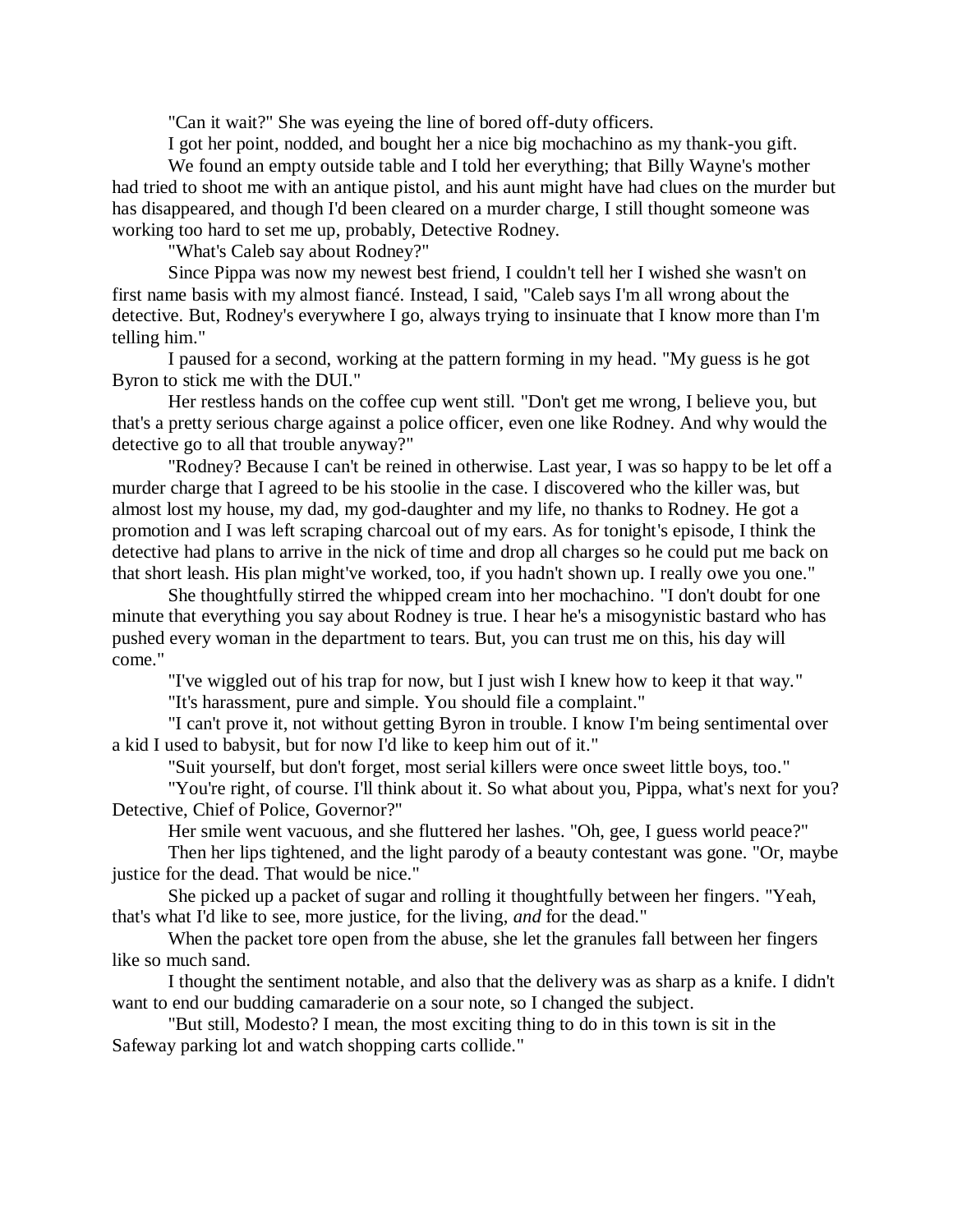"Can it wait?" She was eyeing the line of bored off-duty officers.

I got her point, nodded, and bought her a nice big mochachino as my thank-you gift.

We found an empty outside table and I told her everything; that Billy Wayne's mother had tried to shoot me with an antique pistol, and his aunt might have had clues on the murder but has disappeared, and though I'd been cleared on a murder charge, I still thought someone was working too hard to set me up, probably, Detective Rodney.

"What's Caleb say about Rodney?"

Since Pippa was now my newest best friend, I couldn't tell her I wished she wasn't on first name basis with my almost fiancé. Instead, I said, "Caleb says I'm all wrong about the detective. But, Rodney's everywhere I go, always trying to insinuate that I know more than I'm telling him."

I paused for a second, working at the pattern forming in my head. "My guess is he got Byron to stick me with the DUI."

Her restless hands on the coffee cup went still. "Don't get me wrong, I believe you, but that's a pretty serious charge against a police officer, even one like Rodney. And why would the detective go to all that trouble anyway?"

"Rodney? Because I can't be reined in otherwise. Last year, I was so happy to be let off a murder charge that I agreed to be his stoolie in the case. I discovered who the killer was, but almost lost my house, my dad, my god-daughter and my life, no thanks to Rodney. He got a promotion and I was left scraping charcoal out of my ears. As for tonight's episode, I think the detective had plans to arrive in the nick of time and drop all charges so he could put me back on that short leash. His plan might've worked, too, if you hadn't shown up. I really owe you one."

She thoughtfully stirred the whipped cream into her mochachino. "I don't doubt for one minute that everything you say about Rodney is true. I hear he's a misogynistic bastard who has pushed every woman in the department to tears. But, you can trust me on this, his day will come."

"I've wiggled out of his trap for now, but I just wish I knew how to keep it that way."

"It's harassment, pure and simple. You should file a complaint."

"I can't prove it, not without getting Byron in trouble. I know I'm being sentimental over a kid I used to babysit, but for now I'd like to keep him out of it."

"Suit yourself, but don't forget, most serial killers were once sweet little boys, too."

"You're right, of course. I'll think about it. So what about you, Pippa, what's next for you? Detective, Chief of Police, Governor?"

Her smile went vacuous, and she fluttered her lashes. "Oh, gee, I guess world peace?"

Then her lips tightened, and the light parody of a beauty contestant was gone. "Or, maybe justice for the dead. That would be nice."

She picked up a packet of sugar and rolling it thoughtfully between her fingers. "Yeah, that's what I'd like to see, more justice, for the living, *and* for the dead."

When the packet tore open from the abuse, she let the granules fall between her fingers like so much sand.

I thought the sentiment notable, and also that the delivery was as sharp as a knife. I didn't want to end our budding camaraderie on a sour note, so I changed the subject.

"But still, Modesto? I mean, the most exciting thing to do in this town is sit in the Safeway parking lot and watch shopping carts collide."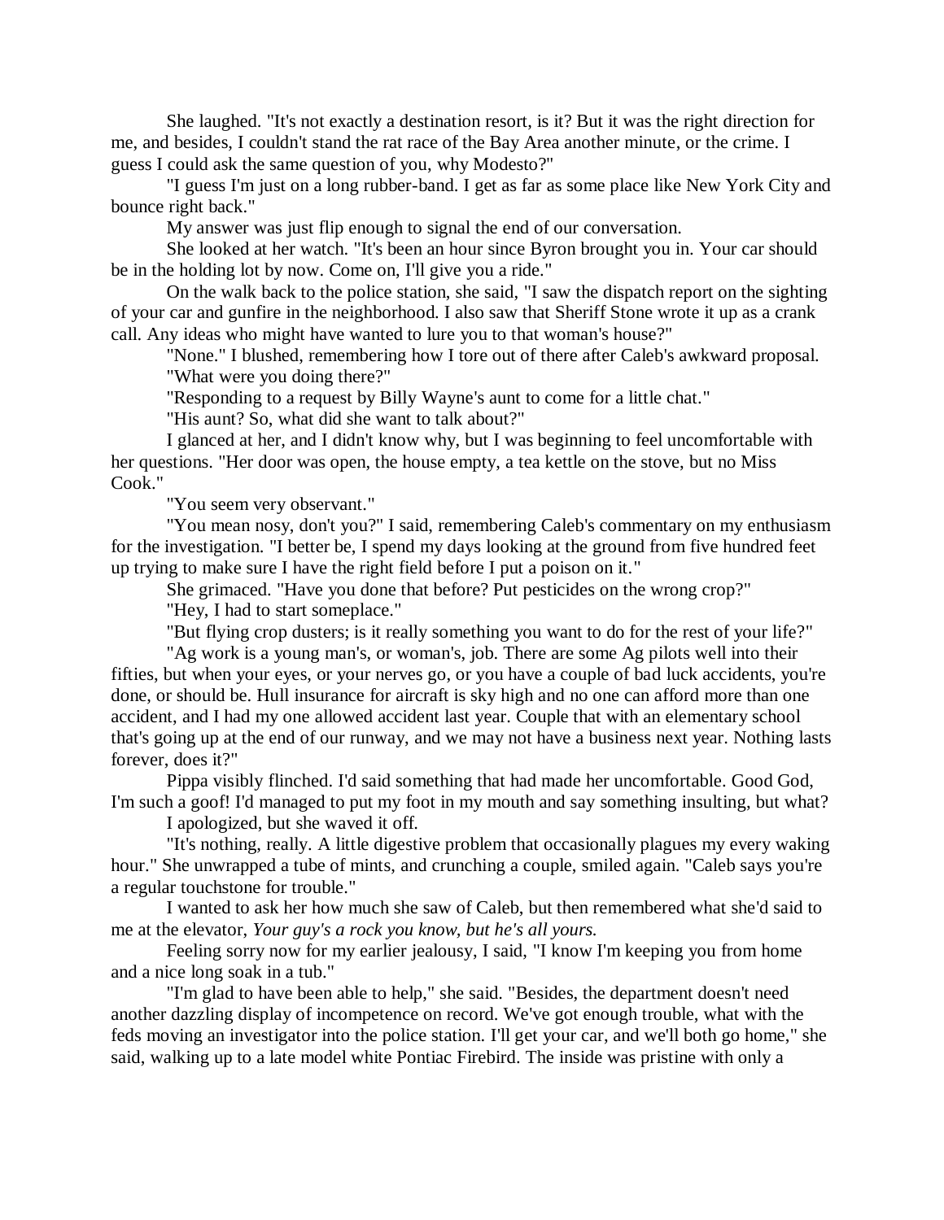She laughed. "It's not exactly a destination resort, is it? But it was the right direction for me, and besides, I couldn't stand the rat race of the Bay Area another minute, or the crime. I guess I could ask the same question of you, why Modesto?"

"I guess I'm just on a long rubber-band. I get as far as some place like New York City and bounce right back."

My answer was just flip enough to signal the end of our conversation.

She looked at her watch. "It's been an hour since Byron brought you in. Your car should be in the holding lot by now. Come on, I'll give you a ride."

On the walk back to the police station, she said, "I saw the dispatch report on the sighting of your car and gunfire in the neighborhood. I also saw that Sheriff Stone wrote it up as a crank call. Any ideas who might have wanted to lure you to that woman's house?"

"None." I blushed, remembering how I tore out of there after Caleb's awkward proposal.

"What were you doing there?"

"Responding to a request by Billy Wayne's aunt to come for a little chat."

"His aunt? So, what did she want to talk about?"

I glanced at her, and I didn't know why, but I was beginning to feel uncomfortable with her questions. "Her door was open, the house empty, a tea kettle on the stove, but no Miss Cook."

"You seem very observant."

"You mean nosy, don't you?" I said, remembering Caleb's commentary on my enthusiasm for the investigation. "I better be, I spend my days looking at the ground from five hundred feet up trying to make sure I have the right field before I put a poison on it."

She grimaced. "Have you done that before? Put pesticides on the wrong crop?"

"Hey, I had to start someplace."

"But flying crop dusters; is it really something you want to do for the rest of your life?"

"Ag work is a young man's, or woman's, job. There are some Ag pilots well into their fifties, but when your eyes, or your nerves go, or you have a couple of bad luck accidents, you're done, or should be. Hull insurance for aircraft is sky high and no one can afford more than one accident, and I had my one allowed accident last year. Couple that with an elementary school that's going up at the end of our runway, and we may not have a business next year. Nothing lasts forever, does it?"

Pippa visibly flinched. I'd said something that had made her uncomfortable. Good God, I'm such a goof! I'd managed to put my foot in my mouth and say something insulting, but what?

I apologized, but she waved it off.

"It's nothing, really. A little digestive problem that occasionally plagues my every waking hour." She unwrapped a tube of mints, and crunching a couple, smiled again. "Caleb says you're a regular touchstone for trouble."

I wanted to ask her how much she saw of Caleb, but then remembered what she'd said to me at the elevator, *Your guy's a rock you know, but he's all yours.*

Feeling sorry now for my earlier jealousy, I said, "I know I'm keeping you from home and a nice long soak in a tub."

"I'm glad to have been able to help," she said. "Besides, the department doesn't need another dazzling display of incompetence on record. We've got enough trouble, what with the feds moving an investigator into the police station. I'll get your car, and we'll both go home," she said, walking up to a late model white Pontiac Firebird. The inside was pristine with only a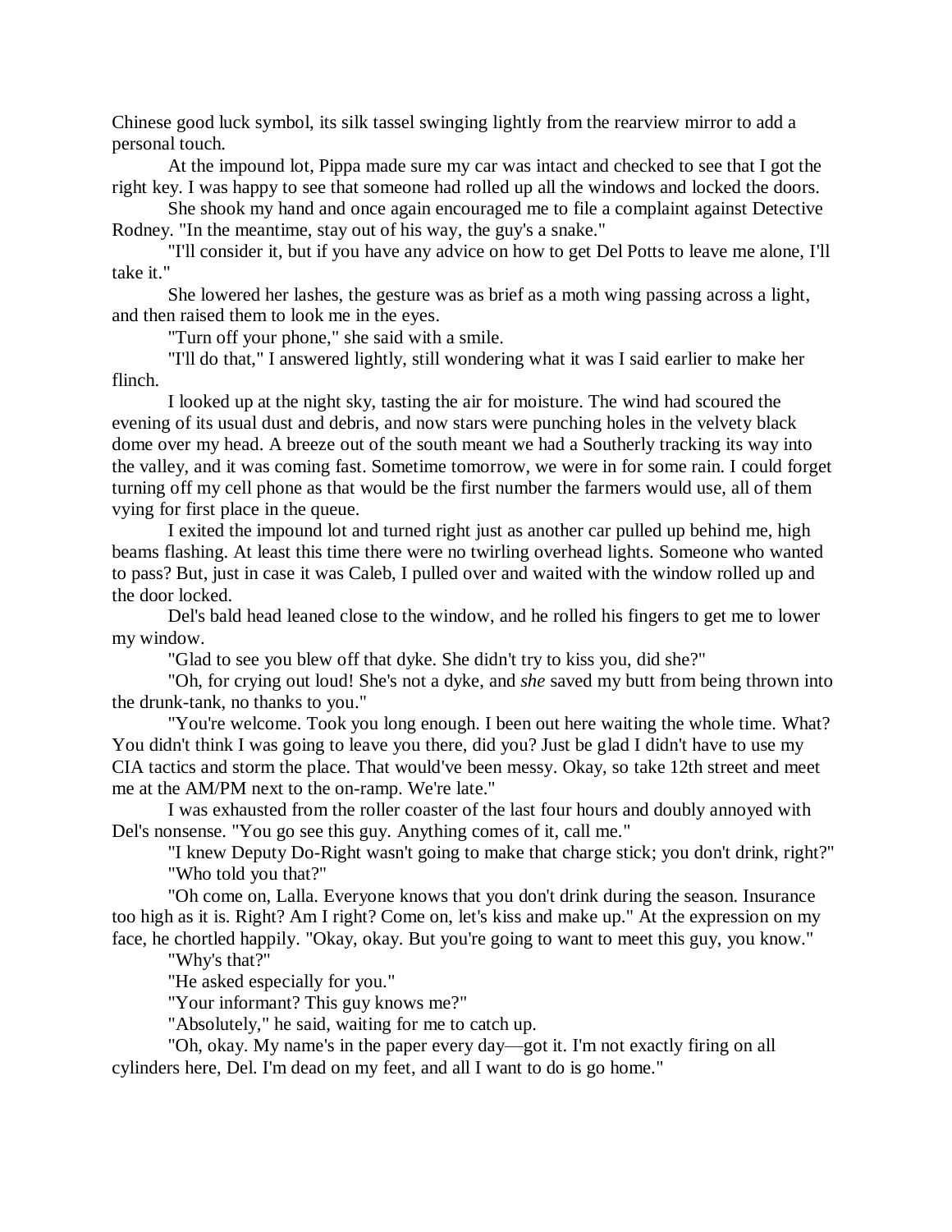Chinese good luck symbol, its silk tassel swinging lightly from the rearview mirror to add a personal touch.

At the impound lot, Pippa made sure my car was intact and checked to see that I got the right key. I was happy to see that someone had rolled up all the windows and locked the doors.

She shook my hand and once again encouraged me to file a complaint against Detective Rodney. "In the meantime, stay out of his way, the guy's a snake."

"I'll consider it, but if you have any advice on how to get Del Potts to leave me alone, I'll take it."

She lowered her lashes, the gesture was as brief as a moth wing passing across a light, and then raised them to look me in the eyes.

"Turn off your phone," she said with a smile.

"I'll do that," I answered lightly, still wondering what it was I said earlier to make her flinch.

I looked up at the night sky, tasting the air for moisture. The wind had scoured the evening of its usual dust and debris, and now stars were punching holes in the velvety black dome over my head. A breeze out of the south meant we had a Southerly tracking its way into the valley, and it was coming fast. Sometime tomorrow, we were in for some rain. I could forget turning off my cell phone as that would be the first number the farmers would use, all of them vying for first place in the queue.

I exited the impound lot and turned right just as another car pulled up behind me, high beams flashing. At least this time there were no twirling overhead lights. Someone who wanted to pass? But, just in case it was Caleb, I pulled over and waited with the window rolled up and the door locked.

Del's bald head leaned close to the window, and he rolled his fingers to get me to lower my window.

"Glad to see you blew off that dyke. She didn't try to kiss you, did she?"

"Oh, for crying out loud! She's not a dyke, and *she* saved my butt from being thrown into the drunk-tank, no thanks to you."

"You're welcome. Took you long enough. I been out here waiting the whole time. What? You didn't think I was going to leave you there, did you? Just be glad I didn't have to use my CIA tactics and storm the place. That would've been messy. Okay, so take 12th street and meet me at the AM/PM next to the on-ramp. We're late."

I was exhausted from the roller coaster of the last four hours and doubly annoyed with Del's nonsense. "You go see this guy. Anything comes of it, call me."

"I knew Deputy Do-Right wasn't going to make that charge stick; you don't drink, right?"

"Who told you that?"

"Oh come on, Lalla. Everyone knows that you don't drink during the season. Insurance too high as it is. Right? Am I right? Come on, let's kiss and make up." At the expression on my face, he chortled happily. "Okay, okay. But you're going to want to meet this guy, you know."

"Why's that?"

"He asked especially for you."

"Your informant? This guy knows me?"

"Absolutely," he said, waiting for me to catch up.

"Oh, okay. My name's in the paper every day—got it. I'm not exactly firing on all cylinders here, Del. I'm dead on my feet, and all I want to do is go home."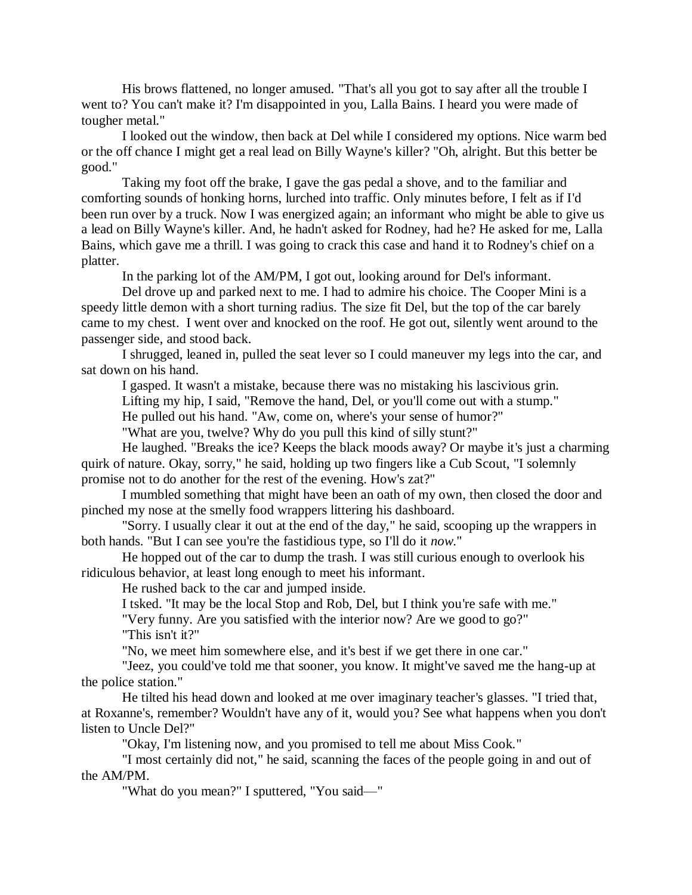His brows flattened, no longer amused. "That's all you got to say after all the trouble I went to? You can't make it? I'm disappointed in you, Lalla Bains. I heard you were made of tougher metal."

I looked out the window, then back at Del while I considered my options. Nice warm bed or the off chance I might get a real lead on Billy Wayne's killer? "Oh, alright. But this better be good."

Taking my foot off the brake, I gave the gas pedal a shove, and to the familiar and comforting sounds of honking horns, lurched into traffic. Only minutes before, I felt as if I'd been run over by a truck. Now I was energized again; an informant who might be able to give us a lead on Billy Wayne's killer. And, he hadn't asked for Rodney, had he? He asked for me, Lalla Bains, which gave me a thrill. I was going to crack this case and hand it to Rodney's chief on a platter.

In the parking lot of the AM/PM, I got out, looking around for Del's informant.

Del drove up and parked next to me. I had to admire his choice. The Cooper Mini is a speedy little demon with a short turning radius. The size fit Del, but the top of the car barely came to my chest. I went over and knocked on the roof. He got out, silently went around to the passenger side, and stood back.

I shrugged, leaned in, pulled the seat lever so I could maneuver my legs into the car, and sat down on his hand.

I gasped. It wasn't a mistake, because there was no mistaking his lascivious grin.

Lifting my hip, I said, "Remove the hand, Del, or you'll come out with a stump."

He pulled out his hand. "Aw, come on, where's your sense of humor?"

"What are you, twelve? Why do you pull this kind of silly stunt?"

He laughed. "Breaks the ice? Keeps the black moods away? Or maybe it's just a charming quirk of nature. Okay, sorry," he said, holding up two fingers like a Cub Scout, "I solemnly promise not to do another for the rest of the evening. How's zat?"

I mumbled something that might have been an oath of my own, then closed the door and pinched my nose at the smelly food wrappers littering his dashboard.

"Sorry. I usually clear it out at the end of the day," he said, scooping up the wrappers in both hands. "But I can see you're the fastidious type, so I'll do it *now*."

He hopped out of the car to dump the trash. I was still curious enough to overlook his ridiculous behavior, at least long enough to meet his informant.

He rushed back to the car and jumped inside.

I tsked. "It may be the local Stop and Rob, Del, but I think you're safe with me."

"Very funny. Are you satisfied with the interior now? Are we good to go?"

"This isn't it?"

"No, we meet him somewhere else, and it's best if we get there in one car."

"Jeez, you could've told me that sooner, you know. It might've saved me the hang-up at the police station."

He tilted his head down and looked at me over imaginary teacher's glasses. "I tried that, at Roxanne's, remember? Wouldn't have any of it, would you? See what happens when you don't listen to Uncle Del?"

"Okay, I'm listening now, and you promised to tell me about Miss Cook."

"I most certainly did not," he said, scanning the faces of the people going in and out of the AM/PM.

"What do you mean?" I sputtered, "You said—"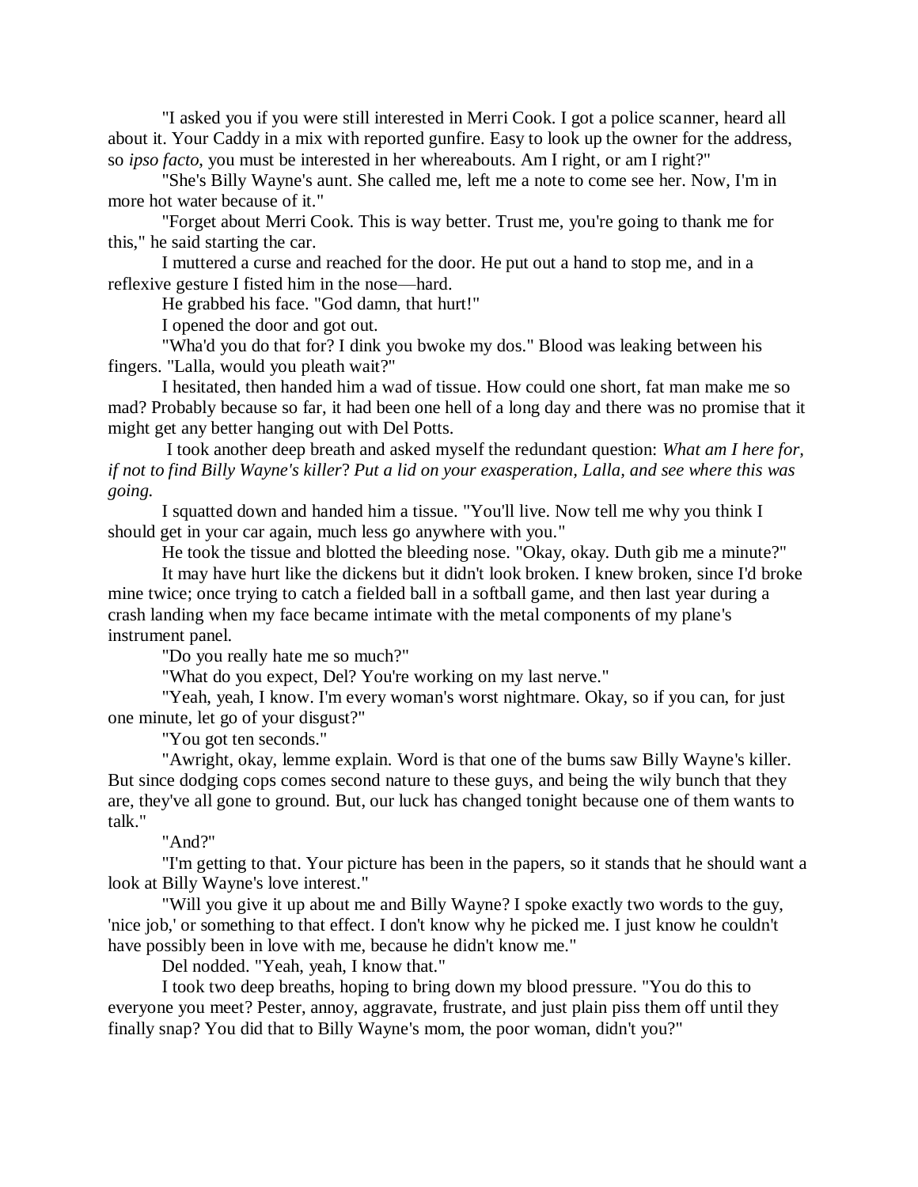"I asked you if you were still interested in Merri Cook. I got a police scanner, heard all about it. Your Caddy in a mix with reported gunfire. Easy to look up the owner for the address, so *ipso facto*, you must be interested in her whereabouts. Am I right, or am I right?"

"She's Billy Wayne's aunt. She called me, left me a note to come see her. Now, I'm in more hot water because of it."

"Forget about Merri Cook. This is way better. Trust me, you're going to thank me for this," he said starting the car.

I muttered a curse and reached for the door. He put out a hand to stop me, and in a reflexive gesture I fisted him in the nose—hard.

He grabbed his face. "God damn, that hurt!"

I opened the door and got out.

"Wha'd you do that for? I dink you bwoke my dos." Blood was leaking between his fingers. "Lalla, would you pleath wait?"

I hesitated, then handed him a wad of tissue. How could one short, fat man make me so mad? Probably because so far, it had been one hell of a long day and there was no promise that it might get any better hanging out with Del Potts.

I took another deep breath and asked myself the redundant question: *What am I here for, if not to find Billy Wayne's killer*? *Put a lid on your exasperation, Lalla, and see where this was going.*

I squatted down and handed him a tissue. "You'll live. Now tell me why you think I should get in your car again, much less go anywhere with you."

He took the tissue and blotted the bleeding nose. "Okay, okay. Duth gib me a minute?"

It may have hurt like the dickens but it didn't look broken. I knew broken, since I'd broke mine twice; once trying to catch a fielded ball in a softball game, and then last year during a crash landing when my face became intimate with the metal components of my plane's instrument panel.

"Do you really hate me so much?"

"What do you expect, Del? You're working on my last nerve."

"Yeah, yeah, I know. I'm every woman's worst nightmare. Okay, so if you can, for just one minute, let go of your disgust?"

"You got ten seconds."

"Awright, okay, lemme explain. Word is that one of the bums saw Billy Wayne's killer. But since dodging cops comes second nature to these guys, and being the wily bunch that they are, they've all gone to ground. But, our luck has changed tonight because one of them wants to talk."

"And?"

"I'm getting to that. Your picture has been in the papers, so it stands that he should want a look at Billy Wayne's love interest."

"Will you give it up about me and Billy Wayne? I spoke exactly two words to the guy, 'nice job,' or something to that effect. I don't know why he picked me. I just know he couldn't have possibly been in love with me, because he didn't know me."

Del nodded. "Yeah, yeah, I know that."

I took two deep breaths, hoping to bring down my blood pressure. "You do this to everyone you meet? Pester, annoy, aggravate, frustrate, and just plain piss them off until they finally snap? You did that to Billy Wayne's mom, the poor woman, didn't you?"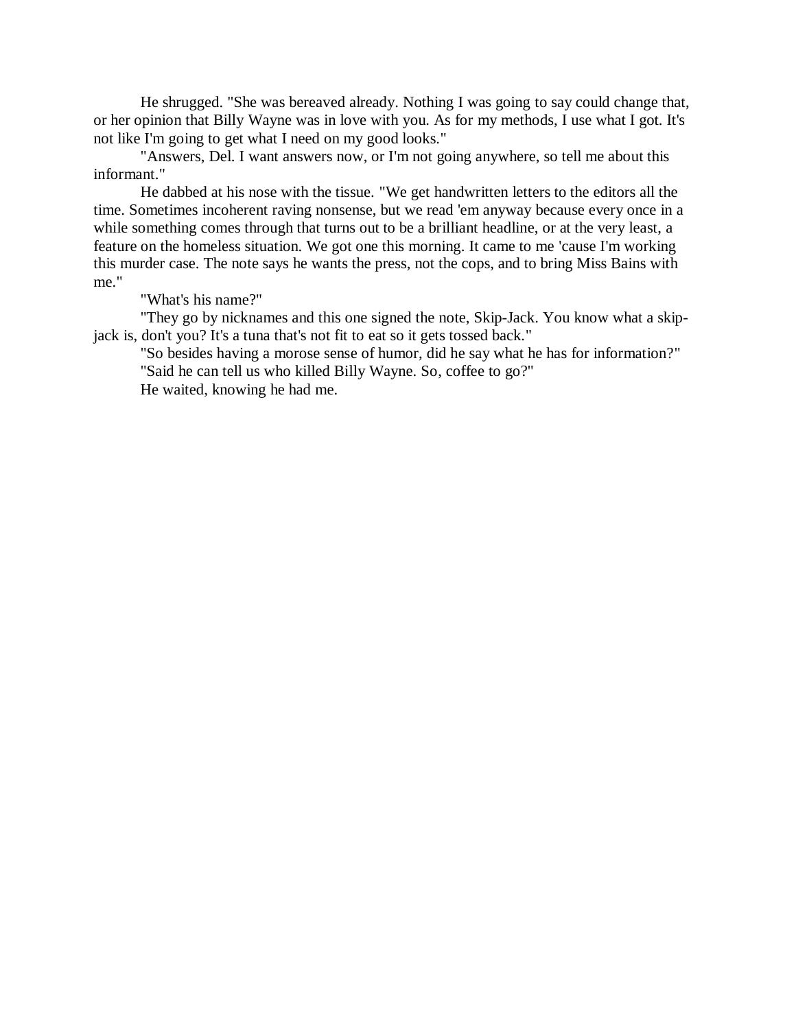He shrugged. "She was bereaved already. Nothing I was going to say could change that, or her opinion that Billy Wayne was in love with you. As for my methods, I use what I got. It's not like I'm going to get what I need on my good looks."

"Answers, Del. I want answers now, or I'm not going anywhere, so tell me about this informant."

He dabbed at his nose with the tissue. "We get handwritten letters to the editors all the time. Sometimes incoherent raving nonsense, but we read 'em anyway because every once in a while something comes through that turns out to be a brilliant headline, or at the very least, a feature on the homeless situation. We got one this morning. It came to me 'cause I'm working this murder case. The note says he wants the press, not the cops, and to bring Miss Bains with me."

"What's his name?"

"They go by nicknames and this one signed the note, Skip-Jack. You know what a skip-jack is, don't you? It's a tuna that's not fit to eat so it gets tossed back."

"So besides having a morose sense of humor, did he say what he has for information?"

"Said he can tell us who killed Billy Wayne. So, coffee to go?"

He waited, knowing he had me.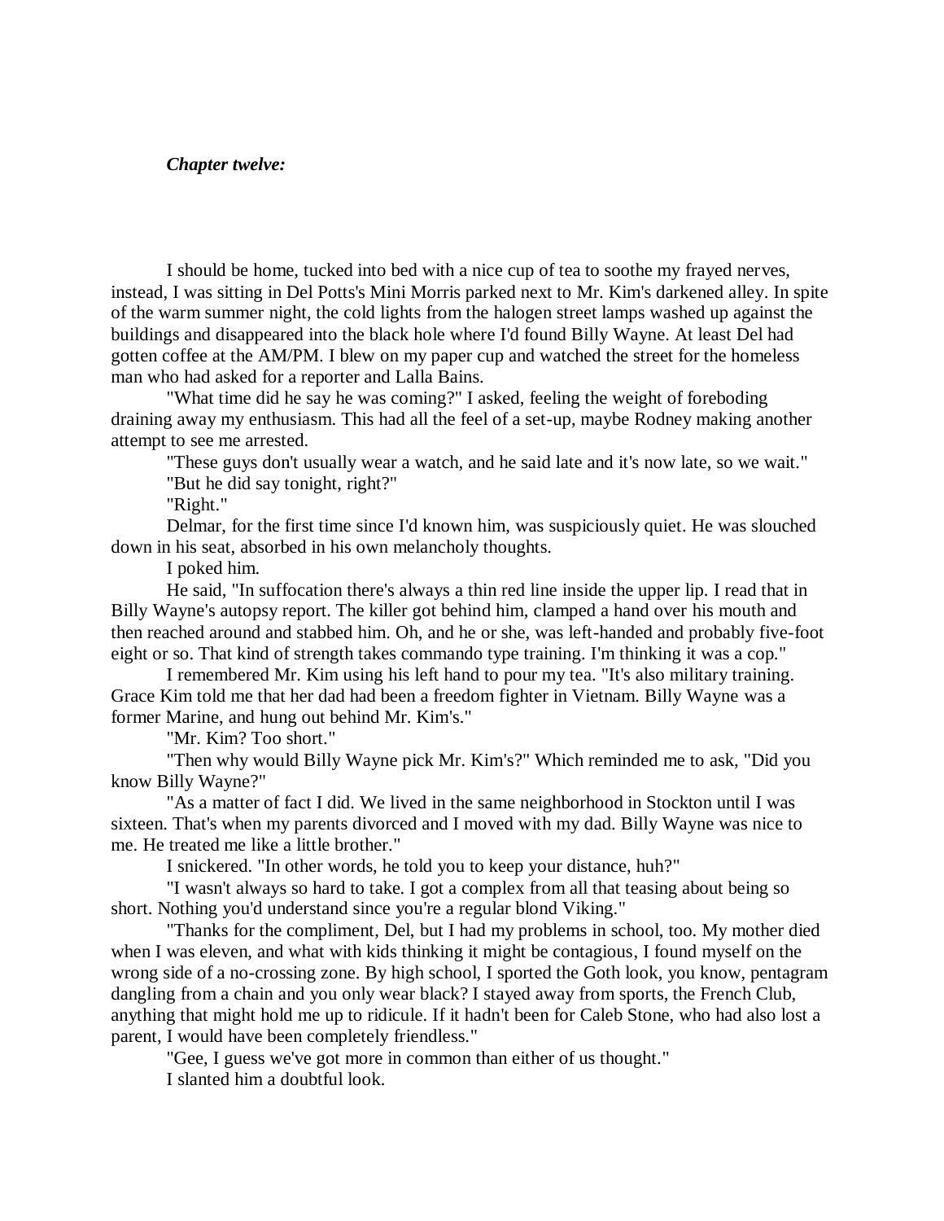***Chapter twelve:***

I should be home, tucked into bed with a nice cup of tea to soothe my frayed nerves, instead, I was sitting in Del Potts's Mini Morris parked next to Mr. Kim's darkened alley. In spite of the warm summer night, the cold lights from the halogen street lamps washed up against the buildings and disappeared into the black hole where I'd found Billy Wayne. At least Del had gotten coffee at the AM/PM. I blew on my paper cup and watched the street for the homeless man who had asked for a reporter and Lalla Bains.

"What time did he say he was coming?" I asked, feeling the weight of foreboding draining away my enthusiasm. This had all the feel of a set-up, maybe Rodney making another attempt to see me arrested.

"These guys don't usually wear a watch, and he said late and it's now late, so we wait."

"But he did say tonight, right?"

"Right."

Delmar, for the first time since I'd known him, was suspiciously quiet. He was slouched down in his seat, absorbed in his own melancholy thoughts.

I poked him.

He said, "In suffocation there's always a thin red line inside the upper lip. I read that in Billy Wayne's autopsy report. The killer got behind him, clamped a hand over his mouth and then reached around and stabbed him. Oh, and he or she, was left-handed and probably five-foot eight or so. That kind of strength takes commando type training. I'm thinking it was a cop."

I remembered Mr. Kim using his left hand to pour my tea. "It's also military training. Grace Kim told me that her dad had been a freedom fighter in Vietnam. Billy Wayne was a former Marine, and hung out behind Mr. Kim's."

"Mr. Kim? Too short."

"Then why would Billy Wayne pick Mr. Kim's?" Which reminded me to ask, "Did you know Billy Wayne?"

"As a matter of fact I did. We lived in the same neighborhood in Stockton until I was sixteen. That's when my parents divorced and I moved with my dad. Billy Wayne was nice to me. He treated me like a little brother."

I snickered. "In other words, he told you to keep your distance, huh?"

"I wasn't always so hard to take. I got a complex from all that teasing about being so short. Nothing you'd understand since you're a regular blond Viking."

"Thanks for the compliment, Del, but I had my problems in school, too. My mother died when I was eleven, and what with kids thinking it might be contagious, I found myself on the wrong side of a no-crossing zone. By high school, I sported the Goth look, you know, pentagram dangling from a chain and you only wear black? I stayed away from sports, the French Club, anything that might hold me up to ridicule. If it hadn't been for Caleb Stone, who had also lost a parent, I would have been completely friendless."

"Gee, I guess we've got more in common than either of us thought."

I slanted him a doubtful look.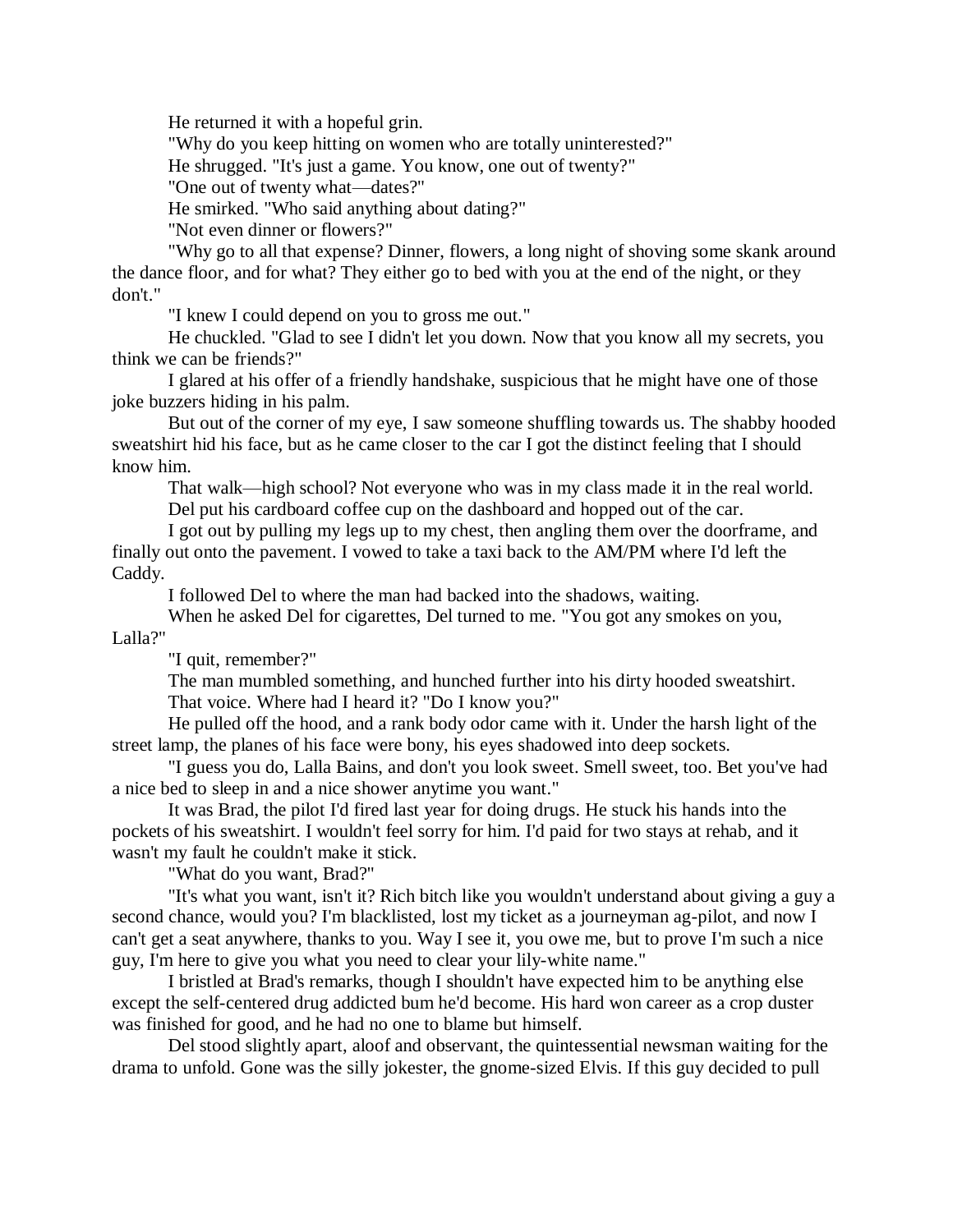He returned it with a hopeful grin.

"Why do you keep hitting on women who are totally uninterested?"

He shrugged. "It's just a game. You know, one out of twenty?"

"One out of twenty what—dates?"

He smirked. "Who said anything about dating?"

"Not even dinner or flowers?"

"Why go to all that expense? Dinner, flowers, a long night of shoving some skank around the dance floor, and for what? They either go to bed with you at the end of the night, or they don't."

"I knew I could depend on you to gross me out."

He chuckled. "Glad to see I didn't let you down. Now that you know all my secrets, you think we can be friends?"

I glared at his offer of a friendly handshake, suspicious that he might have one of those joke buzzers hiding in his palm.

But out of the corner of my eye, I saw someone shuffling towards us. The shabby hooded sweatshirt hid his face, but as he came closer to the car I got the distinct feeling that I should know him.

That walk—high school? Not everyone who was in my class made it in the real world.

Del put his cardboard coffee cup on the dashboard and hopped out of the car.

I got out by pulling my legs up to my chest, then angling them over the doorframe, and finally out onto the pavement. I vowed to take a taxi back to the AM/PM where I'd left the Caddy.

I followed Del to where the man had backed into the shadows, waiting.

When he asked Del for cigarettes, Del turned to me. "You got any smokes on you, Lalla?"

"I quit, remember?"

The man mumbled something, and hunched further into his dirty hooded sweatshirt.

That voice. Where had I heard it? "Do I know you?"

He pulled off the hood, and a rank body odor came with it. Under the harsh light of the street lamp, the planes of his face were bony, his eyes shadowed into deep sockets.

"I guess you do, Lalla Bains, and don't you look sweet. Smell sweet, too. Bet you've had a nice bed to sleep in and a nice shower anytime you want."

It was Brad, the pilot I'd fired last year for doing drugs. He stuck his hands into the pockets of his sweatshirt. I wouldn't feel sorry for him. I'd paid for two stays at rehab, and it wasn't my fault he couldn't make it stick.

"What do you want, Brad?"

"It's what you want, isn't it? Rich bitch like you wouldn't understand about giving a guy a second chance, would you? I'm blacklisted, lost my ticket as a journeyman ag-pilot, and now I can't get a seat anywhere, thanks to you. Way I see it, you owe me, but to prove I'm such a nice guy, I'm here to give you what you need to clear your lily-white name."

I bristled at Brad's remarks, though I shouldn't have expected him to be anything else except the self-centered drug addicted bum he'd become. His hard won career as a crop duster was finished for good, and he had no one to blame but himself.

Del stood slightly apart, aloof and observant, the quintessential newsman waiting for the drama to unfold. Gone was the silly jokester, the gnome-sized Elvis. If this guy decided to pull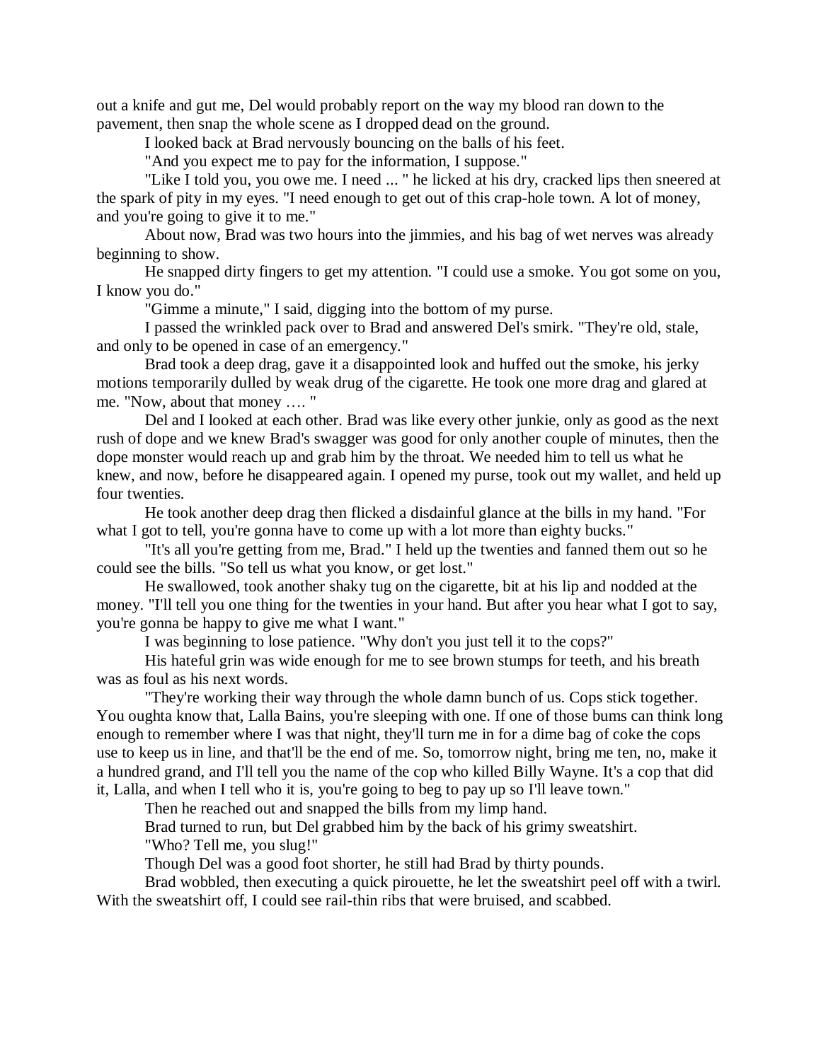out a knife and gut me, Del would probably report on the way my blood ran down to the pavement, then snap the whole scene as I dropped dead on the ground.

I looked back at Brad nervously bouncing on the balls of his feet.

"And you expect me to pay for the information, I suppose."

"Like I told you, you owe me. I need ... " he licked at his dry, cracked lips then sneered at the spark of pity in my eyes. "I need enough to get out of this crap-hole town. A lot of money, and you're going to give it to me."

About now, Brad was two hours into the jimmies, and his bag of wet nerves was already beginning to show.

He snapped dirty fingers to get my attention. "I could use a smoke. You got some on you, I know you do."

"Gimme a minute," I said, digging into the bottom of my purse.

I passed the wrinkled pack over to Brad and answered Del's smirk. "They're old, stale, and only to be opened in case of an emergency."

Brad took a deep drag, gave it a disappointed look and huffed out the smoke, his jerky motions temporarily dulled by weak drug of the cigarette. He took one more drag and glared at me. "Now, about that money …. "

Del and I looked at each other. Brad was like every other junkie, only as good as the next rush of dope and we knew Brad's swagger was good for only another couple of minutes, then the dope monster would reach up and grab him by the throat. We needed him to tell us what he knew, and now, before he disappeared again. I opened my purse, took out my wallet, and held up four twenties.

He took another deep drag then flicked a disdainful glance at the bills in my hand. "For what I got to tell, you're gonna have to come up with a lot more than eighty bucks."

"It's all you're getting from me, Brad." I held up the twenties and fanned them out so he could see the bills. "So tell us what you know, or get lost."

He swallowed, took another shaky tug on the cigarette, bit at his lip and nodded at the money. "I'll tell you one thing for the twenties in your hand. But after you hear what I got to say, you're gonna be happy to give me what I want."

I was beginning to lose patience. "Why don't you just tell it to the cops?"

His hateful grin was wide enough for me to see brown stumps for teeth, and his breath was as foul as his next words.

"They're working their way through the whole damn bunch of us. Cops stick together. You oughta know that, Lalla Bains, you're sleeping with one. If one of those bums can think long enough to remember where I was that night, they'll turn me in for a dime bag of coke the cops use to keep us in line, and that'll be the end of me. So, tomorrow night, bring me ten, no, make it a hundred grand, and I'll tell you the name of the cop who killed Billy Wayne. It's a cop that did it, Lalla, and when I tell who it is, you're going to beg to pay up so I'll leave town."

Then he reached out and snapped the bills from my limp hand.

Brad turned to run, but Del grabbed him by the back of his grimy sweatshirt.

"Who? Tell me, you slug!"

Though Del was a good foot shorter, he still had Brad by thirty pounds.

Brad wobbled, then executing a quick pirouette, he let the sweatshirt peel off with a twirl. With the sweatshirt off, I could see rail-thin ribs that were bruised, and scabbed.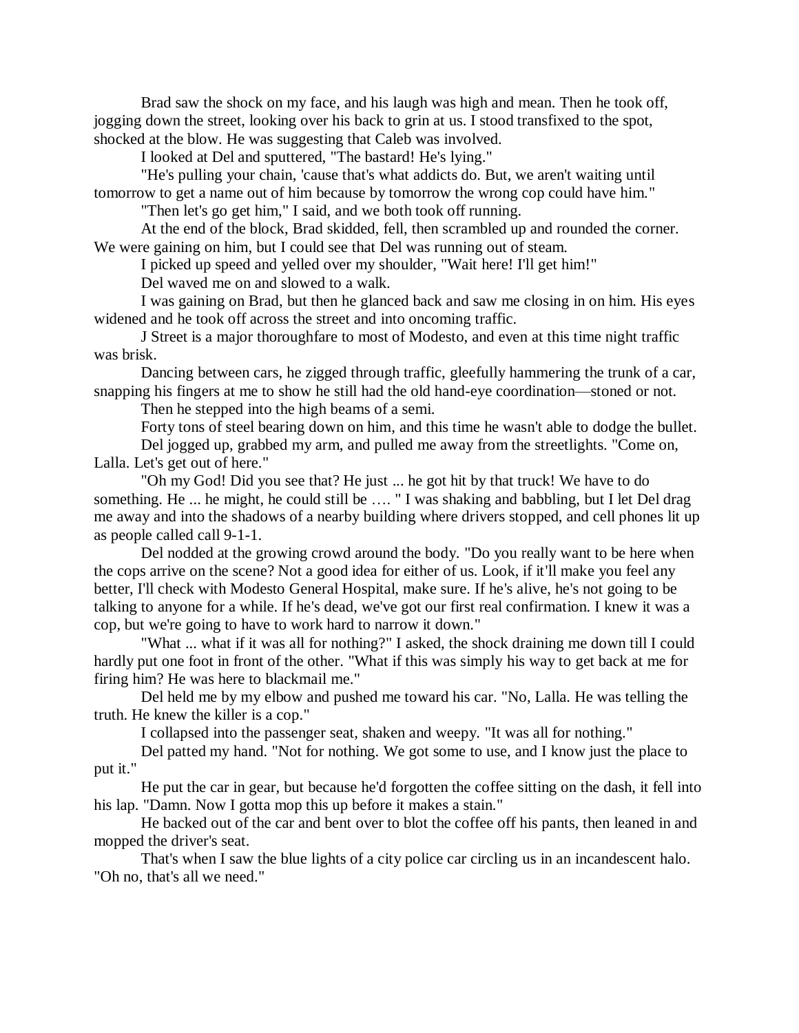Brad saw the shock on my face, and his laugh was high and mean. Then he took off, jogging down the street, looking over his back to grin at us. I stood transfixed to the spot, shocked at the blow. He was suggesting that Caleb was involved.

I looked at Del and sputtered, "The bastard! He's lying."

"He's pulling your chain, 'cause that's what addicts do. But, we aren't waiting until tomorrow to get a name out of him because by tomorrow the wrong cop could have him."

"Then let's go get him," I said, and we both took off running.

At the end of the block, Brad skidded, fell, then scrambled up and rounded the corner. We were gaining on him, but I could see that Del was running out of steam.

I picked up speed and yelled over my shoulder, "Wait here! I'll get him!"

Del waved me on and slowed to a walk.

I was gaining on Brad, but then he glanced back and saw me closing in on him. His eyes widened and he took off across the street and into oncoming traffic.

J Street is a major thoroughfare to most of Modesto, and even at this time night traffic was brisk.

Dancing between cars, he zigged through traffic, gleefully hammering the trunk of a car, snapping his fingers at me to show he still had the old hand-eye coordination—stoned or not.

Then he stepped into the high beams of a semi.

Forty tons of steel bearing down on him, and this time he wasn't able to dodge the bullet.

Del jogged up, grabbed my arm, and pulled me away from the streetlights. "Come on, Lalla. Let's get out of here."

"Oh my God! Did you see that? He just ... he got hit by that truck! We have to do something. He ... he might, he could still be …. " I was shaking and babbling, but I let Del drag me away and into the shadows of a nearby building where drivers stopped, and cell phones lit up as people called call 9-1-1.

Del nodded at the growing crowd around the body. "Do you really want to be here when the cops arrive on the scene? Not a good idea for either of us. Look, if it'll make you feel any better, I'll check with Modesto General Hospital, make sure. If he's alive, he's not going to be talking to anyone for a while. If he's dead, we've got our first real confirmation. I knew it was a cop, but we're going to have to work hard to narrow it down."

"What ... what if it was all for nothing?" I asked, the shock draining me down till I could hardly put one foot in front of the other. "What if this was simply his way to get back at me for firing him? He was here to blackmail me."

Del held me by my elbow and pushed me toward his car. "No, Lalla. He was telling the truth. He knew the killer is a cop."

I collapsed into the passenger seat, shaken and weepy. "It was all for nothing."

Del patted my hand. "Not for nothing. We got some to use, and I know just the place to put it."

He put the car in gear, but because he'd forgotten the coffee sitting on the dash, it fell into his lap. "Damn. Now I gotta mop this up before it makes a stain."

He backed out of the car and bent over to blot the coffee off his pants, then leaned in and mopped the driver's seat.

That's when I saw the blue lights of a city police car circling us in an incandescent halo. "Oh no, that's all we need."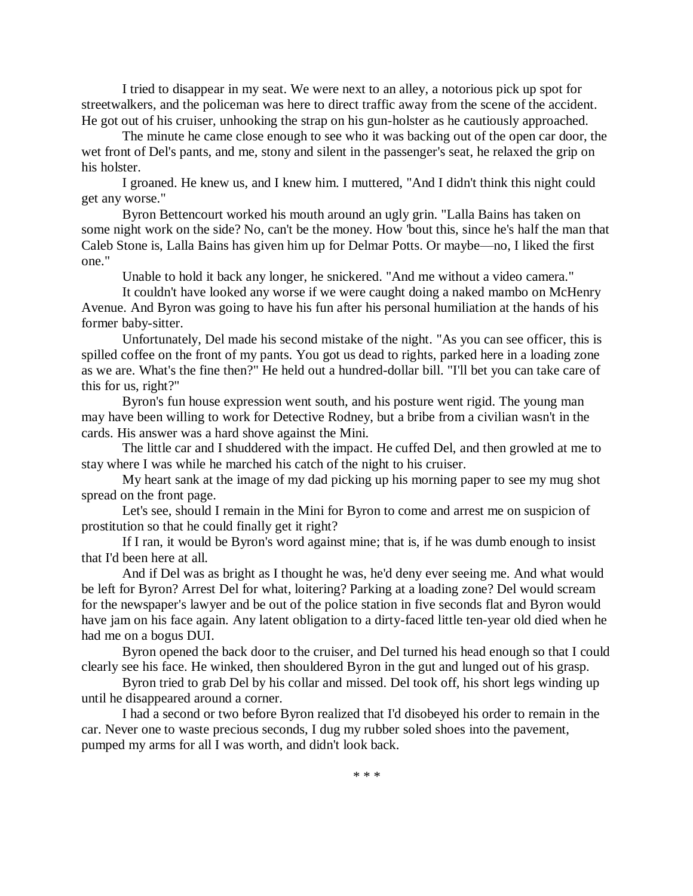I tried to disappear in my seat. We were next to an alley, a notorious pick up spot for streetwalkers, and the policeman was here to direct traffic away from the scene of the accident. He got out of his cruiser, unhooking the strap on his gun-holster as he cautiously approached.

The minute he came close enough to see who it was backing out of the open car door, the wet front of Del's pants, and me, stony and silent in the passenger's seat, he relaxed the grip on his holster.

I groaned. He knew us, and I knew him. I muttered, "And I didn't think this night could get any worse."

Byron Bettencourt worked his mouth around an ugly grin. "Lalla Bains has taken on some night work on the side? No, can't be the money. How 'bout this, since he's half the man that Caleb Stone is, Lalla Bains has given him up for Delmar Potts. Or maybe—no, I liked the first one."

Unable to hold it back any longer, he snickered. "And me without a video camera."

It couldn't have looked any worse if we were caught doing a naked mambo on McHenry Avenue. And Byron was going to have his fun after his personal humiliation at the hands of his former baby-sitter.

Unfortunately, Del made his second mistake of the night. "As you can see officer, this is spilled coffee on the front of my pants. You got us dead to rights, parked here in a loading zone as we are. What's the fine then?" He held out a hundred-dollar bill. "I'll bet you can take care of this for us, right?"

Byron's fun house expression went south, and his posture went rigid. The young man may have been willing to work for Detective Rodney, but a bribe from a civilian wasn't in the cards. His answer was a hard shove against the Mini.

The little car and I shuddered with the impact. He cuffed Del, and then growled at me to stay where I was while he marched his catch of the night to his cruiser.

My heart sank at the image of my dad picking up his morning paper to see my mug shot spread on the front page.

Let's see, should I remain in the Mini for Byron to come and arrest me on suspicion of prostitution so that he could finally get it right?

If I ran, it would be Byron's word against mine; that is, if he was dumb enough to insist that I'd been here at all.

And if Del was as bright as I thought he was, he'd deny ever seeing me. And what would be left for Byron? Arrest Del for what, loitering? Parking at a loading zone? Del would scream for the newspaper's lawyer and be out of the police station in five seconds flat and Byron would have jam on his face again. Any latent obligation to a dirty-faced little ten-year old died when he had me on a bogus DUI.

Byron opened the back door to the cruiser, and Del turned his head enough so that I could clearly see his face. He winked, then shouldered Byron in the gut and lunged out of his grasp.

Byron tried to grab Del by his collar and missed. Del took off, his short legs winding up until he disappeared around a corner.

I had a second or two before Byron realized that I'd disobeyed his order to remain in the car. Never one to waste precious seconds, I dug my rubber soled shoes into the pavement, pumped my arms for all I was worth, and didn't look back.

\* \* \*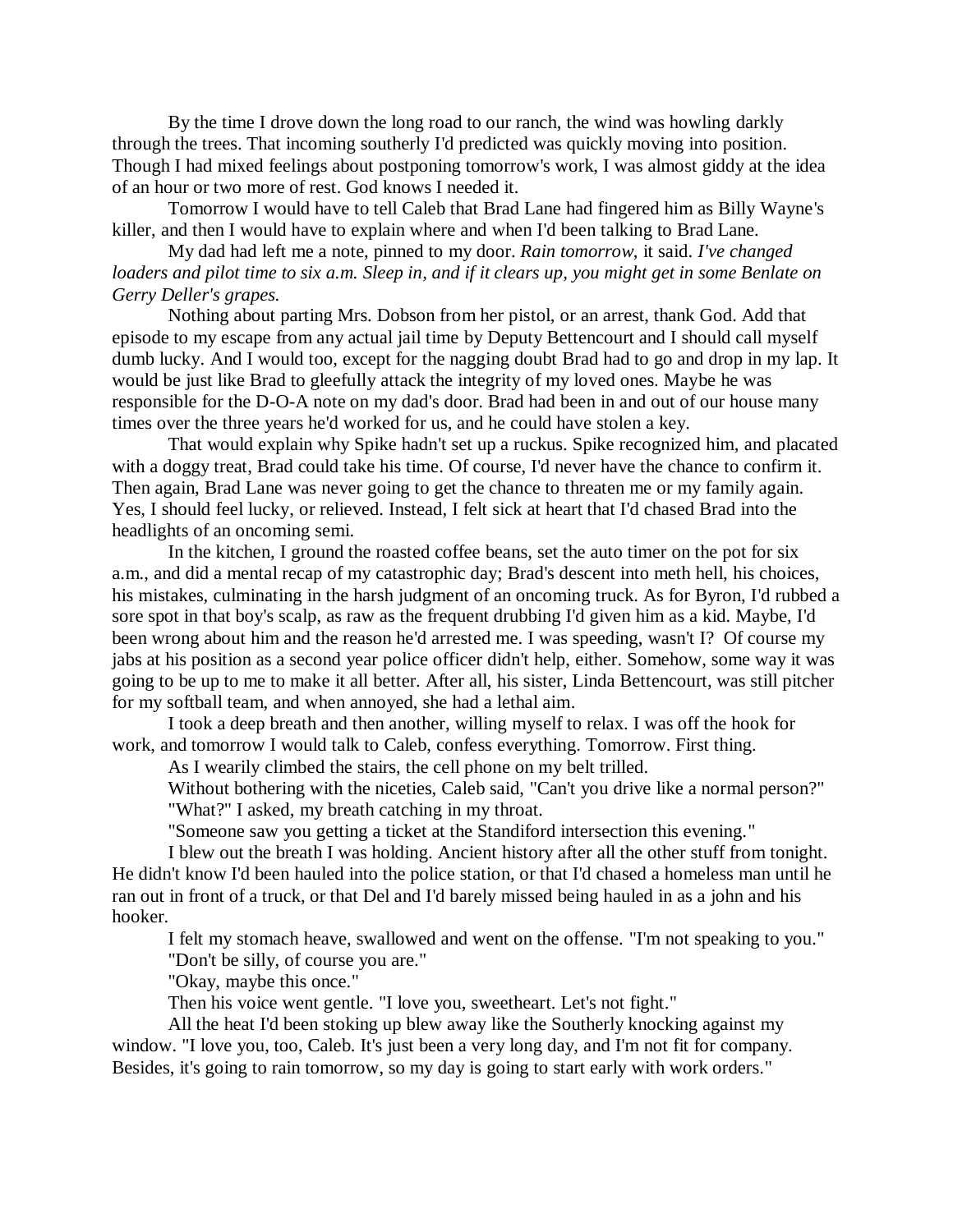By the time I drove down the long road to our ranch, the wind was howling darkly through the trees. That incoming southerly I'd predicted was quickly moving into position. Though I had mixed feelings about postponing tomorrow's work, I was almost giddy at the idea of an hour or two more of rest. God knows I needed it.

Tomorrow I would have to tell Caleb that Brad Lane had fingered him as Billy Wayne's killer, and then I would have to explain where and when I'd been talking to Brad Lane.

My dad had left me a note, pinned to my door. *Rain tomorrow*, it said. *I've changed loaders and pilot time to six a.m. Sleep in, and if it clears up, you might get in some Benlate on Gerry Deller's grapes.*

Nothing about parting Mrs. Dobson from her pistol, or an arrest, thank God. Add that episode to my escape from any actual jail time by Deputy Bettencourt and I should call myself dumb lucky. And I would too, except for the nagging doubt Brad had to go and drop in my lap. It would be just like Brad to gleefully attack the integrity of my loved ones. Maybe he was responsible for the D-O-A note on my dad's door. Brad had been in and out of our house many times over the three years he'd worked for us, and he could have stolen a key.

That would explain why Spike hadn't set up a ruckus. Spike recognized him, and placated with a doggy treat, Brad could take his time. Of course, I'd never have the chance to confirm it. Then again, Brad Lane was never going to get the chance to threaten me or my family again. Yes, I should feel lucky, or relieved. Instead, I felt sick at heart that I'd chased Brad into the headlights of an oncoming semi.

In the kitchen, I ground the roasted coffee beans, set the auto timer on the pot for six a.m., and did a mental recap of my catastrophic day; Brad's descent into meth hell, his choices, his mistakes, culminating in the harsh judgment of an oncoming truck. As for Byron, I'd rubbed a sore spot in that boy's scalp, as raw as the frequent drubbing I'd given him as a kid. Maybe, I'd been wrong about him and the reason he'd arrested me. I was speeding, wasn't I? Of course my jabs at his position as a second year police officer didn't help, either. Somehow, some way it was going to be up to me to make it all better. After all, his sister, Linda Bettencourt, was still pitcher for my softball team, and when annoyed, she had a lethal aim.

I took a deep breath and then another, willing myself to relax. I was off the hook for work, and tomorrow I would talk to Caleb, confess everything. Tomorrow. First thing.

As I wearily climbed the stairs, the cell phone on my belt trilled.

Without bothering with the niceties, Caleb said, "Can't you drive like a normal person?"

"What?" I asked, my breath catching in my throat.

"Someone saw you getting a ticket at the Standiford intersection this evening."

I blew out the breath I was holding. Ancient history after all the other stuff from tonight. He didn't know I'd been hauled into the police station, or that I'd chased a homeless man until he ran out in front of a truck, or that Del and I'd barely missed being hauled in as a john and his hooker.

I felt my stomach heave, swallowed and went on the offense. "I'm not speaking to you."

"Don't be silly, of course you are."

"Okay, maybe this once."

Then his voice went gentle. "I love you, sweetheart. Let's not fight."

All the heat I'd been stoking up blew away like the Southerly knocking against my window. "I love you, too, Caleb. It's just been a very long day, and I'm not fit for company. Besides, it's going to rain tomorrow, so my day is going to start early with work orders."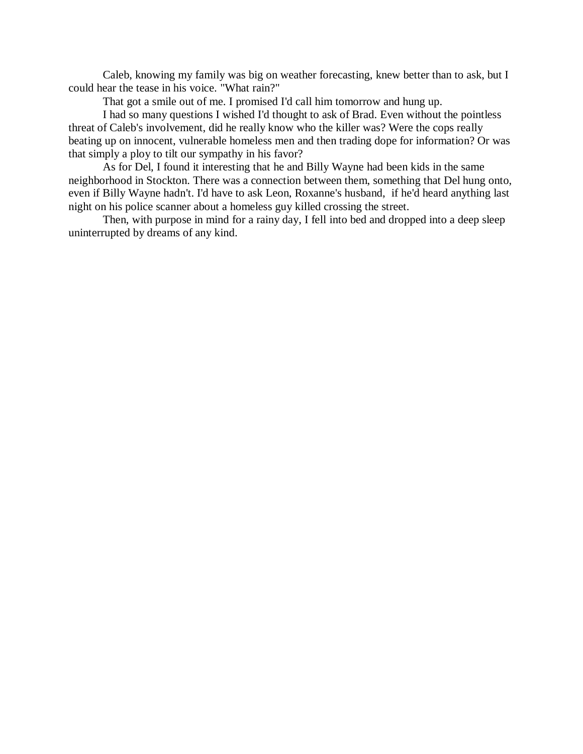Caleb, knowing my family was big on weather forecasting, knew better than to ask, but I could hear the tease in his voice. "What rain?"

That got a smile out of me. I promised I'd call him tomorrow and hung up.

I had so many questions I wished I'd thought to ask of Brad. Even without the pointless threat of Caleb's involvement, did he really know who the killer was? Were the cops really beating up on innocent, vulnerable homeless men and then trading dope for information? Or was that simply a ploy to tilt our sympathy in his favor?

As for Del, I found it interesting that he and Billy Wayne had been kids in the same neighborhood in Stockton. There was a connection between them, something that Del hung onto, even if Billy Wayne hadn't. I'd have to ask Leon, Roxanne's husband, if he'd heard anything last night on his police scanner about a homeless guy killed crossing the street.

Then, with purpose in mind for a rainy day, I fell into bed and dropped into a deep sleep uninterrupted by dreams of any kind.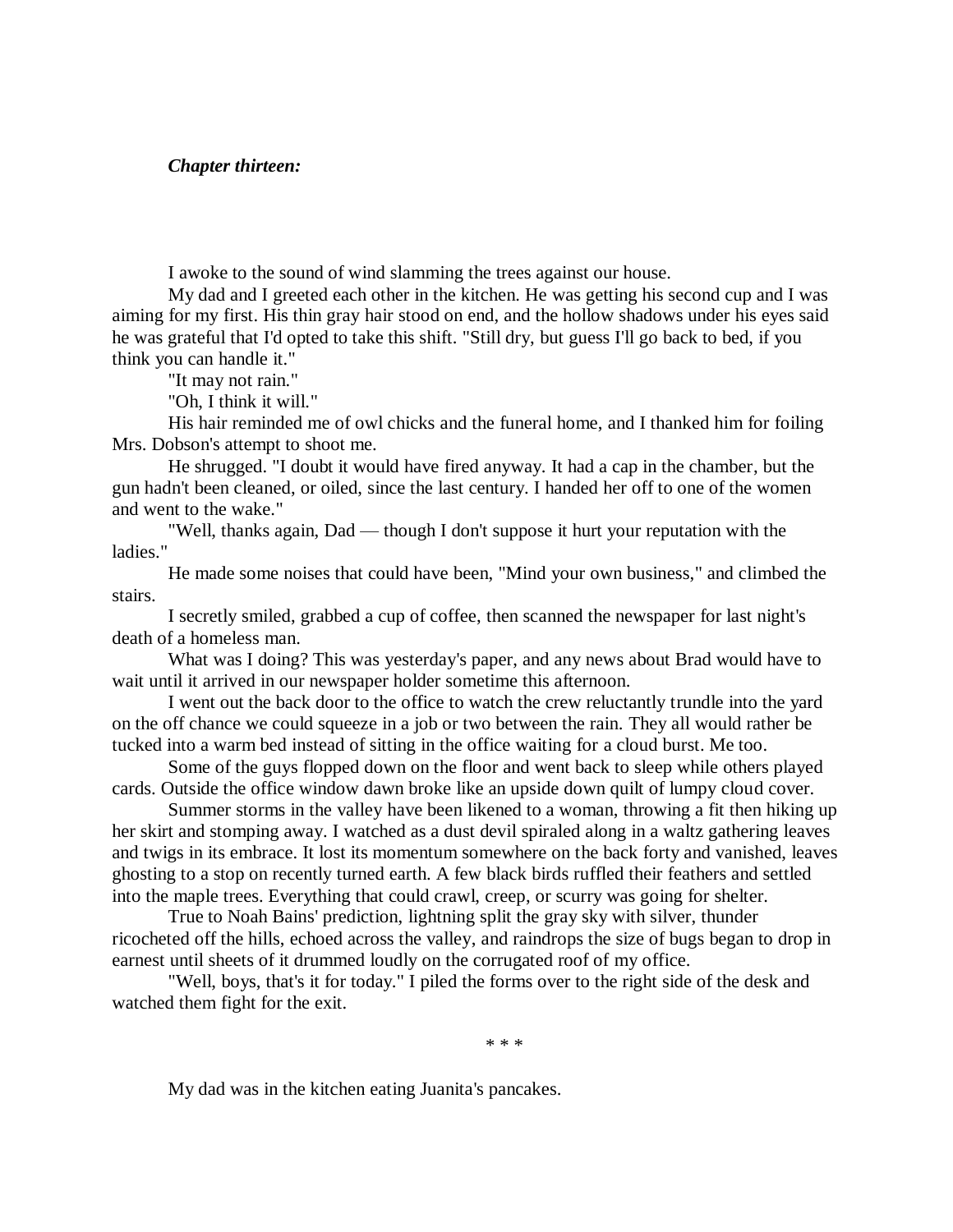*Chapter thirteen:*

I awoke to the sound of wind slamming the trees against our house.

My dad and I greeted each other in the kitchen. He was getting his second cup and I was aiming for my first. His thin gray hair stood on end, and the hollow shadows under his eyes said he was grateful that I'd opted to take this shift. "Still dry, but guess I'll go back to bed, if you think you can handle it."

"It may not rain."

"Oh, I think it will."

His hair reminded me of owl chicks and the funeral home, and I thanked him for foiling Mrs. Dobson's attempt to shoot me.

He shrugged. "I doubt it would have fired anyway. It had a cap in the chamber, but the gun hadn't been cleaned, or oiled, since the last century. I handed her off to one of the women and went to the wake."

"Well, thanks again, Dad — though I don't suppose it hurt your reputation with the ladies."

He made some noises that could have been, "Mind your own business," and climbed the stairs.

I secretly smiled, grabbed a cup of coffee, then scanned the newspaper for last night's death of a homeless man.

What was I doing? This was yesterday's paper, and any news about Brad would have to wait until it arrived in our newspaper holder sometime this afternoon.

I went out the back door to the office to watch the crew reluctantly trundle into the yard on the off chance we could squeeze in a job or two between the rain. They all would rather be tucked into a warm bed instead of sitting in the office waiting for a cloud burst. Me too.

Some of the guys flopped down on the floor and went back to sleep while others played cards. Outside the office window dawn broke like an upside down quilt of lumpy cloud cover.

Summer storms in the valley have been likened to a woman, throwing a fit then hiking up her skirt and stomping away. I watched as a dust devil spiraled along in a waltz gathering leaves and twigs in its embrace. It lost its momentum somewhere on the back forty and vanished, leaves ghosting to a stop on recently turned earth. A few black birds ruffled their feathers and settled into the maple trees. Everything that could crawl, creep, or scurry was going for shelter.

True to Noah Bains' prediction, lightning split the gray sky with silver, thunder ricocheted off the hills, echoed across the valley, and raindrops the size of bugs began to drop in earnest until sheets of it drummed loudly on the corrugated roof of my office.

"Well, boys, that's it for today." I piled the forms over to the right side of the desk and watched them fight for the exit.

\* \* \*

My dad was in the kitchen eating Juanita's pancakes.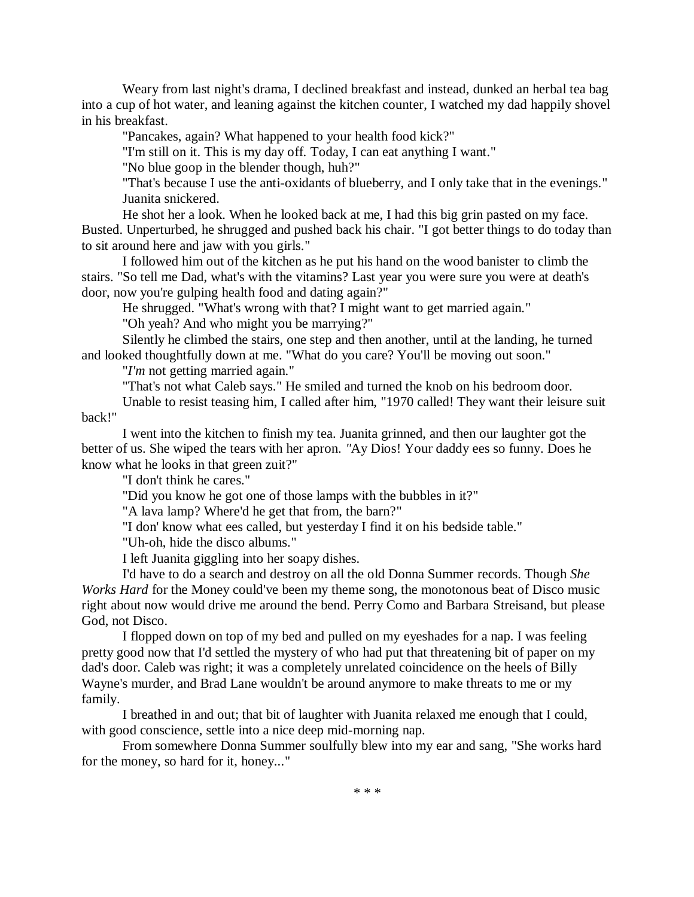Weary from last night's drama, I declined breakfast and instead, dunked an herbal tea bag into a cup of hot water, and leaning against the kitchen counter, I watched my dad happily shovel in his breakfast.

"Pancakes, again? What happened to your health food kick?"

"I'm still on it. This is my day off. Today, I can eat anything I want."

"No blue goop in the blender though, huh?"

"That's because I use the anti-oxidants of blueberry, and I only take that in the evenings."

Juanita snickered.

He shot her a look. When he looked back at me, I had this big grin pasted on my face. Busted. Unperturbed, he shrugged and pushed back his chair. "I got better things to do today than to sit around here and jaw with you girls."

I followed him out of the kitchen as he put his hand on the wood banister to climb the stairs. "So tell me Dad, what's with the vitamins? Last year you were sure you were at death's door, now you're gulping health food and dating again?"

He shrugged. "What's wrong with that? I might want to get married again."

"Oh yeah? And who might you be marrying?"

Silently he climbed the stairs, one step and then another, until at the landing, he turned and looked thoughtfully down at me. "What do you care? You'll be moving out soon."

"*I'm* not getting married again."

"That's not what Caleb says." He smiled and turned the knob on his bedroom door.

Unable to resist teasing him, I called after him, "1970 called! They want their leisure suit back!"

I went into the kitchen to finish my tea. Juanita grinned, and then our laughter got the better of us. She wiped the tears with her apron. "Ay Dios! Your daddy ees so funny. Does he know what he looks in that green zuit?"

"I don't think he cares."

"Did you know he got one of those lamps with the bubbles in it?"

"A lava lamp? Where'd he get that from, the barn?"

"I don' know what ees called, but yesterday I find it on his bedside table."

"Uh-oh, hide the disco albums."

I left Juanita giggling into her soapy dishes.

I'd have to do a search and destroy on all the old Donna Summer records. Though *She Works Hard* for the Money could've been my theme song, the monotonous beat of Disco music right about now would drive me around the bend. Perry Como and Barbara Streisand, but please God, not Disco.

I flopped down on top of my bed and pulled on my eyeshades for a nap. I was feeling pretty good now that I'd settled the mystery of who had put that threatening bit of paper on my dad's door. Caleb was right; it was a completely unrelated coincidence on the heels of Billy Wayne's murder, and Brad Lane wouldn't be around anymore to make threats to me or my family.

I breathed in and out; that bit of laughter with Juanita relaxed me enough that I could, with good conscience, settle into a nice deep mid-morning nap.

From somewhere Donna Summer soulfully blew into my ear and sang, "She works hard for the money, so hard for it, honey..."

\* \* \*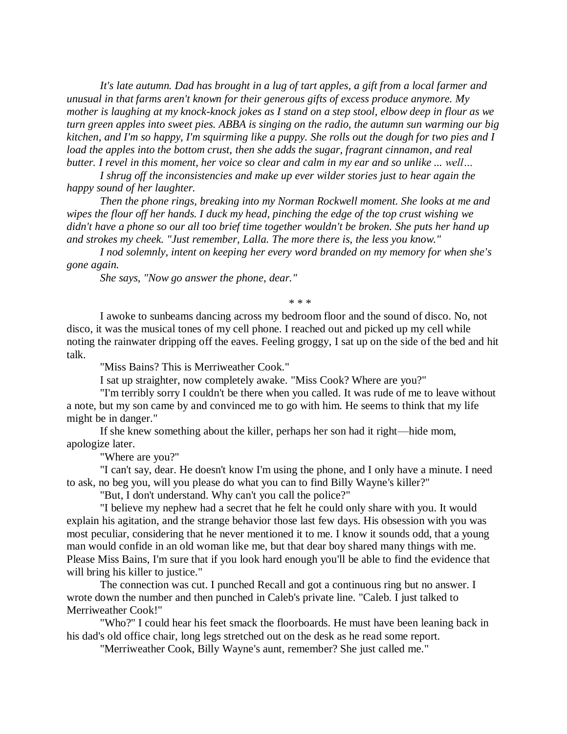*It's late autumn. Dad has brought in a lug of tart apples, a gift from a local farmer and unusual in that farms aren't known for their generous gifts of excess produce anymore. My mother is laughing at my knock-knock jokes as I stand on a step stool, elbow deep in flour as we turn green apples into sweet pies. ABBA is singing on the radio, the autumn sun warming our big kitchen, and I'm so happy, I'm squirming like a puppy. She rolls out the dough for two pies and I load the apples into the bottom crust, then she adds the sugar, fragrant cinnamon, and real butter. I revel in this moment, her voice so clear and calm in my ear and so unlike ... well…*

*I shrug off the inconsistencies and make up ever wilder stories just to hear again the happy sound of her laughter.*

*Then the phone rings, breaking into my Norman Rockwell moment. She looks at me and wipes the flour off her hands. I duck my head, pinching the edge of the top crust wishing we didn't have a phone so our all too brief time together wouldn't be broken. She puts her hand up and strokes my cheek. "Just remember, Lalla. The more there is, the less you know."*

*I nod solemnly, intent on keeping her every word branded on my memory for when she's gone again.*

*She says, "Now go answer the phone, dear."*

\* \* \*

I awoke to sunbeams dancing across my bedroom floor and the sound of disco. No, not disco, it was the musical tones of my cell phone. I reached out and picked up my cell while noting the rainwater dripping off the eaves. Feeling groggy, I sat up on the side of the bed and hit talk.

"Miss Bains? This is Merriweather Cook."

I sat up straighter, now completely awake. "Miss Cook? Where are you?"

"I'm terribly sorry I couldn't be there when you called. It was rude of me to leave without a note, but my son came by and convinced me to go with him. He seems to think that my life might be in danger."

If she knew something about the killer, perhaps her son had it right—hide mom, apologize later.

"Where are you?"

"I can't say, dear. He doesn't know I'm using the phone, and I only have a minute. I need to ask, no beg you, will you please do what you can to find Billy Wayne's killer?"

"But, I don't understand. Why can't you call the police?"

"I believe my nephew had a secret that he felt he could only share with you. It would explain his agitation, and the strange behavior those last few days. His obsession with you was most peculiar, considering that he never mentioned it to me. I know it sounds odd, that a young man would confide in an old woman like me, but that dear boy shared many things with me. Please Miss Bains, I'm sure that if you look hard enough you'll be able to find the evidence that will bring his killer to justice."

The connection was cut. I punched Recall and got a continuous ring but no answer. I wrote down the number and then punched in Caleb's private line. "Caleb. I just talked to Merriweather Cook!"

"Who?" I could hear his feet smack the floorboards. He must have been leaning back in his dad's old office chair, long legs stretched out on the desk as he read some report.

"Merriweather Cook, Billy Wayne's aunt, remember? She just called me."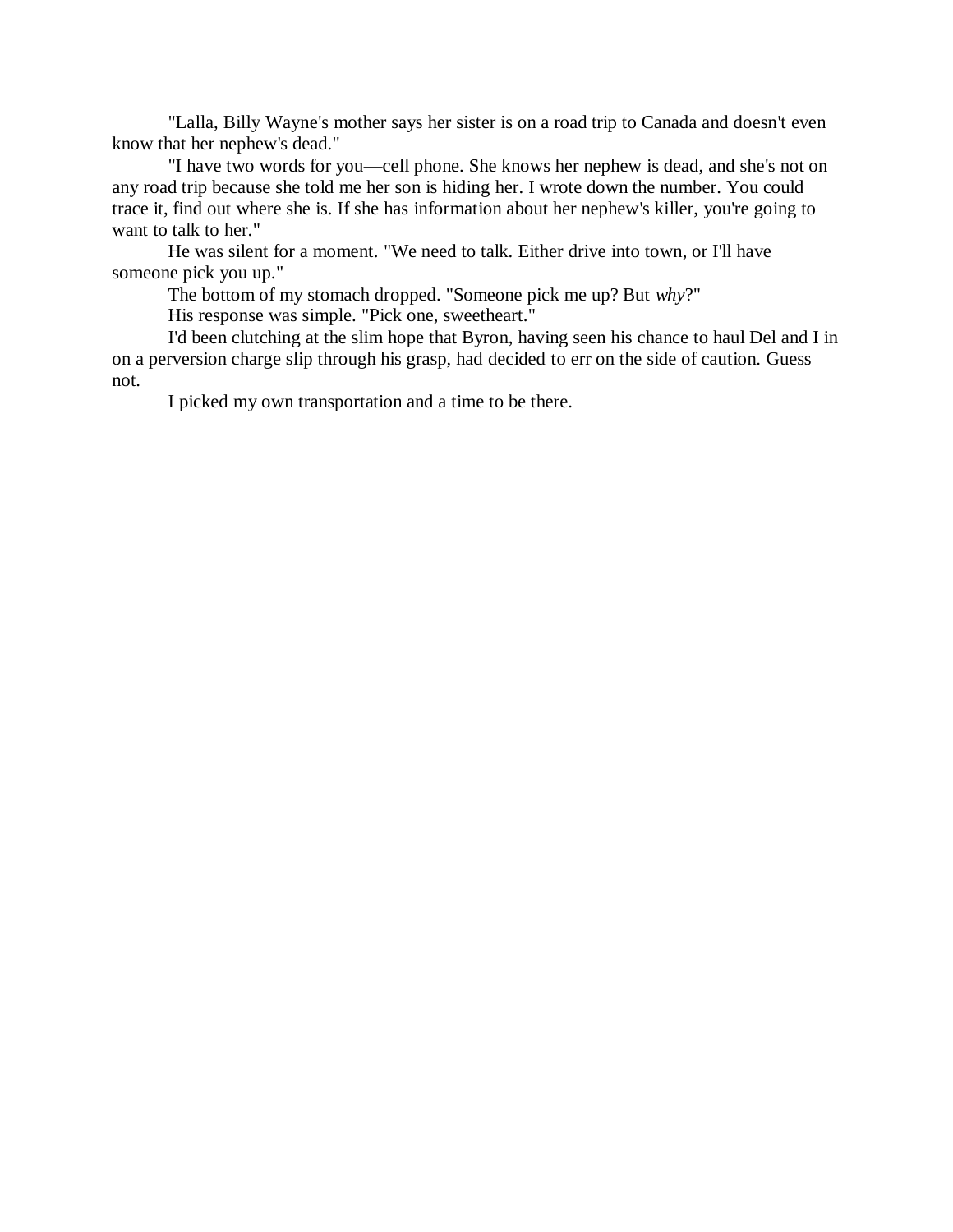"Lalla, Billy Wayne's mother says her sister is on a road trip to Canada and doesn't even know that her nephew's dead."

"I have two words for you—cell phone. She knows her nephew is dead, and she's not on any road trip because she told me her son is hiding her. I wrote down the number. You could trace it, find out where she is. If she has information about her nephew's killer, you're going to want to talk to her."

He was silent for a moment. "We need to talk. Either drive into town, or I'll have someone pick you up."

The bottom of my stomach dropped. "Someone pick me up? But *why*?"

His response was simple. "Pick one, sweetheart."

I'd been clutching at the slim hope that Byron, having seen his chance to haul Del and I in on a perversion charge slip through his grasp, had decided to err on the side of caution. Guess not.

I picked my own transportation and a time to be there.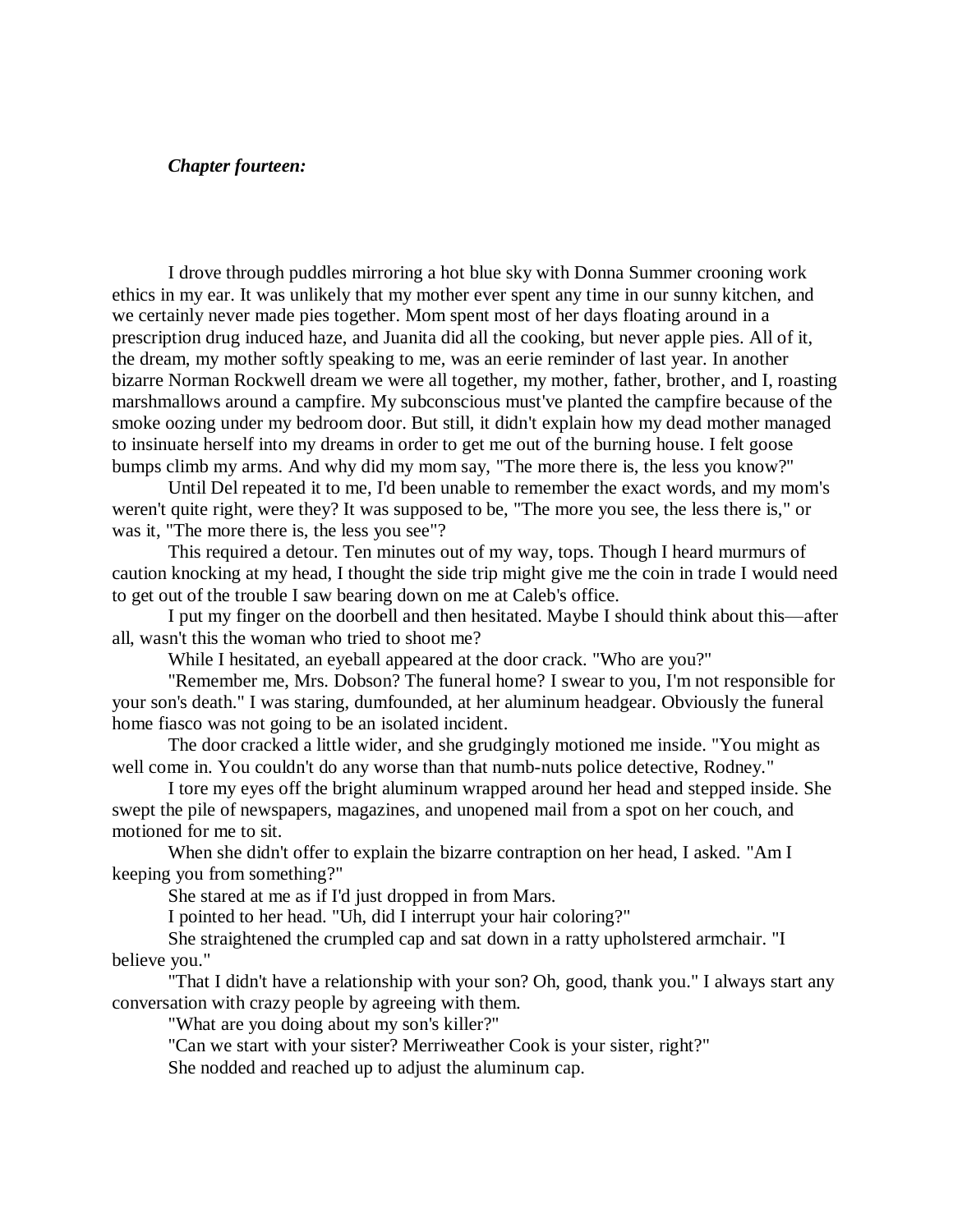***Chapter fourteen:***

I drove through puddles mirroring a hot blue sky with Donna Summer crooning work ethics in my ear. It was unlikely that my mother ever spent any time in our sunny kitchen, and we certainly never made pies together. Mom spent most of her days floating around in a prescription drug induced haze, and Juanita did all the cooking, but never apple pies. All of it, the dream, my mother softly speaking to me, was an eerie reminder of last year. In another bizarre Norman Rockwell dream we were all together, my mother, father, brother, and I, roasting marshmallows around a campfire. My subconscious must've planted the campfire because of the smoke oozing under my bedroom door. But still, it didn't explain how my dead mother managed to insinuate herself into my dreams in order to get me out of the burning house. I felt goose bumps climb my arms. And why did my mom say, "The more there is, the less you know?"

Until Del repeated it to me, I'd been unable to remember the exact words, and my mom's weren't quite right, were they? It was supposed to be, "The more you see, the less there is," or was it, "The more there is, the less you see"?

This required a detour. Ten minutes out of my way, tops. Though I heard murmurs of caution knocking at my head, I thought the side trip might give me the coin in trade I would need to get out of the trouble I saw bearing down on me at Caleb's office.

I put my finger on the doorbell and then hesitated. Maybe I should think about this—after all, wasn't this the woman who tried to shoot me?

While I hesitated, an eyeball appeared at the door crack. "Who are you?"

"Remember me, Mrs. Dobson? The funeral home? I swear to you, I'm not responsible for your son's death." I was staring, dumfounded, at her aluminum headgear. Obviously the funeral home fiasco was not going to be an isolated incident.

The door cracked a little wider, and she grudgingly motioned me inside. "You might as well come in. You couldn't do any worse than that numb-nuts police detective, Rodney."

I tore my eyes off the bright aluminum wrapped around her head and stepped inside. She swept the pile of newspapers, magazines, and unopened mail from a spot on her couch, and motioned for me to sit.

When she didn't offer to explain the bizarre contraption on her head, I asked. "Am I keeping you from something?"

She stared at me as if I'd just dropped in from Mars.

I pointed to her head. "Uh, did I interrupt your hair coloring?"

She straightened the crumpled cap and sat down in a ratty upholstered armchair. "I believe you."

"That I didn't have a relationship with your son? Oh, good, thank you." I always start any conversation with crazy people by agreeing with them.

"What are you doing about my son's killer?"

"Can we start with your sister? Merriweather Cook is your sister, right?"

She nodded and reached up to adjust the aluminum cap.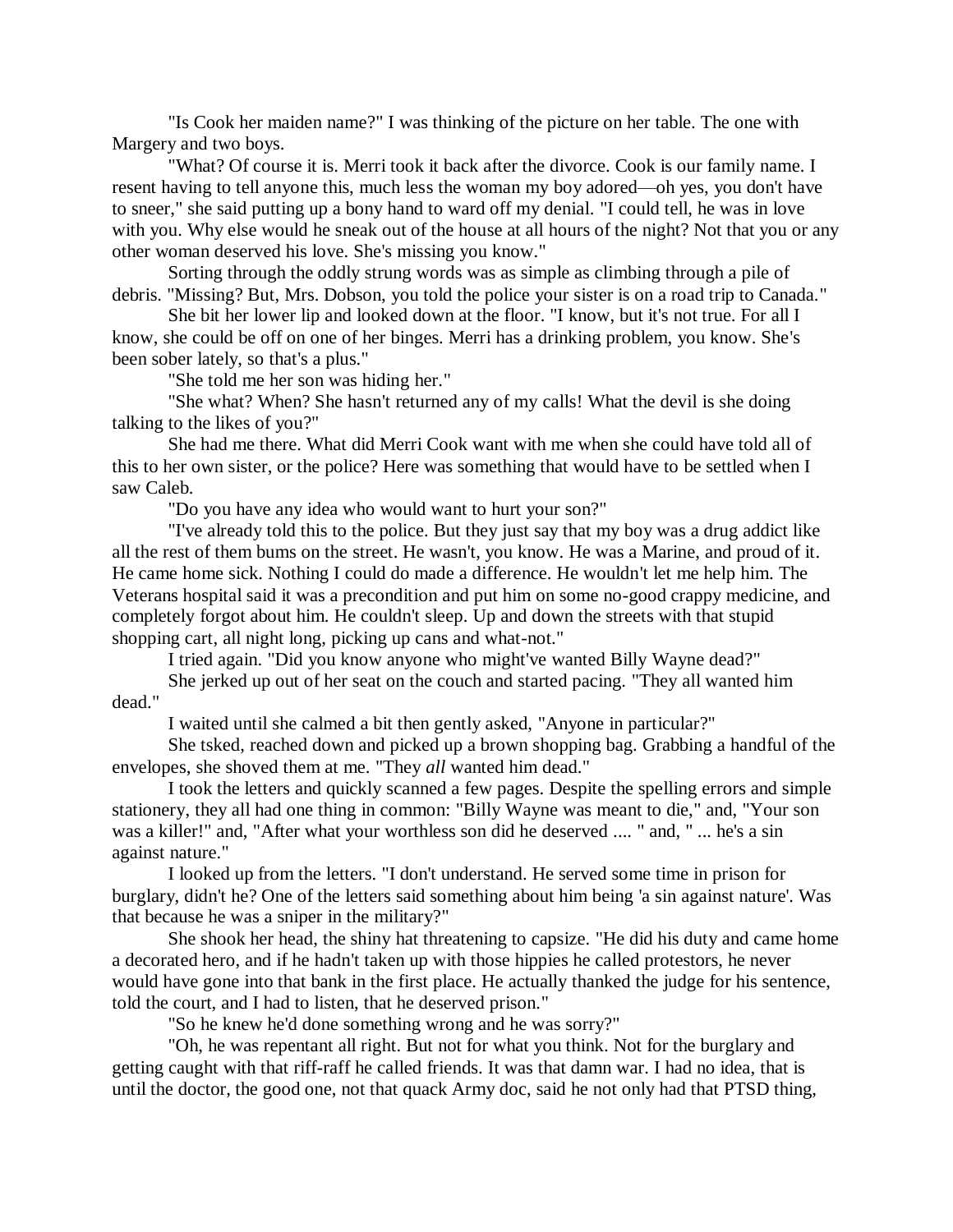"Is Cook her maiden name?" I was thinking of the picture on her table. The one with Margery and two boys.

"What? Of course it is. Merri took it back after the divorce. Cook is our family name. I resent having to tell anyone this, much less the woman my boy adored—oh yes, you don't have to sneer," she said putting up a bony hand to ward off my denial. "I could tell, he was in love with you. Why else would he sneak out of the house at all hours of the night? Not that you or any other woman deserved his love. She's missing you know."

Sorting through the oddly strung words was as simple as climbing through a pile of debris. "Missing? But, Mrs. Dobson, you told the police your sister is on a road trip to Canada."

She bit her lower lip and looked down at the floor. "I know, but it's not true. For all I know, she could be off on one of her binges. Merri has a drinking problem, you know. She's been sober lately, so that's a plus."

"She told me her son was hiding her."

"She what? When? She hasn't returned any of my calls! What the devil is she doing talking to the likes of you?"

She had me there. What did Merri Cook want with me when she could have told all of this to her own sister, or the police? Here was something that would have to be settled when I saw Caleb.

"Do you have any idea who would want to hurt your son?"

"I've already told this to the police. But they just say that my boy was a drug addict like all the rest of them bums on the street. He wasn't, you know. He was a Marine, and proud of it. He came home sick. Nothing I could do made a difference. He wouldn't let me help him. The Veterans hospital said it was a precondition and put him on some no-good crappy medicine, and completely forgot about him. He couldn't sleep. Up and down the streets with that stupid shopping cart, all night long, picking up cans and what-not."

I tried again. "Did you know anyone who might've wanted Billy Wayne dead?"

She jerked up out of her seat on the couch and started pacing. "They all wanted him dead."

I waited until she calmed a bit then gently asked, "Anyone in particular?"

She tsked, reached down and picked up a brown shopping bag. Grabbing a handful of the envelopes, she shoved them at me. "They *all* wanted him dead."

I took the letters and quickly scanned a few pages. Despite the spelling errors and simple stationery, they all had one thing in common: "Billy Wayne was meant to die," and, "Your son was a killer!" and, "After what your worthless son did he deserved .... " and, " ... he's a sin against nature."

I looked up from the letters. "I don't understand. He served some time in prison for burglary, didn't he? One of the letters said something about him being 'a sin against nature'. Was that because he was a sniper in the military?"

She shook her head, the shiny hat threatening to capsize. "He did his duty and came home a decorated hero, and if he hadn't taken up with those hippies he called protestors, he never would have gone into that bank in the first place. He actually thanked the judge for his sentence, told the court, and I had to listen, that he deserved prison."

"So he knew he'd done something wrong and he was sorry?"

"Oh, he was repentant all right. But not for what you think. Not for the burglary and getting caught with that riff-raff he called friends. It was that damn war. I had no idea, that is until the doctor, the good one, not that quack Army doc, said he not only had that PTSD thing,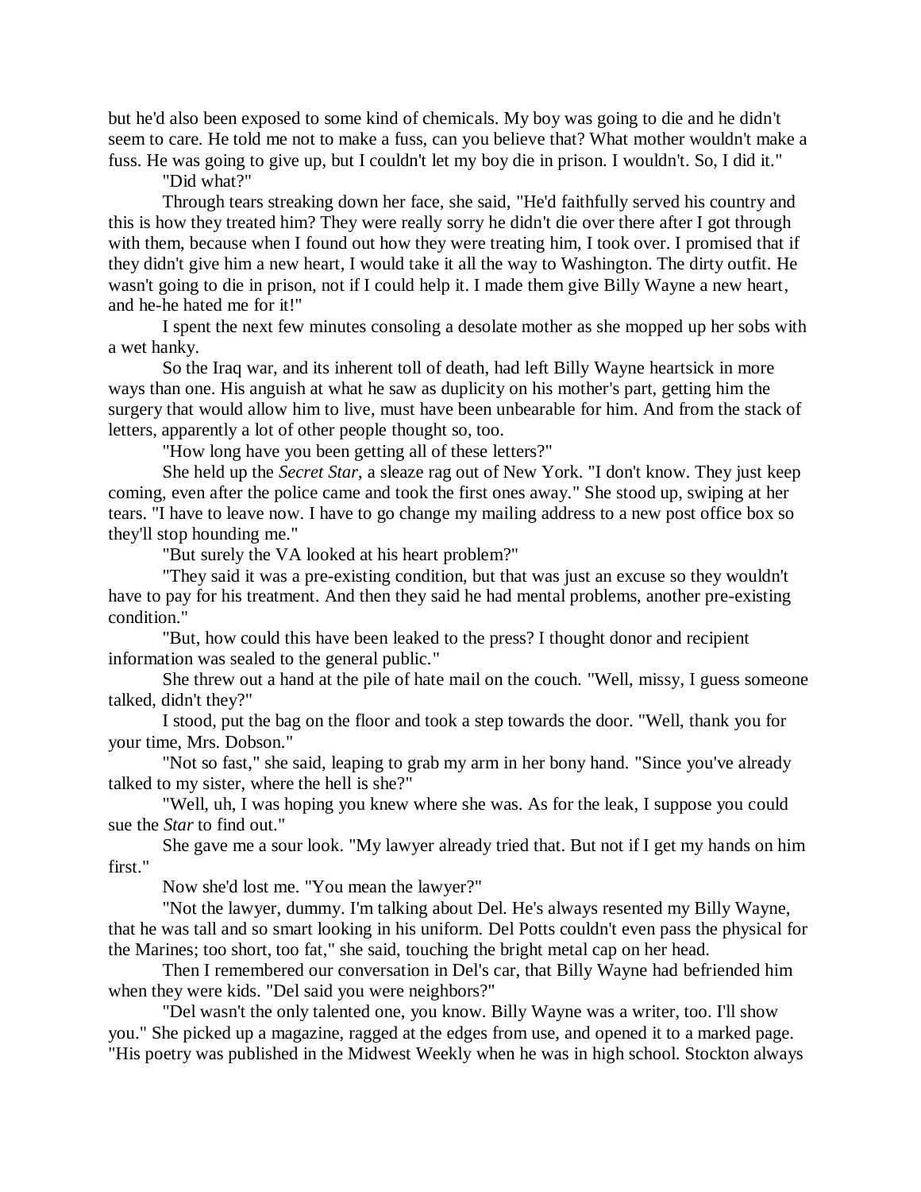but he'd also been exposed to some kind of chemicals. My boy was going to die and he didn't seem to care. He told me not to make a fuss, can you believe that? What mother wouldn't make a fuss. He was going to give up, but I couldn't let my boy die in prison. I wouldn't. So, I did it."

"Did what?"

Through tears streaking down her face, she said, "He'd faithfully served his country and this is how they treated him? They were really sorry he didn't die over there after I got through with them, because when I found out how they were treating him, I took over. I promised that if they didn't give him a new heart, I would take it all the way to Washington. The dirty outfit. He wasn't going to die in prison, not if I could help it. I made them give Billy Wayne a new heart, and he-he hated me for it!"

I spent the next few minutes consoling a desolate mother as she mopped up her sobs with a wet hanky.

So the Iraq war, and its inherent toll of death, had left Billy Wayne heartsick in more ways than one. His anguish at what he saw as duplicity on his mother's part, getting him the surgery that would allow him to live, must have been unbearable for him. And from the stack of letters, apparently a lot of other people thought so, too.

"How long have you been getting all of these letters?"

She held up the *Secret Star*, a sleaze rag out of New York. "I don't know. They just keep coming, even after the police came and took the first ones away." She stood up, swiping at her tears. "I have to leave now. I have to go change my mailing address to a new post office box so they'll stop hounding me."

"But surely the VA looked at his heart problem?"

"They said it was a pre-existing condition, but that was just an excuse so they wouldn't have to pay for his treatment. And then they said he had mental problems, another pre-existing condition."

"But, how could this have been leaked to the press? I thought donor and recipient information was sealed to the general public."

She threw out a hand at the pile of hate mail on the couch. "Well, missy, I guess someone talked, didn't they?"

I stood, put the bag on the floor and took a step towards the door. "Well, thank you for your time, Mrs. Dobson."

"Not so fast," she said, leaping to grab my arm in her bony hand. "Since you've already talked to my sister, where the hell is she?"

"Well, uh, I was hoping you knew where she was. As for the leak, I suppose you could sue the *Star* to find out."

She gave me a sour look. "My lawyer already tried that. But not if I get my hands on him first."

Now she'd lost me. "You mean the lawyer?"

"Not the lawyer, dummy. I'm talking about Del. He's always resented my Billy Wayne, that he was tall and so smart looking in his uniform. Del Potts couldn't even pass the physical for the Marines; too short, too fat," she said, touching the bright metal cap on her head.

Then I remembered our conversation in Del's car, that Billy Wayne had befriended him when they were kids. "Del said you were neighbors?"

"Del wasn't the only talented one, you know. Billy Wayne was a writer, too. I'll show you." She picked up a magazine, ragged at the edges from use, and opened it to a marked page. "His poetry was published in the Midwest Weekly when he was in high school. Stockton always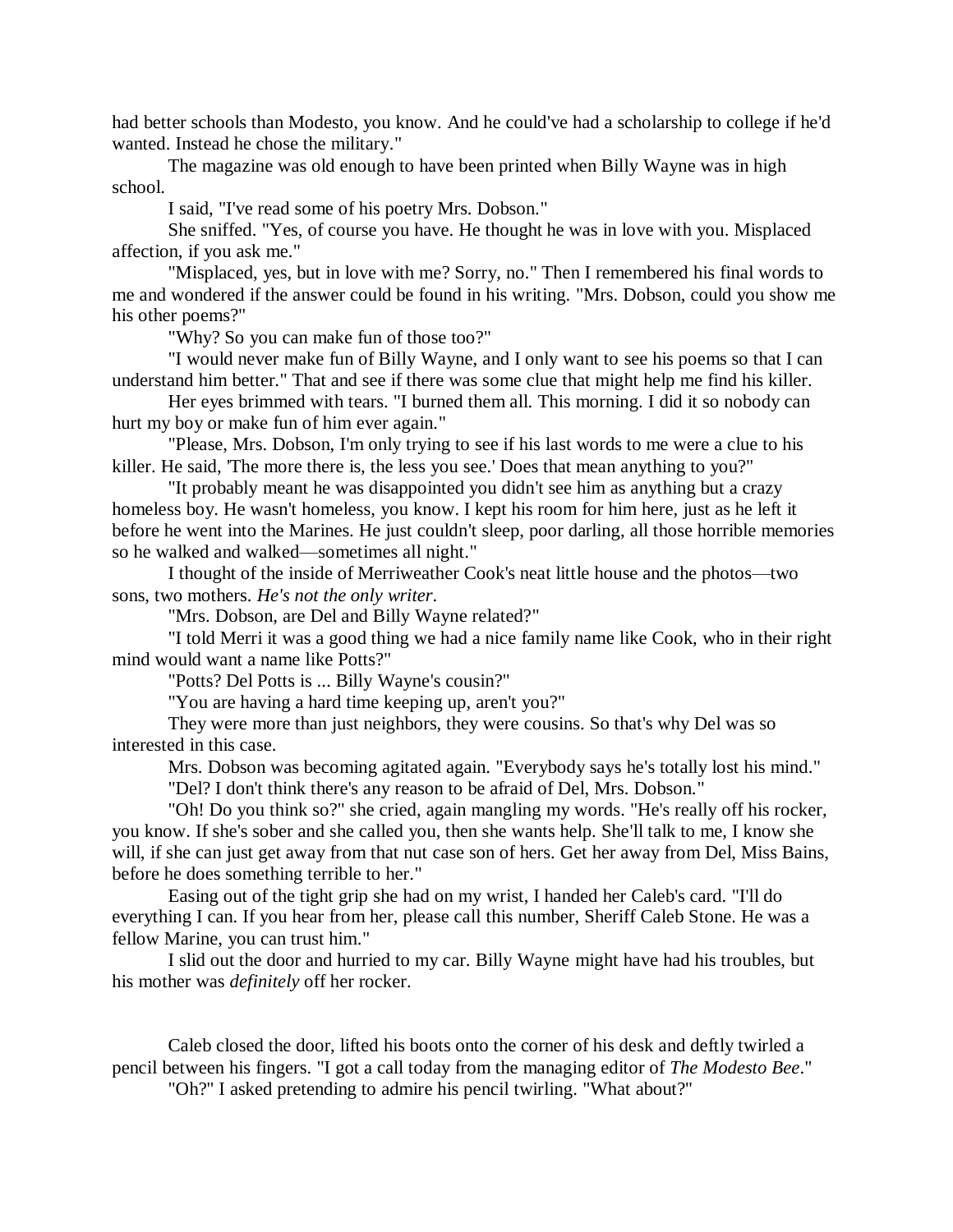had better schools than Modesto, you know. And he could've had a scholarship to college if he'd wanted. Instead he chose the military."

The magazine was old enough to have been printed when Billy Wayne was in high school.

I said, "I've read some of his poetry Mrs. Dobson."

She sniffed. "Yes, of course you have. He thought he was in love with you. Misplaced affection, if you ask me."

"Misplaced, yes, but in love with me? Sorry, no." Then I remembered his final words to me and wondered if the answer could be found in his writing. "Mrs. Dobson, could you show me his other poems?"

"Why? So you can make fun of those too?"

"I would never make fun of Billy Wayne, and I only want to see his poems so that I can understand him better." That and see if there was some clue that might help me find his killer.

Her eyes brimmed with tears. "I burned them all. This morning. I did it so nobody can hurt my boy or make fun of him ever again."

"Please, Mrs. Dobson, I'm only trying to see if his last words to me were a clue to his killer. He said, 'The more there is, the less you see.' Does that mean anything to you?"

"It probably meant he was disappointed you didn't see him as anything but a crazy homeless boy. He wasn't homeless, you know. I kept his room for him here, just as he left it before he went into the Marines. He just couldn't sleep, poor darling, all those horrible memories so he walked and walked—sometimes all night."

I thought of the inside of Merriweather Cook's neat little house and the photos—two sons, two mothers. *He's not the only writer.*

"Mrs. Dobson, are Del and Billy Wayne related?"

"I told Merri it was a good thing we had a nice family name like Cook, who in their right mind would want a name like Potts?"

"Potts? Del Potts is ... Billy Wayne's cousin?"

"You are having a hard time keeping up, aren't you?"

They were more than just neighbors, they were cousins. So that's why Del was so interested in this case.

Mrs. Dobson was becoming agitated again. "Everybody says he's totally lost his mind."

"Del? I don't think there's any reason to be afraid of Del, Mrs. Dobson."

"Oh! Do you think so?" she cried, again mangling my words. "He's really off his rocker, you know. If she's sober and she called you, then she wants help. She'll talk to me, I know she will, if she can just get away from that nut case son of hers. Get her away from Del, Miss Bains, before he does something terrible to her."

Easing out of the tight grip she had on my wrist, I handed her Caleb's card. "I'll do everything I can. If you hear from her, please call this number, Sheriff Caleb Stone. He was a fellow Marine, you can trust him."

I slid out the door and hurried to my car. Billy Wayne might have had his troubles, but his mother was *definitely* off her rocker.

Caleb closed the door, lifted his boots onto the corner of his desk and deftly twirled a pencil between his fingers. "I got a call today from the managing editor of *The Modesto Bee*."

"Oh?" I asked pretending to admire his pencil twirling. "What about?"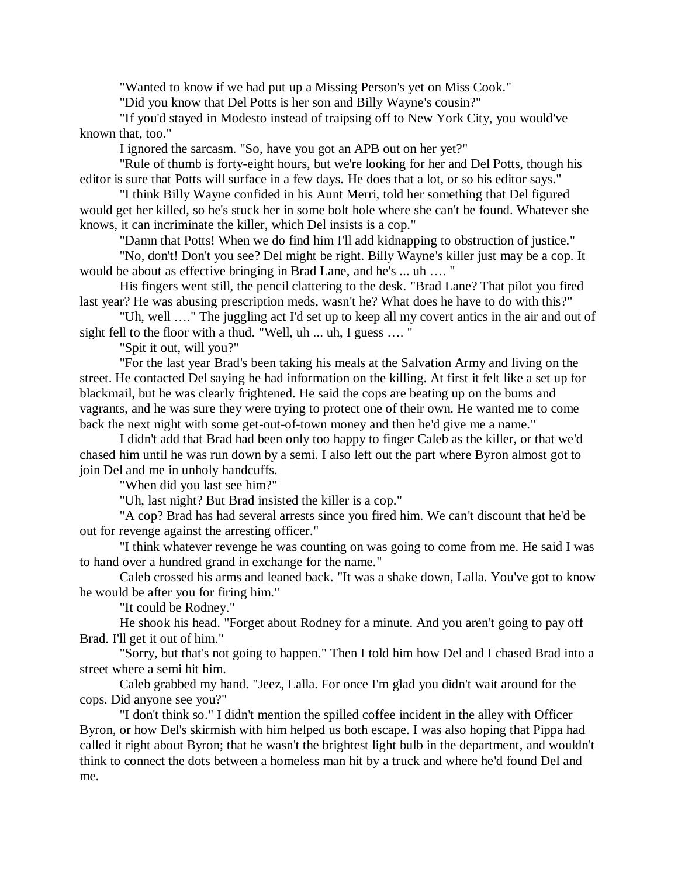"Wanted to know if we had put up a Missing Person's yet on Miss Cook."

"Did you know that Del Potts is her son and Billy Wayne's cousin?"

"If you'd stayed in Modesto instead of traipsing off to New York City, you would've known that, too."

I ignored the sarcasm. "So, have you got an APB out on her yet?"

"Rule of thumb is forty-eight hours, but we're looking for her and Del Potts, though his editor is sure that Potts will surface in a few days. He does that a lot, or so his editor says."

"I think Billy Wayne confided in his Aunt Merri, told her something that Del figured would get her killed, so he's stuck her in some bolt hole where she can't be found. Whatever she knows, it can incriminate the killer, which Del insists is a cop."

"Damn that Potts! When we do find him I'll add kidnapping to obstruction of justice."

"No, don't! Don't you see? Del might be right. Billy Wayne's killer just may be a cop. It would be about as effective bringing in Brad Lane, and he's ... uh …. "

His fingers went still, the pencil clattering to the desk. "Brad Lane? That pilot you fired last year? He was abusing prescription meds, wasn't he? What does he have to do with this?"

"Uh, well …." The juggling act I'd set up to keep all my covert antics in the air and out of sight fell to the floor with a thud. "Well, uh ... uh, I guess …. "

"Spit it out, will you?"

"For the last year Brad's been taking his meals at the Salvation Army and living on the street. He contacted Del saying he had information on the killing. At first it felt like a set up for blackmail, but he was clearly frightened. He said the cops are beating up on the bums and vagrants, and he was sure they were trying to protect one of their own. He wanted me to come back the next night with some get-out-of-town money and then he'd give me a name."

I didn't add that Brad had been only too happy to finger Caleb as the killer, or that we'd chased him until he was run down by a semi. I also left out the part where Byron almost got to join Del and me in unholy handcuffs.

"When did you last see him?"

"Uh, last night? But Brad insisted the killer is a cop."

"A cop? Brad has had several arrests since you fired him. We can't discount that he'd be out for revenge against the arresting officer."

"I think whatever revenge he was counting on was going to come from me. He said I was to hand over a hundred grand in exchange for the name."

Caleb crossed his arms and leaned back. "It was a shake down, Lalla. You've got to know he would be after you for firing him."

"It could be Rodney."

He shook his head. "Forget about Rodney for a minute. And you aren't going to pay off Brad. I'll get it out of him."

"Sorry, but that's not going to happen." Then I told him how Del and I chased Brad into a street where a semi hit him.

Caleb grabbed my hand. "Jeez, Lalla. For once I'm glad you didn't wait around for the cops. Did anyone see you?"

"I don't think so." I didn't mention the spilled coffee incident in the alley with Officer Byron, or how Del's skirmish with him helped us both escape. I was also hoping that Pippa had called it right about Byron; that he wasn't the brightest light bulb in the department, and wouldn't think to connect the dots between a homeless man hit by a truck and where he'd found Del and me.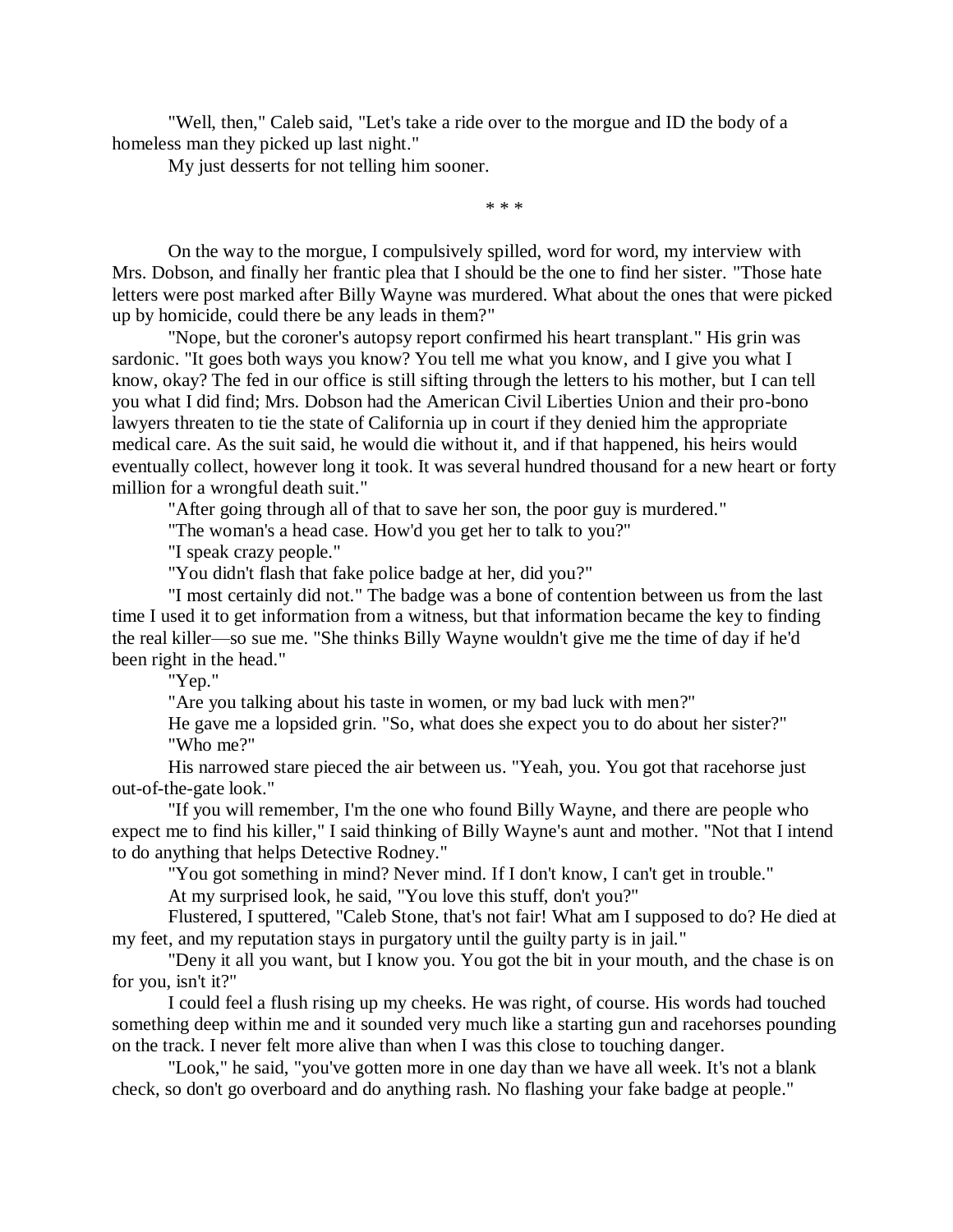"Well, then," Caleb said, "Let's take a ride over to the morgue and ID the body of a homeless man they picked up last night."

My just desserts for not telling him sooner.

\* \* \*

On the way to the morgue, I compulsively spilled, word for word, my interview with Mrs. Dobson, and finally her frantic plea that I should be the one to find her sister. "Those hate letters were post marked after Billy Wayne was murdered. What about the ones that were picked up by homicide, could there be any leads in them?"

"Nope, but the coroner's autopsy report confirmed his heart transplant." His grin was sardonic. "It goes both ways you know? You tell me what you know, and I give you what I know, okay? The fed in our office is still sifting through the letters to his mother, but I can tell you what I did find; Mrs. Dobson had the American Civil Liberties Union and their pro-bono lawyers threaten to tie the state of California up in court if they denied him the appropriate medical care. As the suit said, he would die without it, and if that happened, his heirs would eventually collect, however long it took. It was several hundred thousand for a new heart or forty million for a wrongful death suit."

"After going through all of that to save her son, the poor guy is murdered."

"The woman's a head case. How'd you get her to talk to you?"

"I speak crazy people."

"You didn't flash that fake police badge at her, did you?"

"I most certainly did not." The badge was a bone of contention between us from the last time I used it to get information from a witness, but that information became the key to finding the real killer—so sue me. "She thinks Billy Wayne wouldn't give me the time of day if he'd been right in the head."

"Yep."

"Are you talking about his taste in women, or my bad luck with men?"

He gave me a lopsided grin. "So, what does she expect you to do about her sister?"

"Who me?"

His narrowed stare pieced the air between us. "Yeah, you. You got that racehorse just out-of-the-gate look."

"If you will remember, I'm the one who found Billy Wayne, and there are people who expect me to find his killer," I said thinking of Billy Wayne's aunt and mother. "Not that I intend to do anything that helps Detective Rodney."

"You got something in mind? Never mind. If I don't know, I can't get in trouble."

At my surprised look, he said, "You love this stuff, don't you?"

Flustered, I sputtered, "Caleb Stone, that's not fair! What am I supposed to do? He died at my feet, and my reputation stays in purgatory until the guilty party is in jail."

"Deny it all you want, but I know you. You got the bit in your mouth, and the chase is on for you, isn't it?"

I could feel a flush rising up my cheeks. He was right, of course. His words had touched something deep within me and it sounded very much like a starting gun and racehorses pounding on the track. I never felt more alive than when I was this close to touching danger.

"Look," he said, "you've gotten more in one day than we have all week. It's not a blank check, so don't go overboard and do anything rash. No flashing your fake badge at people."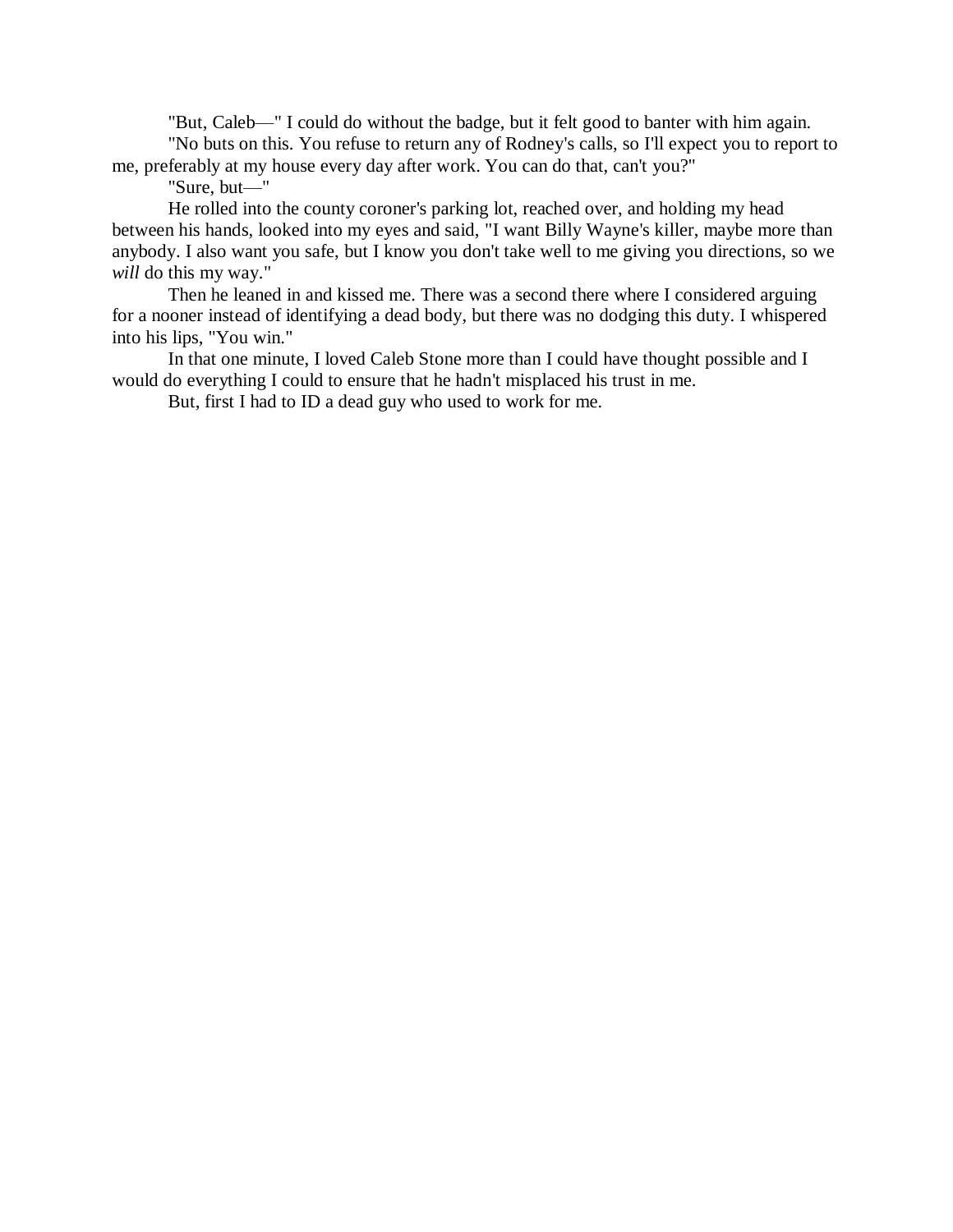"But, Caleb—" I could do without the badge, but it felt good to banter with him again.

"No buts on this. You refuse to return any of Rodney's calls, so I'll expect you to report to me, preferably at my house every day after work. You can do that, can't you?"

"Sure, but—"

He rolled into the county coroner's parking lot, reached over, and holding my head between his hands, looked into my eyes and said, "I want Billy Wayne's killer, maybe more than anybody. I also want you safe, but I know you don't take well to me giving you directions, so we *will* do this my way."

Then he leaned in and kissed me. There was a second there where I considered arguing for a nooner instead of identifying a dead body, but there was no dodging this duty. I whispered into his lips, "You win."

In that one minute, I loved Caleb Stone more than I could have thought possible and I would do everything I could to ensure that he hadn't misplaced his trust in me.

But, first I had to ID a dead guy who used to work for me.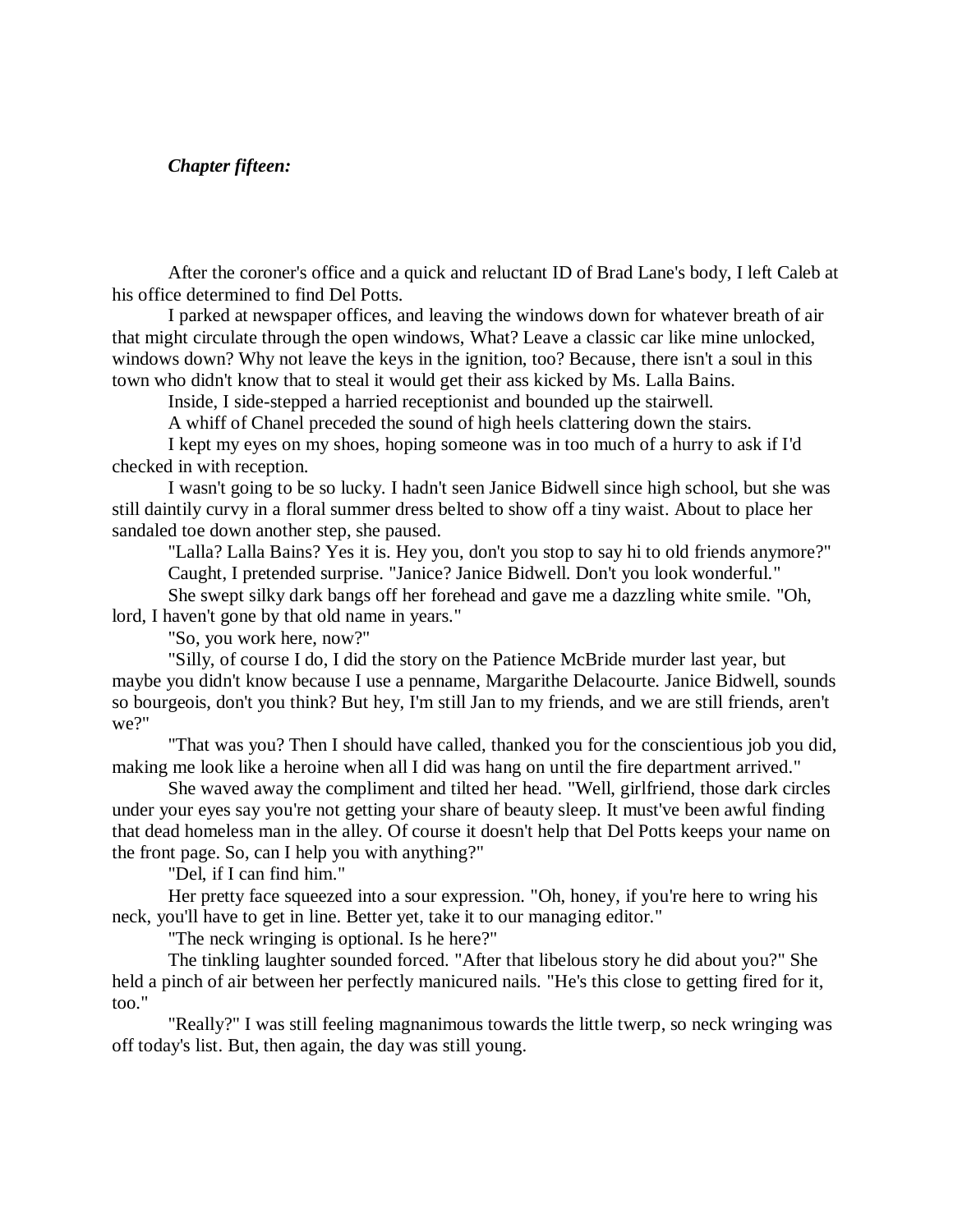***Chapter fifteen:***

After the coroner's office and a quick and reluctant ID of Brad Lane's body, I left Caleb at his office determined to find Del Potts.

I parked at newspaper offices, and leaving the windows down for whatever breath of air that might circulate through the open windows, What? Leave a classic car like mine unlocked, windows down? Why not leave the keys in the ignition, too? Because, there isn't a soul in this town who didn't know that to steal it would get their ass kicked by Ms. Lalla Bains.

Inside, I side-stepped a harried receptionist and bounded up the stairwell.

A whiff of Chanel preceded the sound of high heels clattering down the stairs.

I kept my eyes on my shoes, hoping someone was in too much of a hurry to ask if I'd checked in with reception.

I wasn't going to be so lucky. I hadn't seen Janice Bidwell since high school, but she was still daintily curvy in a floral summer dress belted to show off a tiny waist. About to place her sandaled toe down another step, she paused.

"Lalla? Lalla Bains? Yes it is. Hey you, don't you stop to say hi to old friends anymore?"

Caught, I pretended surprise. "Janice? Janice Bidwell. Don't you look wonderful."

She swept silky dark bangs off her forehead and gave me a dazzling white smile. "Oh, lord, I haven't gone by that old name in years."

"So, you work here, now?"

"Silly, of course I do, I did the story on the Patience McBride murder last year, but maybe you didn't know because I use a penname, Margarithe Delacourte. Janice Bidwell, sounds so bourgeois, don't you think? But hey, I'm still Jan to my friends, and we are still friends, aren't we?"

"That was you? Then I should have called, thanked you for the conscientious job you did, making me look like a heroine when all I did was hang on until the fire department arrived."

She waved away the compliment and tilted her head. "Well, girlfriend, those dark circles under your eyes say you're not getting your share of beauty sleep. It must've been awful finding that dead homeless man in the alley. Of course it doesn't help that Del Potts keeps your name on the front page. So, can I help you with anything?"

"Del, if I can find him."

Her pretty face squeezed into a sour expression. "Oh, honey, if you're here to wring his neck, you'll have to get in line. Better yet, take it to our managing editor."

"The neck wringing is optional. Is he here?"

The tinkling laughter sounded forced. "After that libelous story he did about you?" She held a pinch of air between her perfectly manicured nails. "He's this close to getting fired for it, too."

"Really?" I was still feeling magnanimous towards the little twerp, so neck wringing was off today's list. But, then again, the day was still young.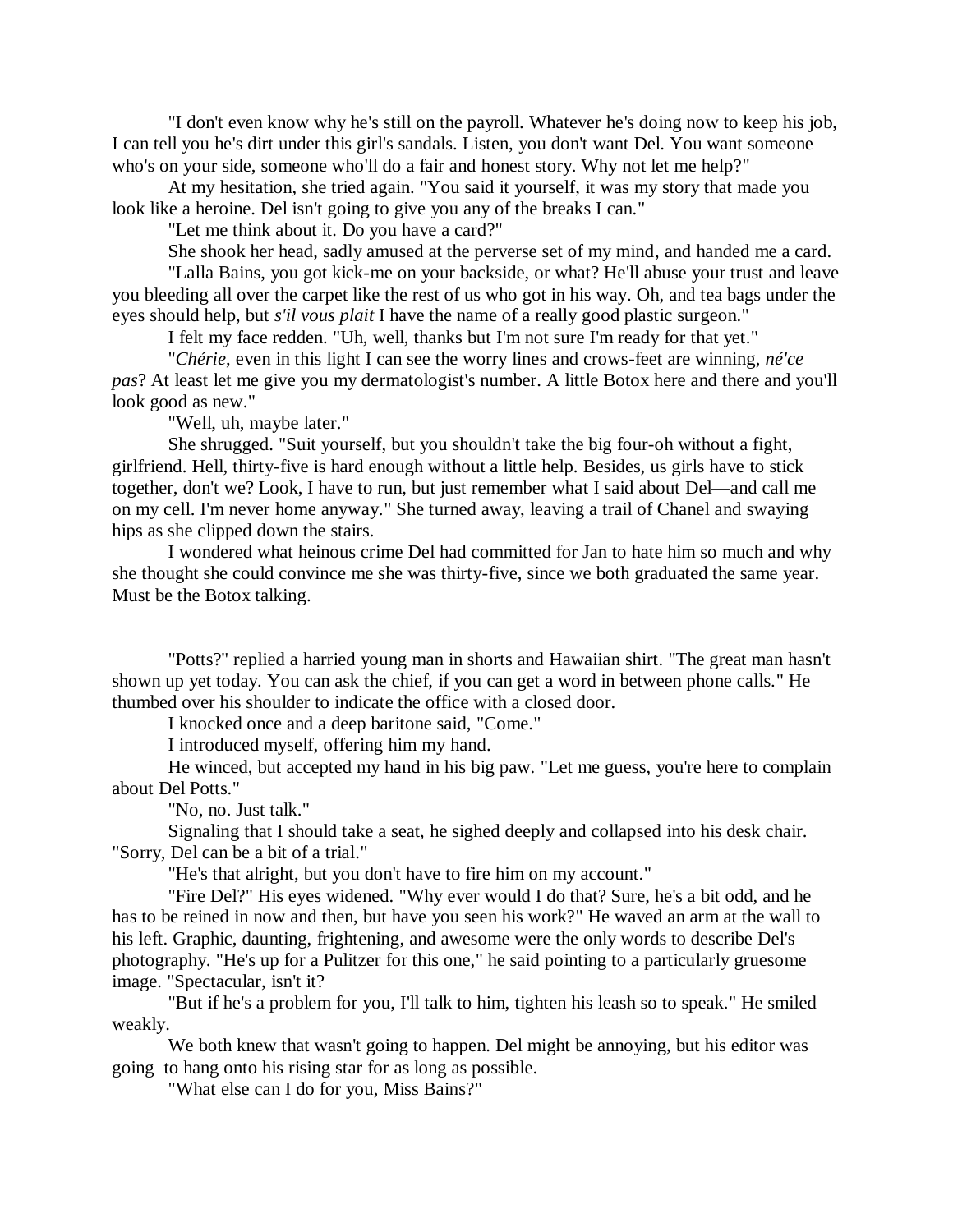"I don't even know why he's still on the payroll. Whatever he's doing now to keep his job, I can tell you he's dirt under this girl's sandals. Listen, you don't want Del. You want someone who's on your side, someone who'll do a fair and honest story. Why not let me help?"

At my hesitation, she tried again. "You said it yourself, it was my story that made you look like a heroine. Del isn't going to give you any of the breaks I can."

"Let me think about it. Do you have a card?"

She shook her head, sadly amused at the perverse set of my mind, and handed me a card.

"Lalla Bains, you got kick-me on your backside, or what? He'll abuse your trust and leave you bleeding all over the carpet like the rest of us who got in his way. Oh, and tea bags under the eyes should help, but *s'il vous plait* I have the name of a really good plastic surgeon."

I felt my face redden. "Uh, well, thanks but I'm not sure I'm ready for that yet."

"*Chérie*, even in this light I can see the worry lines and crows-feet are winning, *né'ce pas*? At least let me give you my dermatologist's number. A little Botox here and there and you'll look good as new."

"Well, uh, maybe later."

She shrugged. "Suit yourself, but you shouldn't take the big four-oh without a fight, girlfriend. Hell, thirty-five is hard enough without a little help. Besides, us girls have to stick together, don't we? Look, I have to run, but just remember what I said about Del—and call me on my cell. I'm never home anyway." She turned away, leaving a trail of Chanel and swaying hips as she clipped down the stairs.

I wondered what heinous crime Del had committed for Jan to hate him so much and why she thought she could convince me she was thirty-five, since we both graduated the same year. Must be the Botox talking.

"Potts?" replied a harried young man in shorts and Hawaiian shirt. "The great man hasn't shown up yet today. You can ask the chief, if you can get a word in between phone calls." He thumbed over his shoulder to indicate the office with a closed door.

I knocked once and a deep baritone said, "Come."

I introduced myself, offering him my hand.

He winced, but accepted my hand in his big paw. "Let me guess, you're here to complain about Del Potts."

"No, no. Just talk."

Signaling that I should take a seat, he sighed deeply and collapsed into his desk chair. "Sorry, Del can be a bit of a trial."

"He's that alright, but you don't have to fire him on my account."

"Fire Del?" His eyes widened. "Why ever would I do that? Sure, he's a bit odd, and he has to be reined in now and then, but have you seen his work?" He waved an arm at the wall to his left. Graphic, daunting, frightening, and awesome were the only words to describe Del's photography. "He's up for a Pulitzer for this one," he said pointing to a particularly gruesome image. "Spectacular, isn't it?

"But if he's a problem for you, I'll talk to him, tighten his leash so to speak." He smiled weakly.

We both knew that wasn't going to happen. Del might be annoying, but his editor was going to hang onto his rising star for as long as possible.

"What else can I do for you, Miss Bains?"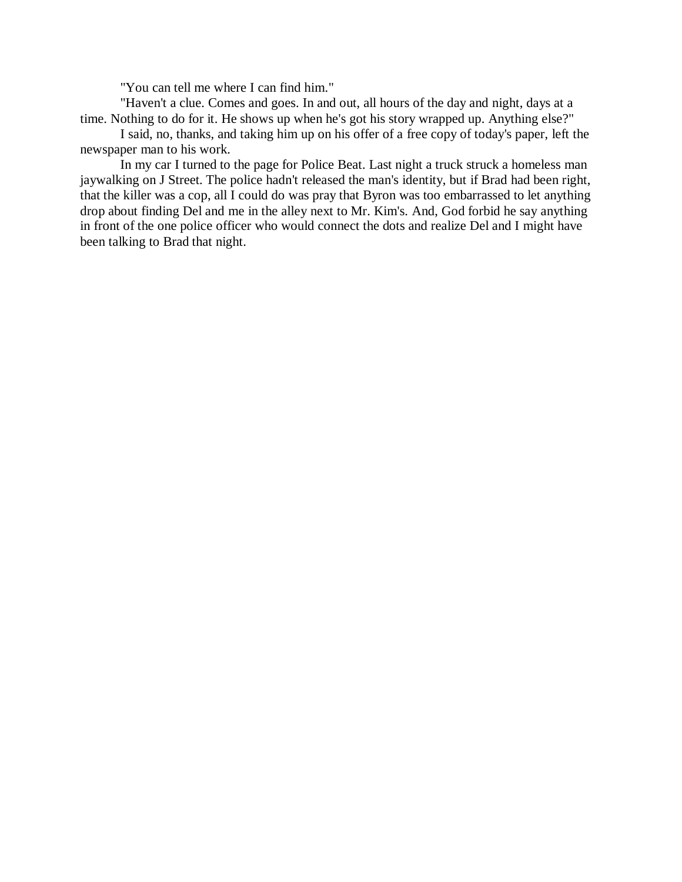"You can tell me where I can find him."

"Haven't a clue. Comes and goes. In and out, all hours of the day and night, days at a time. Nothing to do for it. He shows up when he's got his story wrapped up. Anything else?"

I said, no, thanks, and taking him up on his offer of a free copy of today's paper, left the newspaper man to his work.

In my car I turned to the page for Police Beat. Last night a truck struck a homeless man jaywalking on J Street. The police hadn't released the man's identity, but if Brad had been right, that the killer was a cop, all I could do was pray that Byron was too embarrassed to let anything drop about finding Del and me in the alley next to Mr. Kim's. And, God forbid he say anything in front of the one police officer who would connect the dots and realize Del and I might have been talking to Brad that night.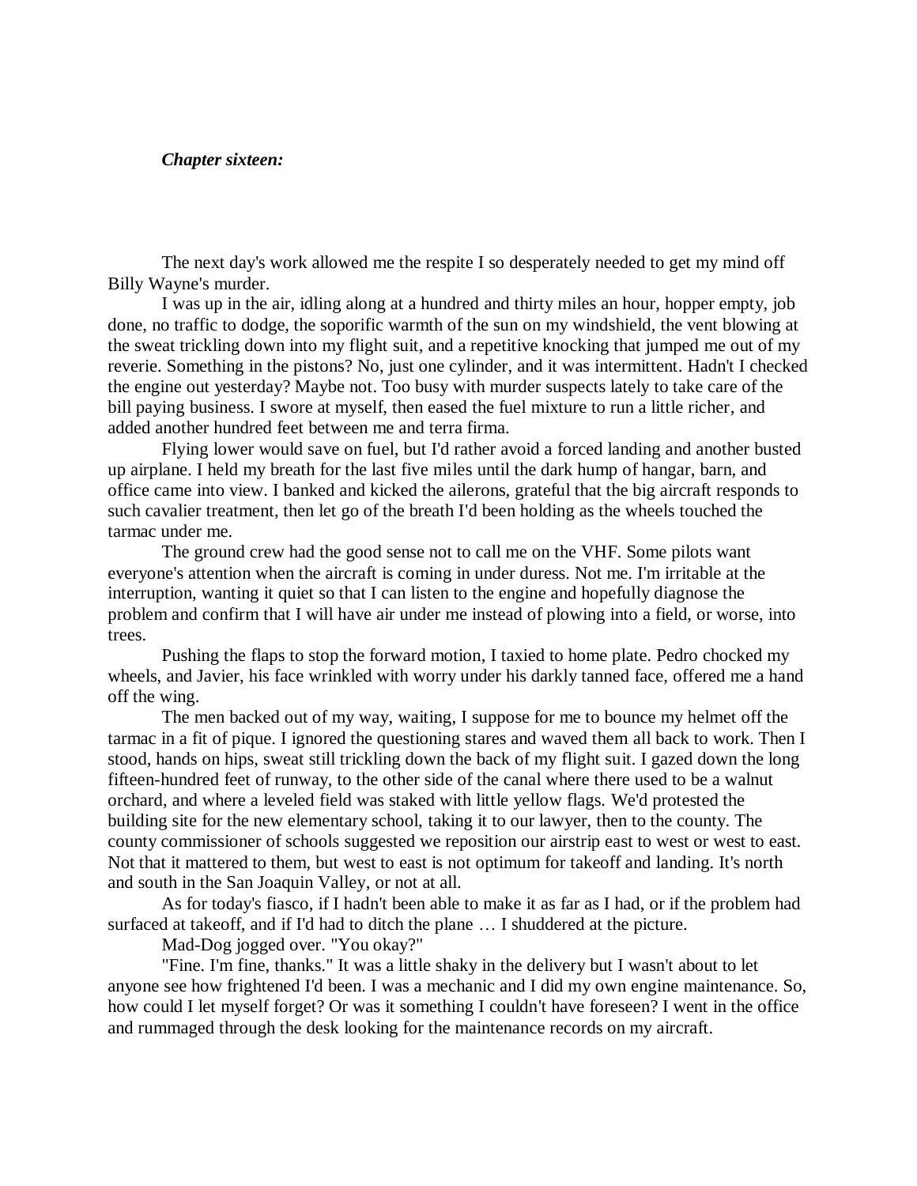***Chapter sixteen:***

The next day's work allowed me the respite I so desperately needed to get my mind off Billy Wayne's murder.

I was up in the air, idling along at a hundred and thirty miles an hour, hopper empty, job done, no traffic to dodge, the soporific warmth of the sun on my windshield, the vent blowing at the sweat trickling down into my flight suit, and a repetitive knocking that jumped me out of my reverie. Something in the pistons? No, just one cylinder, and it was intermittent. Hadn't I checked the engine out yesterday? Maybe not. Too busy with murder suspects lately to take care of the bill paying business. I swore at myself, then eased the fuel mixture to run a little richer, and added another hundred feet between me and terra firma.

Flying lower would save on fuel, but I'd rather avoid a forced landing and another busted up airplane. I held my breath for the last five miles until the dark hump of hangar, barn, and office came into view. I banked and kicked the ailerons, grateful that the big aircraft responds to such cavalier treatment, then let go of the breath I'd been holding as the wheels touched the tarmac under me.

The ground crew had the good sense not to call me on the VHF. Some pilots want everyone's attention when the aircraft is coming in under duress. Not me. I'm irritable at the interruption, wanting it quiet so that I can listen to the engine and hopefully diagnose the problem and confirm that I will have air under me instead of plowing into a field, or worse, into trees.

Pushing the flaps to stop the forward motion, I taxied to home plate. Pedro chocked my wheels, and Javier, his face wrinkled with worry under his darkly tanned face, offered me a hand off the wing.

The men backed out of my way, waiting, I suppose for me to bounce my helmet off the tarmac in a fit of pique. I ignored the questioning stares and waved them all back to work. Then I stood, hands on hips, sweat still trickling down the back of my flight suit. I gazed down the long fifteen-hundred feet of runway, to the other side of the canal where there used to be a walnut orchard, and where a leveled field was staked with little yellow flags. We'd protested the building site for the new elementary school, taking it to our lawyer, then to the county. The county commissioner of schools suggested we reposition our airstrip east to west or west to east. Not that it mattered to them, but west to east is not optimum for takeoff and landing. It's north and south in the San Joaquin Valley, or not at all.

As for today's fiasco, if I hadn't been able to make it as far as I had, or if the problem had surfaced at takeoff, and if I'd had to ditch the plane … I shuddered at the picture.

Mad-Dog jogged over. "You okay?"

"Fine. I'm fine, thanks." It was a little shaky in the delivery but I wasn't about to let anyone see how frightened I'd been. I was a mechanic and I did my own engine maintenance. So, how could I let myself forget? Or was it something I couldn't have foreseen? I went in the office and rummaged through the desk looking for the maintenance records on my aircraft.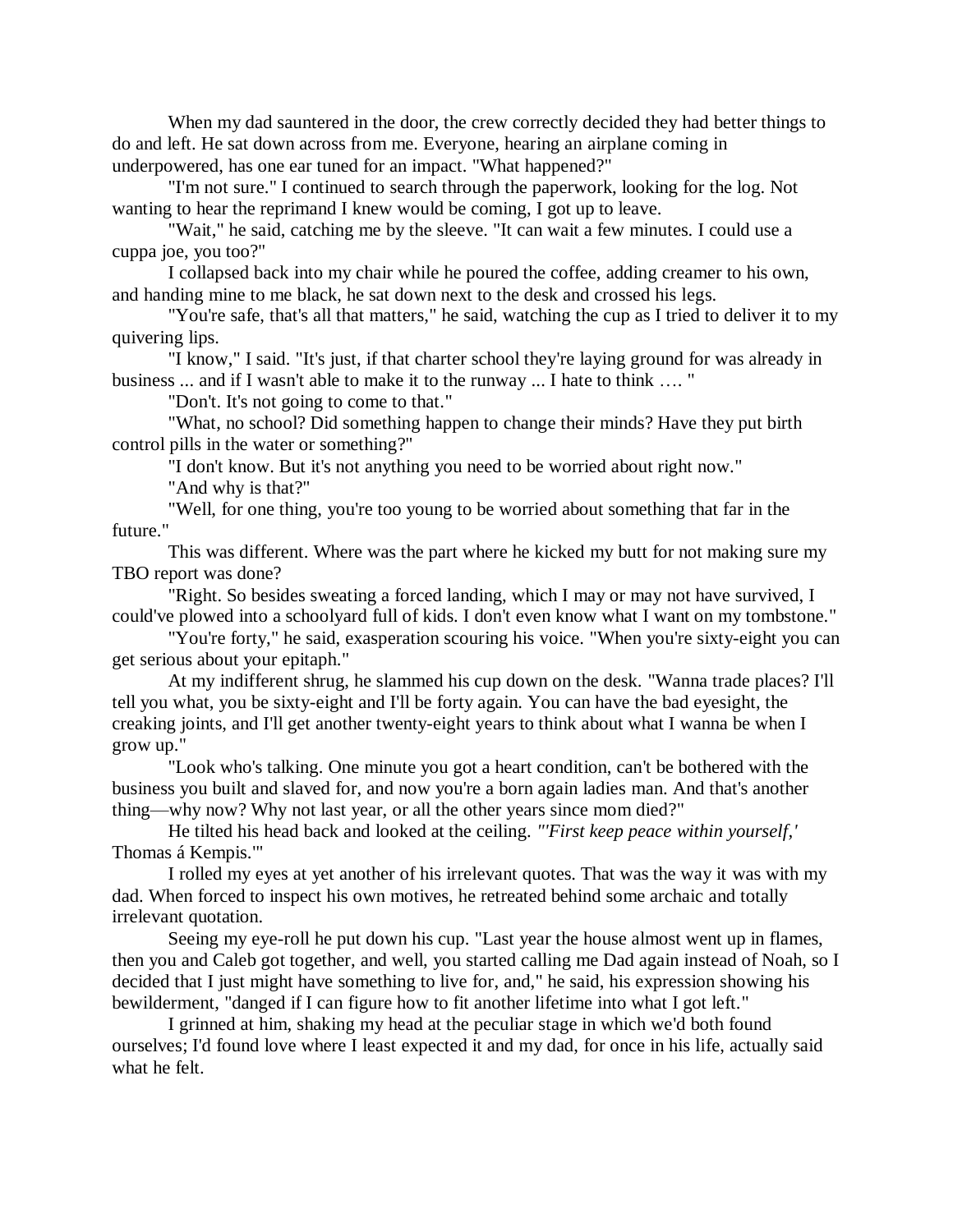When my dad sauntered in the door, the crew correctly decided they had better things to do and left. He sat down across from me. Everyone, hearing an airplane coming in underpowered, has one ear tuned for an impact. "What happened?"

"I'm not sure." I continued to search through the paperwork, looking for the log. Not wanting to hear the reprimand I knew would be coming, I got up to leave.

"Wait," he said, catching me by the sleeve. "It can wait a few minutes. I could use a cuppa joe, you too?"

I collapsed back into my chair while he poured the coffee, adding creamer to his own, and handing mine to me black, he sat down next to the desk and crossed his legs.

"You're safe, that's all that matters," he said, watching the cup as I tried to deliver it to my quivering lips.

"I know," I said. "It's just, if that charter school they're laying ground for was already in business ... and if I wasn't able to make it to the runway ... I hate to think …. "

"Don't. It's not going to come to that."

"What, no school? Did something happen to change their minds? Have they put birth control pills in the water or something?"

"I don't know. But it's not anything you need to be worried about right now."

"And why is that?"

"Well, for one thing, you're too young to be worried about something that far in the future."

This was different. Where was the part where he kicked my butt for not making sure my TBO report was done?

"Right. So besides sweating a forced landing, which I may or may not have survived, I could've plowed into a schoolyard full of kids. I don't even know what I want on my tombstone."

"You're forty," he said, exasperation scouring his voice. "When you're sixty-eight you can get serious about your epitaph."

At my indifferent shrug, he slammed his cup down on the desk. "Wanna trade places? I'll tell you what, you be sixty-eight and I'll be forty again. You can have the bad eyesight, the creaking joints, and I'll get another twenty-eight years to think about what I wanna be when I grow up."

"Look who's talking. One minute you got a heart condition, can't be bothered with the business you built and slaved for, and now you're a born again ladies man. And that's another thing—why now? Why not last year, or all the other years since mom died?"

He tilted his head back and looked at the ceiling. *"'First keep peace within yourself,'* Thomas á Kempis.'"

I rolled my eyes at yet another of his irrelevant quotes. That was the way it was with my dad. When forced to inspect his own motives, he retreated behind some archaic and totally irrelevant quotation.

Seeing my eye-roll he put down his cup. "Last year the house almost went up in flames, then you and Caleb got together, and well, you started calling me Dad again instead of Noah, so I decided that I just might have something to live for, and," he said, his expression showing his bewilderment, "danged if I can figure how to fit another lifetime into what I got left."

I grinned at him, shaking my head at the peculiar stage in which we'd both found ourselves; I'd found love where I least expected it and my dad, for once in his life, actually said what he felt.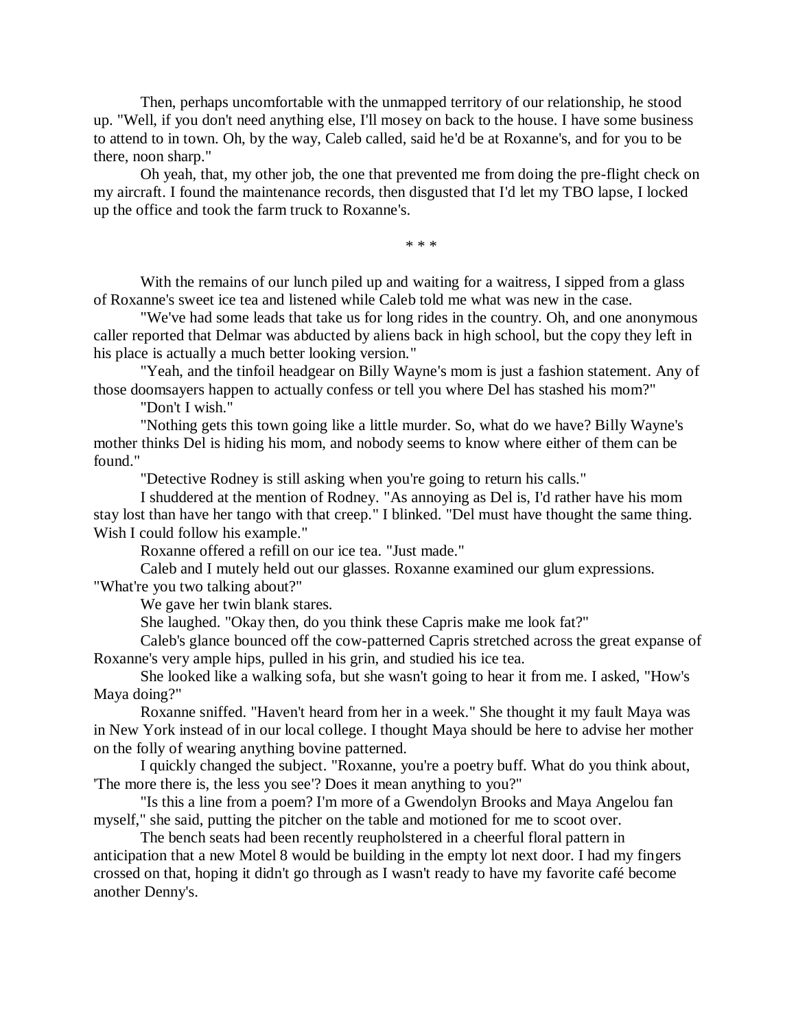Then, perhaps uncomfortable with the unmapped territory of our relationship, he stood up. "Well, if you don't need anything else, I'll mosey on back to the house. I have some business to attend to in town. Oh, by the way, Caleb called, said he'd be at Roxanne's, and for you to be there, noon sharp."

Oh yeah, that, my other job, the one that prevented me from doing the pre-flight check on my aircraft. I found the maintenance records, then disgusted that I'd let my TBO lapse, I locked up the office and took the farm truck to Roxanne's.

\* \* \*

With the remains of our lunch piled up and waiting for a waitress, I sipped from a glass of Roxanne's sweet ice tea and listened while Caleb told me what was new in the case.

"We've had some leads that take us for long rides in the country. Oh, and one anonymous caller reported that Delmar was abducted by aliens back in high school, but the copy they left in his place is actually a much better looking version."

"Yeah, and the tinfoil headgear on Billy Wayne's mom is just a fashion statement. Any of those doomsayers happen to actually confess or tell you where Del has stashed his mom?"

"Don't I wish."

"Nothing gets this town going like a little murder. So, what do we have? Billy Wayne's mother thinks Del is hiding his mom, and nobody seems to know where either of them can be found."

"Detective Rodney is still asking when you're going to return his calls."

I shuddered at the mention of Rodney. "As annoying as Del is, I'd rather have his mom stay lost than have her tango with that creep." I blinked. "Del must have thought the same thing. Wish I could follow his example."

Roxanne offered a refill on our ice tea. "Just made."

Caleb and I mutely held out our glasses. Roxanne examined our glum expressions. "What're you two talking about?"

We gave her twin blank stares.

She laughed. "Okay then, do you think these Capris make me look fat?"

Caleb's glance bounced off the cow-patterned Capris stretched across the great expanse of Roxanne's very ample hips, pulled in his grin, and studied his ice tea.

She looked like a walking sofa, but she wasn't going to hear it from me. I asked, "How's Maya doing?"

Roxanne sniffed. "Haven't heard from her in a week." She thought it my fault Maya was in New York instead of in our local college. I thought Maya should be here to advise her mother on the folly of wearing anything bovine patterned.

I quickly changed the subject. "Roxanne, you're a poetry buff. What do you think about, 'The more there is, the less you see'? Does it mean anything to you?"

"Is this a line from a poem? I'm more of a Gwendolyn Brooks and Maya Angelou fan myself," she said, putting the pitcher on the table and motioned for me to scoot over.

The bench seats had been recently reupholstered in a cheerful floral pattern in anticipation that a new Motel 8 would be building in the empty lot next door. I had my fingers crossed on that, hoping it didn't go through as I wasn't ready to have my favorite café become another Denny's.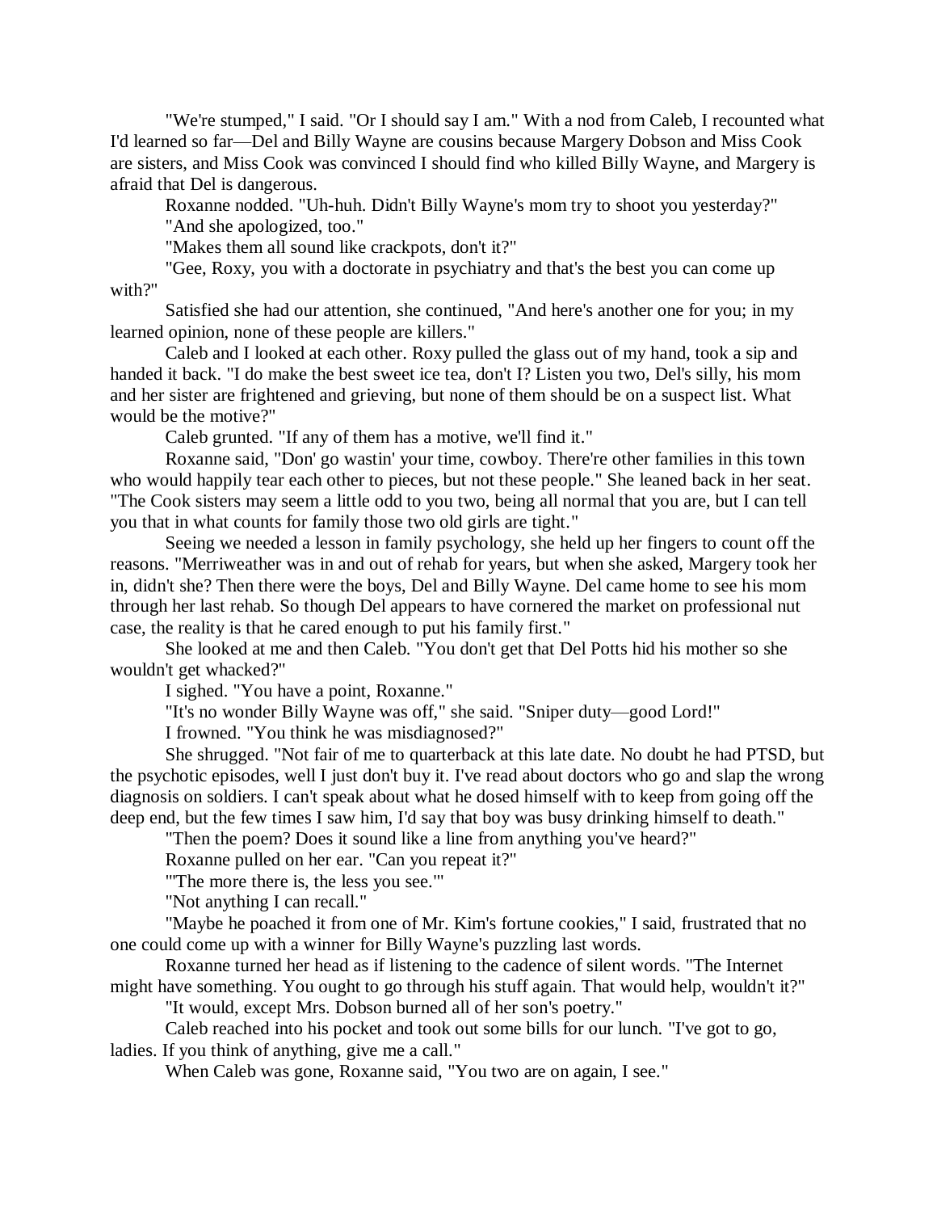"We're stumped," I said. "Or I should say I am." With a nod from Caleb, I recounted what I'd learned so far—Del and Billy Wayne are cousins because Margery Dobson and Miss Cook are sisters, and Miss Cook was convinced I should find who killed Billy Wayne, and Margery is afraid that Del is dangerous.

Roxanne nodded. "Uh-huh. Didn't Billy Wayne's mom try to shoot you yesterday?"

"And she apologized, too."

"Makes them all sound like crackpots, don't it?"

"Gee, Roxy, you with a doctorate in psychiatry and that's the best you can come up with?"

Satisfied she had our attention, she continued, "And here's another one for you; in my learned opinion, none of these people are killers."

Caleb and I looked at each other. Roxy pulled the glass out of my hand, took a sip and handed it back. "I do make the best sweet ice tea, don't I? Listen you two, Del's silly, his mom and her sister are frightened and grieving, but none of them should be on a suspect list. What would be the motive?"

Caleb grunted. "If any of them has a motive, we'll find it."

Roxanne said, "Don' go wastin' your time, cowboy. There're other families in this town who would happily tear each other to pieces, but not these people." She leaned back in her seat. "The Cook sisters may seem a little odd to you two, being all normal that you are, but I can tell you that in what counts for family those two old girls are tight."

Seeing we needed a lesson in family psychology, she held up her fingers to count off the reasons. "Merriweather was in and out of rehab for years, but when she asked, Margery took her in, didn't she? Then there were the boys, Del and Billy Wayne. Del came home to see his mom through her last rehab. So though Del appears to have cornered the market on professional nut case, the reality is that he cared enough to put his family first."

She looked at me and then Caleb. "You don't get that Del Potts hid his mother so she wouldn't get whacked?"

I sighed. "You have a point, Roxanne."

"It's no wonder Billy Wayne was off," she said. "Sniper duty—good Lord!"

I frowned. "You think he was misdiagnosed?"

She shrugged. "Not fair of me to quarterback at this late date. No doubt he had PTSD, but the psychotic episodes, well I just don't buy it. I've read about doctors who go and slap the wrong diagnosis on soldiers. I can't speak about what he dosed himself with to keep from going off the deep end, but the few times I saw him, I'd say that boy was busy drinking himself to death."

"Then the poem? Does it sound like a line from anything you've heard?"

Roxanne pulled on her ear. "Can you repeat it?"

"'The more there is, the less you see.'"

"Not anything I can recall."

"Maybe he poached it from one of Mr. Kim's fortune cookies," I said, frustrated that no one could come up with a winner for Billy Wayne's puzzling last words.

Roxanne turned her head as if listening to the cadence of silent words. "The Internet might have something. You ought to go through his stuff again. That would help, wouldn't it?"

"It would, except Mrs. Dobson burned all of her son's poetry."

Caleb reached into his pocket and took out some bills for our lunch. "I've got to go, ladies. If you think of anything, give me a call."

When Caleb was gone, Roxanne said, "You two are on again, I see."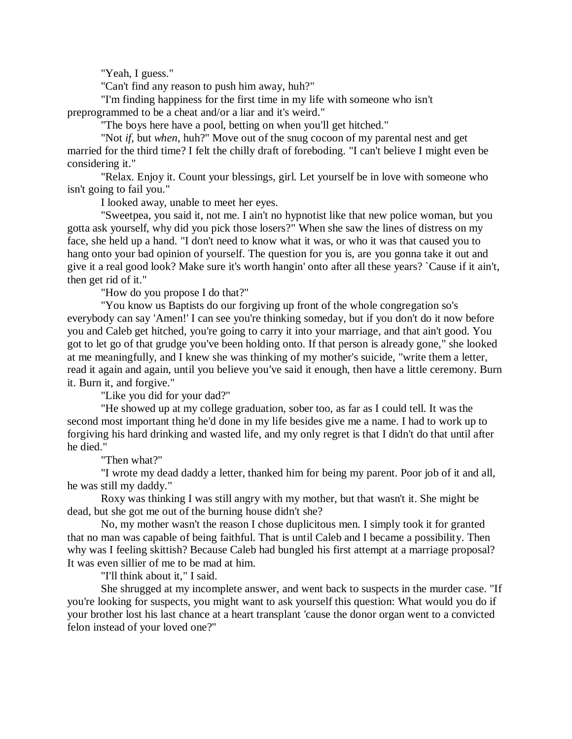"Yeah, I guess."

"Can't find any reason to push him away, huh?"

"I'm finding happiness for the first time in my life with someone who isn't preprogrammed to be a cheat and/or a liar and it's weird."

"The boys here have a pool, betting on when you'll get hitched."

"Not *if*, but *when*, huh?" Move out of the snug cocoon of my parental nest and get married for the third time? I felt the chilly draft of foreboding. "I can't believe I might even be considering it."

"Relax. Enjoy it. Count your blessings, girl. Let yourself be in love with someone who isn't going to fail you."

I looked away, unable to meet her eyes.

"Sweetpea, you said it, not me. I ain't no hypnotist like that new police woman, but you gotta ask yourself, why did you pick those losers?" When she saw the lines of distress on my face, she held up a hand. "I don't need to know what it was, or who it was that caused you to hang onto your bad opinion of yourself. The question for you is, are you gonna take it out and give it a real good look? Make sure it's worth hangin' onto after all these years? `Cause if it ain't, then get rid of it."

"How do you propose I do that?"

"You know us Baptists do our forgiving up front of the whole congregation so's everybody can say 'Amen!' I can see you're thinking someday, but if you don't do it now before you and Caleb get hitched, you're going to carry it into your marriage, and that ain't good. You got to let go of that grudge you've been holding onto. If that person is already gone," she looked at me meaningfully, and I knew she was thinking of my mother's suicide, "write them a letter, read it again and again, until you believe you've said it enough, then have a little ceremony. Burn it. Burn it, and forgive."

"Like you did for your dad?"

"He showed up at my college graduation, sober too, as far as I could tell. It was the second most important thing he'd done in my life besides give me a name. I had to work up to forgiving his hard drinking and wasted life, and my only regret is that I didn't do that until after he died."

"Then what?"

"I wrote my dead daddy a letter, thanked him for being my parent. Poor job of it and all, he was still my daddy."

Roxy was thinking I was still angry with my mother, but that wasn't it. She might be dead, but she got me out of the burning house didn't she?

No, my mother wasn't the reason I chose duplicitous men. I simply took it for granted that no man was capable of being faithful. That is until Caleb and I became a possibility. Then why was I feeling skittish? Because Caleb had bungled his first attempt at a marriage proposal? It was even sillier of me to be mad at him.

"I'll think about it," I said.

She shrugged at my incomplete answer, and went back to suspects in the murder case. "If you're looking for suspects, you might want to ask yourself this question: What would you do if your brother lost his last chance at a heart transplant 'cause the donor organ went to a convicted felon instead of your loved one?"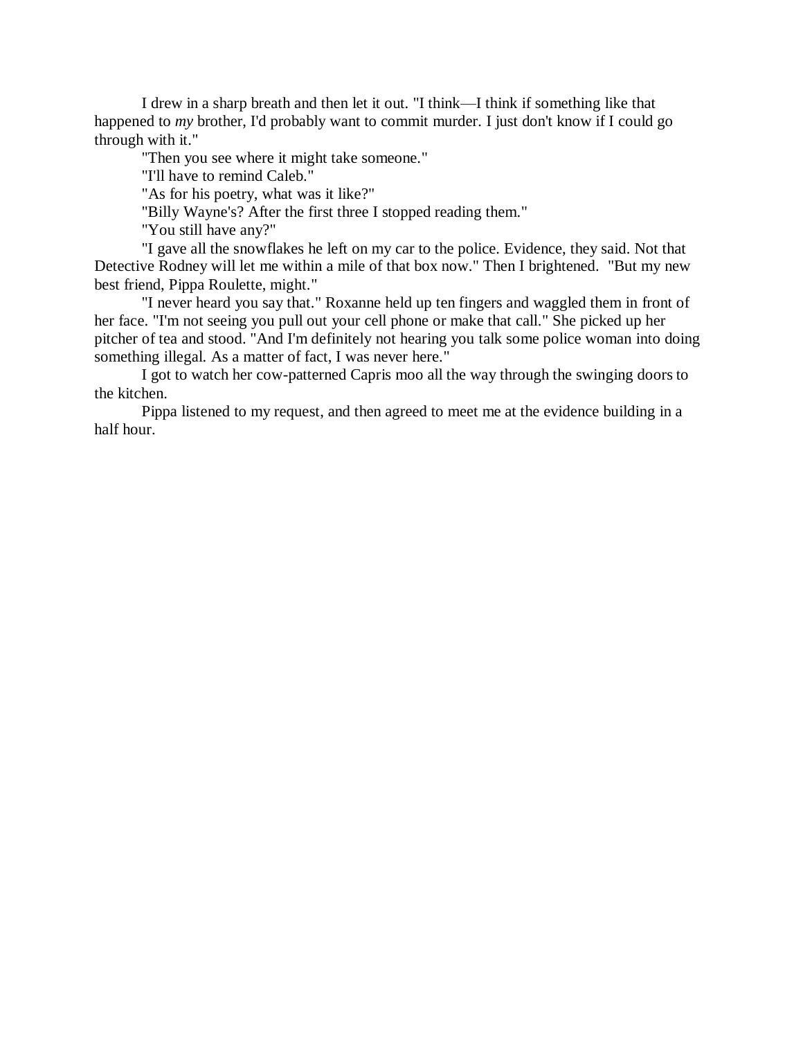I drew in a sharp breath and then let it out. "I think—I think if something like that happened to *my* brother, I'd probably want to commit murder. I just don't know if I could go through with it."

"Then you see where it might take someone."

"I'll have to remind Caleb."

"As for his poetry, what was it like?"

"Billy Wayne's? After the first three I stopped reading them."

"You still have any?"

"I gave all the snowflakes he left on my car to the police. Evidence, they said. Not that Detective Rodney will let me within a mile of that box now." Then I brightened. "But my new best friend, Pippa Roulette, might."

"I never heard you say that." Roxanne held up ten fingers and waggled them in front of her face. "I'm not seeing you pull out your cell phone or make that call." She picked up her pitcher of tea and stood. "And I'm definitely not hearing you talk some police woman into doing something illegal. As a matter of fact, I was never here."

I got to watch her cow-patterned Capris moo all the way through the swinging doors to the kitchen.

Pippa listened to my request, and then agreed to meet me at the evidence building in a half hour.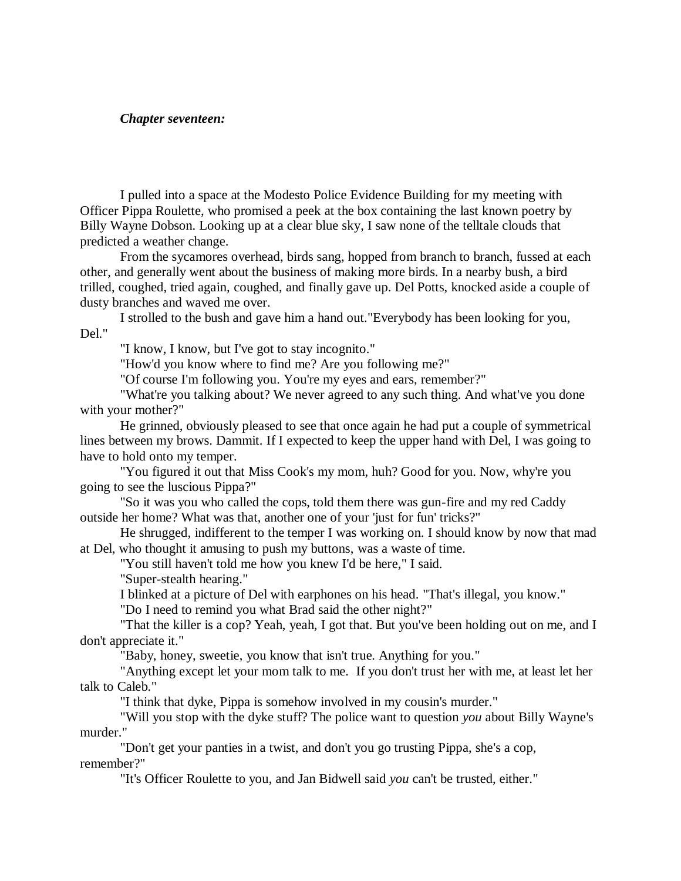***Chapter seventeen:***

I pulled into a space at the Modesto Police Evidence Building for my meeting with Officer Pippa Roulette, who promised a peek at the box containing the last known poetry by Billy Wayne Dobson. Looking up at a clear blue sky, I saw none of the telltale clouds that predicted a weather change.

From the sycamores overhead, birds sang, hopped from branch to branch, fussed at each other, and generally went about the business of making more birds. In a nearby bush, a bird trilled, coughed, tried again, coughed, and finally gave up. Del Potts, knocked aside a couple of dusty branches and waved me over.

I strolled to the bush and gave him a hand out."Everybody has been looking for you, Del."

"I know, I know, but I've got to stay incognito."

"How'd you know where to find me? Are you following me?"

"Of course I'm following you. You're my eyes and ears, remember?"

"What're you talking about? We never agreed to any such thing. And what've you done with your mother?"

He grinned, obviously pleased to see that once again he had put a couple of symmetrical lines between my brows. Dammit. If I expected to keep the upper hand with Del, I was going to have to hold onto my temper.

"You figured it out that Miss Cook's my mom, huh? Good for you. Now, why're you going to see the luscious Pippa?"

"So it was you who called the cops, told them there was gun-fire and my red Caddy outside her home? What was that, another one of your 'just for fun' tricks?"

He shrugged, indifferent to the temper I was working on. I should know by now that mad at Del, who thought it amusing to push my buttons, was a waste of time.

"You still haven't told me how you knew I'd be here," I said.

"Super-stealth hearing."

I blinked at a picture of Del with earphones on his head. "That's illegal, you know."

"Do I need to remind you what Brad said the other night?"

"That the killer is a cop? Yeah, yeah, I got that. But you've been holding out on me, and I don't appreciate it."

"Baby, honey, sweetie, you know that isn't true. Anything for you."

"Anything except let your mom talk to me. If you don't trust her with me, at least let her talk to Caleb."

"I think that dyke, Pippa is somehow involved in my cousin's murder."

"Will you stop with the dyke stuff? The police want to question *you* about Billy Wayne's murder."

"Don't get your panties in a twist, and don't you go trusting Pippa, she's a cop, remember?"

"It's Officer Roulette to you, and Jan Bidwell said *you* can't be trusted, either."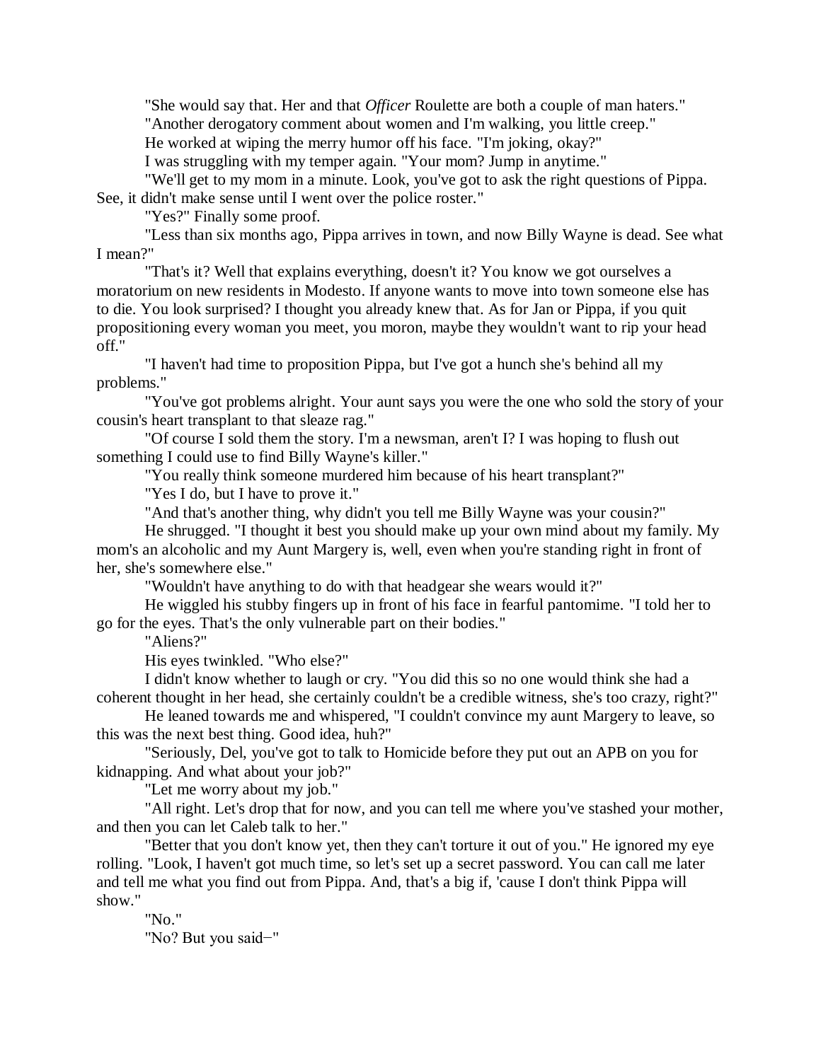"She would say that. Her and that *Officer* Roulette are both a couple of man haters."

"Another derogatory comment about women and I'm walking, you little creep."

He worked at wiping the merry humor off his face. "I'm joking, okay?"

I was struggling with my temper again. "Your mom? Jump in anytime."

"We'll get to my mom in a minute. Look, you've got to ask the right questions of Pippa. See, it didn't make sense until I went over the police roster."

"Yes?" Finally some proof.

"Less than six months ago, Pippa arrives in town, and now Billy Wayne is dead. See what I mean?"

"That's it? Well that explains everything, doesn't it? You know we got ourselves a moratorium on new residents in Modesto. If anyone wants to move into town someone else has to die. You look surprised? I thought you already knew that. As for Jan or Pippa, if you quit propositioning every woman you meet, you moron, maybe they wouldn't want to rip your head off."

"I haven't had time to proposition Pippa, but I've got a hunch she's behind all my problems."

"You've got problems alright. Your aunt says you were the one who sold the story of your cousin's heart transplant to that sleaze rag."

"Of course I sold them the story. I'm a newsman, aren't I? I was hoping to flush out something I could use to find Billy Wayne's killer."

"You really think someone murdered him because of his heart transplant?"

"Yes I do, but I have to prove it."

"And that's another thing, why didn't you tell me Billy Wayne was your cousin?"

He shrugged. "I thought it best you should make up your own mind about my family. My mom's an alcoholic and my Aunt Margery is, well, even when you're standing right in front of her, she's somewhere else."

"Wouldn't have anything to do with that headgear she wears would it?"

He wiggled his stubby fingers up in front of his face in fearful pantomime. "I told her to go for the eyes. That's the only vulnerable part on their bodies."

"Aliens?"

His eyes twinkled. "Who else?"

I didn't know whether to laugh or cry. "You did this so no one would think she had a coherent thought in her head, she certainly couldn't be a credible witness, she's too crazy, right?"

He leaned towards me and whispered, "I couldn't convince my aunt Margery to leave, so this was the next best thing. Good idea, huh?"

"Seriously, Del, you've got to talk to Homicide before they put out an APB on you for kidnapping. And what about your job?"

"Let me worry about my job."

"All right. Let's drop that for now, and you can tell me where you've stashed your mother, and then you can let Caleb talk to her."

"Better that you don't know yet, then they can't torture it out of you." He ignored my eye rolling. "Look, I haven't got much time, so let's set up a secret password. You can call me later and tell me what you find out from Pippa. And, that's a big if, 'cause I don't think Pippa will show."

"No."

"No? But you said−"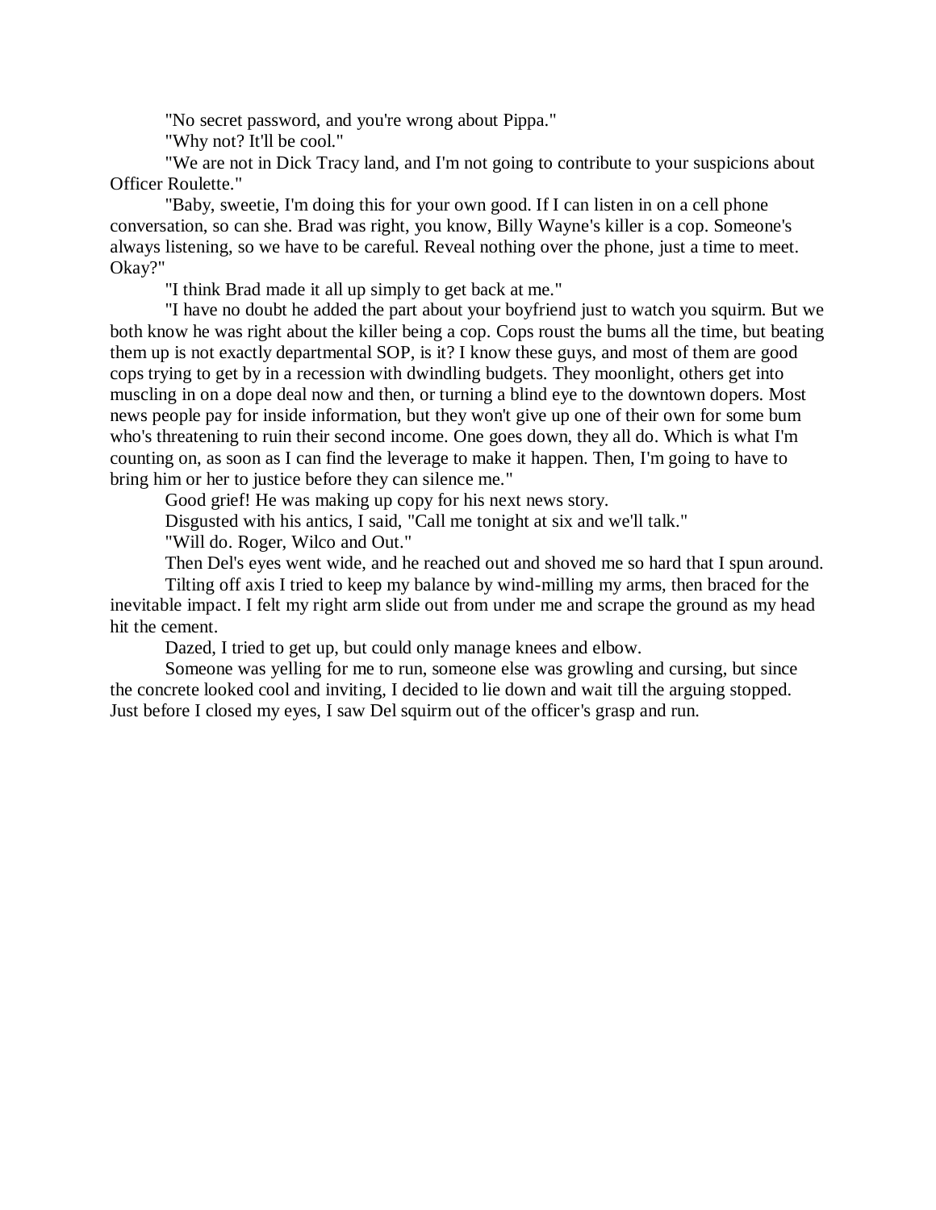"No secret password, and you're wrong about Pippa."

"Why not? It'll be cool."

"We are not in Dick Tracy land, and I'm not going to contribute to your suspicions about Officer Roulette."

"Baby, sweetie, I'm doing this for your own good. If I can listen in on a cell phone conversation, so can she. Brad was right, you know, Billy Wayne's killer is a cop. Someone's always listening, so we have to be careful. Reveal nothing over the phone, just a time to meet. Okay?"

"I think Brad made it all up simply to get back at me."

"I have no doubt he added the part about your boyfriend just to watch you squirm. But we both know he was right about the killer being a cop. Cops roust the bums all the time, but beating them up is not exactly departmental SOP, is it? I know these guys, and most of them are good cops trying to get by in a recession with dwindling budgets. They moonlight, others get into muscling in on a dope deal now and then, or turning a blind eye to the downtown dopers. Most news people pay for inside information, but they won't give up one of their own for some bum who's threatening to ruin their second income. One goes down, they all do. Which is what I'm counting on, as soon as I can find the leverage to make it happen. Then, I'm going to have to bring him or her to justice before they can silence me."

Good grief! He was making up copy for his next news story.

Disgusted with his antics, I said, "Call me tonight at six and we'll talk."

"Will do. Roger, Wilco and Out."

Then Del's eyes went wide, and he reached out and shoved me so hard that I spun around.

Tilting off axis I tried to keep my balance by wind-milling my arms, then braced for the inevitable impact. I felt my right arm slide out from under me and scrape the ground as my head hit the cement.

Dazed, I tried to get up, but could only manage knees and elbow.

Someone was yelling for me to run, someone else was growling and cursing, but since the concrete looked cool and inviting, I decided to lie down and wait till the arguing stopped. Just before I closed my eyes, I saw Del squirm out of the officer's grasp and run.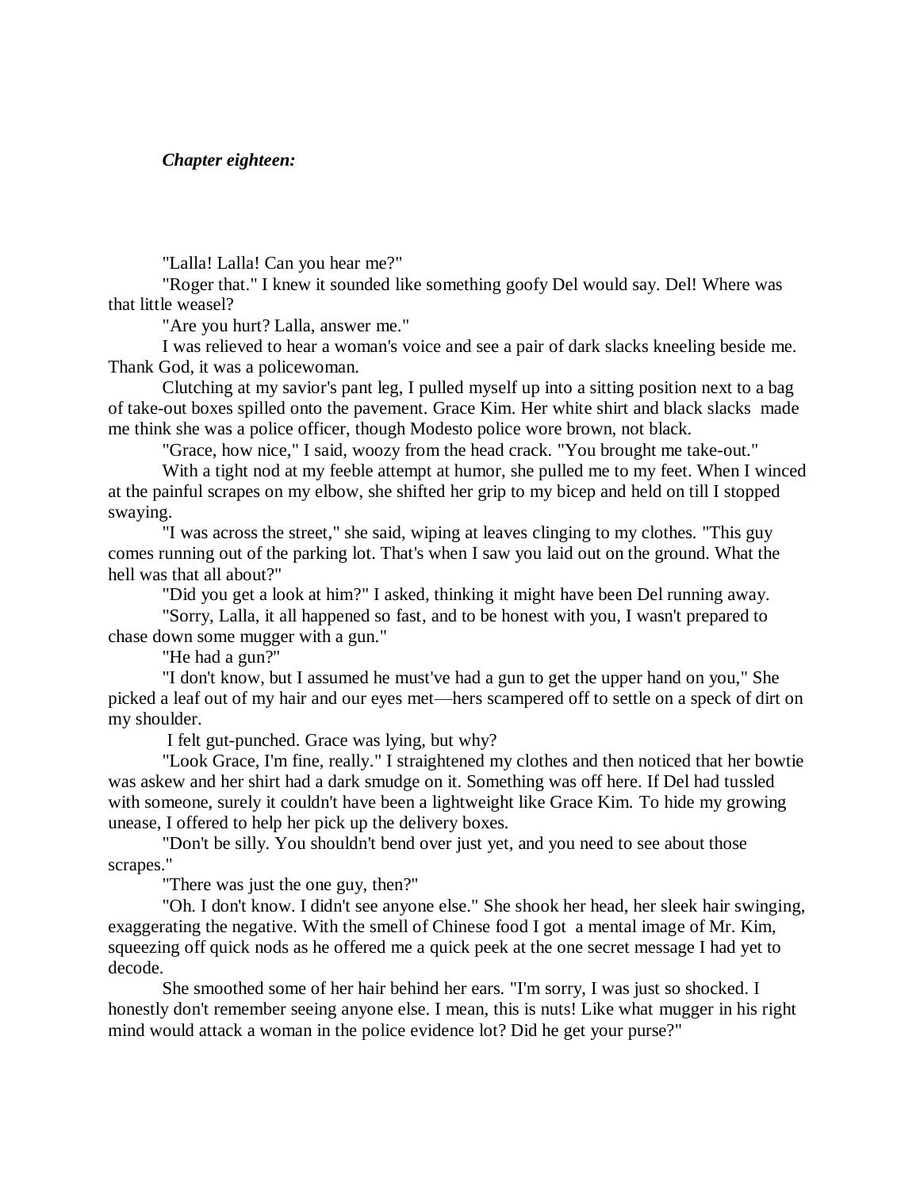***Chapter eighteen:***

"Lalla! Lalla! Can you hear me?"

"Roger that." I knew it sounded like something goofy Del would say. Del! Where was that little weasel?

"Are you hurt? Lalla, answer me."

I was relieved to hear a woman's voice and see a pair of dark slacks kneeling beside me. Thank God, it was a policewoman.

Clutching at my savior's pant leg, I pulled myself up into a sitting position next to a bag of take-out boxes spilled onto the pavement. Grace Kim. Her white shirt and black slacks made me think she was a police officer, though Modesto police wore brown, not black.

"Grace, how nice," I said, woozy from the head crack. "You brought me take-out."

With a tight nod at my feeble attempt at humor, she pulled me to my feet. When I winced at the painful scrapes on my elbow, she shifted her grip to my bicep and held on till I stopped swaying.

"I was across the street," she said, wiping at leaves clinging to my clothes. "This guy comes running out of the parking lot. That's when I saw you laid out on the ground. What the hell was that all about?"

"Did you get a look at him?" I asked, thinking it might have been Del running away.

"Sorry, Lalla, it all happened so fast, and to be honest with you, I wasn't prepared to chase down some mugger with a gun."

"He had a gun?"

"I don't know, but I assumed he must've had a gun to get the upper hand on you," She picked a leaf out of my hair and our eyes met—hers scampered off to settle on a speck of dirt on my shoulder.

I felt gut-punched. Grace was lying, but why?

"Look Grace, I'm fine, really." I straightened my clothes and then noticed that her bowtie was askew and her shirt had a dark smudge on it. Something was off here. If Del had tussled with someone, surely it couldn't have been a lightweight like Grace Kim. To hide my growing unease, I offered to help her pick up the delivery boxes.

"Don't be silly. You shouldn't bend over just yet, and you need to see about those scrapes."

"There was just the one guy, then?"

"Oh. I don't know. I didn't see anyone else." She shook her head, her sleek hair swinging, exaggerating the negative. With the smell of Chinese food I got a mental image of Mr. Kim, squeezing off quick nods as he offered me a quick peek at the one secret message I had yet to decode.

She smoothed some of her hair behind her ears. "I'm sorry, I was just so shocked. I honestly don't remember seeing anyone else. I mean, this is nuts! Like what mugger in his right mind would attack a woman in the police evidence lot? Did he get your purse?"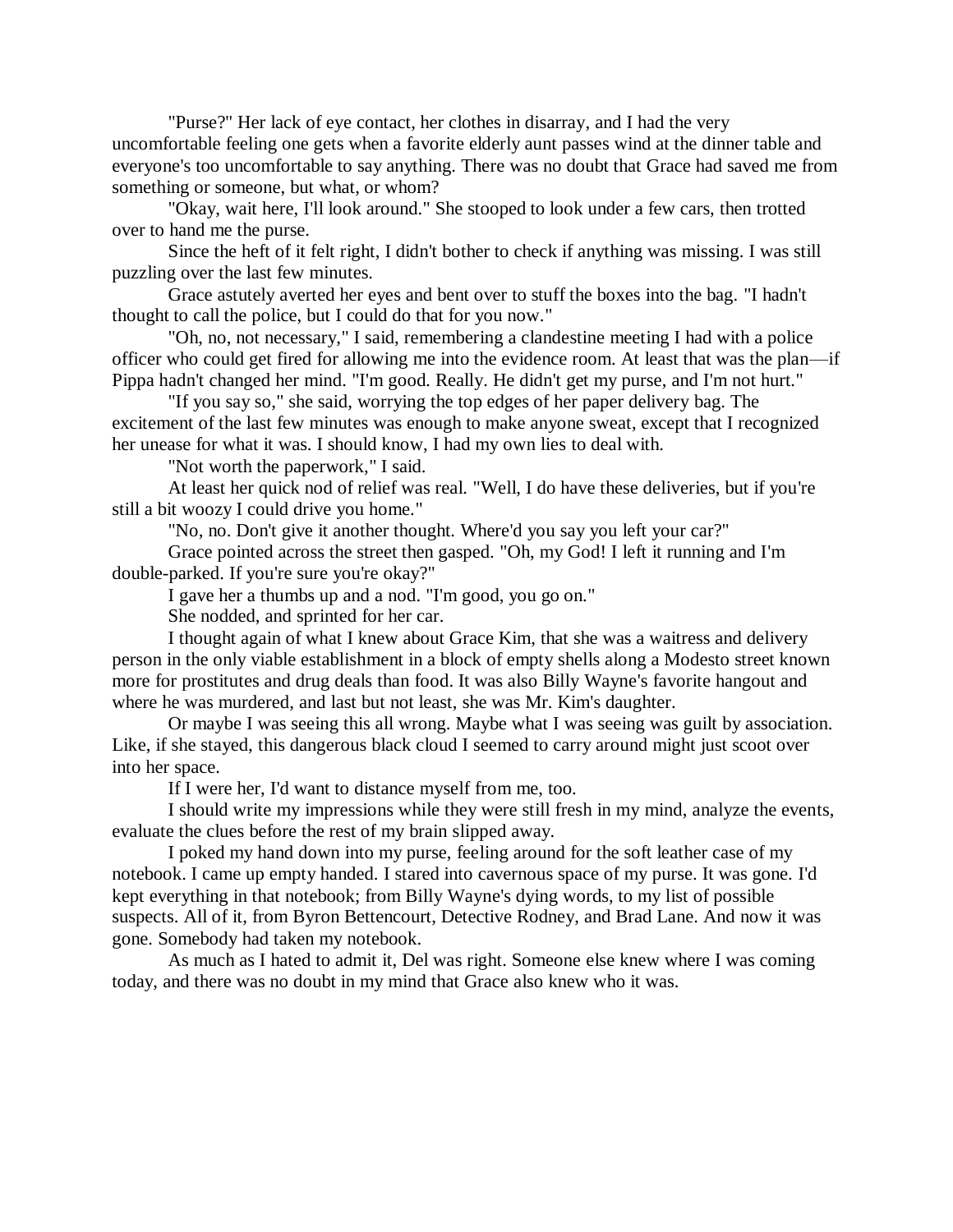"Purse?" Her lack of eye contact, her clothes in disarray, and I had the very uncomfortable feeling one gets when a favorite elderly aunt passes wind at the dinner table and everyone's too uncomfortable to say anything. There was no doubt that Grace had saved me from something or someone, but what, or whom?

"Okay, wait here, I'll look around." She stooped to look under a few cars, then trotted over to hand me the purse.

Since the heft of it felt right, I didn't bother to check if anything was missing. I was still puzzling over the last few minutes.

Grace astutely averted her eyes and bent over to stuff the boxes into the bag. "I hadn't thought to call the police, but I could do that for you now."

"Oh, no, not necessary," I said, remembering a clandestine meeting I had with a police officer who could get fired for allowing me into the evidence room. At least that was the plan—if Pippa hadn't changed her mind. "I'm good. Really. He didn't get my purse, and I'm not hurt."

"If you say so," she said, worrying the top edges of her paper delivery bag. The excitement of the last few minutes was enough to make anyone sweat, except that I recognized her unease for what it was. I should know, I had my own lies to deal with.

"Not worth the paperwork," I said.

At least her quick nod of relief was real. "Well, I do have these deliveries, but if you're still a bit woozy I could drive you home."

"No, no. Don't give it another thought. Where'd you say you left your car?"

Grace pointed across the street then gasped. "Oh, my God! I left it running and I'm double-parked. If you're sure you're okay?"

I gave her a thumbs up and a nod. "I'm good, you go on."

She nodded, and sprinted for her car.

I thought again of what I knew about Grace Kim, that she was a waitress and delivery person in the only viable establishment in a block of empty shells along a Modesto street known more for prostitutes and drug deals than food. It was also Billy Wayne's favorite hangout and where he was murdered, and last but not least, she was Mr. Kim's daughter.

Or maybe I was seeing this all wrong. Maybe what I was seeing was guilt by association. Like, if she stayed, this dangerous black cloud I seemed to carry around might just scoot over into her space.

If I were her, I'd want to distance myself from me, too.

I should write my impressions while they were still fresh in my mind, analyze the events, evaluate the clues before the rest of my brain slipped away.

I poked my hand down into my purse, feeling around for the soft leather case of my notebook. I came up empty handed. I stared into cavernous space of my purse. It was gone. I'd kept everything in that notebook; from Billy Wayne's dying words, to my list of possible suspects. All of it, from Byron Bettencourt, Detective Rodney, and Brad Lane. And now it was gone. Somebody had taken my notebook.

As much as I hated to admit it, Del was right. Someone else knew where I was coming today, and there was no doubt in my mind that Grace also knew who it was.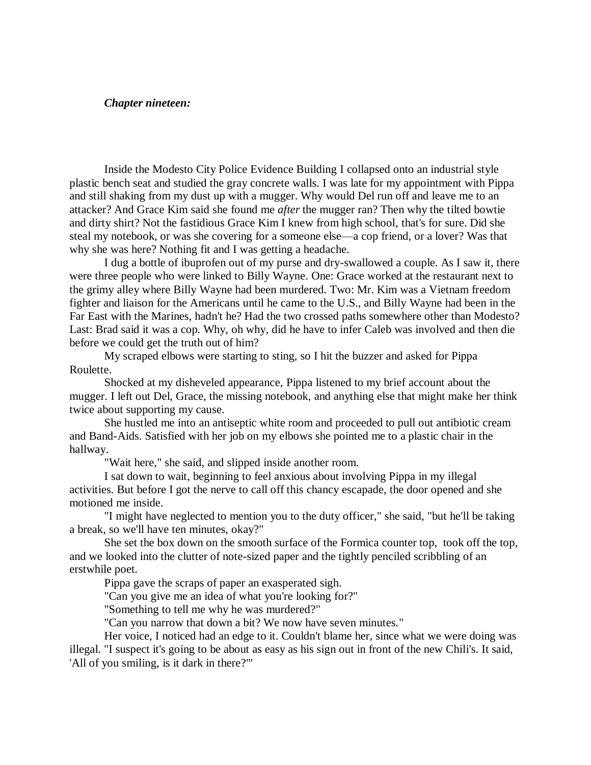***Chapter nineteen:***

Inside the Modesto City Police Evidence Building I collapsed onto an industrial style plastic bench seat and studied the gray concrete walls. I was late for my appointment with Pippa and still shaking from my dust up with a mugger. Why would Del run off and leave me to an attacker? And Grace Kim said she found me *after* the mugger ran? Then why the tilted bowtie and dirty shirt? Not the fastidious Grace Kim I knew from high school, that's for sure. Did she steal my notebook, or was she covering for a someone else—a cop friend, or a lover? Was that why she was here? Nothing fit and I was getting a headache.

I dug a bottle of ibuprofen out of my purse and dry-swallowed a couple. As I saw it, there were three people who were linked to Billy Wayne. One: Grace worked at the restaurant next to the grimy alley where Billy Wayne had been murdered. Two: Mr. Kim was a Vietnam freedom fighter and liaison for the Americans until he came to the U.S., and Billy Wayne had been in the Far East with the Marines, hadn't he? Had the two crossed paths somewhere other than Modesto? Last: Brad said it was a cop. Why, oh why, did he have to infer Caleb was involved and then die before we could get the truth out of him?

My scraped elbows were starting to sting, so I hit the buzzer and asked for Pippa Roulette.

Shocked at my disheveled appearance, Pippa listened to my brief account about the mugger. I left out Del, Grace, the missing notebook, and anything else that might make her think twice about supporting my cause.

She hustled me into an antiseptic white room and proceeded to pull out antibiotic cream and Band-Aids. Satisfied with her job on my elbows she pointed me to a plastic chair in the hallway.

"Wait here," she said, and slipped inside another room.

I sat down to wait, beginning to feel anxious about involving Pippa in my illegal activities. But before I got the nerve to call off this chancy escapade, the door opened and she motioned me inside.

"I might have neglected to mention you to the duty officer," she said, "but he'll be taking a break, so we'll have ten minutes, okay?"

She set the box down on the smooth surface of the Formica counter top, took off the top, and we looked into the clutter of note-sized paper and the tightly penciled scribbling of an erstwhile poet.

Pippa gave the scraps of paper an exasperated sigh.

"Can you give me an idea of what you're looking for?"

"Something to tell me why he was murdered?"

"Can you narrow that down a bit? We now have seven minutes."

Her voice, I noticed had an edge to it. Couldn't blame her, since what we were doing was illegal. "I suspect it's going to be about as easy as his sign out in front of the new Chili's. It said, 'All of you smiling, is it dark in there?'"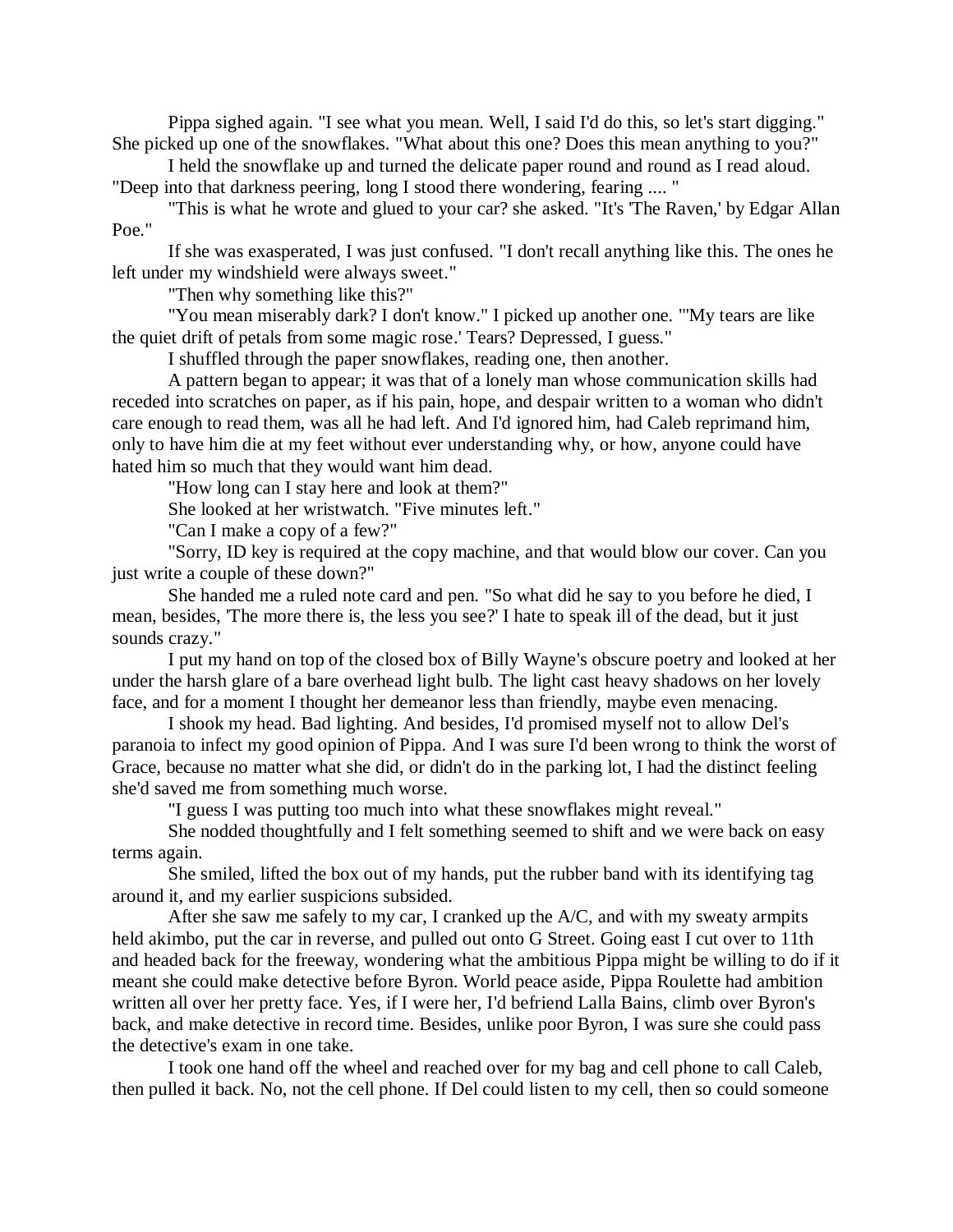Pippa sighed again. "I see what you mean. Well, I said I'd do this, so let's start digging." She picked up one of the snowflakes. "What about this one? Does this mean anything to you?"

I held the snowflake up and turned the delicate paper round and round as I read aloud. "Deep into that darkness peering, long I stood there wondering, fearing .... "

"This is what he wrote and glued to your car? she asked. "It's 'The Raven,' by Edgar Allan Poe."

If she was exasperated, I was just confused. "I don't recall anything like this. The ones he left under my windshield were always sweet."

"Then why something like this?"

"You mean miserably dark? I don't know." I picked up another one. "'My tears are like the quiet drift of petals from some magic rose.' Tears? Depressed, I guess."

I shuffled through the paper snowflakes, reading one, then another.

A pattern began to appear; it was that of a lonely man whose communication skills had receded into scratches on paper, as if his pain, hope, and despair written to a woman who didn't care enough to read them, was all he had left. And I'd ignored him, had Caleb reprimand him, only to have him die at my feet without ever understanding why, or how, anyone could have hated him so much that they would want him dead.

"How long can I stay here and look at them?"

She looked at her wristwatch. "Five minutes left."

"Can I make a copy of a few?"

"Sorry, ID key is required at the copy machine, and that would blow our cover. Can you just write a couple of these down?"

She handed me a ruled note card and pen. "So what did he say to you before he died, I mean, besides, 'The more there is, the less you see?' I hate to speak ill of the dead, but it just sounds crazy."

I put my hand on top of the closed box of Billy Wayne's obscure poetry and looked at her under the harsh glare of a bare overhead light bulb. The light cast heavy shadows on her lovely face, and for a moment I thought her demeanor less than friendly, maybe even menacing.

I shook my head. Bad lighting. And besides, I'd promised myself not to allow Del's paranoia to infect my good opinion of Pippa. And I was sure I'd been wrong to think the worst of Grace, because no matter what she did, or didn't do in the parking lot, I had the distinct feeling she'd saved me from something much worse.

"I guess I was putting too much into what these snowflakes might reveal."

She nodded thoughtfully and I felt something seemed to shift and we were back on easy terms again.

She smiled, lifted the box out of my hands, put the rubber band with its identifying tag around it, and my earlier suspicions subsided.

After she saw me safely to my car, I cranked up the A/C, and with my sweaty armpits held akimbo, put the car in reverse, and pulled out onto G Street. Going east I cut over to 11th and headed back for the freeway, wondering what the ambitious Pippa might be willing to do if it meant she could make detective before Byron. World peace aside, Pippa Roulette had ambition written all over her pretty face. Yes, if I were her, I'd befriend Lalla Bains, climb over Byron's back, and make detective in record time. Besides, unlike poor Byron, I was sure she could pass the detective's exam in one take.

I took one hand off the wheel and reached over for my bag and cell phone to call Caleb, then pulled it back. No, not the cell phone. If Del could listen to my cell, then so could someone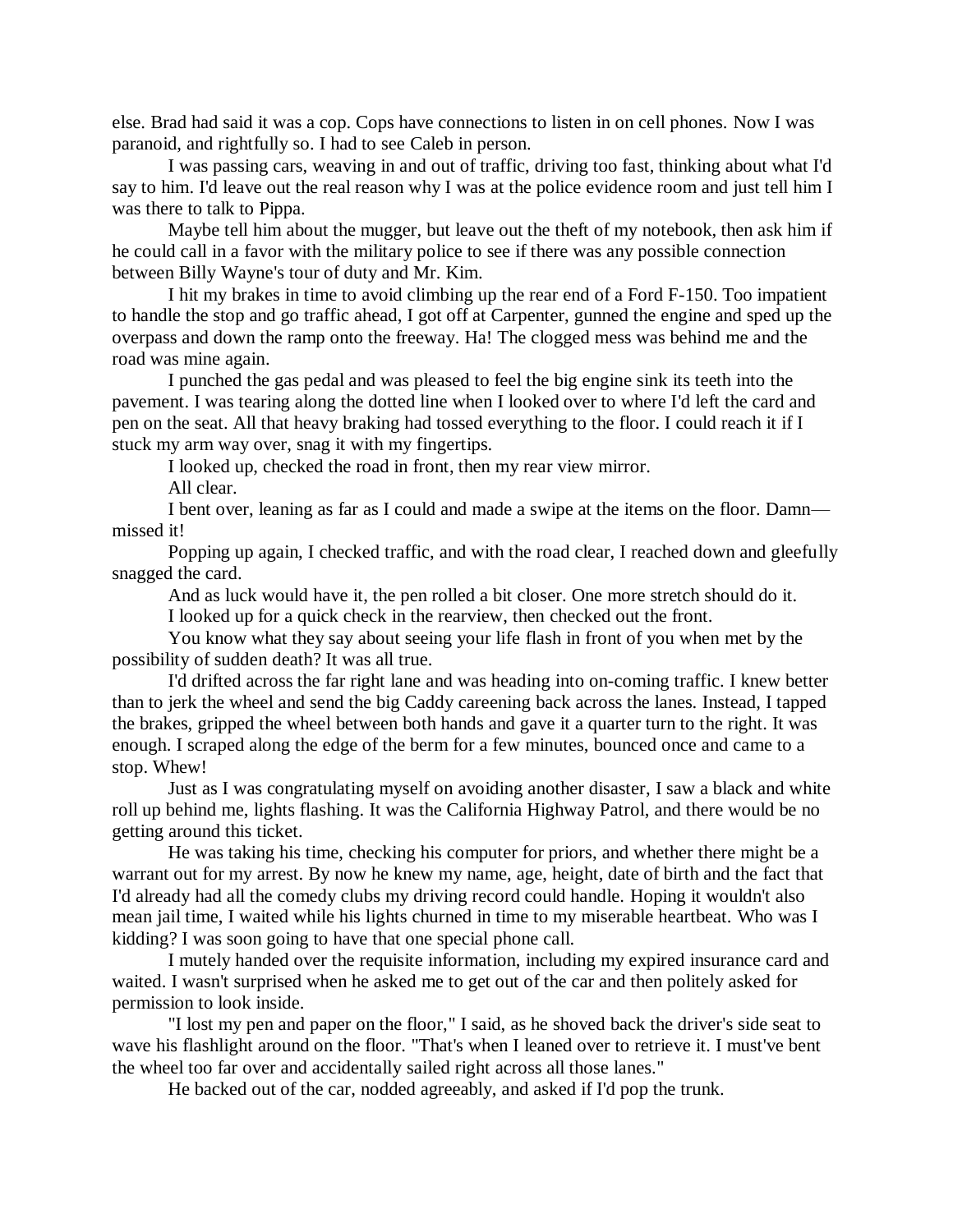else. Brad had said it was a cop. Cops have connections to listen in on cell phones. Now I was paranoid, and rightfully so. I had to see Caleb in person.

I was passing cars, weaving in and out of traffic, driving too fast, thinking about what I'd say to him. I'd leave out the real reason why I was at the police evidence room and just tell him I was there to talk to Pippa.

Maybe tell him about the mugger, but leave out the theft of my notebook, then ask him if he could call in a favor with the military police to see if there was any possible connection between Billy Wayne's tour of duty and Mr. Kim.

I hit my brakes in time to avoid climbing up the rear end of a Ford F-150. Too impatient to handle the stop and go traffic ahead, I got off at Carpenter, gunned the engine and sped up the overpass and down the ramp onto the freeway. Ha! The clogged mess was behind me and the road was mine again.

I punched the gas pedal and was pleased to feel the big engine sink its teeth into the pavement. I was tearing along the dotted line when I looked over to where I'd left the card and pen on the seat. All that heavy braking had tossed everything to the floor. I could reach it if I stuck my arm way over, snag it with my fingertips.

I looked up, checked the road in front, then my rear view mirror.

All clear.

I bent over, leaning as far as I could and made a swipe at the items on the floor. Damn—missed it!

Popping up again, I checked traffic, and with the road clear, I reached down and gleefully snagged the card.

And as luck would have it, the pen rolled a bit closer. One more stretch should do it.

I looked up for a quick check in the rearview, then checked out the front.

You know what they say about seeing your life flash in front of you when met by the possibility of sudden death? It was all true.

I'd drifted across the far right lane and was heading into on-coming traffic. I knew better than to jerk the wheel and send the big Caddy careening back across the lanes. Instead, I tapped the brakes, gripped the wheel between both hands and gave it a quarter turn to the right. It was enough. I scraped along the edge of the berm for a few minutes, bounced once and came to a stop. Whew!

Just as I was congratulating myself on avoiding another disaster, I saw a black and white roll up behind me, lights flashing. It was the California Highway Patrol, and there would be no getting around this ticket.

He was taking his time, checking his computer for priors, and whether there might be a warrant out for my arrest. By now he knew my name, age, height, date of birth and the fact that I'd already had all the comedy clubs my driving record could handle. Hoping it wouldn't also mean jail time, I waited while his lights churned in time to my miserable heartbeat. Who was I kidding? I was soon going to have that one special phone call.

I mutely handed over the requisite information, including my expired insurance card and waited. I wasn't surprised when he asked me to get out of the car and then politely asked for permission to look inside.

"I lost my pen and paper on the floor," I said, as he shoved back the driver's side seat to wave his flashlight around on the floor. "That's when I leaned over to retrieve it. I must've bent the wheel too far over and accidentally sailed right across all those lanes."

He backed out of the car, nodded agreeably, and asked if I'd pop the trunk.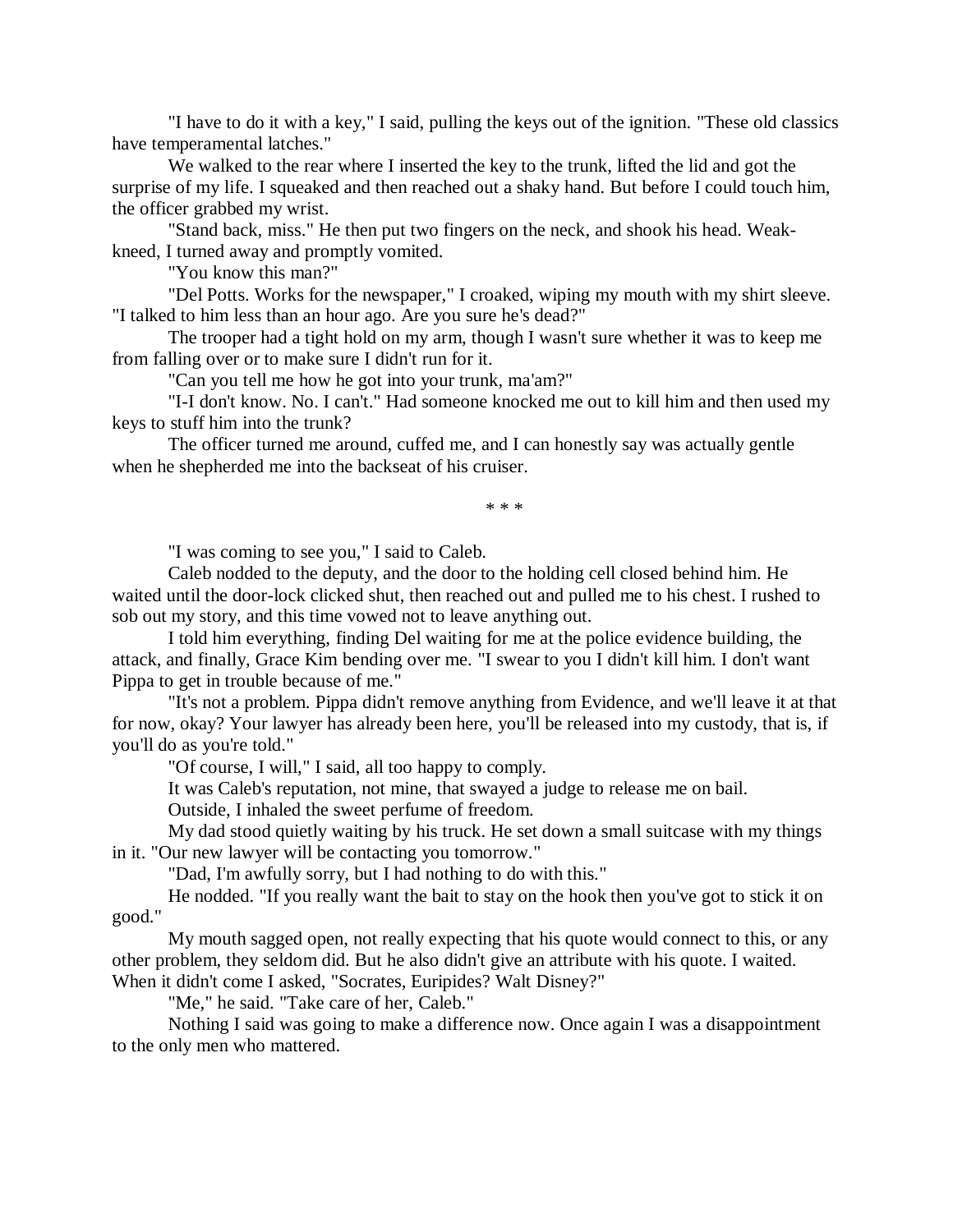"I have to do it with a key," I said, pulling the keys out of the ignition. "These old classics have temperamental latches."

We walked to the rear where I inserted the key to the trunk, lifted the lid and got the surprise of my life. I squeaked and then reached out a shaky hand. But before I could touch him, the officer grabbed my wrist.

"Stand back, miss." He then put two fingers on the neck, and shook his head. Weak-kneed, I turned away and promptly vomited.

"You know this man?"

"Del Potts. Works for the newspaper," I croaked, wiping my mouth with my shirt sleeve. "I talked to him less than an hour ago. Are you sure he's dead?"

The trooper had a tight hold on my arm, though I wasn't sure whether it was to keep me from falling over or to make sure I didn't run for it.

"Can you tell me how he got into your trunk, ma'am?"

"I-I don't know. No. I can't." Had someone knocked me out to kill him and then used my keys to stuff him into the trunk?

The officer turned me around, cuffed me, and I can honestly say was actually gentle when he shepherded me into the backseat of his cruiser.

\* \* \*

"I was coming to see you," I said to Caleb.

Caleb nodded to the deputy, and the door to the holding cell closed behind him. He waited until the door-lock clicked shut, then reached out and pulled me to his chest. I rushed to sob out my story, and this time vowed not to leave anything out.

I told him everything, finding Del waiting for me at the police evidence building, the attack, and finally, Grace Kim bending over me. "I swear to you I didn't kill him. I don't want Pippa to get in trouble because of me."

"It's not a problem. Pippa didn't remove anything from Evidence, and we'll leave it at that for now, okay? Your lawyer has already been here, you'll be released into my custody, that is, if you'll do as you're told."

"Of course, I will," I said, all too happy to comply.

It was Caleb's reputation, not mine, that swayed a judge to release me on bail.

Outside, I inhaled the sweet perfume of freedom.

My dad stood quietly waiting by his truck. He set down a small suitcase with my things in it. "Our new lawyer will be contacting you tomorrow."

"Dad, I'm awfully sorry, but I had nothing to do with this."

He nodded. "If you really want the bait to stay on the hook then you've got to stick it on good."

My mouth sagged open, not really expecting that his quote would connect to this, or any other problem, they seldom did. But he also didn't give an attribute with his quote. I waited. When it didn't come I asked, "Socrates, Euripides? Walt Disney?"

"Me," he said. "Take care of her, Caleb."

Nothing I said was going to make a difference now. Once again I was a disappointment to the only men who mattered.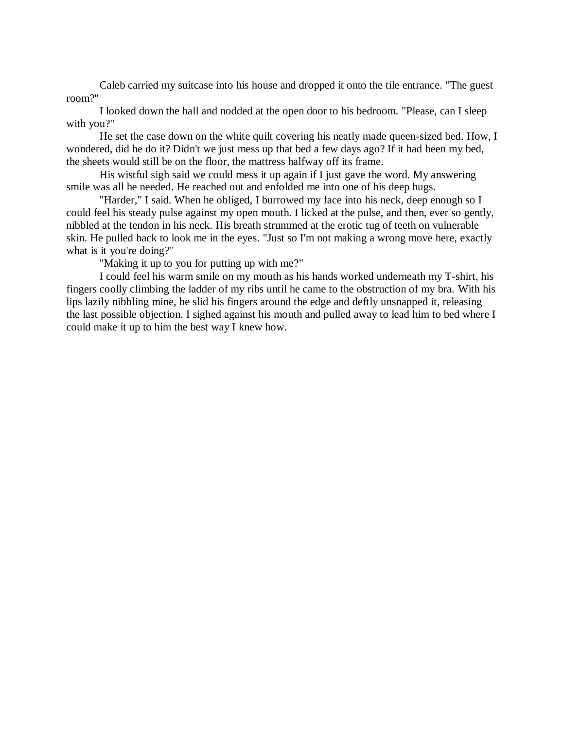Caleb carried my suitcase into his house and dropped it onto the tile entrance. "The guest room?"

I looked down the hall and nodded at the open door to his bedroom. "Please, can I sleep with you?"

He set the case down on the white quilt covering his neatly made queen-sized bed. How, I wondered, did he do it? Didn't we just mess up that bed a few days ago? If it had been my bed, the sheets would still be on the floor, the mattress halfway off its frame.

His wistful sigh said we could mess it up again if I just gave the word. My answering smile was all he needed. He reached out and enfolded me into one of his deep hugs.

"Harder," I said. When he obliged, I burrowed my face into his neck, deep enough so I could feel his steady pulse against my open mouth. I licked at the pulse, and then, ever so gently, nibbled at the tendon in his neck. His breath strummed at the erotic tug of teeth on vulnerable skin. He pulled back to look me in the eyes. "Just so I'm not making a wrong move here, exactly what is it you're doing?"

"Making it up to you for putting up with me?"

I could feel his warm smile on my mouth as his hands worked underneath my T-shirt, his fingers coolly climbing the ladder of my ribs until he came to the obstruction of my bra. With his lips lazily nibbling mine, he slid his fingers around the edge and deftly unsnapped it, releasing the last possible objection. I sighed against his mouth and pulled away to lead him to bed where I could make it up to him the best way I knew how.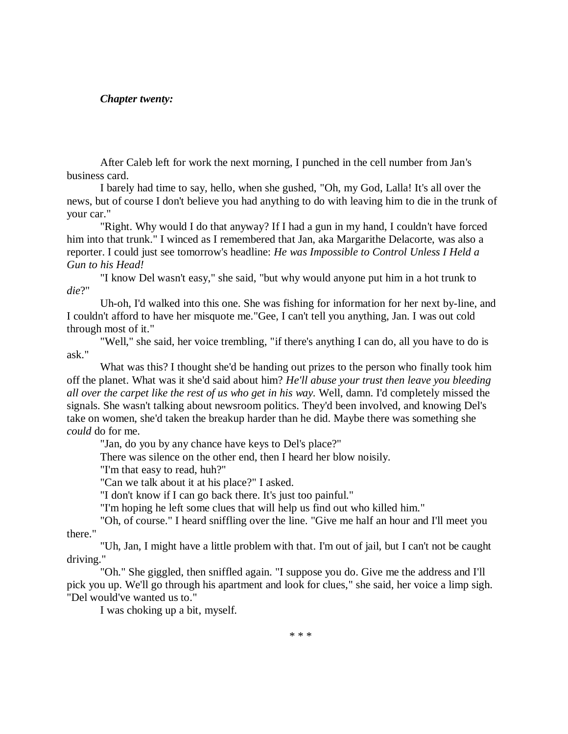### *Chapter twenty:*

After Caleb left for work the next morning, I punched in the cell number from Jan's business card.

I barely had time to say, hello, when she gushed, "Oh, my God, Lalla! It's all over the news, but of course I don't believe you had anything to do with leaving him to die in the trunk of your car."

"Right. Why would I do that anyway? If I had a gun in my hand, I couldn't have forced him into that trunk." I winced as I remembered that Jan, aka Margarithe Delacorte, was also a reporter. I could just see tomorrow's headline: *He was Impossible to Control Unless I Held a Gun to his Head!*

"I know Del wasn't easy," she said, "but why would anyone put him in a hot trunk to *die*?"

Uh-oh, I'd walked into this one. She was fishing for information for her next by-line, and I couldn't afford to have her misquote me."Gee, I can't tell you anything, Jan. I was out cold through most of it."

"Well," she said, her voice trembling, "if there's anything I can do, all you have to do is ask."

What was this? I thought she'd be handing out prizes to the person who finally took him off the planet. What was it she'd said about him? *He'll abuse your trust then leave you bleeding all over the carpet like the rest of us who get in his way.* Well, damn. I'd completely missed the signals. She wasn't talking about newsroom politics. They'd been involved, and knowing Del's take on women, she'd taken the breakup harder than he did. Maybe there was something she *could* do for me.

"Jan, do you by any chance have keys to Del's place?"

There was silence on the other end, then I heard her blow noisily.

"I'm that easy to read, huh?"

"Can we talk about it at his place?" I asked.

"I don't know if I can go back there. It's just too painful."

"I'm hoping he left some clues that will help us find out who killed him."

"Oh, of course." I heard sniffling over the line. "Give me half an hour and I'll meet you there."

"Uh, Jan, I might have a little problem with that. I'm out of jail, but I can't not be caught driving."

"Oh." She giggled, then sniffled again. "I suppose you do. Give me the address and I'll pick you up. We'll go through his apartment and look for clues," she said, her voice a limp sigh. "Del would've wanted us to."

I was choking up a bit, myself.

\* \* \*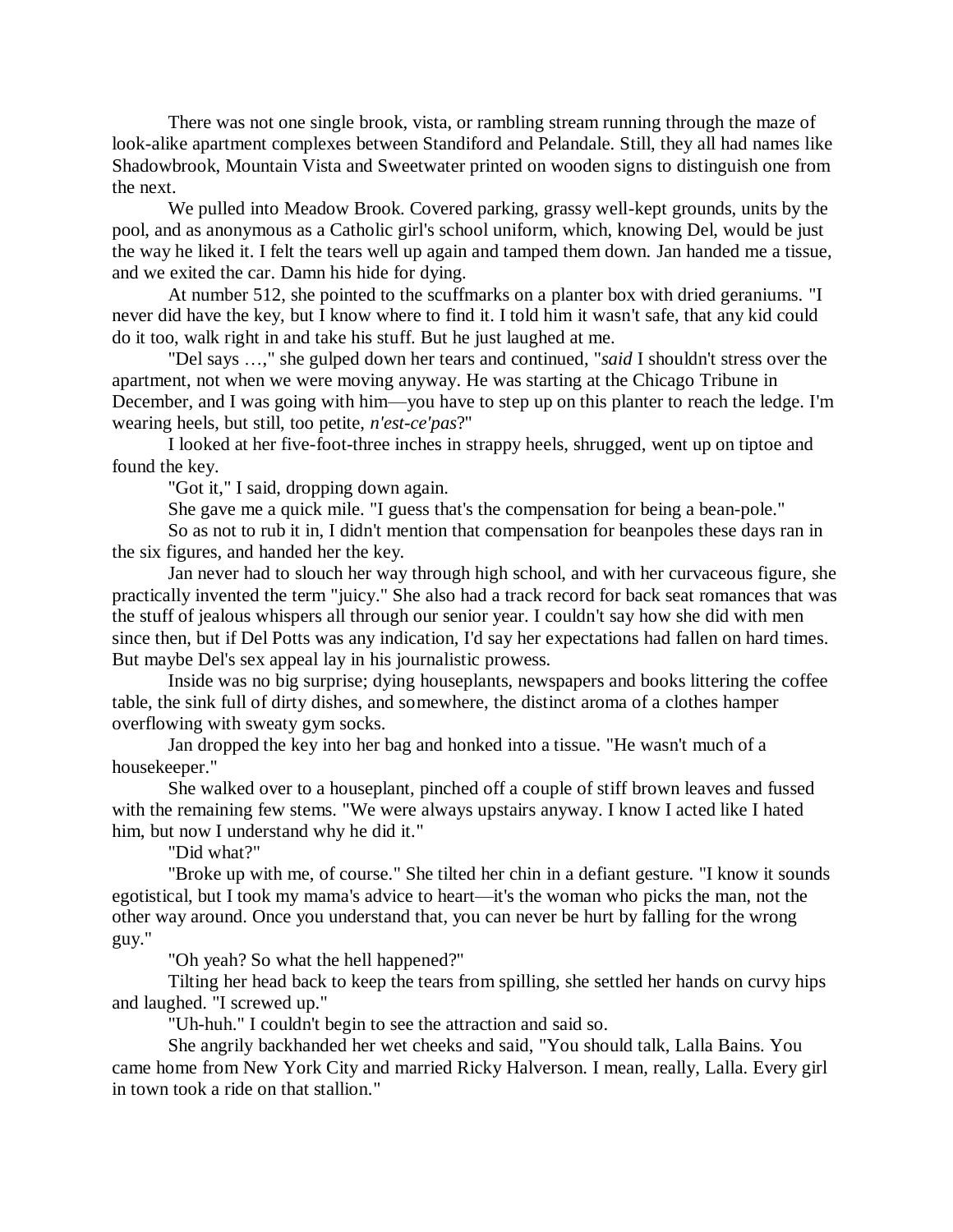There was not one single brook, vista, or rambling stream running through the maze of look-alike apartment complexes between Standiford and Pelandale. Still, they all had names like Shadowbrook, Mountain Vista and Sweetwater printed on wooden signs to distinguish one from the next.

We pulled into Meadow Brook. Covered parking, grassy well-kept grounds, units by the pool, and as anonymous as a Catholic girl's school uniform, which, knowing Del, would be just the way he liked it. I felt the tears well up again and tamped them down. Jan handed me a tissue, and we exited the car. Damn his hide for dying.

At number 512, she pointed to the scuffmarks on a planter box with dried geraniums. "I never did have the key, but I know where to find it. I told him it wasn't safe, that any kid could do it too, walk right in and take his stuff. But he just laughed at me.

"Del says …," she gulped down her tears and continued, "*said* I shouldn't stress over the apartment, not when we were moving anyway. He was starting at the Chicago Tribune in December, and I was going with him—you have to step up on this planter to reach the ledge. I'm wearing heels, but still, too petite, *n'est-ce'pas*?"

I looked at her five-foot-three inches in strappy heels, shrugged, went up on tiptoe and found the key.

"Got it," I said, dropping down again.

She gave me a quick mile. "I guess that's the compensation for being a bean-pole."

So as not to rub it in, I didn't mention that compensation for beanpoles these days ran in the six figures, and handed her the key.

Jan never had to slouch her way through high school, and with her curvaceous figure, she practically invented the term "juicy." She also had a track record for back seat romances that was the stuff of jealous whispers all through our senior year. I couldn't say how she did with men since then, but if Del Potts was any indication, I'd say her expectations had fallen on hard times. But maybe Del's sex appeal lay in his journalistic prowess.

Inside was no big surprise; dying houseplants, newspapers and books littering the coffee table, the sink full of dirty dishes, and somewhere, the distinct aroma of a clothes hamper overflowing with sweaty gym socks.

Jan dropped the key into her bag and honked into a tissue. "He wasn't much of a housekeeper."

She walked over to a houseplant, pinched off a couple of stiff brown leaves and fussed with the remaining few stems. "We were always upstairs anyway. I know I acted like I hated him, but now I understand why he did it."

"Did what?"

"Broke up with me, of course." She tilted her chin in a defiant gesture. "I know it sounds egotistical, but I took my mama's advice to heart—it's the woman who picks the man, not the other way around. Once you understand that, you can never be hurt by falling for the wrong guy."

"Oh yeah? So what the hell happened?"

Tilting her head back to keep the tears from spilling, she settled her hands on curvy hips and laughed. "I screwed up."

"Uh-huh." I couldn't begin to see the attraction and said so.

She angrily backhanded her wet cheeks and said, "You should talk, Lalla Bains. You came home from New York City and married Ricky Halverson. I mean, really, Lalla. Every girl in town took a ride on that stallion."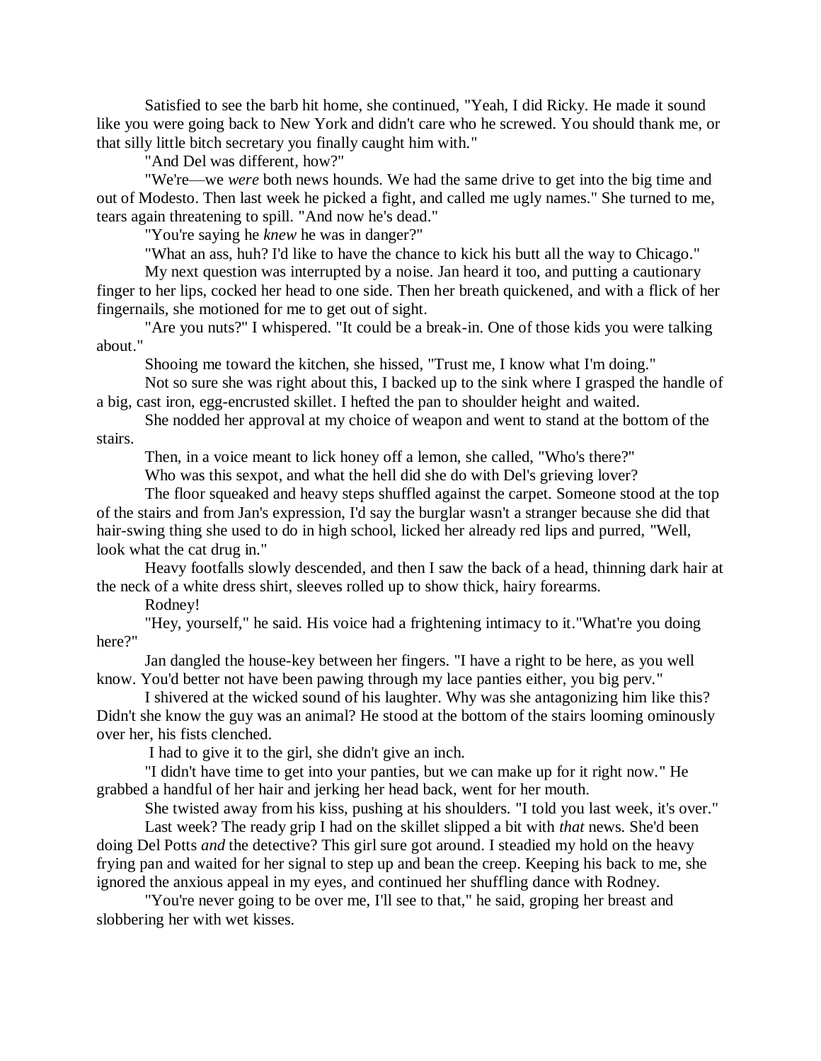Satisfied to see the barb hit home, she continued, "Yeah, I did Ricky. He made it sound like you were going back to New York and didn't care who he screwed. You should thank me, or that silly little bitch secretary you finally caught him with."

"And Del was different, how?"

"We're—we *were* both news hounds. We had the same drive to get into the big time and out of Modesto. Then last week he picked a fight, and called me ugly names." She turned to me, tears again threatening to spill. "And now he's dead."

"You're saying he *knew* he was in danger?"

"What an ass, huh? I'd like to have the chance to kick his butt all the way to Chicago."

My next question was interrupted by a noise. Jan heard it too, and putting a cautionary finger to her lips, cocked her head to one side. Then her breath quickened, and with a flick of her fingernails, she motioned for me to get out of sight.

"Are you nuts?" I whispered. "It could be a break-in. One of those kids you were talking about."

Shooing me toward the kitchen, she hissed, "Trust me, I know what I'm doing."

Not so sure she was right about this, I backed up to the sink where I grasped the handle of a big, cast iron, egg-encrusted skillet. I hefted the pan to shoulder height and waited.

She nodded her approval at my choice of weapon and went to stand at the bottom of the stairs.

Then, in a voice meant to lick honey off a lemon, she called, "Who's there?"

Who was this sexpot, and what the hell did she do with Del's grieving lover?

The floor squeaked and heavy steps shuffled against the carpet. Someone stood at the top of the stairs and from Jan's expression, I'd say the burglar wasn't a stranger because she did that hair-swing thing she used to do in high school, licked her already red lips and purred, "Well, look what the cat drug in."

Heavy footfalls slowly descended, and then I saw the back of a head, thinning dark hair at the neck of a white dress shirt, sleeves rolled up to show thick, hairy forearms.

Rodney!

"Hey, yourself," he said. His voice had a frightening intimacy to it."What're you doing here?"

Jan dangled the house-key between her fingers. "I have a right to be here, as you well know. You'd better not have been pawing through my lace panties either, you big perv."

I shivered at the wicked sound of his laughter. Why was she antagonizing him like this? Didn't she know the guy was an animal? He stood at the bottom of the stairs looming ominously over her, his fists clenched.

I had to give it to the girl, she didn't give an inch.

"I didn't have time to get into your panties, but we can make up for it right now." He grabbed a handful of her hair and jerking her head back, went for her mouth.

She twisted away from his kiss, pushing at his shoulders. "I told you last week, it's over."

Last week? The ready grip I had on the skillet slipped a bit with *that* news. She'd been doing Del Potts *and* the detective? This girl sure got around. I steadied my hold on the heavy frying pan and waited for her signal to step up and bean the creep. Keeping his back to me, she ignored the anxious appeal in my eyes, and continued her shuffling dance with Rodney.

"You're never going to be over me, I'll see to that," he said, groping her breast and slobbering her with wet kisses.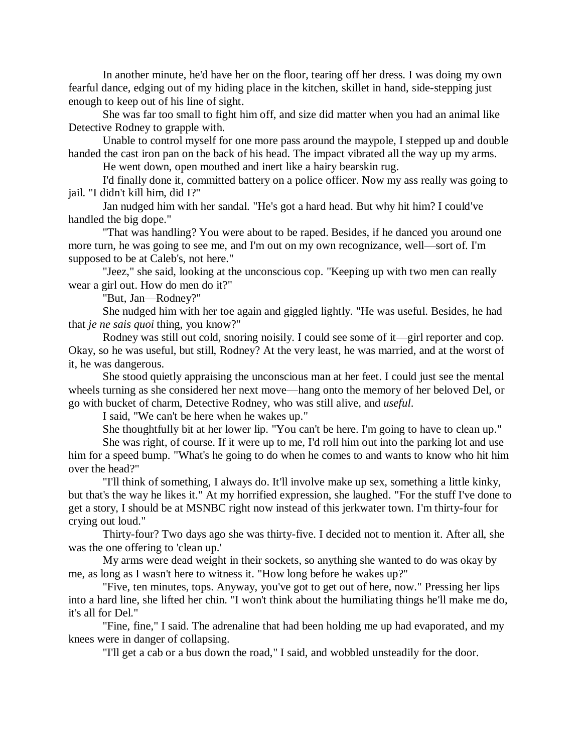In another minute, he'd have her on the floor, tearing off her dress. I was doing my own fearful dance, edging out of my hiding place in the kitchen, skillet in hand, side-stepping just enough to keep out of his line of sight.

She was far too small to fight him off, and size did matter when you had an animal like Detective Rodney to grapple with.

Unable to control myself for one more pass around the maypole, I stepped up and double handed the cast iron pan on the back of his head. The impact vibrated all the way up my arms.

He went down, open mouthed and inert like a hairy bearskin rug.

I'd finally done it, committed battery on a police officer. Now my ass really was going to jail. "I didn't kill him, did I?"

Jan nudged him with her sandal. "He's got a hard head. But why hit him? I could've handled the big dope."

"That was handling? You were about to be raped. Besides, if he danced you around one more turn, he was going to see me, and I'm out on my own recognizance, well—sort of. I'm supposed to be at Caleb's, not here."

"Jeez," she said, looking at the unconscious cop. "Keeping up with two men can really wear a girl out. How do men do it?"

"But, Jan—Rodney?"

She nudged him with her toe again and giggled lightly. "He was useful. Besides, he had that *je ne sais quoi* thing, you know?"

Rodney was still out cold, snoring noisily. I could see some of it—girl reporter and cop. Okay, so he was useful, but still, Rodney? At the very least, he was married, and at the worst of it, he was dangerous.

She stood quietly appraising the unconscious man at her feet. I could just see the mental wheels turning as she considered her next move—hang onto the memory of her beloved Del, or go with bucket of charm, Detective Rodney, who was still alive, and *useful*.

I said, "We can't be here when he wakes up."

She thoughtfully bit at her lower lip. "You can't be here. I'm going to have to clean up."

She was right, of course. If it were up to me, I'd roll him out into the parking lot and use him for a speed bump. "What's he going to do when he comes to and wants to know who hit him over the head?"

"I'll think of something, I always do. It'll involve make up sex, something a little kinky, but that's the way he likes it." At my horrified expression, she laughed. "For the stuff I've done to get a story, I should be at MSNBC right now instead of this jerkwater town. I'm thirty-four for crying out loud."

Thirty-four? Two days ago she was thirty-five. I decided not to mention it. After all, she was the one offering to 'clean up.'

My arms were dead weight in their sockets, so anything she wanted to do was okay by me, as long as I wasn't here to witness it. "How long before he wakes up?"

"Five, ten minutes, tops. Anyway, you've got to get out of here, now." Pressing her lips into a hard line, she lifted her chin. "I won't think about the humiliating things he'll make me do, it's all for Del."

"Fine, fine," I said. The adrenaline that had been holding me up had evaporated, and my knees were in danger of collapsing.

"I'll get a cab or a bus down the road," I said, and wobbled unsteadily for the door.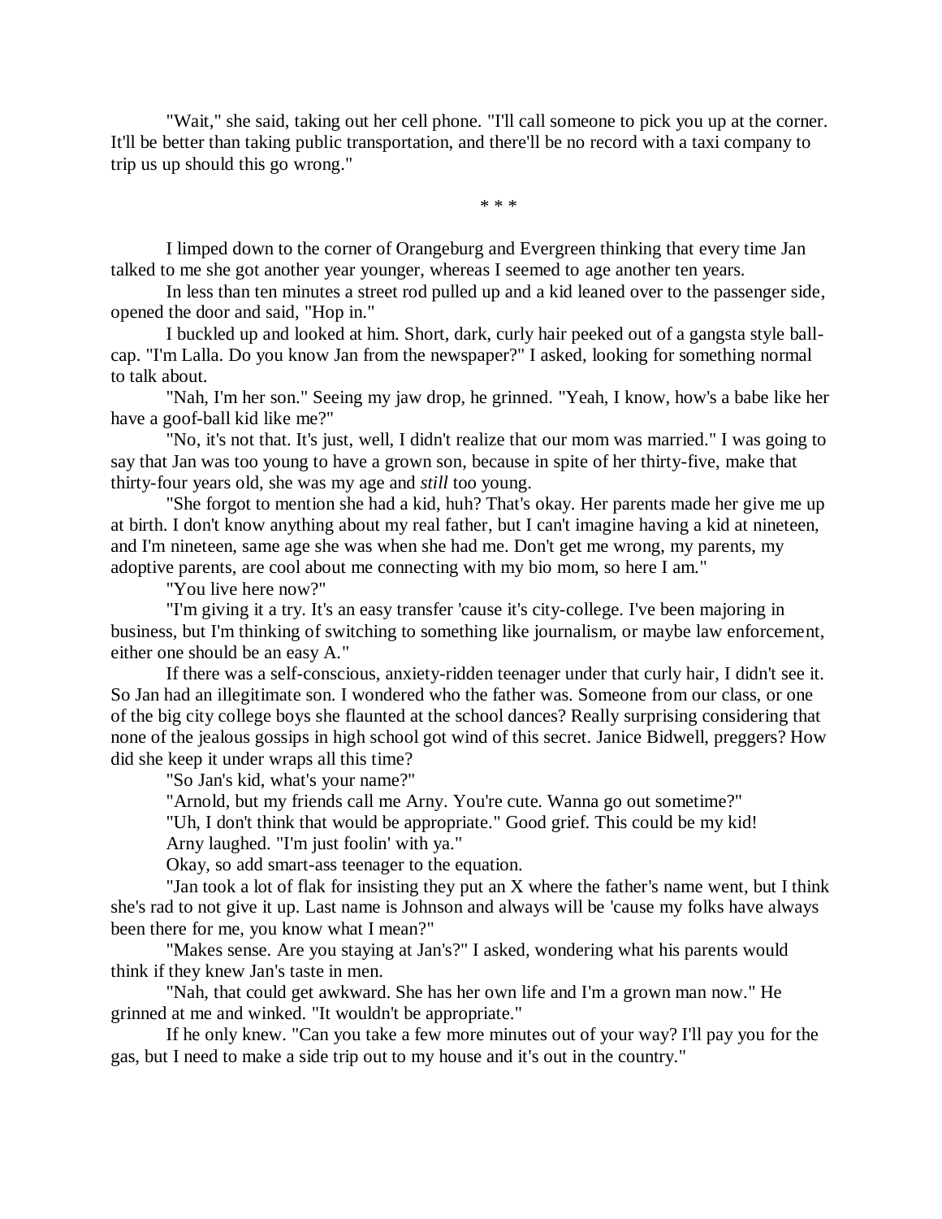"Wait," she said, taking out her cell phone. "I'll call someone to pick you up at the corner. It'll be better than taking public transportation, and there'll be no record with a taxi company to trip us up should this go wrong."

\* \* \*

I limped down to the corner of Orangeburg and Evergreen thinking that every time Jan talked to me she got another year younger, whereas I seemed to age another ten years.

In less than ten minutes a street rod pulled up and a kid leaned over to the passenger side, opened the door and said, "Hop in."

I buckled up and looked at him. Short, dark, curly hair peeked out of a gangsta style ball-cap. "I'm Lalla. Do you know Jan from the newspaper?" I asked, looking for something normal to talk about.

"Nah, I'm her son." Seeing my jaw drop, he grinned. "Yeah, I know, how's a babe like her have a goof-ball kid like me?"

"No, it's not that. It's just, well, I didn't realize that our mom was married." I was going to say that Jan was too young to have a grown son, because in spite of her thirty-five, make that thirty-four years old, she was my age and *still* too young.

"She forgot to mention she had a kid, huh? That's okay. Her parents made her give me up at birth. I don't know anything about my real father, but I can't imagine having a kid at nineteen, and I'm nineteen, same age she was when she had me. Don't get me wrong, my parents, my adoptive parents, are cool about me connecting with my bio mom, so here I am."

"You live here now?"

"I'm giving it a try. It's an easy transfer 'cause it's city-college. I've been majoring in business, but I'm thinking of switching to something like journalism, or maybe law enforcement, either one should be an easy A."

If there was a self-conscious, anxiety-ridden teenager under that curly hair, I didn't see it. So Jan had an illegitimate son. I wondered who the father was. Someone from our class, or one of the big city college boys she flaunted at the school dances? Really surprising considering that none of the jealous gossips in high school got wind of this secret. Janice Bidwell, preggers? How did she keep it under wraps all this time?

"So Jan's kid, what's your name?"

"Arnold, but my friends call me Arny. You're cute. Wanna go out sometime?"

"Uh, I don't think that would be appropriate." Good grief. This could be my kid!

Arny laughed. "I'm just foolin' with ya."

Okay, so add smart-ass teenager to the equation.

"Jan took a lot of flak for insisting they put an X where the father's name went, but I think she's rad to not give it up. Last name is Johnson and always will be 'cause my folks have always been there for me, you know what I mean?"

"Makes sense. Are you staying at Jan's?" I asked, wondering what his parents would think if they knew Jan's taste in men.

"Nah, that could get awkward. She has her own life and I'm a grown man now." He grinned at me and winked. "It wouldn't be appropriate."

If he only knew. "Can you take a few more minutes out of your way? I'll pay you for the gas, but I need to make a side trip out to my house and it's out in the country."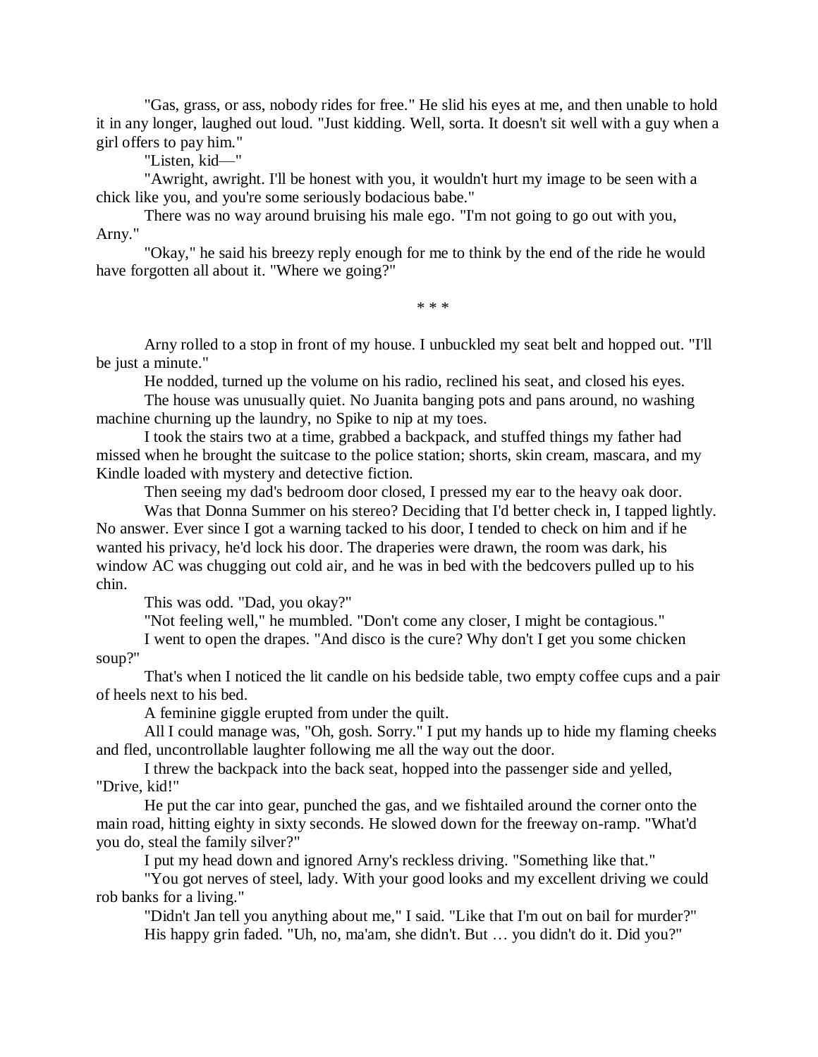"Gas, grass, or ass, nobody rides for free." He slid his eyes at me, and then unable to hold it in any longer, laughed out loud. "Just kidding. Well, sorta. It doesn't sit well with a guy when a girl offers to pay him."

"Listen, kid—"

"Awright, awright. I'll be honest with you, it wouldn't hurt my image to be seen with a chick like you, and you're some seriously bodacious babe."

There was no way around bruising his male ego. "I'm not going to go out with you, Arny."

"Okay," he said his breezy reply enough for me to think by the end of the ride he would have forgotten all about it. "Where we going?"

\* \* \*

Arny rolled to a stop in front of my house. I unbuckled my seat belt and hopped out. "I'll be just a minute."

He nodded, turned up the volume on his radio, reclined his seat, and closed his eyes.

The house was unusually quiet. No Juanita banging pots and pans around, no washing machine churning up the laundry, no Spike to nip at my toes.

I took the stairs two at a time, grabbed a backpack, and stuffed things my father had missed when he brought the suitcase to the police station; shorts, skin cream, mascara, and my Kindle loaded with mystery and detective fiction.

Then seeing my dad's bedroom door closed, I pressed my ear to the heavy oak door.

Was that Donna Summer on his stereo? Deciding that I'd better check in, I tapped lightly. No answer. Ever since I got a warning tacked to his door, I tended to check on him and if he wanted his privacy, he'd lock his door. The draperies were drawn, the room was dark, his window AC was chugging out cold air, and he was in bed with the bedcovers pulled up to his chin.

This was odd. "Dad, you okay?"

"Not feeling well," he mumbled. "Don't come any closer, I might be contagious."

I went to open the drapes. "And disco is the cure? Why don't I get you some chicken soup?"

That's when I noticed the lit candle on his bedside table, two empty coffee cups and a pair of heels next to his bed.

A feminine giggle erupted from under the quilt.

All I could manage was, "Oh, gosh. Sorry." I put my hands up to hide my flaming cheeks and fled, uncontrollable laughter following me all the way out the door.

I threw the backpack into the back seat, hopped into the passenger side and yelled, "Drive, kid!"

He put the car into gear, punched the gas, and we fishtailed around the corner onto the main road, hitting eighty in sixty seconds. He slowed down for the freeway on-ramp. "What'd you do, steal the family silver?"

I put my head down and ignored Arny's reckless driving. "Something like that."

"You got nerves of steel, lady. With your good looks and my excellent driving we could rob banks for a living."

"Didn't Jan tell you anything about me," I said. "Like that I'm out on bail for murder?"

His happy grin faded. "Uh, no, ma'am, she didn't. But … you didn't do it. Did you?"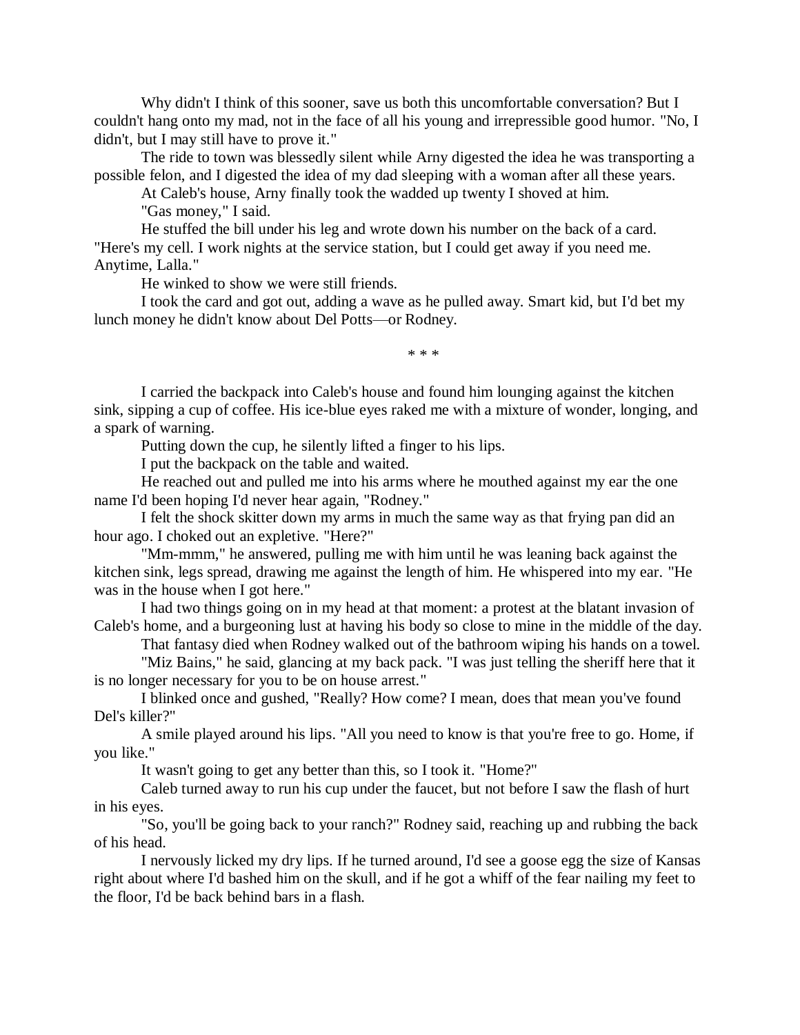Why didn't I think of this sooner, save us both this uncomfortable conversation? But I couldn't hang onto my mad, not in the face of all his young and irrepressible good humor. "No, I didn't, but I may still have to prove it."

The ride to town was blessedly silent while Arny digested the idea he was transporting a possible felon, and I digested the idea of my dad sleeping with a woman after all these years.

At Caleb's house, Arny finally took the wadded up twenty I shoved at him.

"Gas money," I said.

He stuffed the bill under his leg and wrote down his number on the back of a card. "Here's my cell. I work nights at the service station, but I could get away if you need me. Anytime, Lalla."

He winked to show we were still friends.

I took the card and got out, adding a wave as he pulled away. Smart kid, but I'd bet my lunch money he didn't know about Del Potts—or Rodney.

\* \* \*

I carried the backpack into Caleb's house and found him lounging against the kitchen sink, sipping a cup of coffee. His ice-blue eyes raked me with a mixture of wonder, longing, and a spark of warning.

Putting down the cup, he silently lifted a finger to his lips.

I put the backpack on the table and waited.

He reached out and pulled me into his arms where he mouthed against my ear the one name I'd been hoping I'd never hear again, "Rodney."

I felt the shock skitter down my arms in much the same way as that frying pan did an hour ago. I choked out an expletive. "Here?"

"Mm-mmm," he answered, pulling me with him until he was leaning back against the kitchen sink, legs spread, drawing me against the length of him. He whispered into my ear. "He was in the house when I got here."

I had two things going on in my head at that moment: a protest at the blatant invasion of Caleb's home, and a burgeoning lust at having his body so close to mine in the middle of the day.

That fantasy died when Rodney walked out of the bathroom wiping his hands on a towel.

"Miz Bains," he said, glancing at my back pack. "I was just telling the sheriff here that it is no longer necessary for you to be on house arrest."

I blinked once and gushed, "Really? How come? I mean, does that mean you've found Del's killer?"

A smile played around his lips. "All you need to know is that you're free to go. Home, if you like."

It wasn't going to get any better than this, so I took it. "Home?"

Caleb turned away to run his cup under the faucet, but not before I saw the flash of hurt in his eyes.

"So, you'll be going back to your ranch?" Rodney said, reaching up and rubbing the back of his head.

I nervously licked my dry lips. If he turned around, I'd see a goose egg the size of Kansas right about where I'd bashed him on the skull, and if he got a whiff of the fear nailing my feet to the floor, I'd be back behind bars in a flash.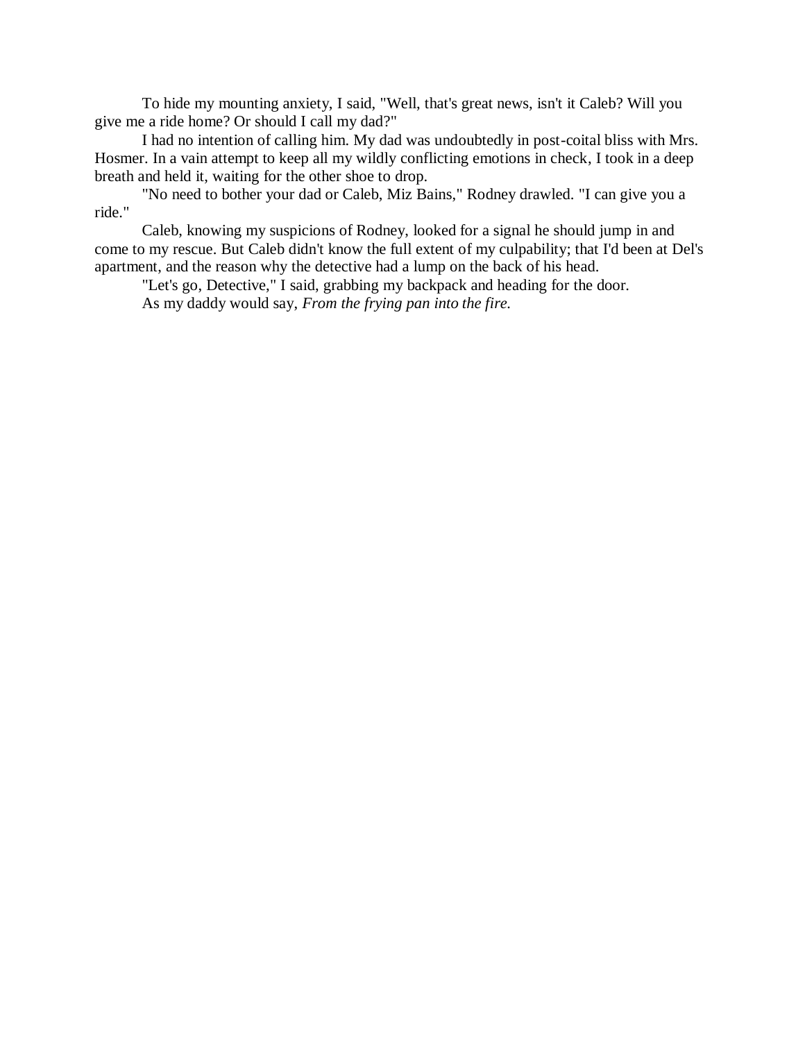To hide my mounting anxiety, I said, "Well, that's great news, isn't it Caleb? Will you give me a ride home? Or should I call my dad?"

I had no intention of calling him. My dad was undoubtedly in post-coital bliss with Mrs. Hosmer. In a vain attempt to keep all my wildly conflicting emotions in check, I took in a deep breath and held it, waiting for the other shoe to drop.

"No need to bother your dad or Caleb, Miz Bains," Rodney drawled. "I can give you a ride."

Caleb, knowing my suspicions of Rodney, looked for a signal he should jump in and come to my rescue. But Caleb didn't know the full extent of my culpability; that I'd been at Del's apartment, and the reason why the detective had a lump on the back of his head.

"Let's go, Detective," I said, grabbing my backpack and heading for the door.

As my daddy would say, *From the frying pan into the fire.*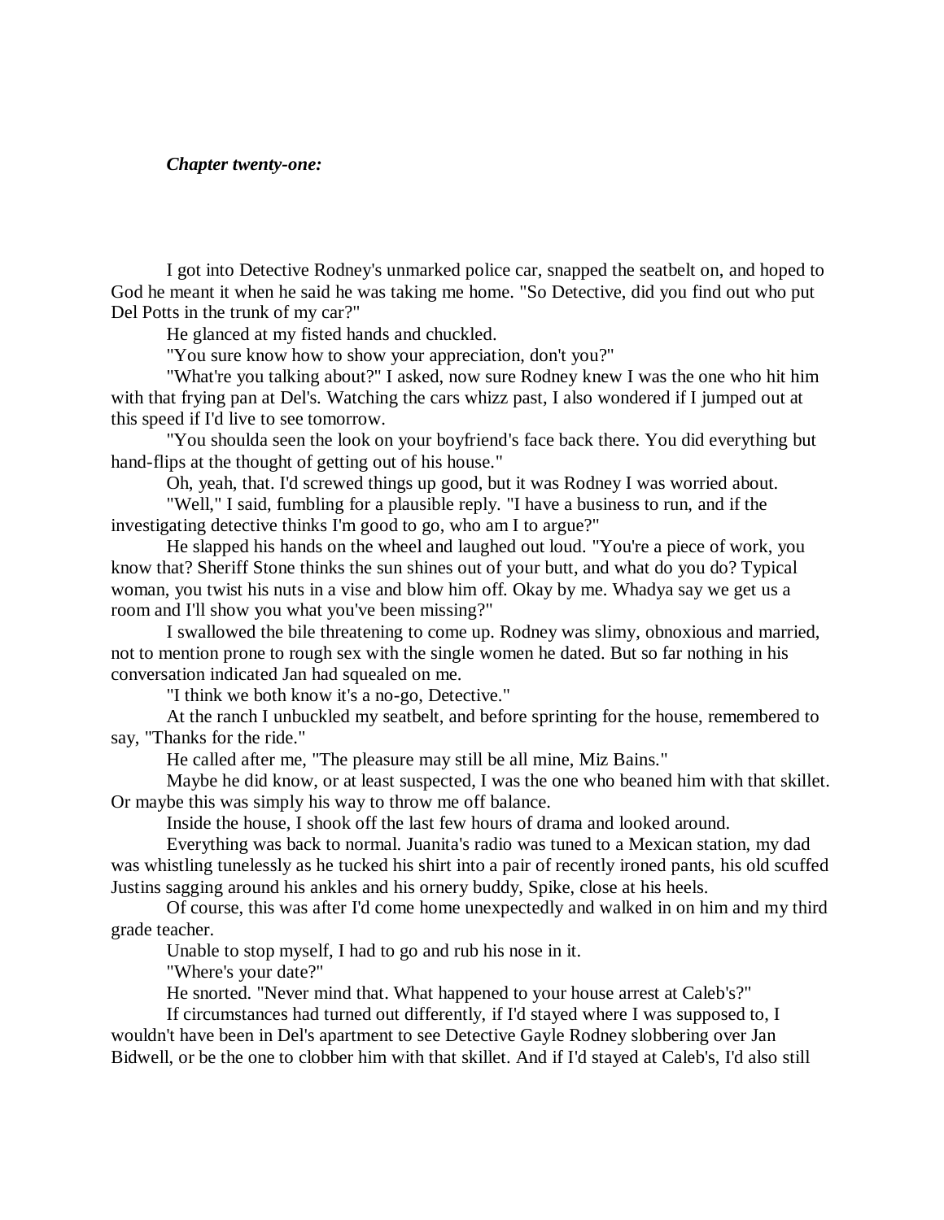*Chapter twenty-one:*

I got into Detective Rodney's unmarked police car, snapped the seatbelt on, and hoped to God he meant it when he said he was taking me home. "So Detective, did you find out who put Del Potts in the trunk of my car?"

He glanced at my fisted hands and chuckled.

"You sure know how to show your appreciation, don't you?"

"What're you talking about?" I asked, now sure Rodney knew I was the one who hit him with that frying pan at Del's. Watching the cars whizz past, I also wondered if I jumped out at this speed if I'd live to see tomorrow.

"You shoulda seen the look on your boyfriend's face back there. You did everything but hand-flips at the thought of getting out of his house."

Oh, yeah, that. I'd screwed things up good, but it was Rodney I was worried about.

"Well," I said, fumbling for a plausible reply. "I have a business to run, and if the investigating detective thinks I'm good to go, who am I to argue?"

He slapped his hands on the wheel and laughed out loud. "You're a piece of work, you know that? Sheriff Stone thinks the sun shines out of your butt, and what do you do? Typical woman, you twist his nuts in a vise and blow him off. Okay by me. Whadya say we get us a room and I'll show you what you've been missing?"

I swallowed the bile threatening to come up. Rodney was slimy, obnoxious and married, not to mention prone to rough sex with the single women he dated. But so far nothing in his conversation indicated Jan had squealed on me.

"I think we both know it's a no-go, Detective."

At the ranch I unbuckled my seatbelt, and before sprinting for the house, remembered to say, "Thanks for the ride."

He called after me, "The pleasure may still be all mine, Miz Bains."

Maybe he did know, or at least suspected, I was the one who beaned him with that skillet. Or maybe this was simply his way to throw me off balance.

Inside the house, I shook off the last few hours of drama and looked around.

Everything was back to normal. Juanita's radio was tuned to a Mexican station, my dad was whistling tunelessly as he tucked his shirt into a pair of recently ironed pants, his old scuffed Justins sagging around his ankles and his ornery buddy, Spike, close at his heels.

Of course, this was after I'd come home unexpectedly and walked in on him and my third grade teacher.

Unable to stop myself, I had to go and rub his nose in it.

"Where's your date?"

He snorted. "Never mind that. What happened to your house arrest at Caleb's?"

If circumstances had turned out differently, if I'd stayed where I was supposed to, I wouldn't have been in Del's apartment to see Detective Gayle Rodney slobbering over Jan Bidwell, or be the one to clobber him with that skillet. And if I'd stayed at Caleb's, I'd also still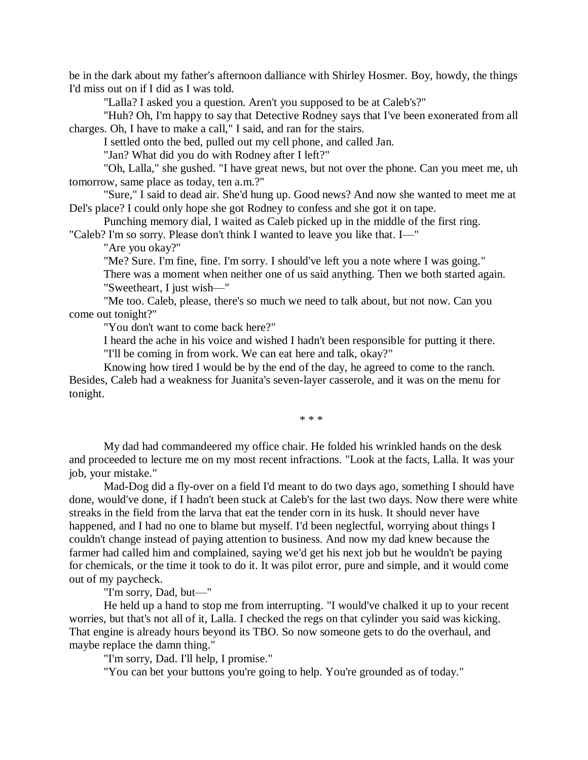be in the dark about my father's afternoon dalliance with Shirley Hosmer. Boy, howdy, the things I'd miss out on if I did as I was told.

"Lalla? I asked you a question. Aren't you supposed to be at Caleb's?"

"Huh? Oh, I'm happy to say that Detective Rodney says that I've been exonerated from all charges. Oh, I have to make a call," I said, and ran for the stairs.

I settled onto the bed, pulled out my cell phone, and called Jan.

"Jan? What did you do with Rodney after I left?"

"Oh, Lalla," she gushed. "I have great news, but not over the phone. Can you meet me, uh tomorrow, same place as today, ten a.m.?"

"Sure," I said to dead air. She'd hung up. Good news? And now she wanted to meet me at Del's place? I could only hope she got Rodney to confess and she got it on tape.

Punching memory dial, I waited as Caleb picked up in the middle of the first ring. "Caleb? I'm so sorry. Please don't think I wanted to leave you like that. I—"

"Are you okay?"

"Me? Sure. I'm fine, fine. I'm sorry. I should've left you a note where I was going."

There was a moment when neither one of us said anything. Then we both started again.

"Sweetheart, I just wish—"

"Me too. Caleb, please, there's so much we need to talk about, but not now. Can you come out tonight?"

"You don't want to come back here?"

I heard the ache in his voice and wished I hadn't been responsible for putting it there.

"I'll be coming in from work. We can eat here and talk, okay?"

Knowing how tired I would be by the end of the day, he agreed to come to the ranch. Besides, Caleb had a weakness for Juanita's seven-layer casserole, and it was on the menu for tonight.

\* \* \*

My dad had commandeered my office chair. He folded his wrinkled hands on the desk and proceeded to lecture me on my most recent infractions. "Look at the facts, Lalla. It was your job, your mistake."

Mad-Dog did a fly-over on a field I'd meant to do two days ago, something I should have done, would've done, if I hadn't been stuck at Caleb's for the last two days. Now there were white streaks in the field from the larva that eat the tender corn in its husk. It should never have happened, and I had no one to blame but myself. I'd been neglectful, worrying about things I couldn't change instead of paying attention to business. And now my dad knew because the farmer had called him and complained, saying we'd get his next job but he wouldn't be paying for chemicals, or the time it took to do it. It was pilot error, pure and simple, and it would come out of my paycheck.

"I'm sorry, Dad, but—"

He held up a hand to stop me from interrupting. "I would've chalked it up to your recent worries, but that's not all of it, Lalla. I checked the regs on that cylinder you said was kicking. That engine is already hours beyond its TBO. So now someone gets to do the overhaul, and maybe replace the damn thing."

"I'm sorry, Dad. I'll help, I promise."

"You can bet your buttons you're going to help. You're grounded as of today."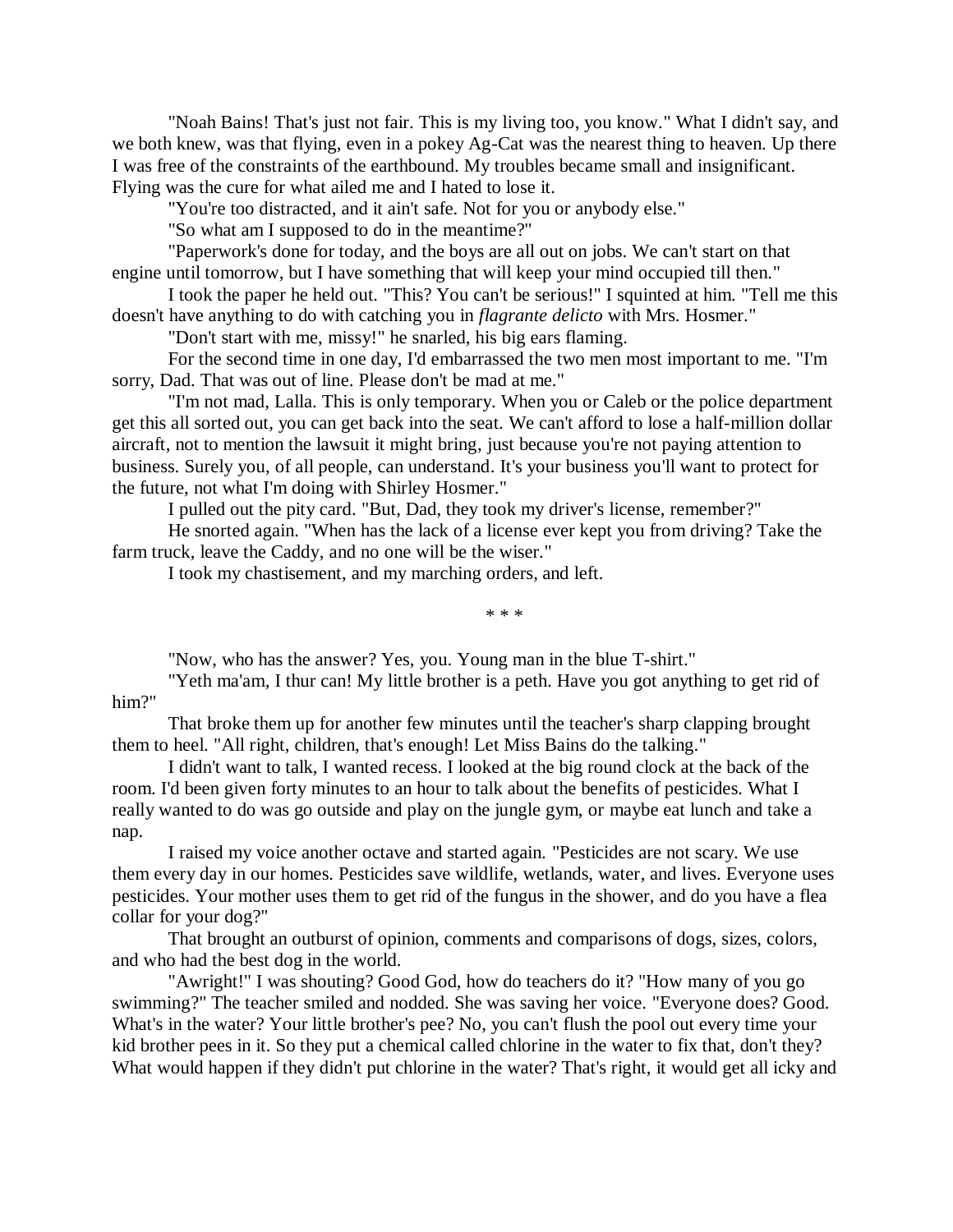"Noah Bains! That's just not fair. This is my living too, you know." What I didn't say, and we both knew, was that flying, even in a pokey Ag-Cat was the nearest thing to heaven. Up there I was free of the constraints of the earthbound. My troubles became small and insignificant. Flying was the cure for what ailed me and I hated to lose it.

"You're too distracted, and it ain't safe. Not for you or anybody else."

"So what am I supposed to do in the meantime?"

"Paperwork's done for today, and the boys are all out on jobs. We can't start on that engine until tomorrow, but I have something that will keep your mind occupied till then."

I took the paper he held out. "This? You can't be serious!" I squinted at him. "Tell me this doesn't have anything to do with catching you in *flagrante delicto* with Mrs. Hosmer."

"Don't start with me, missy!" he snarled, his big ears flaming.

For the second time in one day, I'd embarrassed the two men most important to me. "I'm sorry, Dad. That was out of line. Please don't be mad at me."

"I'm not mad, Lalla. This is only temporary. When you or Caleb or the police department get this all sorted out, you can get back into the seat. We can't afford to lose a half-million dollar aircraft, not to mention the lawsuit it might bring, just because you're not paying attention to business. Surely you, of all people, can understand. It's your business you'll want to protect for the future, not what I'm doing with Shirley Hosmer."

I pulled out the pity card. "But, Dad, they took my driver's license, remember?"

He snorted again. "When has the lack of a license ever kept you from driving? Take the farm truck, leave the Caddy, and no one will be the wiser."

I took my chastisement, and my marching orders, and left.

\* \* \*

"Now, who has the answer? Yes, you. Young man in the blue T-shirt."

"Yeth ma'am, I thur can! My little brother is a peth. Have you got anything to get rid of him?"

That broke them up for another few minutes until the teacher's sharp clapping brought them to heel. "All right, children, that's enough! Let Miss Bains do the talking."

I didn't want to talk, I wanted recess. I looked at the big round clock at the back of the room. I'd been given forty minutes to an hour to talk about the benefits of pesticides. What I really wanted to do was go outside and play on the jungle gym, or maybe eat lunch and take a nap.

I raised my voice another octave and started again. "Pesticides are not scary. We use them every day in our homes. Pesticides save wildlife, wetlands, water, and lives. Everyone uses pesticides. Your mother uses them to get rid of the fungus in the shower, and do you have a flea collar for your dog?"

That brought an outburst of opinion, comments and comparisons of dogs, sizes, colors, and who had the best dog in the world.

"Awright!" I was shouting? Good God, how do teachers do it? "How many of you go swimming?" The teacher smiled and nodded. She was saving her voice. "Everyone does? Good. What's in the water? Your little brother's pee? No, you can't flush the pool out every time your kid brother pees in it. So they put a chemical called chlorine in the water to fix that, don't they? What would happen if they didn't put chlorine in the water? That's right, it would get all icky and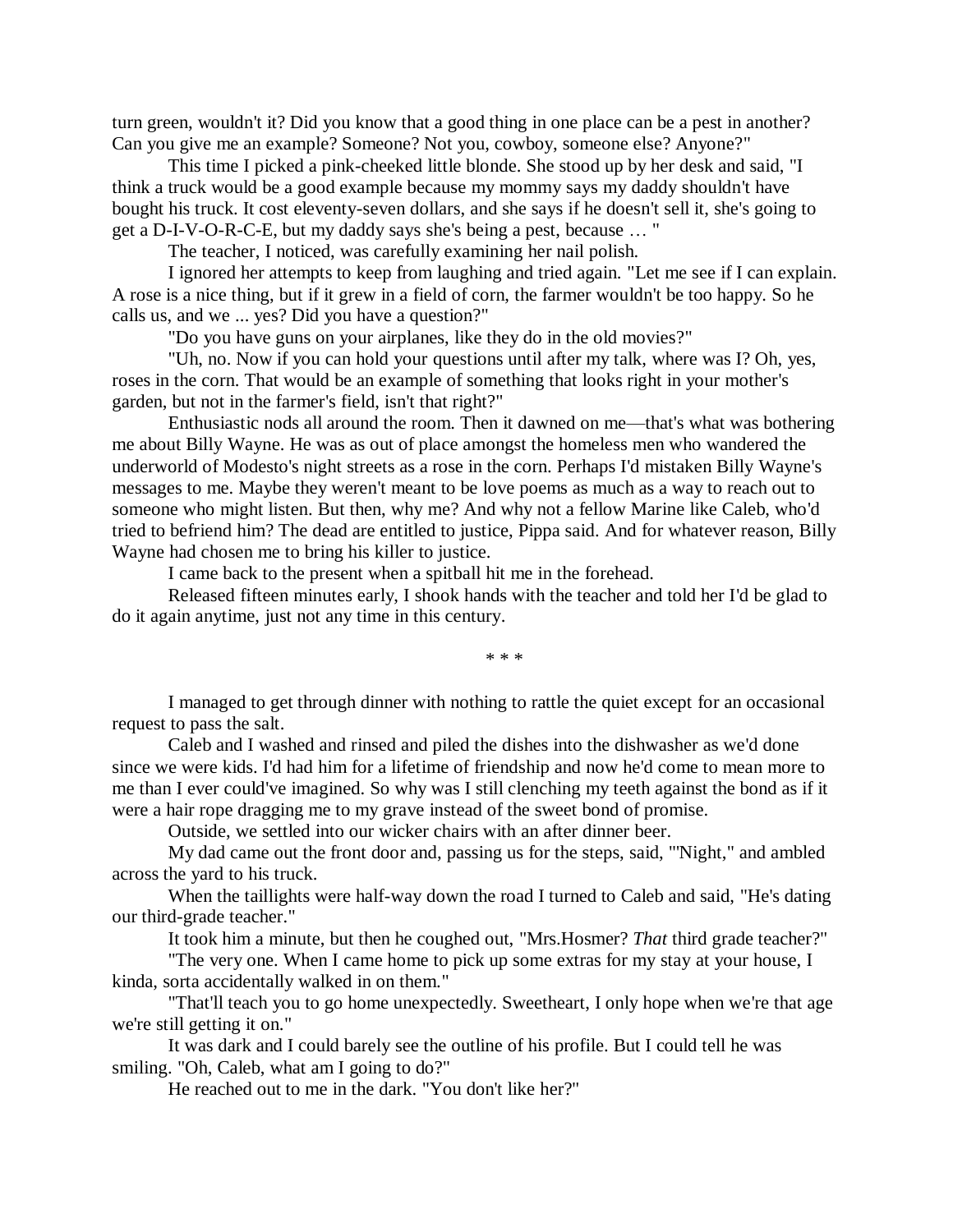turn green, wouldn't it? Did you know that a good thing in one place can be a pest in another? Can you give me an example? Someone? Not you, cowboy, someone else? Anyone?"

This time I picked a pink-cheeked little blonde. She stood up by her desk and said, "I think a truck would be a good example because my mommy says my daddy shouldn't have bought his truck. It cost eleventy-seven dollars, and she says if he doesn't sell it, she's going to get a D-I-V-O-R-C-E, but my daddy says she's being a pest, because … "

The teacher, I noticed, was carefully examining her nail polish.

I ignored her attempts to keep from laughing and tried again. "Let me see if I can explain. A rose is a nice thing, but if it grew in a field of corn, the farmer wouldn't be too happy. So he calls us, and we ... yes? Did you have a question?"

"Do you have guns on your airplanes, like they do in the old movies?"

"Uh, no. Now if you can hold your questions until after my talk, where was I? Oh, yes, roses in the corn. That would be an example of something that looks right in your mother's garden, but not in the farmer's field, isn't that right?"

Enthusiastic nods all around the room. Then it dawned on me—that's what was bothering me about Billy Wayne. He was as out of place amongst the homeless men who wandered the underworld of Modesto's night streets as a rose in the corn. Perhaps I'd mistaken Billy Wayne's messages to me. Maybe they weren't meant to be love poems as much as a way to reach out to someone who might listen. But then, why me? And why not a fellow Marine like Caleb, who'd tried to befriend him? The dead are entitled to justice, Pippa said. And for whatever reason, Billy Wayne had chosen me to bring his killer to justice.

I came back to the present when a spitball hit me in the forehead.

Released fifteen minutes early, I shook hands with the teacher and told her I'd be glad to do it again anytime, just not any time in this century.

* * *

I managed to get through dinner with nothing to rattle the quiet except for an occasional request to pass the salt.

Caleb and I washed and rinsed and piled the dishes into the dishwasher as we'd done since we were kids. I'd had him for a lifetime of friendship and now he'd come to mean more to me than I ever could've imagined. So why was I still clenching my teeth against the bond as if it were a hair rope dragging me to my grave instead of the sweet bond of promise.

Outside, we settled into our wicker chairs with an after dinner beer.

My dad came out the front door and, passing us for the steps, said, "'Night," and ambled across the yard to his truck.

When the taillights were half-way down the road I turned to Caleb and said, "He's dating our third-grade teacher."

It took him a minute, but then he coughed out, "Mrs.Hosmer? *That* third grade teacher?"

"The very one. When I came home to pick up some extras for my stay at your house, I kinda, sorta accidentally walked in on them."

"That'll teach you to go home unexpectedly. Sweetheart, I only hope when we're that age we're still getting it on."

It was dark and I could barely see the outline of his profile. But I could tell he was smiling. "Oh, Caleb, what am I going to do?"

He reached out to me in the dark. "You don't like her?"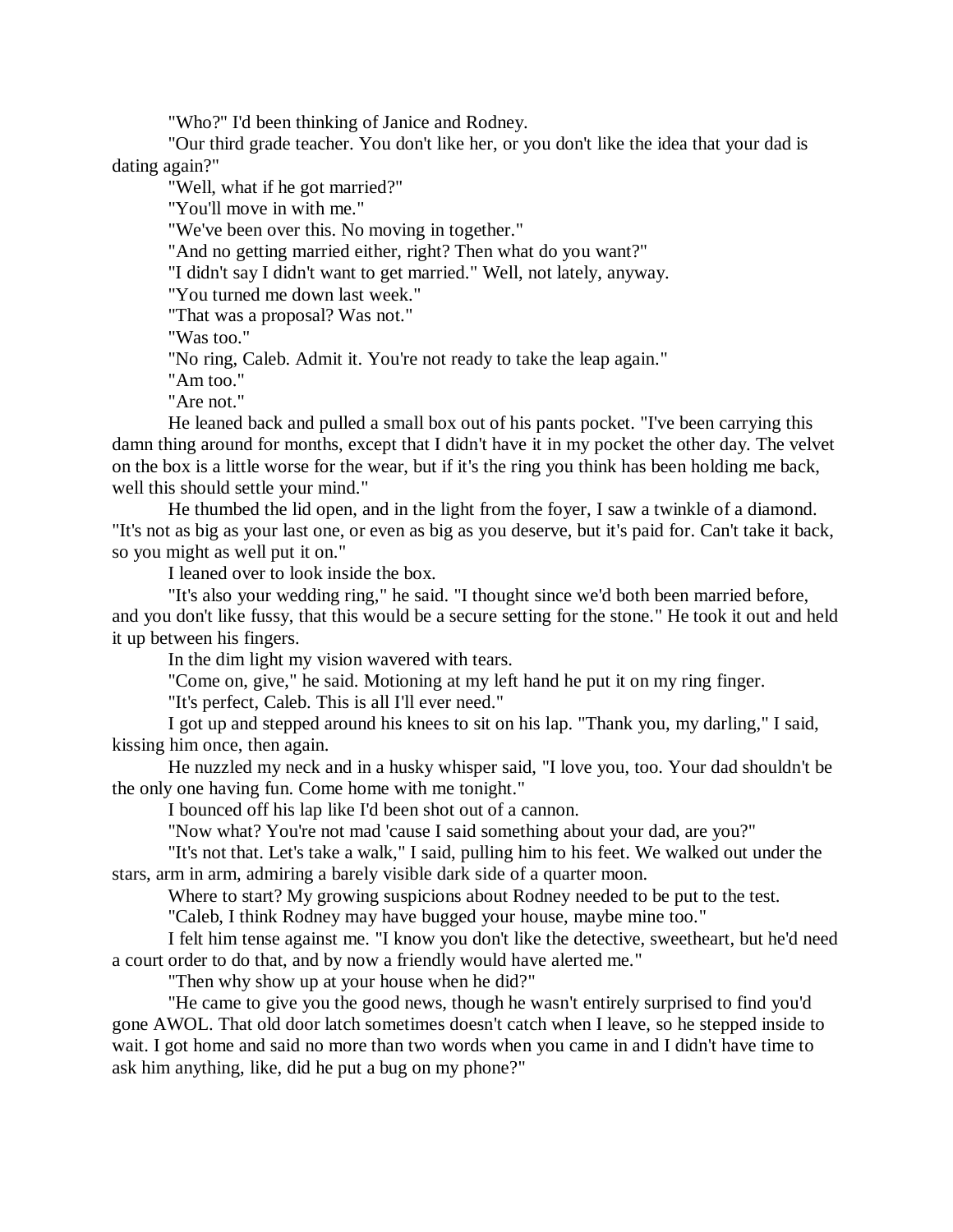"Who?" I'd been thinking of Janice and Rodney.

"Our third grade teacher. You don't like her, or you don't like the idea that your dad is dating again?"

"Well, what if he got married?"

"You'll move in with me."

"We've been over this. No moving in together."

"And no getting married either, right? Then what do you want?"

"I didn't say I didn't want to get married." Well, not lately, anyway.

"You turned me down last week."

"That was a proposal? Was not."

"Was too."

"No ring, Caleb. Admit it. You're not ready to take the leap again."

"Am too."

"Are not."

He leaned back and pulled a small box out of his pants pocket. "I've been carrying this damn thing around for months, except that I didn't have it in my pocket the other day. The velvet on the box is a little worse for the wear, but if it's the ring you think has been holding me back, well this should settle your mind."

He thumbed the lid open, and in the light from the foyer, I saw a twinkle of a diamond. "It's not as big as your last one, or even as big as you deserve, but it's paid for. Can't take it back, so you might as well put it on."

I leaned over to look inside the box.

"It's also your wedding ring," he said. "I thought since we'd both been married before, and you don't like fussy, that this would be a secure setting for the stone." He took it out and held it up between his fingers.

In the dim light my vision wavered with tears.

"Come on, give," he said. Motioning at my left hand he put it on my ring finger.

"It's perfect, Caleb. This is all I'll ever need."

I got up and stepped around his knees to sit on his lap. "Thank you, my darling," I said, kissing him once, then again.

He nuzzled my neck and in a husky whisper said, "I love you, too. Your dad shouldn't be the only one having fun. Come home with me tonight."

I bounced off his lap like I'd been shot out of a cannon.

"Now what? You're not mad 'cause I said something about your dad, are you?"

"It's not that. Let's take a walk," I said, pulling him to his feet. We walked out under the stars, arm in arm, admiring a barely visible dark side of a quarter moon.

Where to start? My growing suspicions about Rodney needed to be put to the test.

"Caleb, I think Rodney may have bugged your house, maybe mine too."

I felt him tense against me. "I know you don't like the detective, sweetheart, but he'd need a court order to do that, and by now a friendly would have alerted me."

"Then why show up at your house when he did?"

"He came to give you the good news, though he wasn't entirely surprised to find you'd gone AWOL. That old door latch sometimes doesn't catch when I leave, so he stepped inside to wait. I got home and said no more than two words when you came in and I didn't have time to ask him anything, like, did he put a bug on my phone?"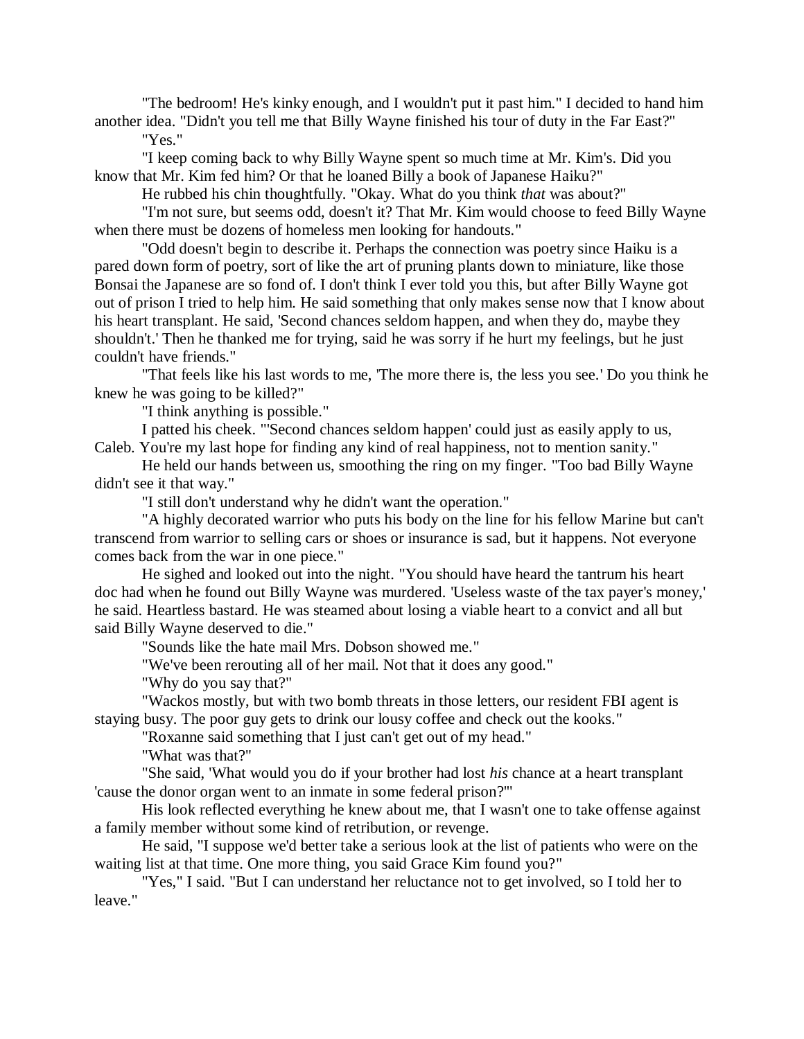"The bedroom! He's kinky enough, and I wouldn't put it past him." I decided to hand him another idea. "Didn't you tell me that Billy Wayne finished his tour of duty in the Far East?"

"Yes."

"I keep coming back to why Billy Wayne spent so much time at Mr. Kim's. Did you know that Mr. Kim fed him? Or that he loaned Billy a book of Japanese Haiku?"

He rubbed his chin thoughtfully. "Okay. What do you think *that* was about?"

"I'm not sure, but seems odd, doesn't it? That Mr. Kim would choose to feed Billy Wayne when there must be dozens of homeless men looking for handouts."

"Odd doesn't begin to describe it. Perhaps the connection was poetry since Haiku is a pared down form of poetry, sort of like the art of pruning plants down to miniature, like those Bonsai the Japanese are so fond of. I don't think I ever told you this, but after Billy Wayne got out of prison I tried to help him. He said something that only makes sense now that I know about his heart transplant. He said, 'Second chances seldom happen, and when they do, maybe they shouldn't.' Then he thanked me for trying, said he was sorry if he hurt my feelings, but he just couldn't have friends."

"That feels like his last words to me, 'The more there is, the less you see.' Do you think he knew he was going to be killed?"

"I think anything is possible."

I patted his cheek. "'Second chances seldom happen' could just as easily apply to us, Caleb. You're my last hope for finding any kind of real happiness, not to mention sanity."

He held our hands between us, smoothing the ring on my finger. "Too bad Billy Wayne didn't see it that way."

"I still don't understand why he didn't want the operation."

"A highly decorated warrior who puts his body on the line for his fellow Marine but can't transcend from warrior to selling cars or shoes or insurance is sad, but it happens. Not everyone comes back from the war in one piece."

He sighed and looked out into the night. "You should have heard the tantrum his heart doc had when he found out Billy Wayne was murdered. 'Useless waste of the tax payer's money,' he said. Heartless bastard. He was steamed about losing a viable heart to a convict and all but said Billy Wayne deserved to die."

"Sounds like the hate mail Mrs. Dobson showed me."

"We've been rerouting all of her mail. Not that it does any good."

"Why do you say that?"

"Wackos mostly, but with two bomb threats in those letters, our resident FBI agent is staying busy. The poor guy gets to drink our lousy coffee and check out the kooks."

"Roxanne said something that I just can't get out of my head."

"What was that?"

"She said, 'What would you do if your brother had lost *his* chance at a heart transplant 'cause the donor organ went to an inmate in some federal prison?'"

His look reflected everything he knew about me, that I wasn't one to take offense against a family member without some kind of retribution, or revenge.

He said, "I suppose we'd better take a serious look at the list of patients who were on the waiting list at that time. One more thing, you said Grace Kim found you?"

"Yes," I said. "But I can understand her reluctance not to get involved, so I told her to leave."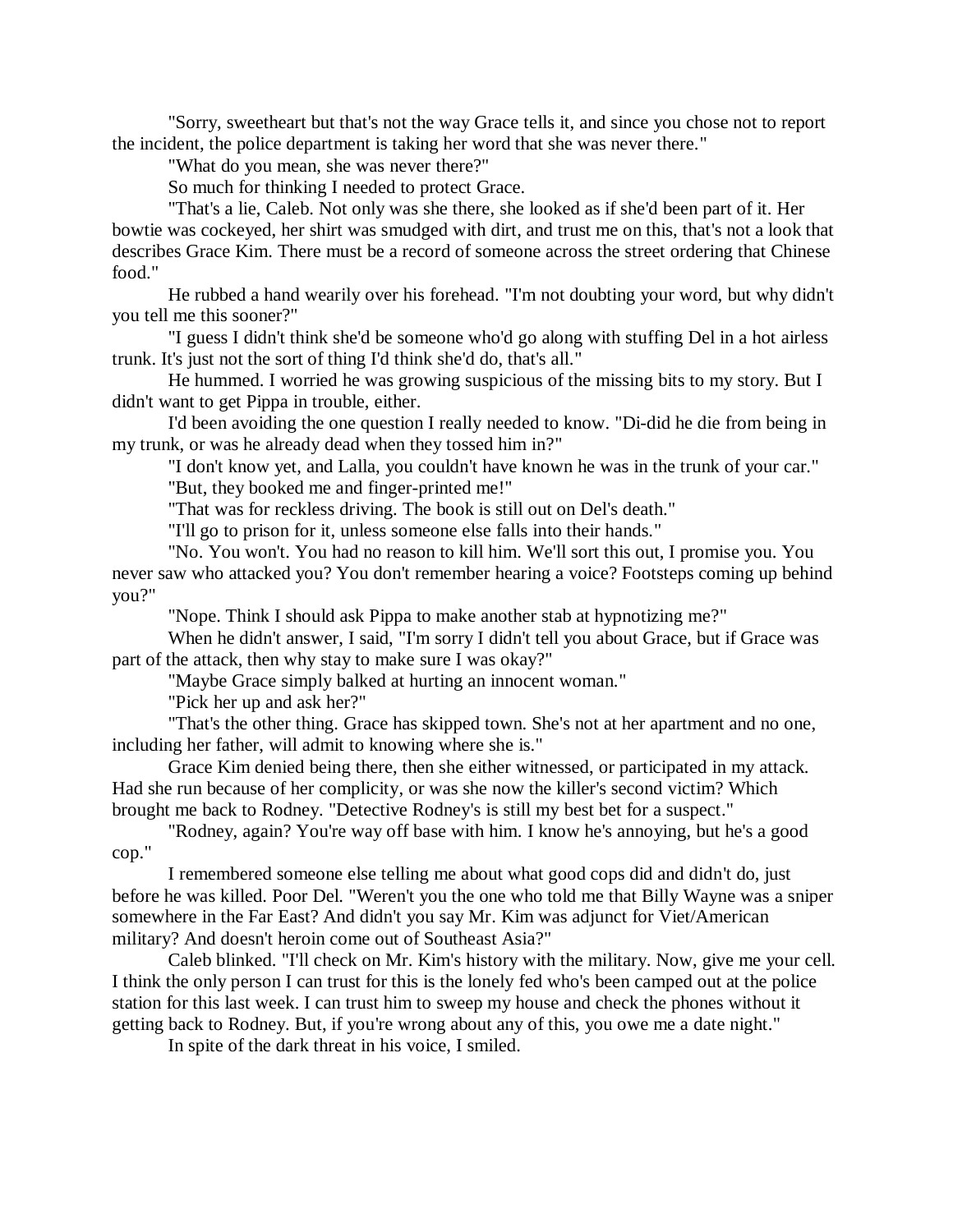"Sorry, sweetheart but that's not the way Grace tells it, and since you chose not to report the incident, the police department is taking her word that she was never there."

"What do you mean, she was never there?"

So much for thinking I needed to protect Grace.

"That's a lie, Caleb. Not only was she there, she looked as if she'd been part of it. Her bowtie was cockeyed, her shirt was smudged with dirt, and trust me on this, that's not a look that describes Grace Kim. There must be a record of someone across the street ordering that Chinese food."

He rubbed a hand wearily over his forehead. "I'm not doubting your word, but why didn't you tell me this sooner?"

"I guess I didn't think she'd be someone who'd go along with stuffing Del in a hot airless trunk. It's just not the sort of thing I'd think she'd do, that's all."

He hummed. I worried he was growing suspicious of the missing bits to my story. But I didn't want to get Pippa in trouble, either.

I'd been avoiding the one question I really needed to know. "Di-did he die from being in my trunk, or was he already dead when they tossed him in?"

"I don't know yet, and Lalla, you couldn't have known he was in the trunk of your car."

"But, they booked me and finger-printed me!"

"That was for reckless driving. The book is still out on Del's death."

"I'll go to prison for it, unless someone else falls into their hands."

"No. You won't. You had no reason to kill him. We'll sort this out, I promise you. You never saw who attacked you? You don't remember hearing a voice? Footsteps coming up behind you?"

"Nope. Think I should ask Pippa to make another stab at hypnotizing me?"

When he didn't answer, I said, "I'm sorry I didn't tell you about Grace, but if Grace was part of the attack, then why stay to make sure I was okay?"

"Maybe Grace simply balked at hurting an innocent woman."

"Pick her up and ask her?"

"That's the other thing. Grace has skipped town. She's not at her apartment and no one, including her father, will admit to knowing where she is."

Grace Kim denied being there, then she either witnessed, or participated in my attack. Had she run because of her complicity, or was she now the killer's second victim? Which brought me back to Rodney. "Detective Rodney's is still my best bet for a suspect."

"Rodney, again? You're way off base with him. I know he's annoying, but he's a good cop."

I remembered someone else telling me about what good cops did and didn't do, just before he was killed. Poor Del. "Weren't you the one who told me that Billy Wayne was a sniper somewhere in the Far East? And didn't you say Mr. Kim was adjunct for Viet/American military? And doesn't heroin come out of Southeast Asia?"

Caleb blinked. "I'll check on Mr. Kim's history with the military. Now, give me your cell. I think the only person I can trust for this is the lonely fed who's been camped out at the police station for this last week. I can trust him to sweep my house and check the phones without it getting back to Rodney. But, if you're wrong about any of this, you owe me a date night."

In spite of the dark threat in his voice, I smiled.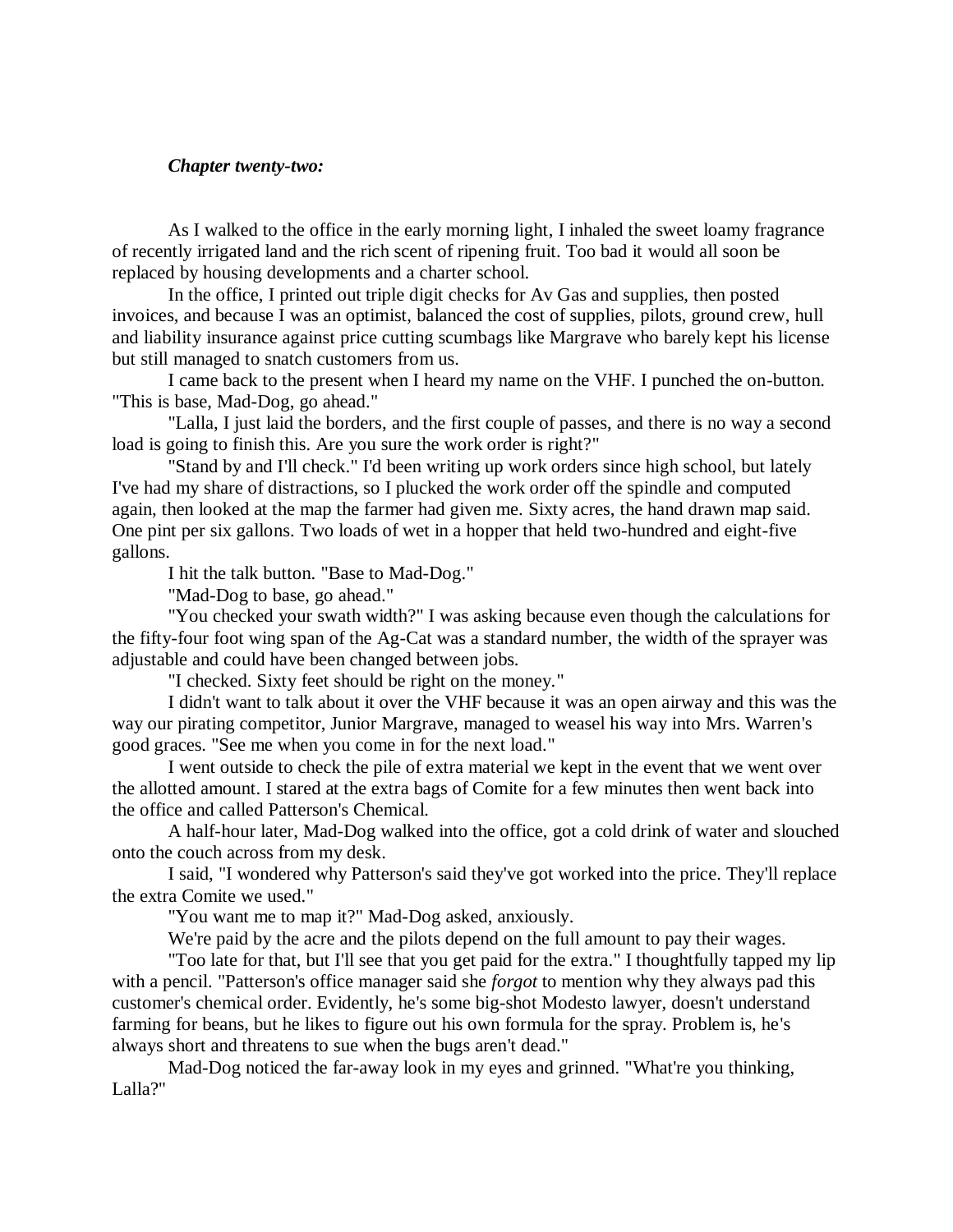***Chapter twenty-two:***

As I walked to the office in the early morning light, I inhaled the sweet loamy fragrance of recently irrigated land and the rich scent of ripening fruit. Too bad it would all soon be replaced by housing developments and a charter school.

In the office, I printed out triple digit checks for Av Gas and supplies, then posted invoices, and because I was an optimist, balanced the cost of supplies, pilots, ground crew, hull and liability insurance against price cutting scumbags like Margrave who barely kept his license but still managed to snatch customers from us.

I came back to the present when I heard my name on the VHF. I punched the on-button. "This is base, Mad-Dog, go ahead."

"Lalla, I just laid the borders, and the first couple of passes, and there is no way a second load is going to finish this. Are you sure the work order is right?"

"Stand by and I'll check." I'd been writing up work orders since high school, but lately I've had my share of distractions, so I plucked the work order off the spindle and computed again, then looked at the map the farmer had given me. Sixty acres, the hand drawn map said. One pint per six gallons. Two loads of wet in a hopper that held two-hundred and eight-five gallons.

I hit the talk button. "Base to Mad-Dog."

"Mad-Dog to base, go ahead."

"You checked your swath width?" I was asking because even though the calculations for the fifty-four foot wing span of the Ag-Cat was a standard number, the width of the sprayer was adjustable and could have been changed between jobs.

"I checked. Sixty feet should be right on the money."

I didn't want to talk about it over the VHF because it was an open airway and this was the way our pirating competitor, Junior Margrave, managed to weasel his way into Mrs. Warren's good graces. "See me when you come in for the next load."

I went outside to check the pile of extra material we kept in the event that we went over the allotted amount. I stared at the extra bags of Comite for a few minutes then went back into the office and called Patterson's Chemical.

A half-hour later, Mad-Dog walked into the office, got a cold drink of water and slouched onto the couch across from my desk.

I said, "I wondered why Patterson's said they've got worked into the price. They'll replace the extra Comite we used."

"You want me to map it?" Mad-Dog asked, anxiously.

We're paid by the acre and the pilots depend on the full amount to pay their wages.

"Too late for that, but I'll see that you get paid for the extra." I thoughtfully tapped my lip with a pencil. "Patterson's office manager said she *forgot* to mention why they always pad this customer's chemical order. Evidently, he's some big-shot Modesto lawyer, doesn't understand farming for beans, but he likes to figure out his own formula for the spray. Problem is, he's always short and threatens to sue when the bugs aren't dead."

Mad-Dog noticed the far-away look in my eyes and grinned. "What're you thinking, Lalla?"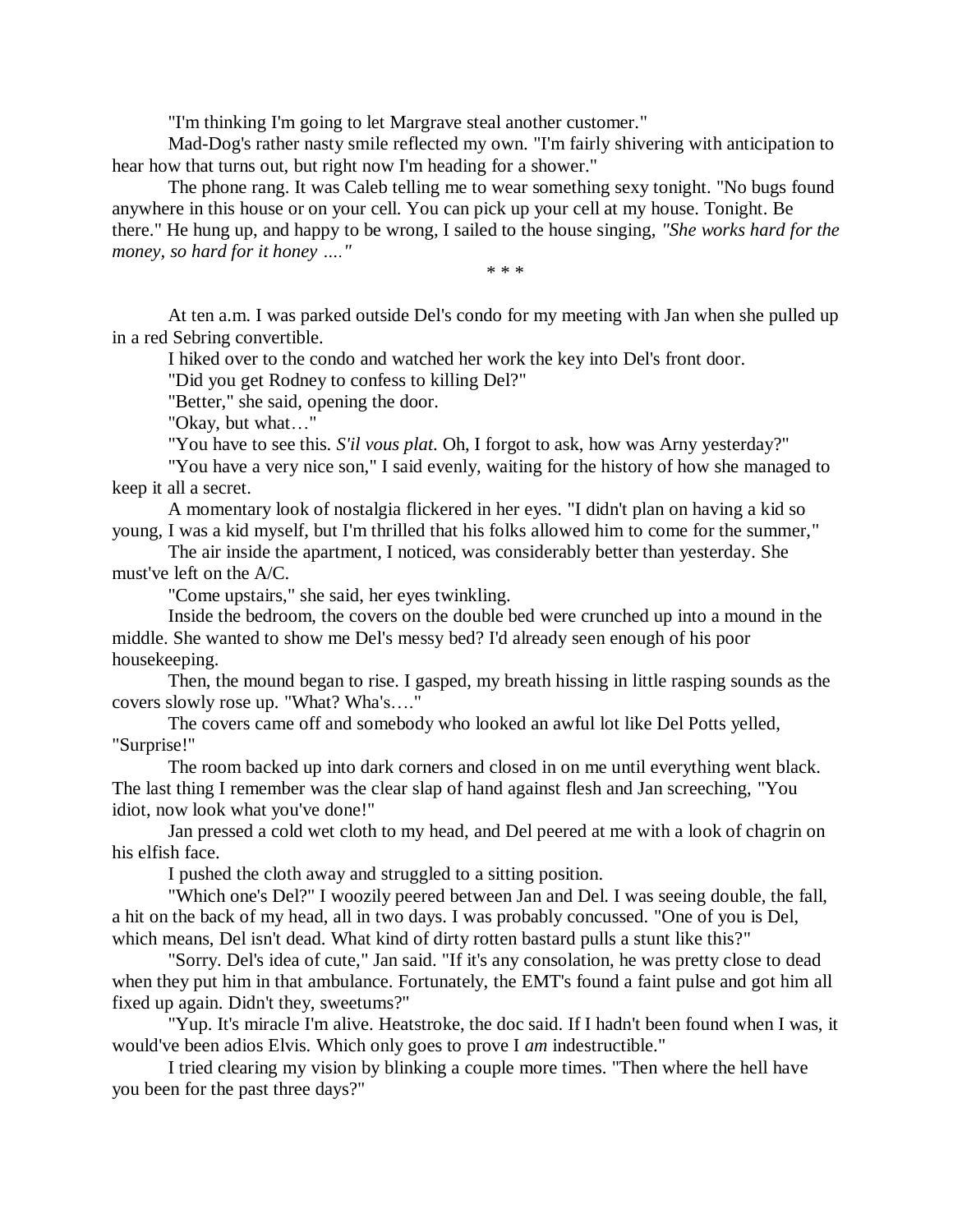"I'm thinking I'm going to let Margrave steal another customer."

Mad-Dog's rather nasty smile reflected my own. "I'm fairly shivering with anticipation to hear how that turns out, but right now I'm heading for a shower."

The phone rang. It was Caleb telling me to wear something sexy tonight. "No bugs found anywhere in this house or on your cell. You can pick up your cell at my house. Tonight. Be there." He hung up, and happy to be wrong, I sailed to the house singing, *"She works hard for the money, so hard for it honey …."*

\* \* \*

At ten a.m. I was parked outside Del's condo for my meeting with Jan when she pulled up in a red Sebring convertible.

I hiked over to the condo and watched her work the key into Del's front door.

"Did you get Rodney to confess to killing Del?"

"Better," she said, opening the door.

"Okay, but what…"

"You have to see this. *S'il vous plat.* Oh, I forgot to ask, how was Arny yesterday?"

"You have a very nice son," I said evenly, waiting for the history of how she managed to keep it all a secret.

A momentary look of nostalgia flickered in her eyes. "I didn't plan on having a kid so young, I was a kid myself, but I'm thrilled that his folks allowed him to come for the summer,"

The air inside the apartment, I noticed, was considerably better than yesterday. She must've left on the A/C.

"Come upstairs," she said, her eyes twinkling.

Inside the bedroom, the covers on the double bed were crunched up into a mound in the middle. She wanted to show me Del's messy bed? I'd already seen enough of his poor housekeeping.

Then, the mound began to rise. I gasped, my breath hissing in little rasping sounds as the covers slowly rose up. "What? Wha's…."

The covers came off and somebody who looked an awful lot like Del Potts yelled, "Surprise!"

The room backed up into dark corners and closed in on me until everything went black. The last thing I remember was the clear slap of hand against flesh and Jan screeching, "You idiot, now look what you've done!"

Jan pressed a cold wet cloth to my head, and Del peered at me with a look of chagrin on his elfish face.

I pushed the cloth away and struggled to a sitting position.

"Which one's Del?" I woozily peered between Jan and Del. I was seeing double, the fall, a hit on the back of my head, all in two days. I was probably concussed. "One of you is Del, which means, Del isn't dead. What kind of dirty rotten bastard pulls a stunt like this?"

"Sorry. Del's idea of cute," Jan said. "If it's any consolation, he was pretty close to dead when they put him in that ambulance. Fortunately, the EMT's found a faint pulse and got him all fixed up again. Didn't they, sweetums?"

"Yup. It's miracle I'm alive. Heatstroke, the doc said. If I hadn't been found when I was, it would've been adios Elvis. Which only goes to prove I *am* indestructible."

I tried clearing my vision by blinking a couple more times. "Then where the hell have you been for the past three days?"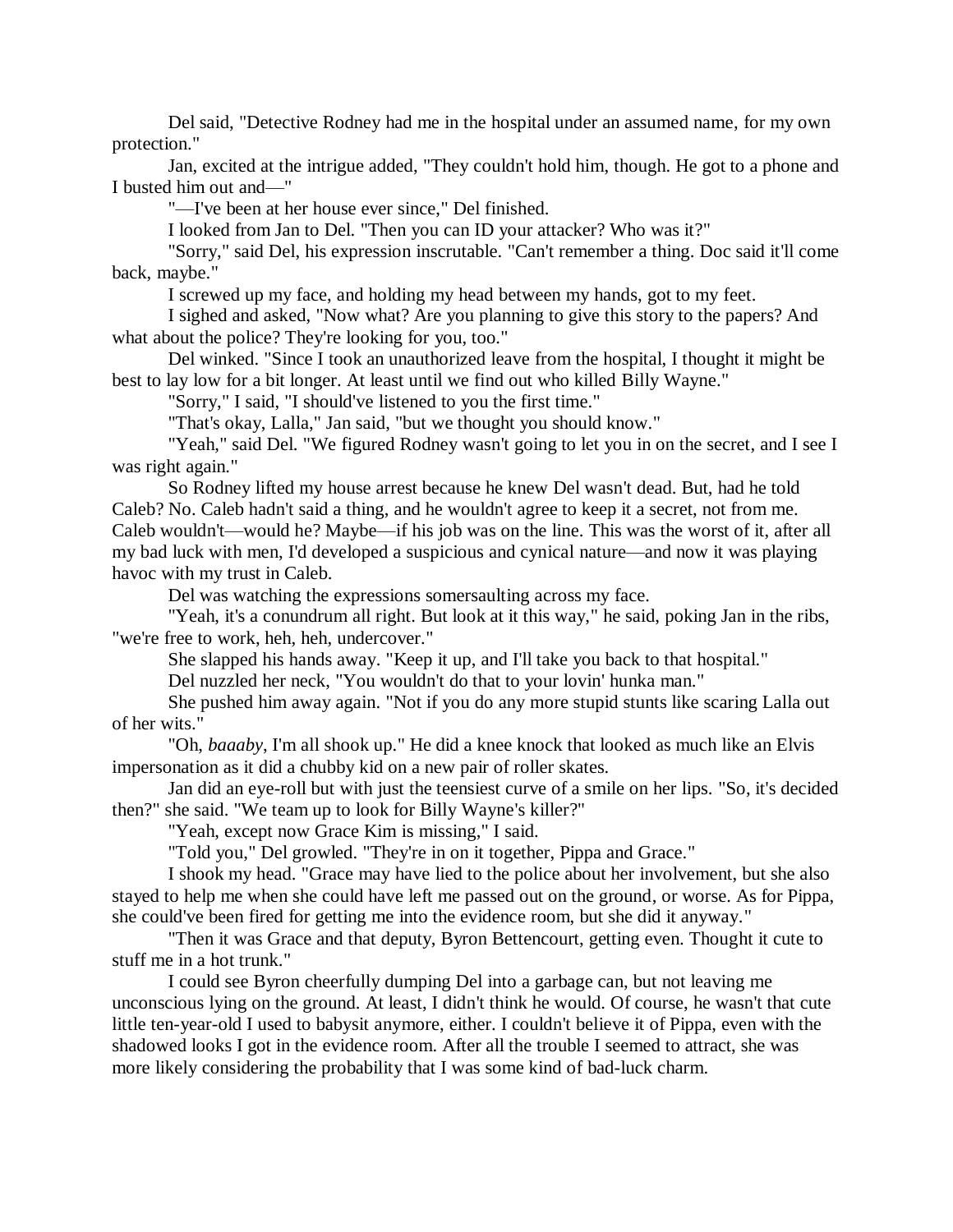Del said, "Detective Rodney had me in the hospital under an assumed name, for my own protection."

Jan, excited at the intrigue added, "They couldn't hold him, though. He got to a phone and I busted him out and—"

"—I've been at her house ever since," Del finished.

I looked from Jan to Del. "Then you can ID your attacker? Who was it?"

"Sorry," said Del, his expression inscrutable. "Can't remember a thing. Doc said it'll come back, maybe."

I screwed up my face, and holding my head between my hands, got to my feet.

I sighed and asked, "Now what? Are you planning to give this story to the papers? And what about the police? They're looking for you, too."

Del winked. "Since I took an unauthorized leave from the hospital, I thought it might be best to lay low for a bit longer. At least until we find out who killed Billy Wayne."

"Sorry," I said, "I should've listened to you the first time."

"That's okay, Lalla," Jan said, "but we thought you should know."

"Yeah," said Del. "We figured Rodney wasn't going to let you in on the secret, and I see I was right again."

So Rodney lifted my house arrest because he knew Del wasn't dead. But, had he told Caleb? No. Caleb hadn't said a thing, and he wouldn't agree to keep it a secret, not from me. Caleb wouldn't—would he? Maybe—if his job was on the line. This was the worst of it, after all my bad luck with men, I'd developed a suspicious and cynical nature—and now it was playing havoc with my trust in Caleb.

Del was watching the expressions somersaulting across my face.

"Yeah, it's a conundrum all right. But look at it this way," he said, poking Jan in the ribs, "we're free to work, heh, heh, undercover."

She slapped his hands away. "Keep it up, and I'll take you back to that hospital."

Del nuzzled her neck, "You wouldn't do that to your lovin' hunka man."

She pushed him away again. "Not if you do any more stupid stunts like scaring Lalla out of her wits."

"Oh, *baaaby*, I'm all shook up." He did a knee knock that looked as much like an Elvis impersonation as it did a chubby kid on a new pair of roller skates.

Jan did an eye-roll but with just the teensiest curve of a smile on her lips. "So, it's decided then?" she said. "We team up to look for Billy Wayne's killer?"

"Yeah, except now Grace Kim is missing," I said.

"Told you," Del growled. "They're in on it together, Pippa and Grace."

I shook my head. "Grace may have lied to the police about her involvement, but she also stayed to help me when she could have left me passed out on the ground, or worse. As for Pippa, she could've been fired for getting me into the evidence room, but she did it anyway."

"Then it was Grace and that deputy, Byron Bettencourt, getting even. Thought it cute to stuff me in a hot trunk."

I could see Byron cheerfully dumping Del into a garbage can, but not leaving me unconscious lying on the ground. At least, I didn't think he would. Of course, he wasn't that cute little ten-year-old I used to babysit anymore, either. I couldn't believe it of Pippa, even with the shadowed looks I got in the evidence room. After all the trouble I seemed to attract, she was more likely considering the probability that I was some kind of bad-luck charm.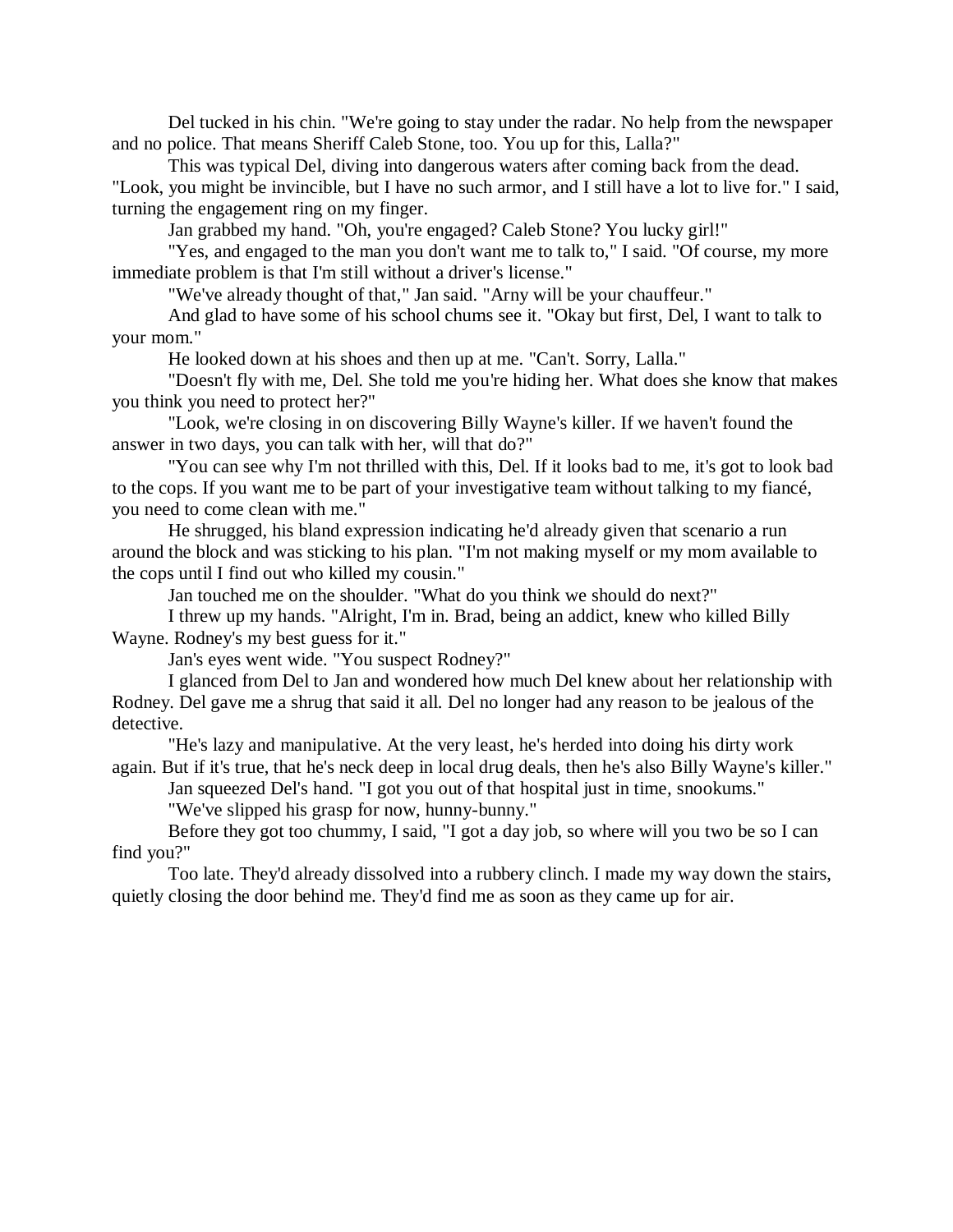Del tucked in his chin. "We're going to stay under the radar. No help from the newspaper and no police. That means Sheriff Caleb Stone, too. You up for this, Lalla?"

This was typical Del, diving into dangerous waters after coming back from the dead. "Look, you might be invincible, but I have no such armor, and I still have a lot to live for." I said, turning the engagement ring on my finger.

Jan grabbed my hand. "Oh, you're engaged? Caleb Stone? You lucky girl!"

"Yes, and engaged to the man you don't want me to talk to," I said. "Of course, my more immediate problem is that I'm still without a driver's license."

"We've already thought of that," Jan said. "Arny will be your chauffeur."

And glad to have some of his school chums see it. "Okay but first, Del, I want to talk to your mom."

He looked down at his shoes and then up at me. "Can't. Sorry, Lalla."

"Doesn't fly with me, Del. She told me you're hiding her. What does she know that makes you think you need to protect her?"

"Look, we're closing in on discovering Billy Wayne's killer. If we haven't found the answer in two days, you can talk with her, will that do?"

"You can see why I'm not thrilled with this, Del. If it looks bad to me, it's got to look bad to the cops. If you want me to be part of your investigative team without talking to my fiancé, you need to come clean with me."

He shrugged, his bland expression indicating he'd already given that scenario a run around the block and was sticking to his plan. "I'm not making myself or my mom available to the cops until I find out who killed my cousin."

Jan touched me on the shoulder. "What do you think we should do next?"

I threw up my hands. "Alright, I'm in. Brad, being an addict, knew who killed Billy Wayne. Rodney's my best guess for it."

Jan's eyes went wide. "You suspect Rodney?"

I glanced from Del to Jan and wondered how much Del knew about her relationship with Rodney. Del gave me a shrug that said it all. Del no longer had any reason to be jealous of the detective.

"He's lazy and manipulative. At the very least, he's herded into doing his dirty work again. But if it's true, that he's neck deep in local drug deals, then he's also Billy Wayne's killer."

Jan squeezed Del's hand. "I got you out of that hospital just in time, snookums."

"We've slipped his grasp for now, hunny-bunny."

Before they got too chummy, I said, "I got a day job, so where will you two be so I can find you?"

Too late. They'd already dissolved into a rubbery clinch. I made my way down the stairs, quietly closing the door behind me. They'd find me as soon as they came up for air.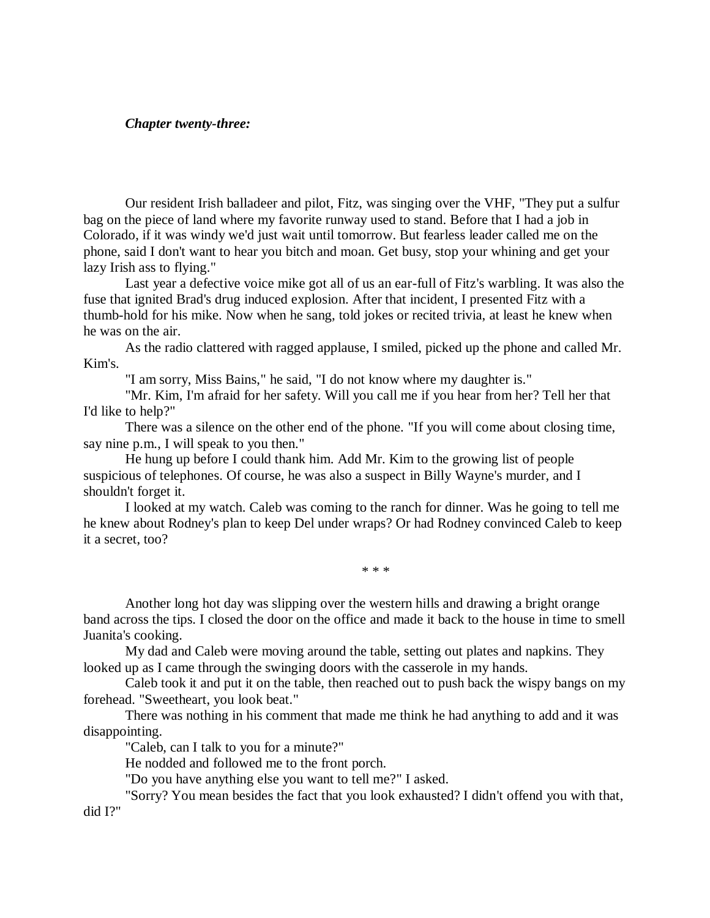***Chapter twenty-three:***

Our resident Irish balladeer and pilot, Fitz, was singing over the VHF, "They put a sulfur bag on the piece of land where my favorite runway used to stand. Before that I had a job in Colorado, if it was windy we'd just wait until tomorrow. But fearless leader called me on the phone, said I don't want to hear you bitch and moan. Get busy, stop your whining and get your lazy Irish ass to flying."

Last year a defective voice mike got all of us an ear-full of Fitz's warbling. It was also the fuse that ignited Brad's drug induced explosion. After that incident, I presented Fitz with a thumb-hold for his mike. Now when he sang, told jokes or recited trivia, at least he knew when he was on the air.

As the radio clattered with ragged applause, I smiled, picked up the phone and called Mr. Kim's.

"I am sorry, Miss Bains," he said, "I do not know where my daughter is."

"Mr. Kim, I'm afraid for her safety. Will you call me if you hear from her? Tell her that I'd like to help?"

There was a silence on the other end of the phone. "If you will come about closing time, say nine p.m., I will speak to you then."

He hung up before I could thank him. Add Mr. Kim to the growing list of people suspicious of telephones. Of course, he was also a suspect in Billy Wayne's murder, and I shouldn't forget it.

I looked at my watch. Caleb was coming to the ranch for dinner. Was he going to tell me he knew about Rodney's plan to keep Del under wraps? Or had Rodney convinced Caleb to keep it a secret, too?

\* \* \*

Another long hot day was slipping over the western hills and drawing a bright orange band across the tips. I closed the door on the office and made it back to the house in time to smell Juanita's cooking.

My dad and Caleb were moving around the table, setting out plates and napkins. They looked up as I came through the swinging doors with the casserole in my hands.

Caleb took it and put it on the table, then reached out to push back the wispy bangs on my forehead. "Sweetheart, you look beat."

There was nothing in his comment that made me think he had anything to add and it was disappointing.

"Caleb, can I talk to you for a minute?"

He nodded and followed me to the front porch.

"Do you have anything else you want to tell me?" I asked.

"Sorry? You mean besides the fact that you look exhausted? I didn't offend you with that, did I?"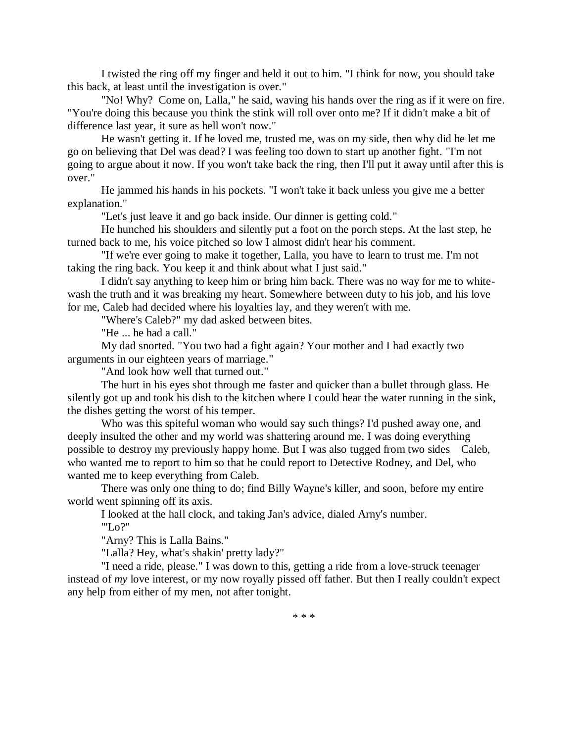I twisted the ring off my finger and held it out to him. "I think for now, you should take this back, at least until the investigation is over."

"No! Why? Come on, Lalla," he said, waving his hands over the ring as if it were on fire. "You're doing this because you think the stink will roll over onto me? If it didn't make a bit of difference last year, it sure as hell won't now."

He wasn't getting it. If he loved me, trusted me, was on my side, then why did he let me go on believing that Del was dead? I was feeling too down to start up another fight. "I'm not going to argue about it now. If you won't take back the ring, then I'll put it away until after this is over."

He jammed his hands in his pockets. "I won't take it back unless you give me a better explanation."

"Let's just leave it and go back inside. Our dinner is getting cold."

He hunched his shoulders and silently put a foot on the porch steps. At the last step, he turned back to me, his voice pitched so low I almost didn't hear his comment.

"If we're ever going to make it together, Lalla, you have to learn to trust me. I'm not taking the ring back. You keep it and think about what I just said."

I didn't say anything to keep him or bring him back. There was no way for me to white-wash the truth and it was breaking my heart. Somewhere between duty to his job, and his love for me, Caleb had decided where his loyalties lay, and they weren't with me.

"Where's Caleb?" my dad asked between bites.

"He ... he had a call."

My dad snorted. "You two had a fight again? Your mother and I had exactly two arguments in our eighteen years of marriage."

"And look how well that turned out."

The hurt in his eyes shot through me faster and quicker than a bullet through glass. He silently got up and took his dish to the kitchen where I could hear the water running in the sink, the dishes getting the worst of his temper.

Who was this spiteful woman who would say such things? I'd pushed away one, and deeply insulted the other and my world was shattering around me. I was doing everything possible to destroy my previously happy home. But I was also tugged from two sides—Caleb, who wanted me to report to him so that he could report to Detective Rodney, and Del, who wanted me to keep everything from Caleb.

There was only one thing to do; find Billy Wayne's killer, and soon, before my entire world went spinning off its axis.

I looked at the hall clock, and taking Jan's advice, dialed Arny's number.

"'Lo?"

"Arny? This is Lalla Bains."

"Lalla? Hey, what's shakin' pretty lady?"

"I need a ride, please." I was down to this, getting a ride from a love-struck teenager instead of *my* love interest, or my now royally pissed off father. But then I really couldn't expect any help from either of my men, not after tonight.

\* \* \*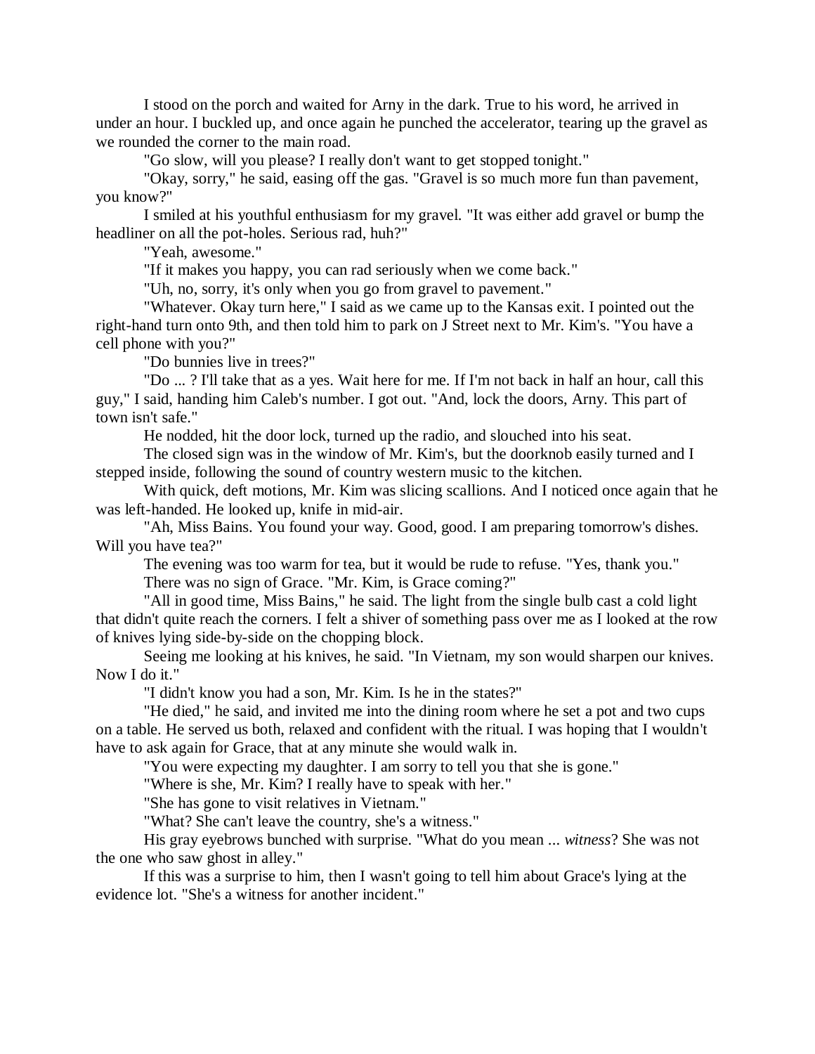I stood on the porch and waited for Arny in the dark. True to his word, he arrived in under an hour. I buckled up, and once again he punched the accelerator, tearing up the gravel as we rounded the corner to the main road.

"Go slow, will you please? I really don't want to get stopped tonight."

"Okay, sorry," he said, easing off the gas. "Gravel is so much more fun than pavement, you know?"

I smiled at his youthful enthusiasm for my gravel. "It was either add gravel or bump the headliner on all the pot-holes. Serious rad, huh?"

"Yeah, awesome."

"If it makes you happy, you can rad seriously when we come back."

"Uh, no, sorry, it's only when you go from gravel to pavement."

"Whatever. Okay turn here," I said as we came up to the Kansas exit. I pointed out the right-hand turn onto 9th, and then told him to park on J Street next to Mr. Kim's. "You have a cell phone with you?"

"Do bunnies live in trees?"

"Do ... ? I'll take that as a yes. Wait here for me. If I'm not back in half an hour, call this guy," I said, handing him Caleb's number. I got out. "And, lock the doors, Arny. This part of town isn't safe."

He nodded, hit the door lock, turned up the radio, and slouched into his seat.

The closed sign was in the window of Mr. Kim's, but the doorknob easily turned and I stepped inside, following the sound of country western music to the kitchen.

With quick, deft motions, Mr. Kim was slicing scallions. And I noticed once again that he was left-handed. He looked up, knife in mid-air.

"Ah, Miss Bains. You found your way. Good, good. I am preparing tomorrow's dishes. Will you have tea?"

The evening was too warm for tea, but it would be rude to refuse. "Yes, thank you."

There was no sign of Grace. "Mr. Kim, is Grace coming?"

"All in good time, Miss Bains," he said. The light from the single bulb cast a cold light that didn't quite reach the corners. I felt a shiver of something pass over me as I looked at the row of knives lying side-by-side on the chopping block.

Seeing me looking at his knives, he said. "In Vietnam, my son would sharpen our knives. Now I do it."

"I didn't know you had a son, Mr. Kim. Is he in the states?"

"He died," he said, and invited me into the dining room where he set a pot and two cups on a table. He served us both, relaxed and confident with the ritual. I was hoping that I wouldn't have to ask again for Grace, that at any minute she would walk in.

"You were expecting my daughter. I am sorry to tell you that she is gone."

"Where is she, Mr. Kim? I really have to speak with her."

"She has gone to visit relatives in Vietnam."

"What? She can't leave the country, she's a witness."

His gray eyebrows bunched with surprise. "What do you mean ... *witness*? She was not the one who saw ghost in alley."

If this was a surprise to him, then I wasn't going to tell him about Grace's lying at the evidence lot. "She's a witness for another incident."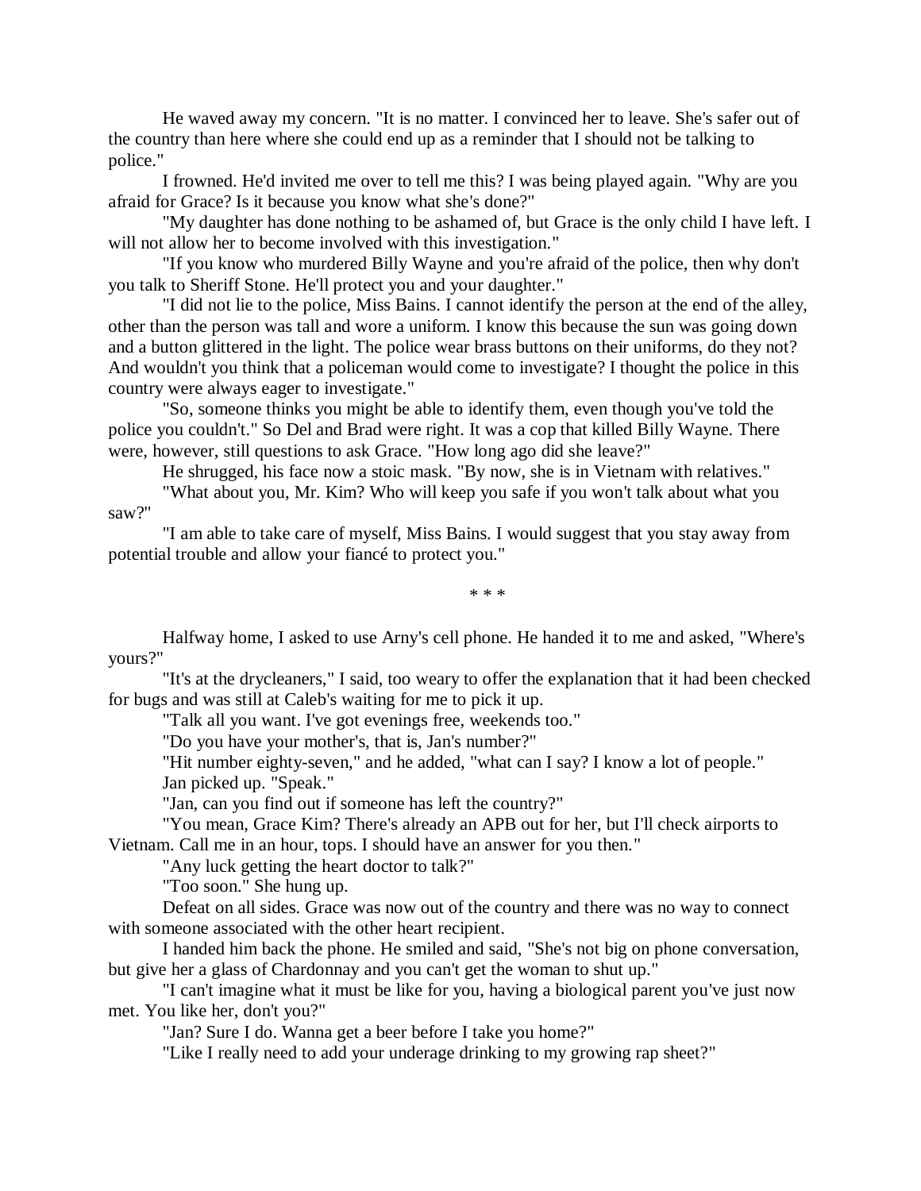He waved away my concern. "It is no matter. I convinced her to leave. She's safer out of the country than here where she could end up as a reminder that I should not be talking to police."

I frowned. He'd invited me over to tell me this? I was being played again. "Why are you afraid for Grace? Is it because you know what she's done?"

"My daughter has done nothing to be ashamed of, but Grace is the only child I have left. I will not allow her to become involved with this investigation."

"If you know who murdered Billy Wayne and you're afraid of the police, then why don't you talk to Sheriff Stone. He'll protect you and your daughter."

"I did not lie to the police, Miss Bains. I cannot identify the person at the end of the alley, other than the person was tall and wore a uniform. I know this because the sun was going down and a button glittered in the light. The police wear brass buttons on their uniforms, do they not? And wouldn't you think that a policeman would come to investigate? I thought the police in this country were always eager to investigate."

"So, someone thinks you might be able to identify them, even though you've told the police you couldn't." So Del and Brad were right. It was a cop that killed Billy Wayne. There were, however, still questions to ask Grace. "How long ago did she leave?"

He shrugged, his face now a stoic mask. "By now, she is in Vietnam with relatives."

"What about you, Mr. Kim? Who will keep you safe if you won't talk about what you saw?"

"I am able to take care of myself, Miss Bains. I would suggest that you stay away from potential trouble and allow your fiancé to protect you."

\* \* \*

Halfway home, I asked to use Arny's cell phone. He handed it to me and asked, "Where's yours?"

"It's at the drycleaners," I said, too weary to offer the explanation that it had been checked for bugs and was still at Caleb's waiting for me to pick it up.

"Talk all you want. I've got evenings free, weekends too."

"Do you have your mother's, that is, Jan's number?"

"Hit number eighty-seven," and he added, "what can I say? I know a lot of people."

Jan picked up. "Speak."

"Jan, can you find out if someone has left the country?"

"You mean, Grace Kim? There's already an APB out for her, but I'll check airports to Vietnam. Call me in an hour, tops. I should have an answer for you then."

"Any luck getting the heart doctor to talk?"

"Too soon." She hung up.

Defeat on all sides. Grace was now out of the country and there was no way to connect with someone associated with the other heart recipient.

I handed him back the phone. He smiled and said, "She's not big on phone conversation, but give her a glass of Chardonnay and you can't get the woman to shut up."

"I can't imagine what it must be like for you, having a biological parent you've just now met. You like her, don't you?"

"Jan? Sure I do. Wanna get a beer before I take you home?"

"Like I really need to add your underage drinking to my growing rap sheet?"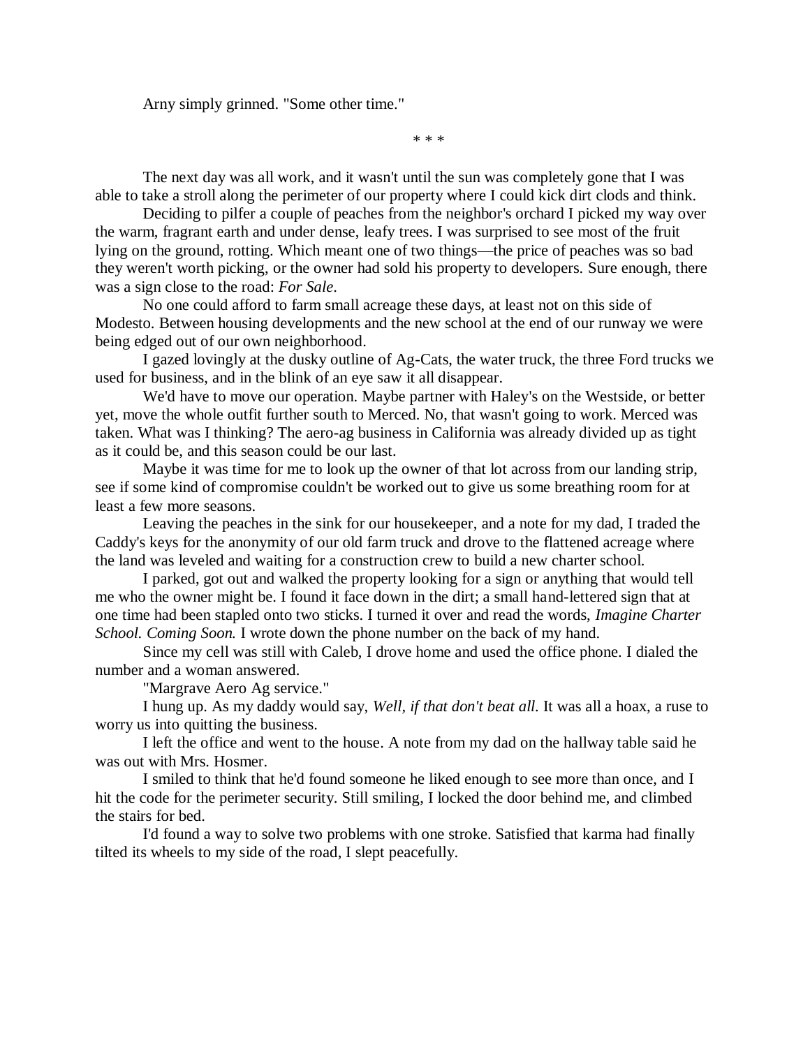Arny simply grinned. "Some other time."

\* \* \*

The next day was all work, and it wasn't until the sun was completely gone that I was able to take a stroll along the perimeter of our property where I could kick dirt clods and think.

Deciding to pilfer a couple of peaches from the neighbor's orchard I picked my way over the warm, fragrant earth and under dense, leafy trees. I was surprised to see most of the fruit lying on the ground, rotting. Which meant one of two things—the price of peaches was so bad they weren't worth picking, or the owner had sold his property to developers. Sure enough, there was a sign close to the road: *For Sale*.

No one could afford to farm small acreage these days, at least not on this side of Modesto. Between housing developments and the new school at the end of our runway we were being edged out of our own neighborhood.

I gazed lovingly at the dusky outline of Ag-Cats, the water truck, the three Ford trucks we used for business, and in the blink of an eye saw it all disappear.

We'd have to move our operation. Maybe partner with Haley's on the Westside, or better yet, move the whole outfit further south to Merced. No, that wasn't going to work. Merced was taken. What was I thinking? The aero-ag business in California was already divided up as tight as it could be, and this season could be our last.

Maybe it was time for me to look up the owner of that lot across from our landing strip, see if some kind of compromise couldn't be worked out to give us some breathing room for at least a few more seasons.

Leaving the peaches in the sink for our housekeeper, and a note for my dad, I traded the Caddy's keys for the anonymity of our old farm truck and drove to the flattened acreage where the land was leveled and waiting for a construction crew to build a new charter school.

I parked, got out and walked the property looking for a sign or anything that would tell me who the owner might be. I found it face down in the dirt; a small hand-lettered sign that at one time had been stapled onto two sticks. I turned it over and read the words, *Imagine Charter School. Coming Soon.* I wrote down the phone number on the back of my hand.

Since my cell was still with Caleb, I drove home and used the office phone. I dialed the number and a woman answered.

"Margrave Aero Ag service."

I hung up. As my daddy would say, *Well, if that don't beat all.* It was all a hoax, a ruse to worry us into quitting the business.

I left the office and went to the house. A note from my dad on the hallway table said he was out with Mrs. Hosmer.

I smiled to think that he'd found someone he liked enough to see more than once, and I hit the code for the perimeter security. Still smiling, I locked the door behind me, and climbed the stairs for bed.

I'd found a way to solve two problems with one stroke. Satisfied that karma had finally tilted its wheels to my side of the road, I slept peacefully.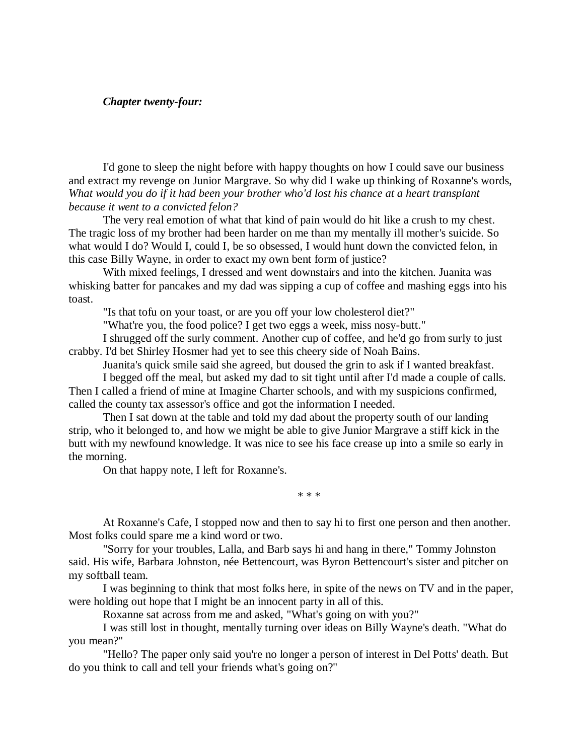***Chapter twenty-four:***

I'd gone to sleep the night before with happy thoughts on how I could save our business and extract my revenge on Junior Margrave. So why did I wake up thinking of Roxanne's words, *What would you do if it had been your brother who'd lost his chance at a heart transplant because it went to a convicted felon?*

The very real emotion of what that kind of pain would do hit like a crush to my chest. The tragic loss of my brother had been harder on me than my mentally ill mother's suicide. So what would I do? Would I, could I, be so obsessed, I would hunt down the convicted felon, in this case Billy Wayne, in order to exact my own bent form of justice?

With mixed feelings, I dressed and went downstairs and into the kitchen. Juanita was whisking batter for pancakes and my dad was sipping a cup of coffee and mashing eggs into his toast.

"Is that tofu on your toast, or are you off your low cholesterol diet?"

"What're you, the food police? I get two eggs a week, miss nosy-butt."

I shrugged off the surly comment. Another cup of coffee, and he'd go from surly to just crabby. I'd bet Shirley Hosmer had yet to see this cheery side of Noah Bains.

Juanita's quick smile said she agreed, but doused the grin to ask if I wanted breakfast.

I begged off the meal, but asked my dad to sit tight until after I'd made a couple of calls. Then I called a friend of mine at Imagine Charter schools, and with my suspicions confirmed, called the county tax assessor's office and got the information I needed.

Then I sat down at the table and told my dad about the property south of our landing strip, who it belonged to, and how we might be able to give Junior Margrave a stiff kick in the butt with my newfound knowledge. It was nice to see his face crease up into a smile so early in the morning.

On that happy note, I left for Roxanne's.

\* \* \*

At Roxanne's Cafe, I stopped now and then to say hi to first one person and then another. Most folks could spare me a kind word or two.

"Sorry for your troubles, Lalla, and Barb says hi and hang in there," Tommy Johnston said. His wife, Barbara Johnston, née Bettencourt, was Byron Bettencourt's sister and pitcher on my softball team.

I was beginning to think that most folks here, in spite of the news on TV and in the paper, were holding out hope that I might be an innocent party in all of this.

Roxanne sat across from me and asked, "What's going on with you?"

I was still lost in thought, mentally turning over ideas on Billy Wayne's death. "What do you mean?"

"Hello? The paper only said you're no longer a person of interest in Del Potts' death. But do you think to call and tell your friends what's going on?"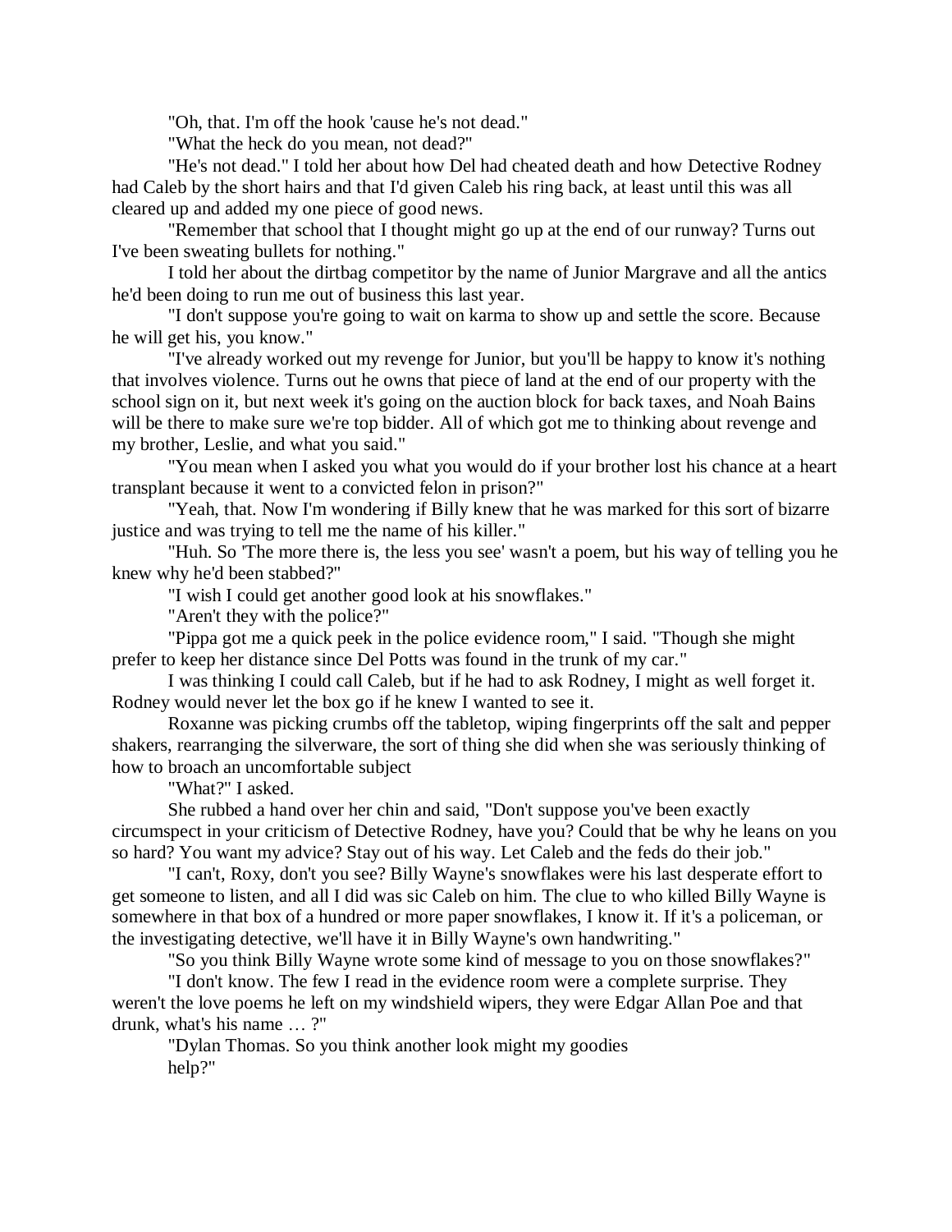"Oh, that. I'm off the hook 'cause he's not dead."

"What the heck do you mean, not dead?"

"He's not dead." I told her about how Del had cheated death and how Detective Rodney had Caleb by the short hairs and that I'd given Caleb his ring back, at least until this was all cleared up and added my one piece of good news.

"Remember that school that I thought might go up at the end of our runway? Turns out I've been sweating bullets for nothing."

I told her about the dirtbag competitor by the name of Junior Margrave and all the antics he'd been doing to run me out of business this last year.

"I don't suppose you're going to wait on karma to show up and settle the score. Because he will get his, you know."

"I've already worked out my revenge for Junior, but you'll be happy to know it's nothing that involves violence. Turns out he owns that piece of land at the end of our property with the school sign on it, but next week it's going on the auction block for back taxes, and Noah Bains will be there to make sure we're top bidder. All of which got me to thinking about revenge and my brother, Leslie, and what you said."

"You mean when I asked you what you would do if your brother lost his chance at a heart transplant because it went to a convicted felon in prison?"

"Yeah, that. Now I'm wondering if Billy knew that he was marked for this sort of bizarre justice and was trying to tell me the name of his killer."

"Huh. So 'The more there is, the less you see' wasn't a poem, but his way of telling you he knew why he'd been stabbed?"

"I wish I could get another good look at his snowflakes."

"Aren't they with the police?"

"Pippa got me a quick peek in the police evidence room," I said. "Though she might prefer to keep her distance since Del Potts was found in the trunk of my car."

I was thinking I could call Caleb, but if he had to ask Rodney, I might as well forget it. Rodney would never let the box go if he knew I wanted to see it.

Roxanne was picking crumbs off the tabletop, wiping fingerprints off the salt and pepper shakers, rearranging the silverware, the sort of thing she did when she was seriously thinking of how to broach an uncomfortable subject

"What?" I asked.

She rubbed a hand over her chin and said, "Don't suppose you've been exactly circumspect in your criticism of Detective Rodney, have you? Could that be why he leans on you so hard? You want my advice? Stay out of his way. Let Caleb and the feds do their job."

"I can't, Roxy, don't you see? Billy Wayne's snowflakes were his last desperate effort to get someone to listen, and all I did was sic Caleb on him. The clue to who killed Billy Wayne is somewhere in that box of a hundred or more paper snowflakes, I know it. If it's a policeman, or the investigating detective, we'll have it in Billy Wayne's own handwriting."

"So you think Billy Wayne wrote some kind of message to you on those snowflakes?"

"I don't know. The few I read in the evidence room were a complete surprise. They weren't the love poems he left on my windshield wipers, they were Edgar Allan Poe and that drunk, what's his name … ?"

"Dylan Thomas. So you think another look might my goodies help?"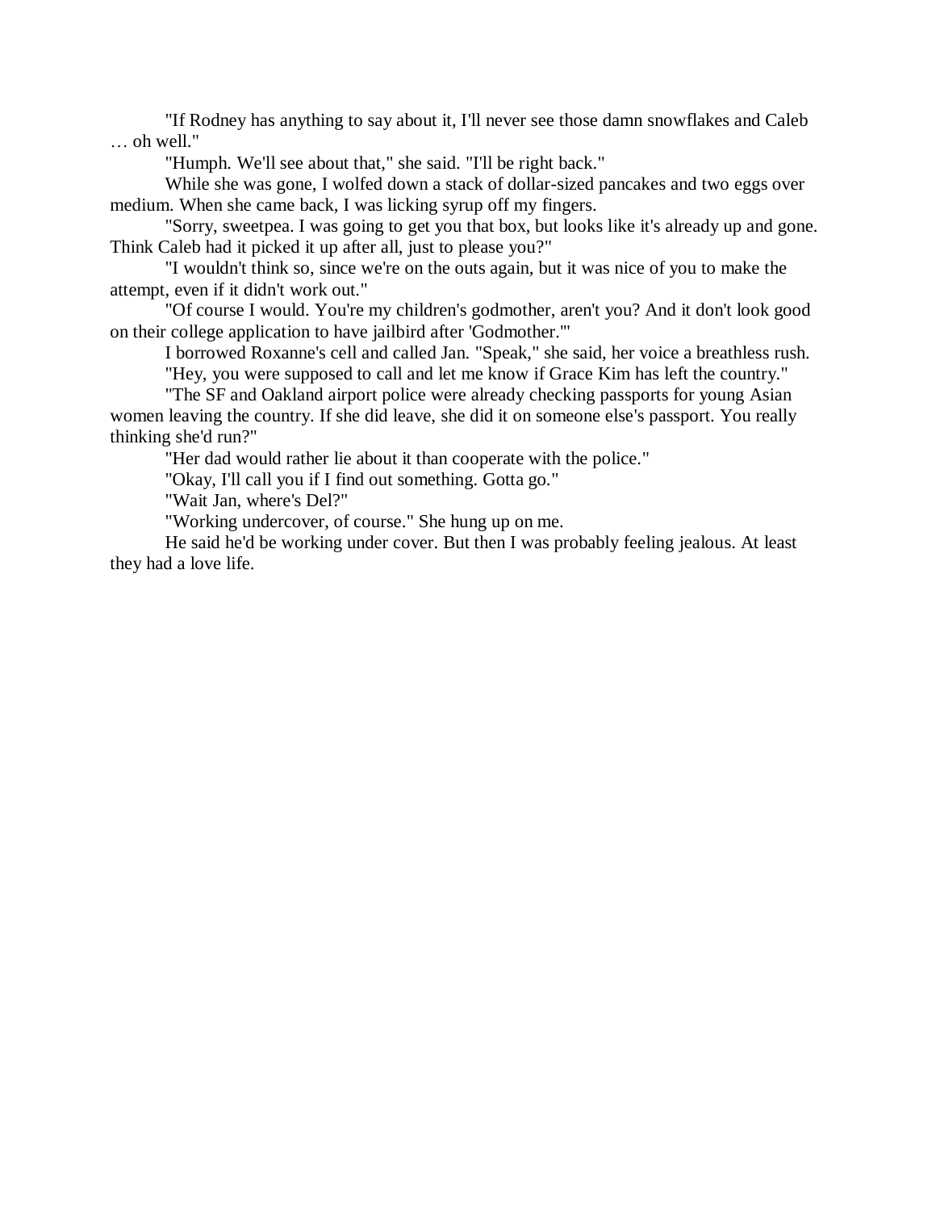"If Rodney has anything to say about it, I'll never see those damn snowflakes and Caleb … oh well."

"Humph. We'll see about that," she said. "I'll be right back."

While she was gone, I wolfed down a stack of dollar-sized pancakes and two eggs over medium. When she came back, I was licking syrup off my fingers.

"Sorry, sweetpea. I was going to get you that box, but looks like it's already up and gone. Think Caleb had it picked it up after all, just to please you?"

"I wouldn't think so, since we're on the outs again, but it was nice of you to make the attempt, even if it didn't work out."

"Of course I would. You're my children's godmother, aren't you? And it don't look good on their college application to have jailbird after 'Godmother.'"

I borrowed Roxanne's cell and called Jan. "Speak," she said, her voice a breathless rush.

"Hey, you were supposed to call and let me know if Grace Kim has left the country."

"The SF and Oakland airport police were already checking passports for young Asian women leaving the country. If she did leave, she did it on someone else's passport. You really thinking she'd run?"

"Her dad would rather lie about it than cooperate with the police."

"Okay, I'll call you if I find out something. Gotta go."

"Wait Jan, where's Del?"

"Working undercover, of course." She hung up on me.

He said he'd be working under cover. But then I was probably feeling jealous. At least they had a love life.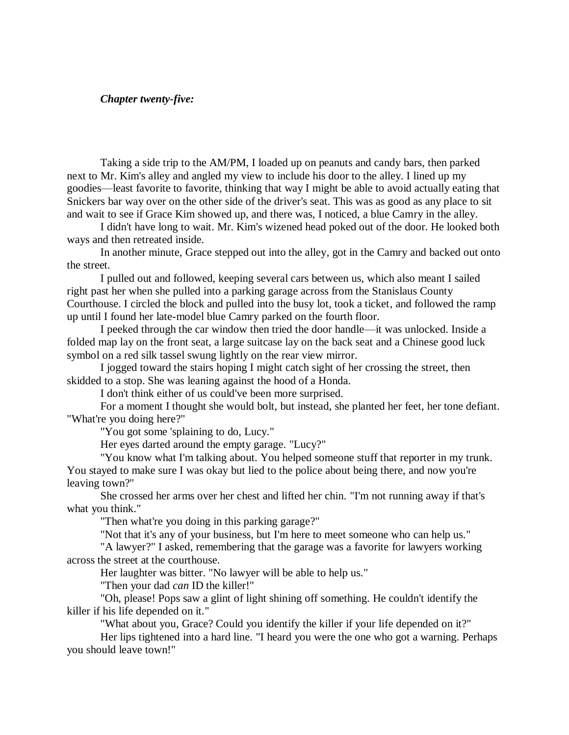***Chapter twenty-five:***

Taking a side trip to the AM/PM, I loaded up on peanuts and candy bars, then parked next to Mr. Kim's alley and angled my view to include his door to the alley. I lined up my goodies—least favorite to favorite, thinking that way I might be able to avoid actually eating that Snickers bar way over on the other side of the driver's seat. This was as good as any place to sit and wait to see if Grace Kim showed up, and there was, I noticed, a blue Camry in the alley.

I didn't have long to wait. Mr. Kim's wizened head poked out of the door. He looked both ways and then retreated inside.

In another minute, Grace stepped out into the alley, got in the Camry and backed out onto the street.

I pulled out and followed, keeping several cars between us, which also meant I sailed right past her when she pulled into a parking garage across from the Stanislaus County Courthouse. I circled the block and pulled into the busy lot, took a ticket, and followed the ramp up until I found her late-model blue Camry parked on the fourth floor.

I peeked through the car window then tried the door handle—it was unlocked. Inside a folded map lay on the front seat, a large suitcase lay on the back seat and a Chinese good luck symbol on a red silk tassel swung lightly on the rear view mirror.

I jogged toward the stairs hoping I might catch sight of her crossing the street, then skidded to a stop. She was leaning against the hood of a Honda.

I don't think either of us could've been more surprised.

For a moment I thought she would bolt, but instead, she planted her feet, her tone defiant. "What're you doing here?"

"You got some 'splaining to do, Lucy."

Her eyes darted around the empty garage. "Lucy?"

"You know what I'm talking about. You helped someone stuff that reporter in my trunk. You stayed to make sure I was okay but lied to the police about being there, and now you're leaving town?"

She crossed her arms over her chest and lifted her chin. "I'm not running away if that's what you think."

"Then what're you doing in this parking garage?"

"Not that it's any of your business, but I'm here to meet someone who can help us."

"A lawyer?" I asked, remembering that the garage was a favorite for lawyers working across the street at the courthouse.

Her laughter was bitter. "No lawyer will be able to help us."

"Then your dad *can* ID the killer!"

"Oh, please! Pops saw a glint of light shining off something. He couldn't identify the killer if his life depended on it."

"What about you, Grace? Could you identify the killer if your life depended on it?"

Her lips tightened into a hard line. "I heard you were the one who got a warning. Perhaps you should leave town!"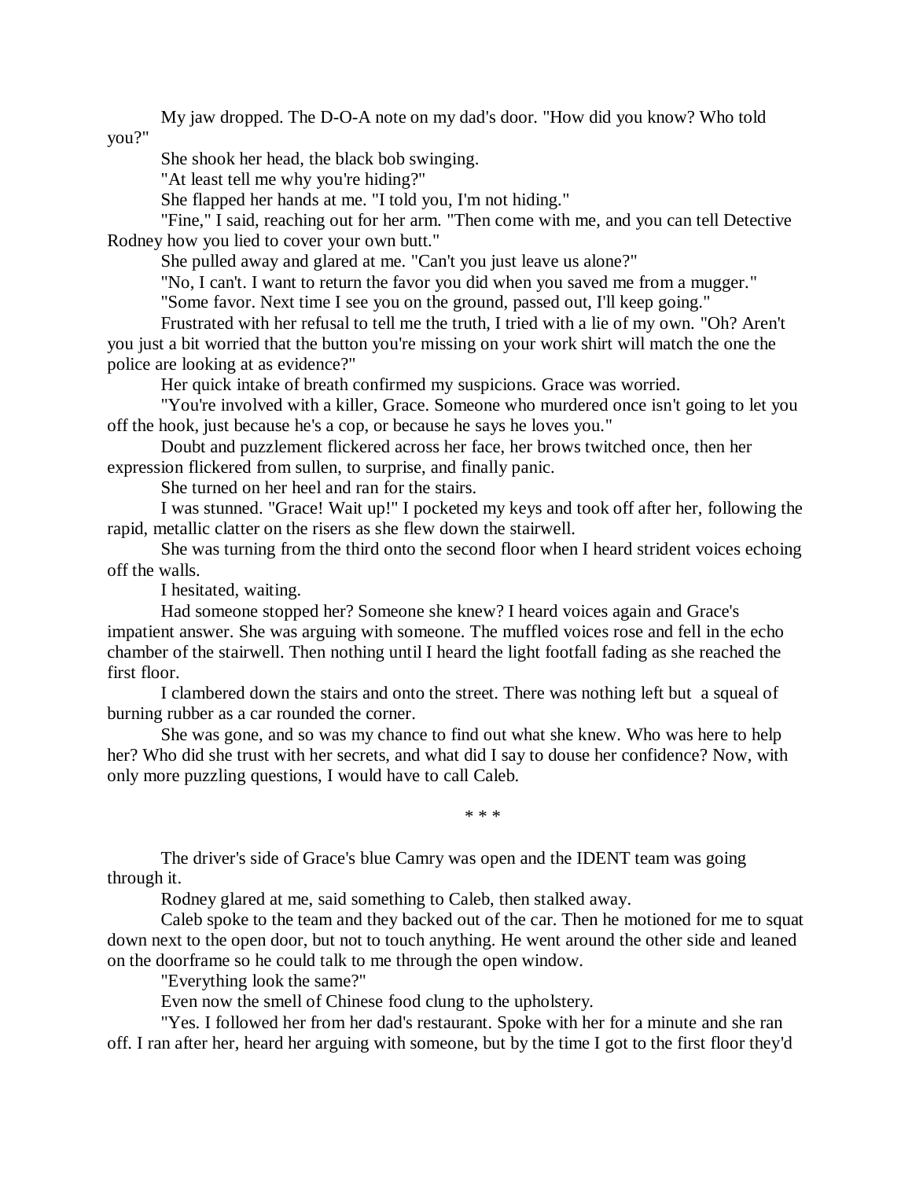My jaw dropped. The D-O-A note on my dad's door. "How did you know? Who told you?"

She shook her head, the black bob swinging.

"At least tell me why you're hiding?"

She flapped her hands at me. "I told you, I'm not hiding."

"Fine," I said, reaching out for her arm. "Then come with me, and you can tell Detective Rodney how you lied to cover your own butt."

She pulled away and glared at me. "Can't you just leave us alone?"

"No, I can't. I want to return the favor you did when you saved me from a mugger."

"Some favor. Next time I see you on the ground, passed out, I'll keep going."

Frustrated with her refusal to tell me the truth, I tried with a lie of my own. "Oh? Aren't you just a bit worried that the button you're missing on your work shirt will match the one the police are looking at as evidence?"

Her quick intake of breath confirmed my suspicions. Grace was worried.

"You're involved with a killer, Grace. Someone who murdered once isn't going to let you off the hook, just because he's a cop, or because he says he loves you."

Doubt and puzzlement flickered across her face, her brows twitched once, then her expression flickered from sullen, to surprise, and finally panic.

She turned on her heel and ran for the stairs.

I was stunned. "Grace! Wait up!" I pocketed my keys and took off after her, following the rapid, metallic clatter on the risers as she flew down the stairwell.

She was turning from the third onto the second floor when I heard strident voices echoing off the walls.

I hesitated, waiting.

Had someone stopped her? Someone she knew? I heard voices again and Grace's impatient answer. She was arguing with someone. The muffled voices rose and fell in the echo chamber of the stairwell. Then nothing until I heard the light footfall fading as she reached the first floor.

I clambered down the stairs and onto the street. There was nothing left but a squeal of burning rubber as a car rounded the corner.

She was gone, and so was my chance to find out what she knew. Who was here to help her? Who did she trust with her secrets, and what did I say to douse her confidence? Now, with only more puzzling questions, I would have to call Caleb.

\* \* \*

The driver's side of Grace's blue Camry was open and the IDENT team was going through it.

Rodney glared at me, said something to Caleb, then stalked away.

Caleb spoke to the team and they backed out of the car. Then he motioned for me to squat down next to the open door, but not to touch anything. He went around the other side and leaned on the doorframe so he could talk to me through the open window.

"Everything look the same?"

Even now the smell of Chinese food clung to the upholstery.

"Yes. I followed her from her dad's restaurant. Spoke with her for a minute and she ran off. I ran after her, heard her arguing with someone, but by the time I got to the first floor they'd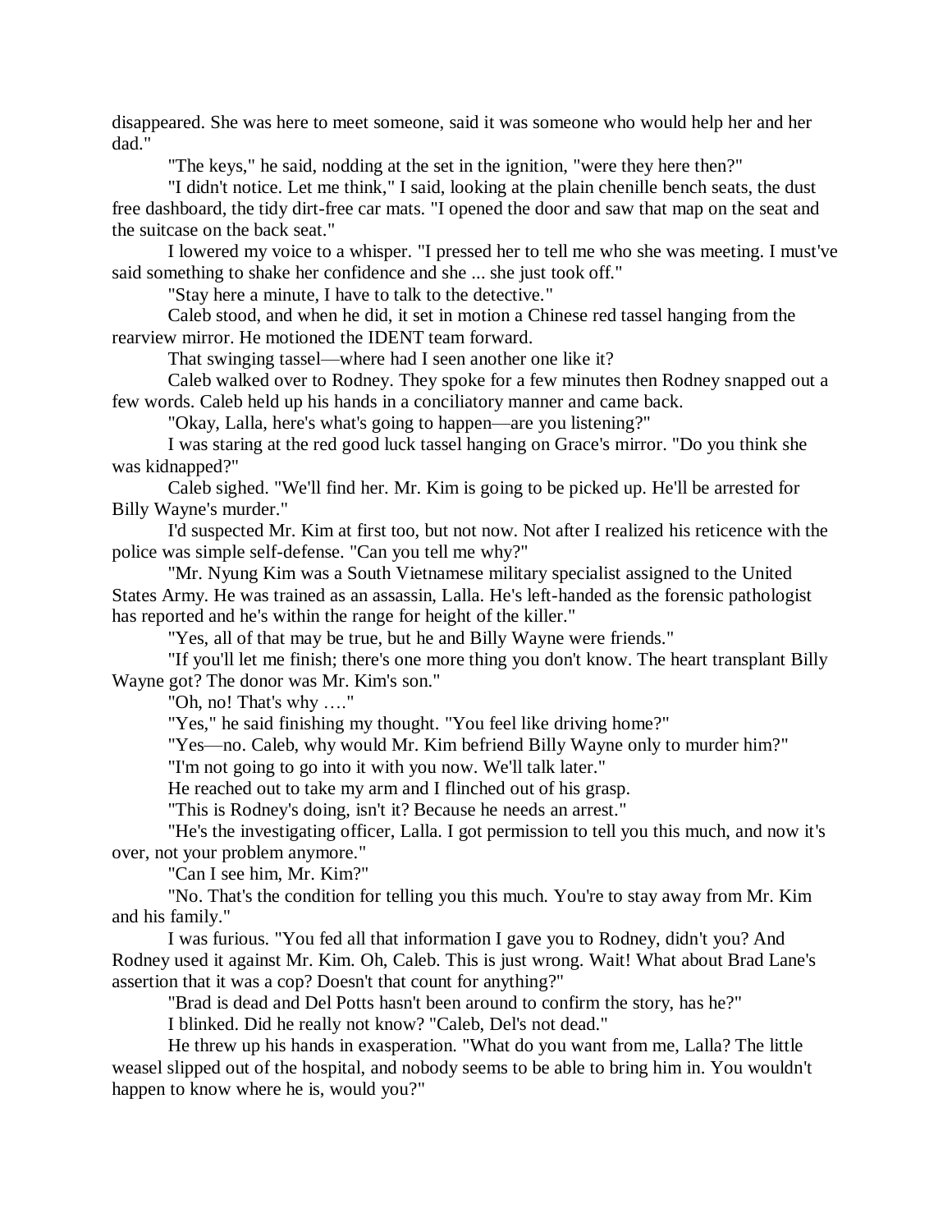disappeared. She was here to meet someone, said it was someone who would help her and her dad."

"The keys," he said, nodding at the set in the ignition, "were they here then?"

"I didn't notice. Let me think," I said, looking at the plain chenille bench seats, the dust free dashboard, the tidy dirt-free car mats. "I opened the door and saw that map on the seat and the suitcase on the back seat."

I lowered my voice to a whisper. "I pressed her to tell me who she was meeting. I must've said something to shake her confidence and she ... she just took off."

"Stay here a minute, I have to talk to the detective."

Caleb stood, and when he did, it set in motion a Chinese red tassel hanging from the rearview mirror. He motioned the IDENT team forward.

That swinging tassel—where had I seen another one like it?

Caleb walked over to Rodney. They spoke for a few minutes then Rodney snapped out a few words. Caleb held up his hands in a conciliatory manner and came back.

"Okay, Lalla, here's what's going to happen—are you listening?"

I was staring at the red good luck tassel hanging on Grace's mirror. "Do you think she was kidnapped?"

Caleb sighed. "We'll find her. Mr. Kim is going to be picked up. He'll be arrested for Billy Wayne's murder."

I'd suspected Mr. Kim at first too, but not now. Not after I realized his reticence with the police was simple self-defense. "Can you tell me why?"

"Mr. Nyung Kim was a South Vietnamese military specialist assigned to the United States Army. He was trained as an assassin, Lalla. He's left-handed as the forensic pathologist has reported and he's within the range for height of the killer."

"Yes, all of that may be true, but he and Billy Wayne were friends."

"If you'll let me finish; there's one more thing you don't know. The heart transplant Billy Wayne got? The donor was Mr. Kim's son."

"Oh, no! That's why …."

"Yes," he said finishing my thought. "You feel like driving home?"

"Yes—no. Caleb, why would Mr. Kim befriend Billy Wayne only to murder him?"

"I'm not going to go into it with you now. We'll talk later."

He reached out to take my arm and I flinched out of his grasp.

"This is Rodney's doing, isn't it? Because he needs an arrest."

"He's the investigating officer, Lalla. I got permission to tell you this much, and now it's over, not your problem anymore."

"Can I see him, Mr. Kim?"

"No. That's the condition for telling you this much. You're to stay away from Mr. Kim and his family."

I was furious. "You fed all that information I gave you to Rodney, didn't you? And Rodney used it against Mr. Kim. Oh, Caleb. This is just wrong. Wait! What about Brad Lane's assertion that it was a cop? Doesn't that count for anything?"

"Brad is dead and Del Potts hasn't been around to confirm the story, has he?"

I blinked. Did he really not know? "Caleb, Del's not dead."

He threw up his hands in exasperation. "What do you want from me, Lalla? The little weasel slipped out of the hospital, and nobody seems to be able to bring him in. You wouldn't happen to know where he is, would you?"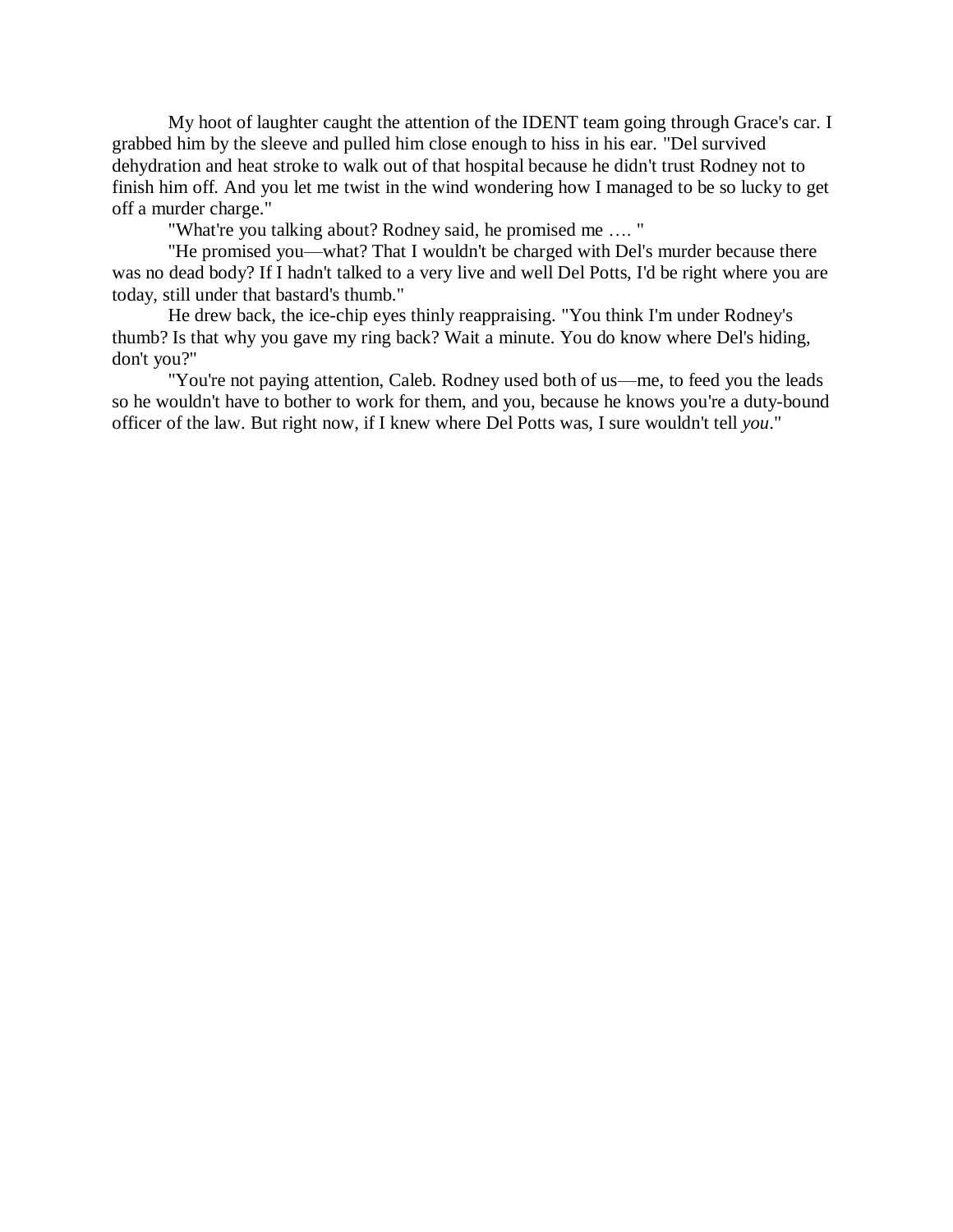My hoot of laughter caught the attention of the IDENT team going through Grace's car. I grabbed him by the sleeve and pulled him close enough to hiss in his ear. "Del survived dehydration and heat stroke to walk out of that hospital because he didn't trust Rodney not to finish him off. And you let me twist in the wind wondering how I managed to be so lucky to get off a murder charge."

"What're you talking about? Rodney said, he promised me …. "

"He promised you—what? That I wouldn't be charged with Del's murder because there was no dead body? If I hadn't talked to a very live and well Del Potts, I'd be right where you are today, still under that bastard's thumb."

He drew back, the ice-chip eyes thinly reappraising. "You think I'm under Rodney's thumb? Is that why you gave my ring back? Wait a minute. You do know where Del's hiding, don't you?"

"You're not paying attention, Caleb. Rodney used both of us—me, to feed you the leads so he wouldn't have to bother to work for them, and you, because he knows you're a duty-bound officer of the law. But right now, if I knew where Del Potts was, I sure wouldn't tell *you*."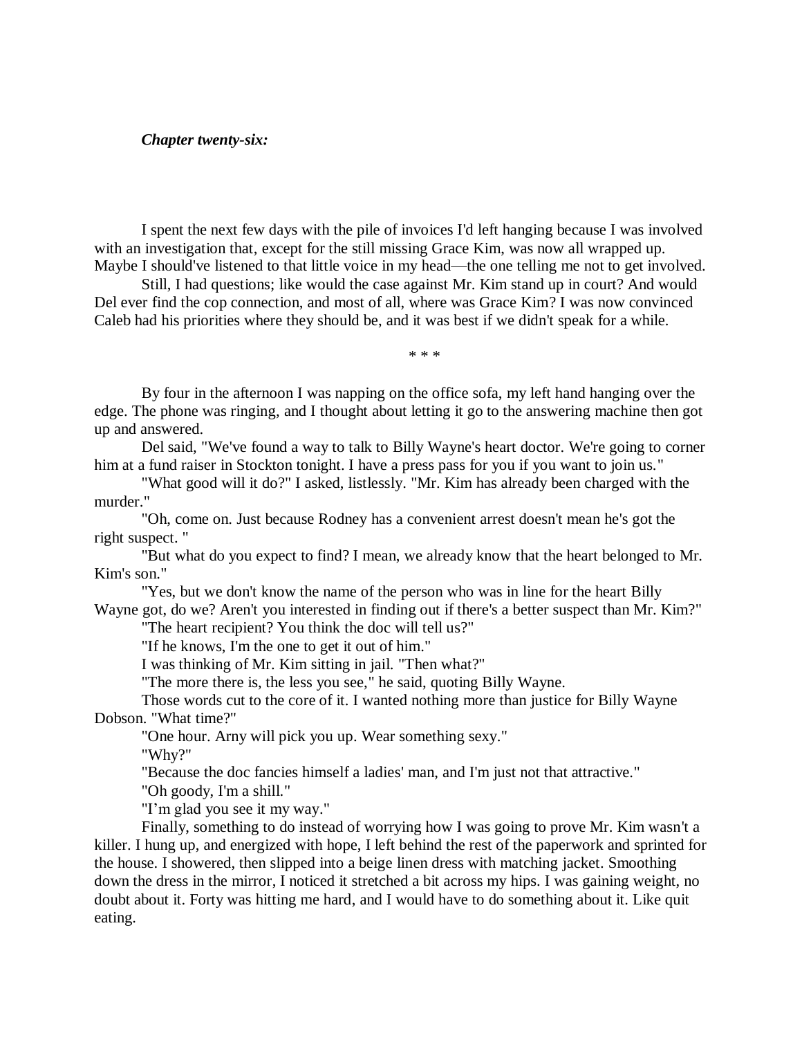***Chapter twenty-six:***

I spent the next few days with the pile of invoices I'd left hanging because I was involved with an investigation that, except for the still missing Grace Kim, was now all wrapped up. Maybe I should've listened to that little voice in my head—the one telling me not to get involved.

Still, I had questions; like would the case against Mr. Kim stand up in court? And would Del ever find the cop connection, and most of all, where was Grace Kim? I was now convinced Caleb had his priorities where they should be, and it was best if we didn't speak for a while.

* * *

By four in the afternoon I was napping on the office sofa, my left hand hanging over the edge. The phone was ringing, and I thought about letting it go to the answering machine then got up and answered.

Del said, "We've found a way to talk to Billy Wayne's heart doctor. We're going to corner him at a fund raiser in Stockton tonight. I have a press pass for you if you want to join us."

"What good will it do?" I asked, listlessly. "Mr. Kim has already been charged with the murder."

"Oh, come on. Just because Rodney has a convenient arrest doesn't mean he's got the right suspect. "

"But what do you expect to find? I mean, we already know that the heart belonged to Mr. Kim's son."

"Yes, but we don't know the name of the person who was in line for the heart Billy Wayne got, do we? Aren't you interested in finding out if there's a better suspect than Mr. Kim?"

"The heart recipient? You think the doc will tell us?"

"If he knows, I'm the one to get it out of him."

I was thinking of Mr. Kim sitting in jail. "Then what?"

"The more there is, the less you see," he said, quoting Billy Wayne.

Those words cut to the core of it. I wanted nothing more than justice for Billy Wayne Dobson. "What time?"

"One hour. Arny will pick you up. Wear something sexy."

"Why?"

"Because the doc fancies himself a ladies' man, and I'm just not that attractive."

"Oh goody, I'm a shill."

"I'm glad you see it my way."

Finally, something to do instead of worrying how I was going to prove Mr. Kim wasn't a killer. I hung up, and energized with hope, I left behind the rest of the paperwork and sprinted for the house. I showered, then slipped into a beige linen dress with matching jacket. Smoothing down the dress in the mirror, I noticed it stretched a bit across my hips. I was gaining weight, no doubt about it. Forty was hitting me hard, and I would have to do something about it. Like quit eating.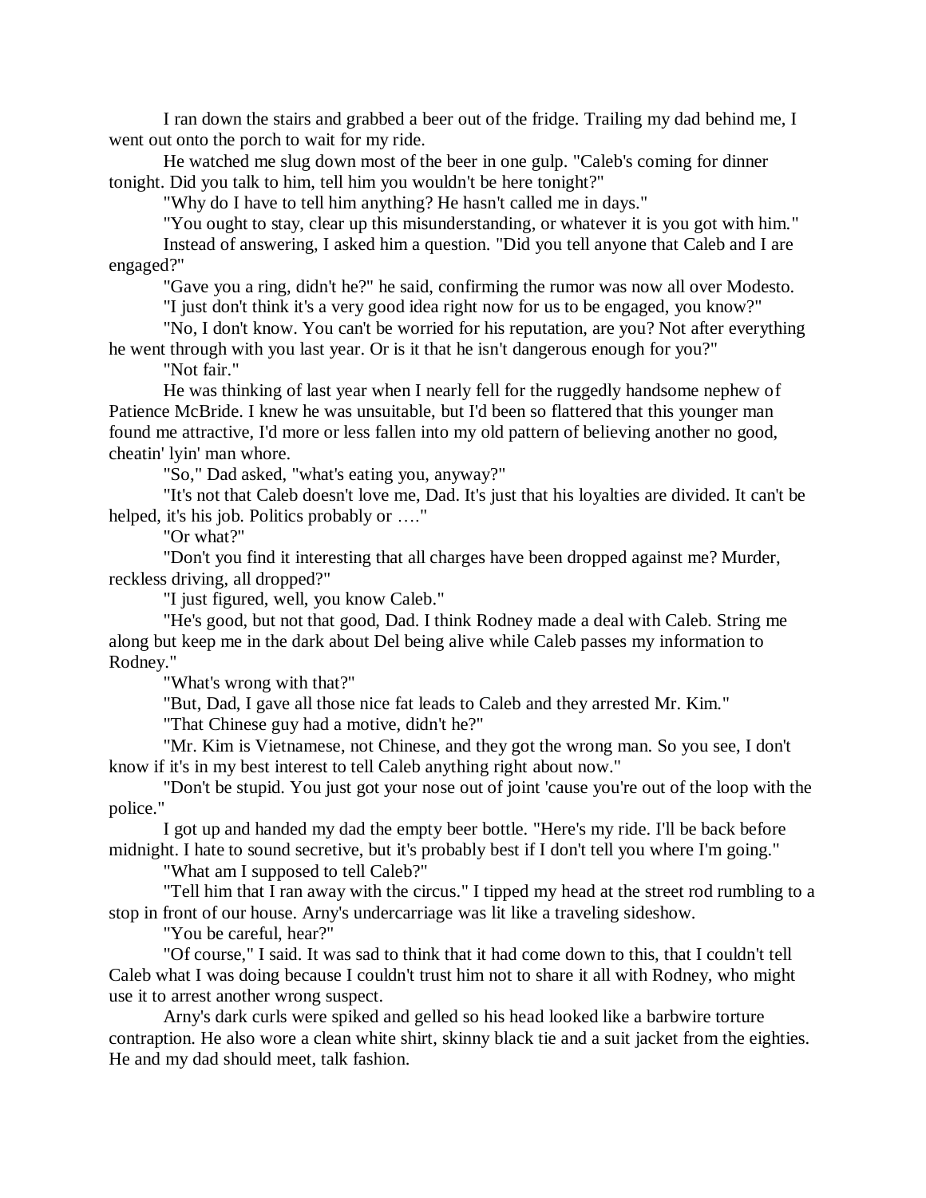I ran down the stairs and grabbed a beer out of the fridge. Trailing my dad behind me, I went out onto the porch to wait for my ride.

He watched me slug down most of the beer in one gulp. "Caleb's coming for dinner tonight. Did you talk to him, tell him you wouldn't be here tonight?"

"Why do I have to tell him anything? He hasn't called me in days."

"You ought to stay, clear up this misunderstanding, or whatever it is you got with him."

Instead of answering, I asked him a question. "Did you tell anyone that Caleb and I are engaged?"

"Gave you a ring, didn't he?" he said, confirming the rumor was now all over Modesto.

"I just don't think it's a very good idea right now for us to be engaged, you know?"

"No, I don't know. You can't be worried for his reputation, are you? Not after everything he went through with you last year. Or is it that he isn't dangerous enough for you?"

"Not fair."

He was thinking of last year when I nearly fell for the ruggedly handsome nephew of Patience McBride. I knew he was unsuitable, but I'd been so flattered that this younger man found me attractive, I'd more or less fallen into my old pattern of believing another no good, cheatin' lyin' man whore.

"So," Dad asked, "what's eating you, anyway?"

"It's not that Caleb doesn't love me, Dad. It's just that his loyalties are divided. It can't be helped, it's his job. Politics probably or …."

"Or what?"

"Don't you find it interesting that all charges have been dropped against me? Murder, reckless driving, all dropped?"

"I just figured, well, you know Caleb."

"He's good, but not that good, Dad. I think Rodney made a deal with Caleb. String me along but keep me in the dark about Del being alive while Caleb passes my information to Rodney."

"What's wrong with that?"

"But, Dad, I gave all those nice fat leads to Caleb and they arrested Mr. Kim."

"That Chinese guy had a motive, didn't he?"

"Mr. Kim is Vietnamese, not Chinese, and they got the wrong man. So you see, I don't know if it's in my best interest to tell Caleb anything right about now."

"Don't be stupid. You just got your nose out of joint 'cause you're out of the loop with the police."

I got up and handed my dad the empty beer bottle. "Here's my ride. I'll be back before midnight. I hate to sound secretive, but it's probably best if I don't tell you where I'm going."

"What am I supposed to tell Caleb?"

"Tell him that I ran away with the circus." I tipped my head at the street rod rumbling to a stop in front of our house. Arny's undercarriage was lit like a traveling sideshow.

"You be careful, hear?"

"Of course," I said. It was sad to think that it had come down to this, that I couldn't tell Caleb what I was doing because I couldn't trust him not to share it all with Rodney, who might use it to arrest another wrong suspect.

Arny's dark curls were spiked and gelled so his head looked like a barbwire torture contraption. He also wore a clean white shirt, skinny black tie and a suit jacket from the eighties. He and my dad should meet, talk fashion.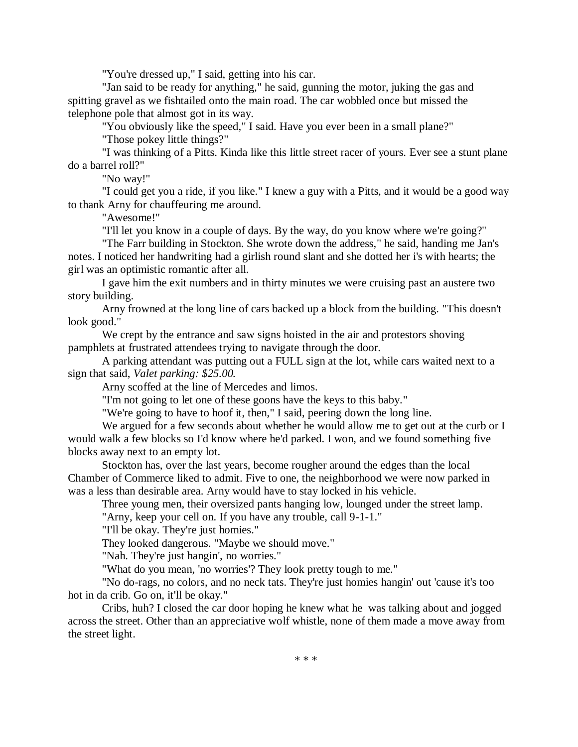"You're dressed up," I said, getting into his car.

"Jan said to be ready for anything," he said, gunning the motor, juking the gas and spitting gravel as we fishtailed onto the main road. The car wobbled once but missed the telephone pole that almost got in its way.

"You obviously like the speed," I said. Have you ever been in a small plane?"

"Those pokey little things?"

"I was thinking of a Pitts. Kinda like this little street racer of yours. Ever see a stunt plane do a barrel roll?"

"No way!"

"I could get you a ride, if you like." I knew a guy with a Pitts, and it would be a good way to thank Arny for chauffeuring me around.

"Awesome!"

"I'll let you know in a couple of days. By the way, do you know where we're going?"

"The Farr building in Stockton. She wrote down the address," he said, handing me Jan's notes. I noticed her handwriting had a girlish round slant and she dotted her i's with hearts; the girl was an optimistic romantic after all.

I gave him the exit numbers and in thirty minutes we were cruising past an austere two story building.

Arny frowned at the long line of cars backed up a block from the building. "This doesn't look good."

We crept by the entrance and saw signs hoisted in the air and protestors shoving pamphlets at frustrated attendees trying to navigate through the door.

A parking attendant was putting out a FULL sign at the lot, while cars waited next to a sign that said, *Valet parking: $25.00.*

Arny scoffed at the line of Mercedes and limos.

"I'm not going to let one of these goons have the keys to this baby."

"We're going to have to hoof it, then," I said, peering down the long line.

We argued for a few seconds about whether he would allow me to get out at the curb or I would walk a few blocks so I'd know where he'd parked. I won, and we found something five blocks away next to an empty lot.

Stockton has, over the last years, become rougher around the edges than the local Chamber of Commerce liked to admit. Five to one, the neighborhood we were now parked in was a less than desirable area. Arny would have to stay locked in his vehicle.

Three young men, their oversized pants hanging low, lounged under the street lamp.

"Arny, keep your cell on. If you have any trouble, call 9-1-1."

"I'll be okay. They're just homies."

They looked dangerous. "Maybe we should move."

"Nah. They're just hangin', no worries."

"What do you mean, 'no worries'? They look pretty tough to me."

"No do-rags, no colors, and no neck tats. They're just homies hangin' out 'cause it's too hot in da crib. Go on, it'll be okay."

Cribs, huh? I closed the car door hoping he knew what he was talking about and jogged across the street. Other than an appreciative wolf whistle, none of them made a move away from the street light.

\* \* \*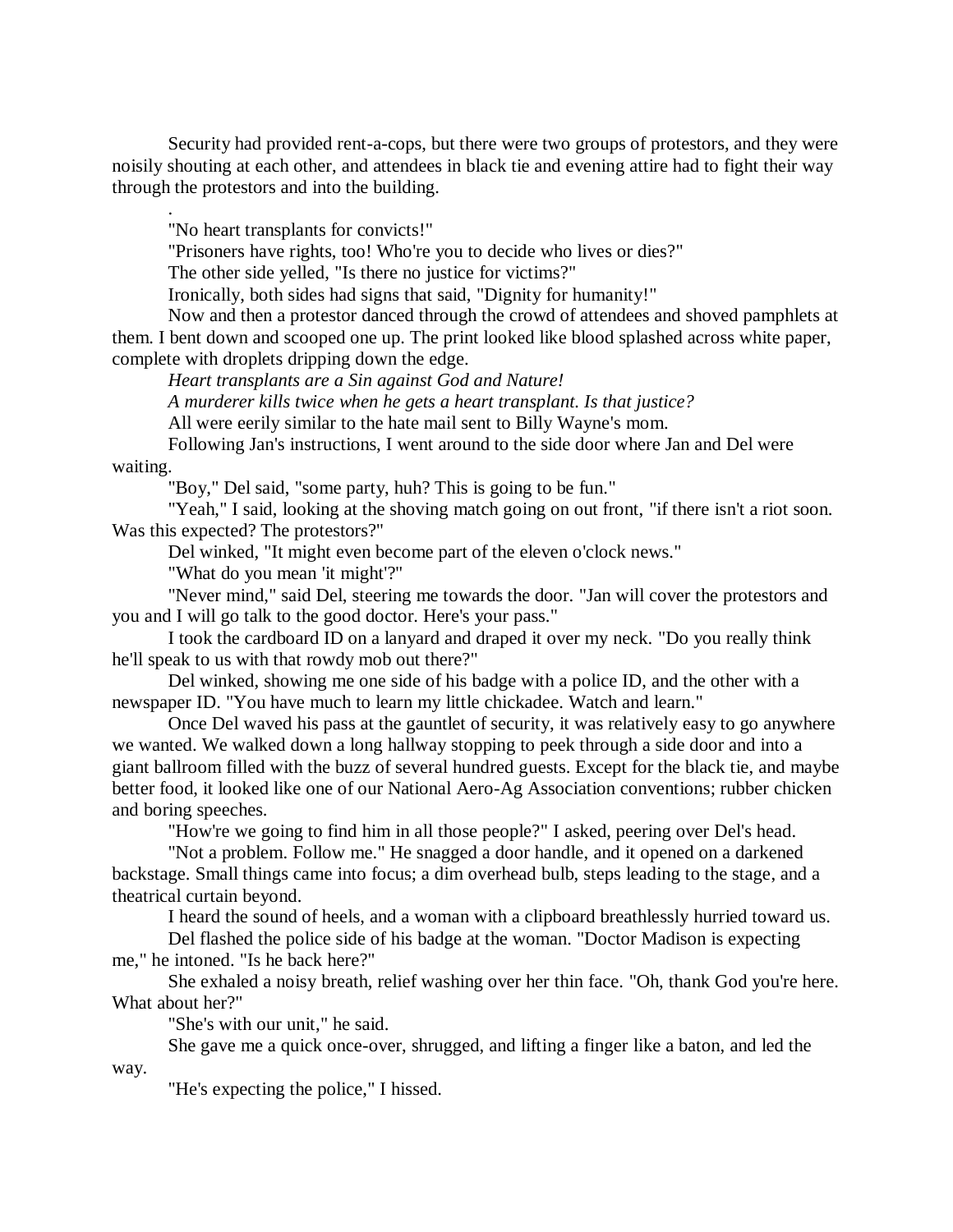Security had provided rent-a-cops, but there were two groups of protestors, and they were noisily shouting at each other, and attendees in black tie and evening attire had to fight their way through the protestors and into the building.

.

"No heart transplants for convicts!"

"Prisoners have rights, too! Who're you to decide who lives or dies?"

The other side yelled, "Is there no justice for victims?"

Ironically, both sides had signs that said, "Dignity for humanity!"

Now and then a protestor danced through the crowd of attendees and shoved pamphlets at them. I bent down and scooped one up. The print looked like blood splashed across white paper, complete with droplets dripping down the edge.

*Heart transplants are a Sin against God and Nature!*

*A murderer kills twice when he gets a heart transplant. Is that justice?*

All were eerily similar to the hate mail sent to Billy Wayne's mom.

Following Jan's instructions, I went around to the side door where Jan and Del were waiting.

"Boy," Del said, "some party, huh? This is going to be fun."

"Yeah," I said, looking at the shoving match going on out front, "if there isn't a riot soon. Was this expected? The protestors?"

Del winked, "It might even become part of the eleven o'clock news."

"What do you mean 'it might'?"

"Never mind," said Del, steering me towards the door. "Jan will cover the protestors and you and I will go talk to the good doctor. Here's your pass."

I took the cardboard ID on a lanyard and draped it over my neck. "Do you really think he'll speak to us with that rowdy mob out there?"

Del winked, showing me one side of his badge with a police ID, and the other with a newspaper ID. "You have much to learn my little chickadee. Watch and learn."

Once Del waved his pass at the gauntlet of security, it was relatively easy to go anywhere we wanted. We walked down a long hallway stopping to peek through a side door and into a giant ballroom filled with the buzz of several hundred guests. Except for the black tie, and maybe better food, it looked like one of our National Aero-Ag Association conventions; rubber chicken and boring speeches.

"How're we going to find him in all those people?" I asked, peering over Del's head.

"Not a problem. Follow me." He snagged a door handle, and it opened on a darkened backstage. Small things came into focus; a dim overhead bulb, steps leading to the stage, and a theatrical curtain beyond.

I heard the sound of heels, and a woman with a clipboard breathlessly hurried toward us.

Del flashed the police side of his badge at the woman. "Doctor Madison is expecting me," he intoned. "Is he back here?"

She exhaled a noisy breath, relief washing over her thin face. "Oh, thank God you're here. What about her?"

"She's with our unit," he said.

She gave me a quick once-over, shrugged, and lifting a finger like a baton, and led the way.

"He's expecting the police," I hissed.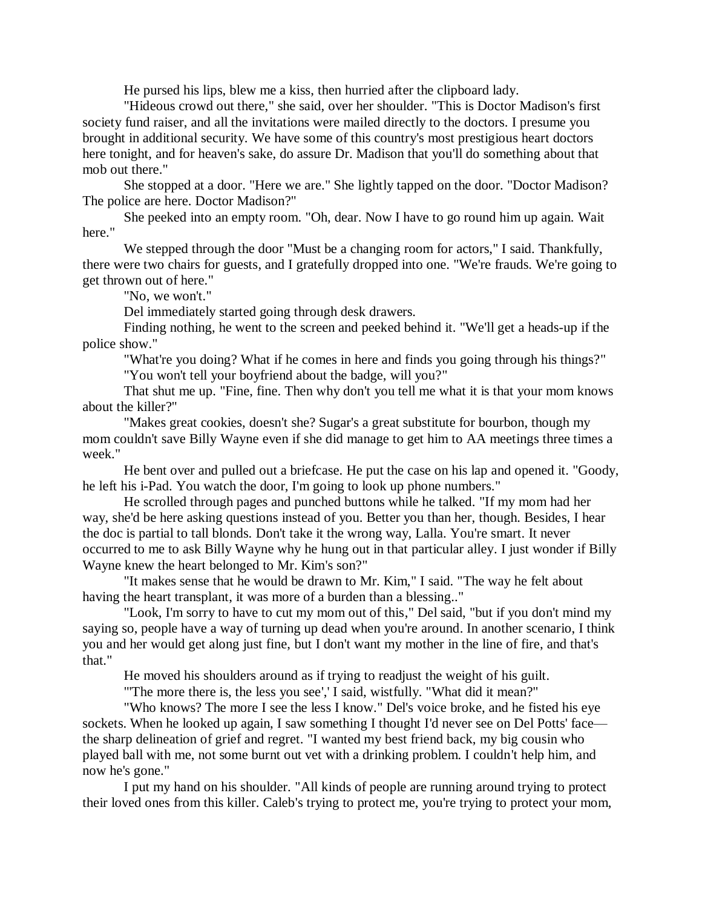He pursed his lips, blew me a kiss, then hurried after the clipboard lady.

"Hideous crowd out there," she said, over her shoulder. "This is Doctor Madison's first society fund raiser, and all the invitations were mailed directly to the doctors. I presume you brought in additional security. We have some of this country's most prestigious heart doctors here tonight, and for heaven's sake, do assure Dr. Madison that you'll do something about that mob out there."

She stopped at a door. "Here we are." She lightly tapped on the door. "Doctor Madison? The police are here. Doctor Madison?"

She peeked into an empty room. "Oh, dear. Now I have to go round him up again. Wait here."

We stepped through the door "Must be a changing room for actors," I said. Thankfully, there were two chairs for guests, and I gratefully dropped into one. "We're frauds. We're going to get thrown out of here."

"No, we won't."

Del immediately started going through desk drawers.

Finding nothing, he went to the screen and peeked behind it. "We'll get a heads-up if the police show."

"What're you doing? What if he comes in here and finds you going through his things?"

"You won't tell your boyfriend about the badge, will you?"

That shut me up. "Fine, fine. Then why don't you tell me what it is that your mom knows about the killer?"

"Makes great cookies, doesn't she? Sugar's a great substitute for bourbon, though my mom couldn't save Billy Wayne even if she did manage to get him to AA meetings three times a week."

He bent over and pulled out a briefcase. He put the case on his lap and opened it. "Goody, he left his i-Pad. You watch the door, I'm going to look up phone numbers."

He scrolled through pages and punched buttons while he talked. "If my mom had her way, she'd be here asking questions instead of you. Better you than her, though. Besides, I hear the doc is partial to tall blonds. Don't take it the wrong way, Lalla. You're smart. It never occurred to me to ask Billy Wayne why he hung out in that particular alley. I just wonder if Billy Wayne knew the heart belonged to Mr. Kim's son?"

"It makes sense that he would be drawn to Mr. Kim," I said. "The way he felt about having the heart transplant, it was more of a burden than a blessing.."

"Look, I'm sorry to have to cut my mom out of this," Del said, "but if you don't mind my saying so, people have a way of turning up dead when you're around. In another scenario, I think you and her would get along just fine, but I don't want my mother in the line of fire, and that's that."

He moved his shoulders around as if trying to readjust the weight of his guilt.

"'The more there is, the less you see',' I said, wistfully. "What did it mean?"

"Who knows? The more I see the less I know." Del's voice broke, and he fisted his eye sockets. When he looked up again, I saw something I thought I'd never see on Del Potts' face—the sharp delineation of grief and regret. "I wanted my best friend back, my big cousin who played ball with me, not some burnt out vet with a drinking problem. I couldn't help him, and now he's gone."

I put my hand on his shoulder. "All kinds of people are running around trying to protect their loved ones from this killer. Caleb's trying to protect me, you're trying to protect your mom,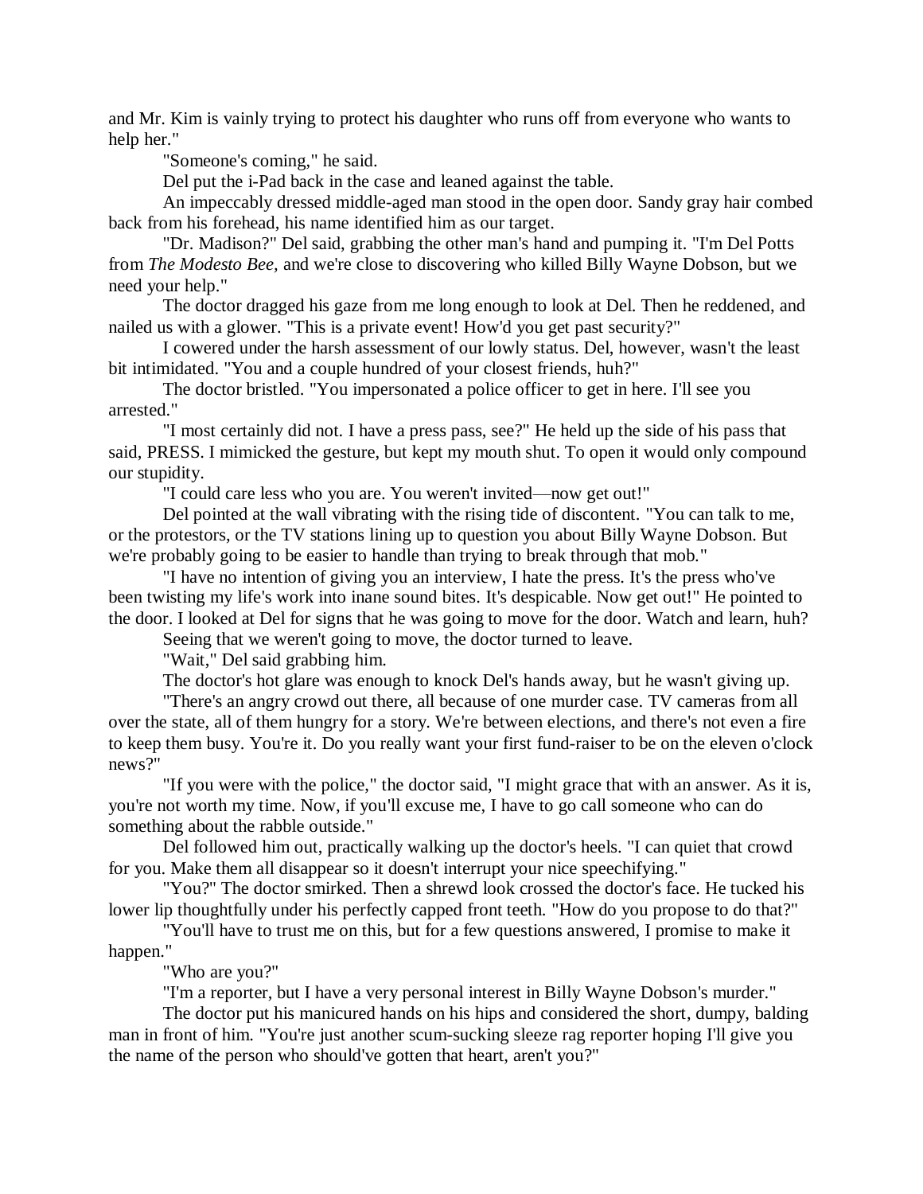and Mr. Kim is vainly trying to protect his daughter who runs off from everyone who wants to help her."

"Someone's coming," he said.

Del put the i-Pad back in the case and leaned against the table.

An impeccably dressed middle-aged man stood in the open door. Sandy gray hair combed back from his forehead, his name identified him as our target.

"Dr. Madison?" Del said, grabbing the other man's hand and pumping it. "I'm Del Potts from *The Modesto Bee,* and we're close to discovering who killed Billy Wayne Dobson, but we need your help."

The doctor dragged his gaze from me long enough to look at Del. Then he reddened, and nailed us with a glower. "This is a private event! How'd you get past security?"

I cowered under the harsh assessment of our lowly status. Del, however, wasn't the least bit intimidated. "You and a couple hundred of your closest friends, huh?"

The doctor bristled. "You impersonated a police officer to get in here. I'll see you arrested."

"I most certainly did not. I have a press pass, see?" He held up the side of his pass that said, PRESS. I mimicked the gesture, but kept my mouth shut. To open it would only compound our stupidity.

"I could care less who you are. You weren't invited—now get out!"

Del pointed at the wall vibrating with the rising tide of discontent. "You can talk to me, or the protestors, or the TV stations lining up to question you about Billy Wayne Dobson. But we're probably going to be easier to handle than trying to break through that mob."

"I have no intention of giving you an interview, I hate the press. It's the press who've been twisting my life's work into inane sound bites. It's despicable. Now get out!" He pointed to the door. I looked at Del for signs that he was going to move for the door. Watch and learn, huh?

Seeing that we weren't going to move, the doctor turned to leave.

"Wait," Del said grabbing him.

The doctor's hot glare was enough to knock Del's hands away, but he wasn't giving up.

"There's an angry crowd out there, all because of one murder case. TV cameras from all over the state, all of them hungry for a story. We're between elections, and there's not even a fire to keep them busy. You're it. Do you really want your first fund-raiser to be on the eleven o'clock news?"

"If you were with the police," the doctor said, "I might grace that with an answer. As it is, you're not worth my time. Now, if you'll excuse me, I have to go call someone who can do something about the rabble outside."

Del followed him out, practically walking up the doctor's heels. "I can quiet that crowd for you. Make them all disappear so it doesn't interrupt your nice speechifying."

"You?" The doctor smirked. Then a shrewd look crossed the doctor's face. He tucked his lower lip thoughtfully under his perfectly capped front teeth. "How do you propose to do that?"

"You'll have to trust me on this, but for a few questions answered, I promise to make it happen."

"Who are you?"

"I'm a reporter, but I have a very personal interest in Billy Wayne Dobson's murder."

The doctor put his manicured hands on his hips and considered the short, dumpy, balding man in front of him. "You're just another scum-sucking sleeze rag reporter hoping I'll give you the name of the person who should've gotten that heart, aren't you?"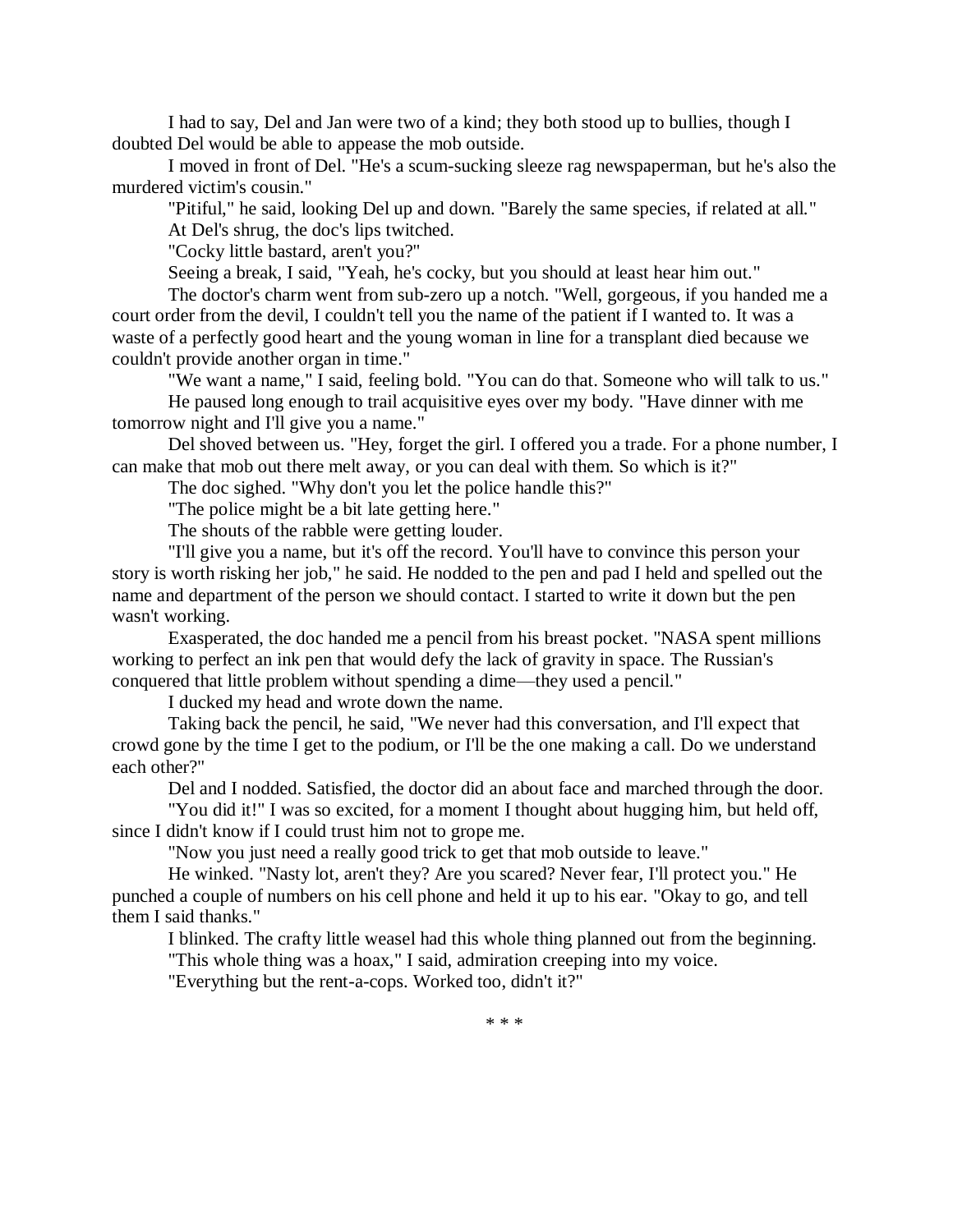I had to say, Del and Jan were two of a kind; they both stood up to bullies, though I doubted Del would be able to appease the mob outside.

I moved in front of Del. "He's a scum-sucking sleeze rag newspaperman, but he's also the murdered victim's cousin."

"Pitiful," he said, looking Del up and down. "Barely the same species, if related at all."

At Del's shrug, the doc's lips twitched.

"Cocky little bastard, aren't you?"

Seeing a break, I said, "Yeah, he's cocky, but you should at least hear him out."

The doctor's charm went from sub-zero up a notch. "Well, gorgeous, if you handed me a court order from the devil, I couldn't tell you the name of the patient if I wanted to. It was a waste of a perfectly good heart and the young woman in line for a transplant died because we couldn't provide another organ in time."

"We want a name," I said, feeling bold. "You can do that. Someone who will talk to us."

He paused long enough to trail acquisitive eyes over my body. "Have dinner with me tomorrow night and I'll give you a name."

Del shoved between us. "Hey, forget the girl. I offered you a trade. For a phone number, I can make that mob out there melt away, or you can deal with them. So which is it?"

The doc sighed. "Why don't you let the police handle this?"

"The police might be a bit late getting here."

The shouts of the rabble were getting louder.

"I'll give you a name, but it's off the record. You'll have to convince this person your story is worth risking her job," he said. He nodded to the pen and pad I held and spelled out the name and department of the person we should contact. I started to write it down but the pen wasn't working.

Exasperated, the doc handed me a pencil from his breast pocket. "NASA spent millions working to perfect an ink pen that would defy the lack of gravity in space. The Russian's conquered that little problem without spending a dime—they used a pencil."

I ducked my head and wrote down the name.

Taking back the pencil, he said, "We never had this conversation, and I'll expect that crowd gone by the time I get to the podium, or I'll be the one making a call. Do we understand each other?"

Del and I nodded. Satisfied, the doctor did an about face and marched through the door.

"You did it!" I was so excited, for a moment I thought about hugging him, but held off, since I didn't know if I could trust him not to grope me.

"Now you just need a really good trick to get that mob outside to leave."

He winked. "Nasty lot, aren't they? Are you scared? Never fear, I'll protect you." He punched a couple of numbers on his cell phone and held it up to his ear. "Okay to go, and tell them I said thanks."

I blinked. The crafty little weasel had this whole thing planned out from the beginning.

"This whole thing was a hoax," I said, admiration creeping into my voice.

"Everything but the rent-a-cops. Worked too, didn't it?"

* * *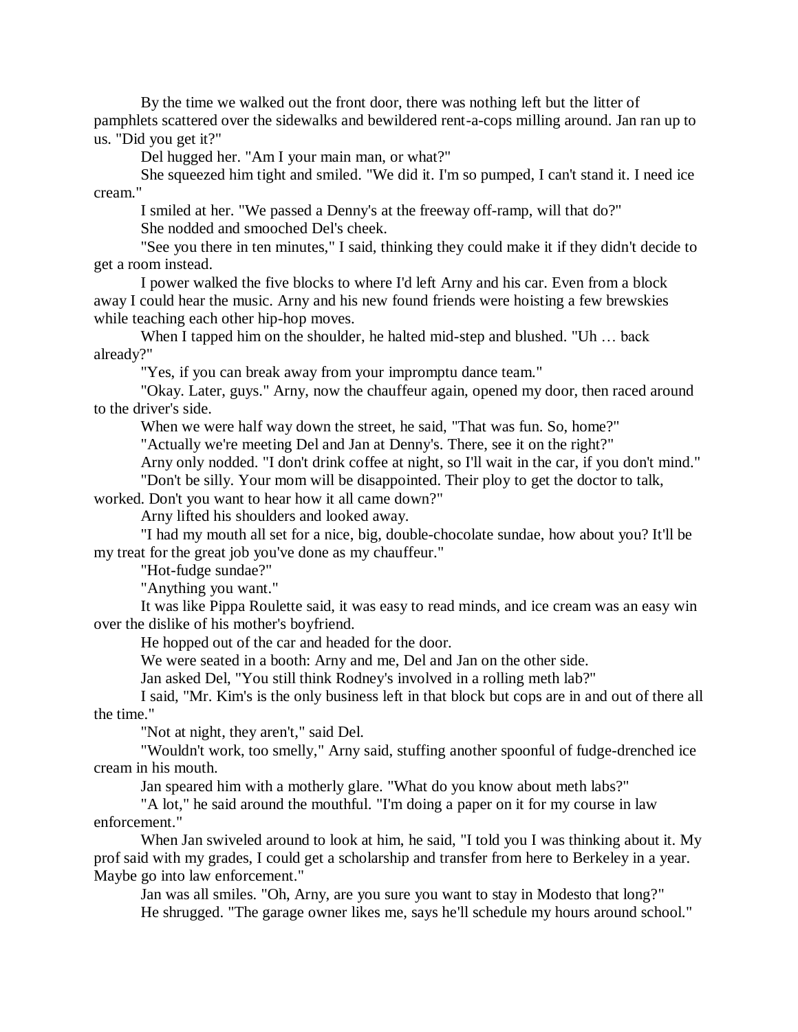By the time we walked out the front door, there was nothing left but the litter of pamphlets scattered over the sidewalks and bewildered rent-a-cops milling around. Jan ran up to us. "Did you get it?"

Del hugged her. "Am I your main man, or what?"

She squeezed him tight and smiled. "We did it. I'm so pumped, I can't stand it. I need ice cream."

I smiled at her. "We passed a Denny's at the freeway off-ramp, will that do?"

She nodded and smooched Del's cheek.

"See you there in ten minutes," I said, thinking they could make it if they didn't decide to get a room instead.

I power walked the five blocks to where I'd left Arny and his car. Even from a block away I could hear the music. Arny and his new found friends were hoisting a few brewskies while teaching each other hip-hop moves.

When I tapped him on the shoulder, he halted mid-step and blushed. "Uh … back already?"

"Yes, if you can break away from your impromptu dance team."

"Okay. Later, guys." Arny, now the chauffeur again, opened my door, then raced around to the driver's side.

When we were half way down the street, he said, "That was fun. So, home?"

"Actually we're meeting Del and Jan at Denny's. There, see it on the right?"

Arny only nodded. "I don't drink coffee at night, so I'll wait in the car, if you don't mind."

"Don't be silly. Your mom will be disappointed. Their ploy to get the doctor to talk, worked. Don't you want to hear how it all came down?"

Arny lifted his shoulders and looked away.

"I had my mouth all set for a nice, big, double-chocolate sundae, how about you? It'll be my treat for the great job you've done as my chauffeur."

"Hot-fudge sundae?"

"Anything you want."

It was like Pippa Roulette said, it was easy to read minds, and ice cream was an easy win over the dislike of his mother's boyfriend.

He hopped out of the car and headed for the door.

We were seated in a booth: Arny and me, Del and Jan on the other side.

Jan asked Del, "You still think Rodney's involved in a rolling meth lab?"

I said, "Mr. Kim's is the only business left in that block but cops are in and out of there all the time."

"Not at night, they aren't," said Del.

"Wouldn't work, too smelly," Arny said, stuffing another spoonful of fudge-drenched ice cream in his mouth.

Jan speared him with a motherly glare. "What do you know about meth labs?"

"A lot," he said around the mouthful. "I'm doing a paper on it for my course in law enforcement."

When Jan swiveled around to look at him, he said, "I told you I was thinking about it. My prof said with my grades, I could get a scholarship and transfer from here to Berkeley in a year. Maybe go into law enforcement."

Jan was all smiles. "Oh, Arny, are you sure you want to stay in Modesto that long?"

He shrugged. "The garage owner likes me, says he'll schedule my hours around school."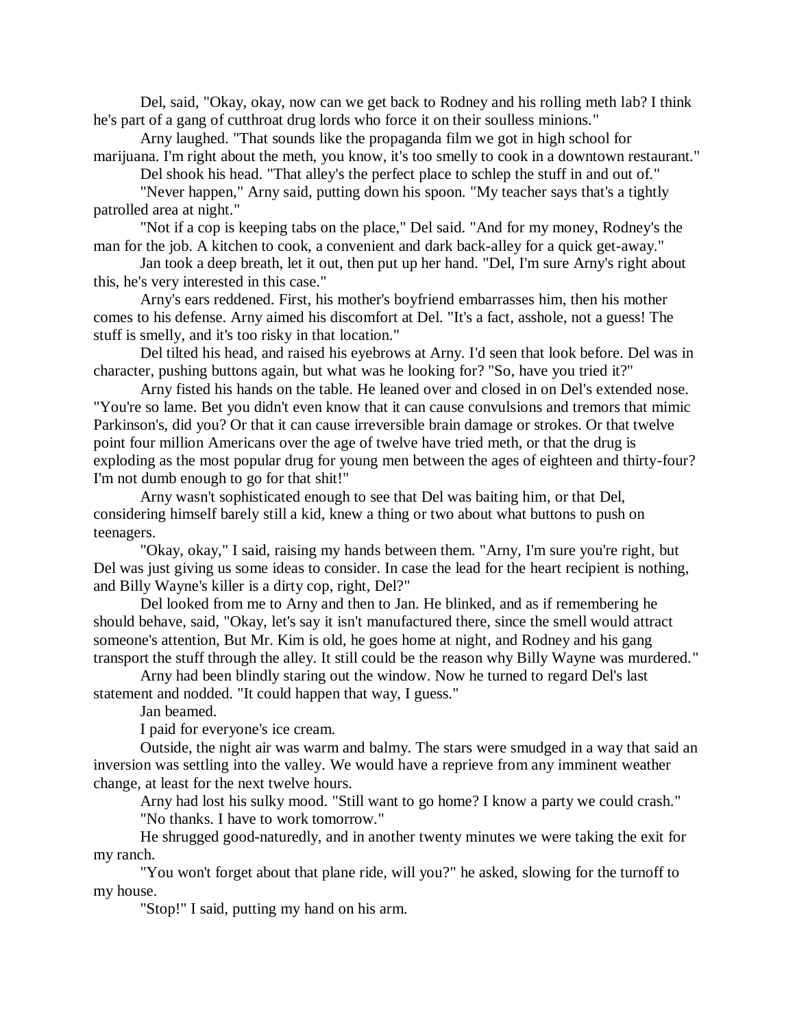Del, said, "Okay, okay, now can we get back to Rodney and his rolling meth lab? I think he's part of a gang of cutthroat drug lords who force it on their soulless minions."

Arny laughed. "That sounds like the propaganda film we got in high school for marijuana. I'm right about the meth, you know, it's too smelly to cook in a downtown restaurant."

Del shook his head. "That alley's the perfect place to schlep the stuff in and out of."

"Never happen," Arny said, putting down his spoon. "My teacher says that's a tightly patrolled area at night."

"Not if a cop is keeping tabs on the place," Del said. "And for my money, Rodney's the man for the job. A kitchen to cook, a convenient and dark back-alley for a quick get-away."

Jan took a deep breath, let it out, then put up her hand. "Del, I'm sure Arny's right about this, he's very interested in this case."

Arny's ears reddened. First, his mother's boyfriend embarrasses him, then his mother comes to his defense. Arny aimed his discomfort at Del. "It's a fact, asshole, not a guess! The stuff is smelly, and it's too risky in that location."

Del tilted his head, and raised his eyebrows at Arny. I'd seen that look before. Del was in character, pushing buttons again, but what was he looking for? "So, have you tried it?"

Arny fisted his hands on the table. He leaned over and closed in on Del's extended nose. "You're so lame. Bet you didn't even know that it can cause convulsions and tremors that mimic Parkinson's, did you? Or that it can cause irreversible brain damage or strokes. Or that twelve point four million Americans over the age of twelve have tried meth, or that the drug is exploding as the most popular drug for young men between the ages of eighteen and thirty-four? I'm not dumb enough to go for that shit!"

Arny wasn't sophisticated enough to see that Del was baiting him, or that Del, considering himself barely still a kid, knew a thing or two about what buttons to push on teenagers.

"Okay, okay," I said, raising my hands between them. "Arny, I'm sure you're right, but Del was just giving us some ideas to consider. In case the lead for the heart recipient is nothing, and Billy Wayne's killer is a dirty cop, right, Del?"

Del looked from me to Arny and then to Jan. He blinked, and as if remembering he should behave, said, "Okay, let's say it isn't manufactured there, since the smell would attract someone's attention, But Mr. Kim is old, he goes home at night, and Rodney and his gang transport the stuff through the alley. It still could be the reason why Billy Wayne was murdered."

Arny had been blindly staring out the window. Now he turned to regard Del's last statement and nodded. "It could happen that way, I guess."

Jan beamed.

I paid for everyone's ice cream.

Outside, the night air was warm and balmy. The stars were smudged in a way that said an inversion was settling into the valley. We would have a reprieve from any imminent weather change, at least for the next twelve hours.

Arny had lost his sulky mood. "Still want to go home? I know a party we could crash."

"No thanks. I have to work tomorrow."

He shrugged good-naturedly, and in another twenty minutes we were taking the exit for my ranch.

"You won't forget about that plane ride, will you?" he asked, slowing for the turnoff to my house.

"Stop!" I said, putting my hand on his arm.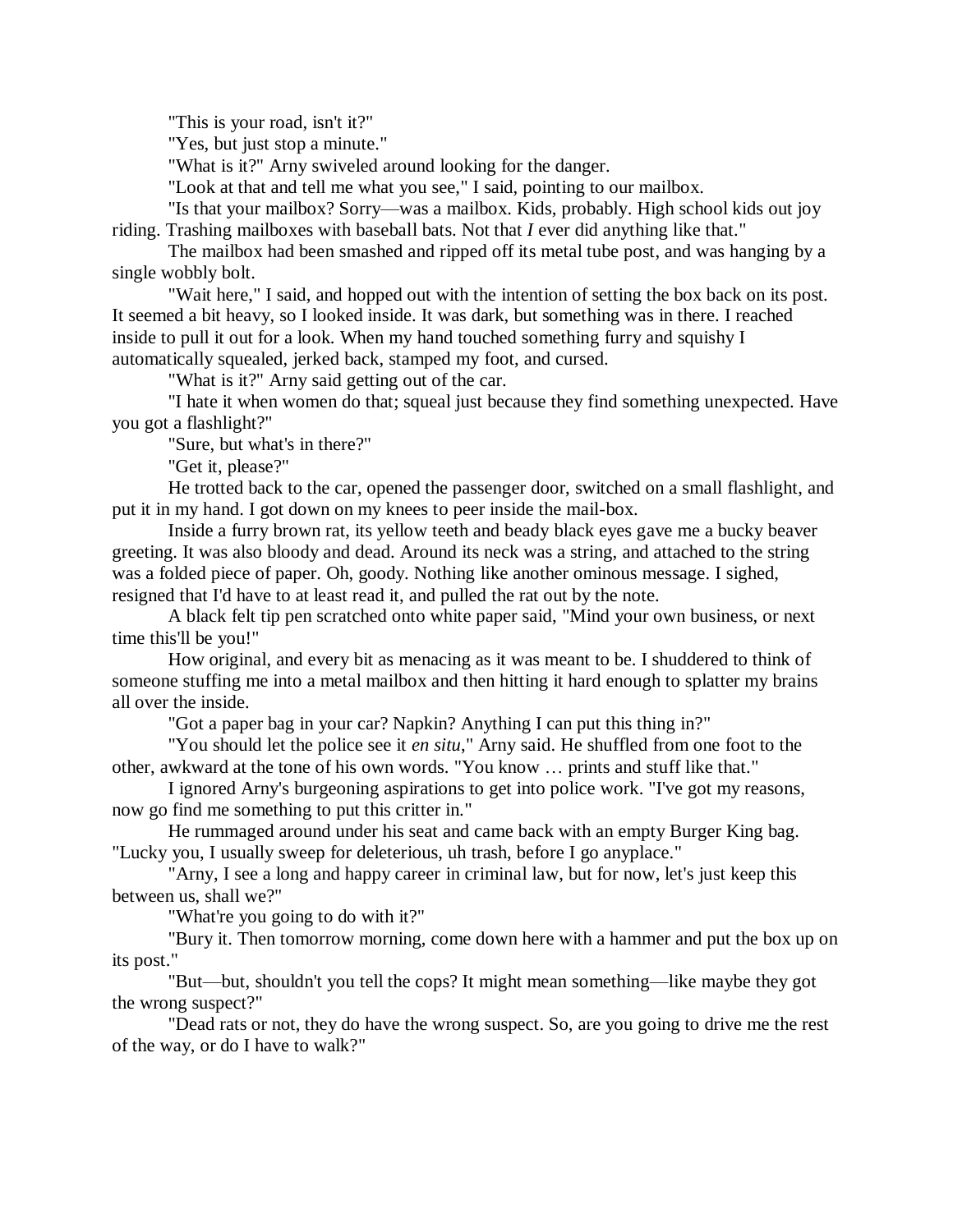"This is your road, isn't it?"

"Yes, but just stop a minute."

"What is it?" Arny swiveled around looking for the danger.

"Look at that and tell me what you see," I said, pointing to our mailbox.

"Is that your mailbox? Sorry—was a mailbox. Kids, probably. High school kids out joy riding. Trashing mailboxes with baseball bats. Not that *I* ever did anything like that."

The mailbox had been smashed and ripped off its metal tube post, and was hanging by a single wobbly bolt.

"Wait here," I said, and hopped out with the intention of setting the box back on its post. It seemed a bit heavy, so I looked inside. It was dark, but something was in there. I reached inside to pull it out for a look. When my hand touched something furry and squishy I automatically squealed, jerked back, stamped my foot, and cursed.

"What is it?" Arny said getting out of the car.

"I hate it when women do that; squeal just because they find something unexpected. Have you got a flashlight?"

"Sure, but what's in there?"

"Get it, please?"

He trotted back to the car, opened the passenger door, switched on a small flashlight, and put it in my hand. I got down on my knees to peer inside the mail-box.

Inside a furry brown rat, its yellow teeth and beady black eyes gave me a bucky beaver greeting. It was also bloody and dead. Around its neck was a string, and attached to the string was a folded piece of paper. Oh, goody. Nothing like another ominous message. I sighed, resigned that I'd have to at least read it, and pulled the rat out by the note.

A black felt tip pen scratched onto white paper said, "Mind your own business, or next time this'll be you!"

How original, and every bit as menacing as it was meant to be. I shuddered to think of someone stuffing me into a metal mailbox and then hitting it hard enough to splatter my brains all over the inside.

"Got a paper bag in your car? Napkin? Anything I can put this thing in?"

"You should let the police see it *en situ*," Arny said. He shuffled from one foot to the other, awkward at the tone of his own words. "You know … prints and stuff like that."

I ignored Arny's burgeoning aspirations to get into police work. "I've got my reasons, now go find me something to put this critter in."

He rummaged around under his seat and came back with an empty Burger King bag. "Lucky you, I usually sweep for deleterious, uh trash, before I go anyplace."

"Arny, I see a long and happy career in criminal law, but for now, let's just keep this between us, shall we?"

"What're you going to do with it?"

"Bury it. Then tomorrow morning, come down here with a hammer and put the box up on its post."

"But—but, shouldn't you tell the cops? It might mean something—like maybe they got the wrong suspect?"

"Dead rats or not, they do have the wrong suspect. So, are you going to drive me the rest of the way, or do I have to walk?"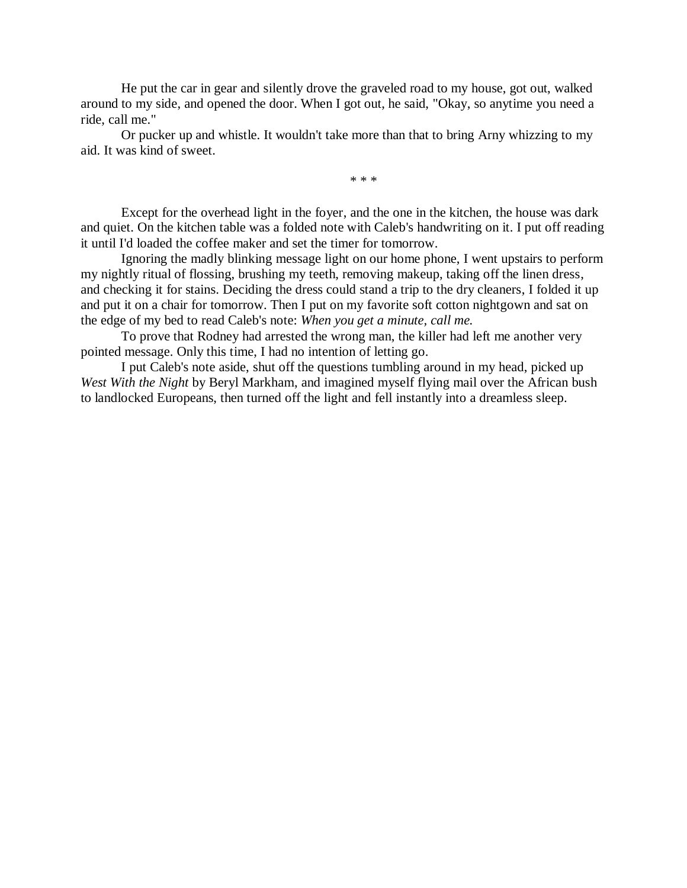He put the car in gear and silently drove the graveled road to my house, got out, walked around to my side, and opened the door. When I got out, he said, "Okay, so anytime you need a ride, call me."

Or pucker up and whistle. It wouldn't take more than that to bring Arny whizzing to my aid. It was kind of sweet.

\* \* \*

Except for the overhead light in the foyer, and the one in the kitchen, the house was dark and quiet. On the kitchen table was a folded note with Caleb's handwriting on it. I put off reading it until I'd loaded the coffee maker and set the timer for tomorrow.

Ignoring the madly blinking message light on our home phone, I went upstairs to perform my nightly ritual of flossing, brushing my teeth, removing makeup, taking off the linen dress, and checking it for stains. Deciding the dress could stand a trip to the dry cleaners, I folded it up and put it on a chair for tomorrow. Then I put on my favorite soft cotton nightgown and sat on the edge of my bed to read Caleb's note: *When you get a minute, call me.*

To prove that Rodney had arrested the wrong man, the killer had left me another very pointed message. Only this time, I had no intention of letting go.

I put Caleb's note aside, shut off the questions tumbling around in my head, picked up *West With the Night* by Beryl Markham, and imagined myself flying mail over the African bush to landlocked Europeans, then turned off the light and fell instantly into a dreamless sleep.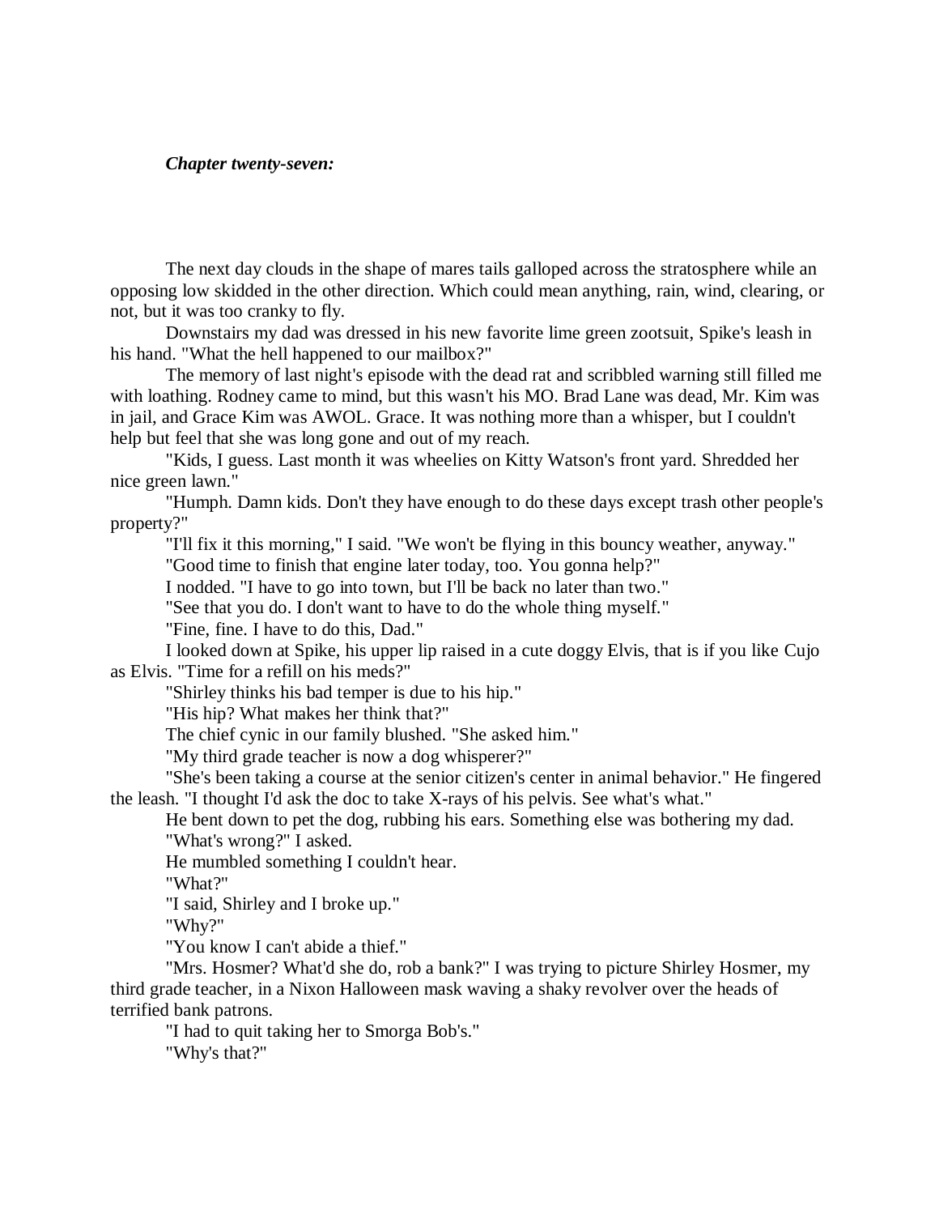***Chapter twenty-seven:***

The next day clouds in the shape of mares tails galloped across the stratosphere while an opposing low skidded in the other direction. Which could mean anything, rain, wind, clearing, or not, but it was too cranky to fly.

Downstairs my dad was dressed in his new favorite lime green zootsuit, Spike's leash in his hand. "What the hell happened to our mailbox?"

The memory of last night's episode with the dead rat and scribbled warning still filled me with loathing. Rodney came to mind, but this wasn't his MO. Brad Lane was dead, Mr. Kim was in jail, and Grace Kim was AWOL. Grace. It was nothing more than a whisper, but I couldn't help but feel that she was long gone and out of my reach.

"Kids, I guess. Last month it was wheelies on Kitty Watson's front yard. Shredded her nice green lawn."

"Humph. Damn kids. Don't they have enough to do these days except trash other people's property?"

"I'll fix it this morning," I said. "We won't be flying in this bouncy weather, anyway."

"Good time to finish that engine later today, too. You gonna help?"

I nodded. "I have to go into town, but I'll be back no later than two."

"See that you do. I don't want to have to do the whole thing myself."

"Fine, fine. I have to do this, Dad."

I looked down at Spike, his upper lip raised in a cute doggy Elvis, that is if you like Cujo as Elvis. "Time for a refill on his meds?"

"Shirley thinks his bad temper is due to his hip."

"His hip? What makes her think that?"

The chief cynic in our family blushed. "She asked him."

"My third grade teacher is now a dog whisperer?"

"She's been taking a course at the senior citizen's center in animal behavior." He fingered the leash. "I thought I'd ask the doc to take X-rays of his pelvis. See what's what."

He bent down to pet the dog, rubbing his ears. Something else was bothering my dad.

"What's wrong?" I asked.

He mumbled something I couldn't hear.

"What?"

"I said, Shirley and I broke up."

"Why?"

"You know I can't abide a thief."

"Mrs. Hosmer? What'd she do, rob a bank?" I was trying to picture Shirley Hosmer, my third grade teacher, in a Nixon Halloween mask waving a shaky revolver over the heads of terrified bank patrons.

"I had to quit taking her to Smorga Bob's."

"Why's that?"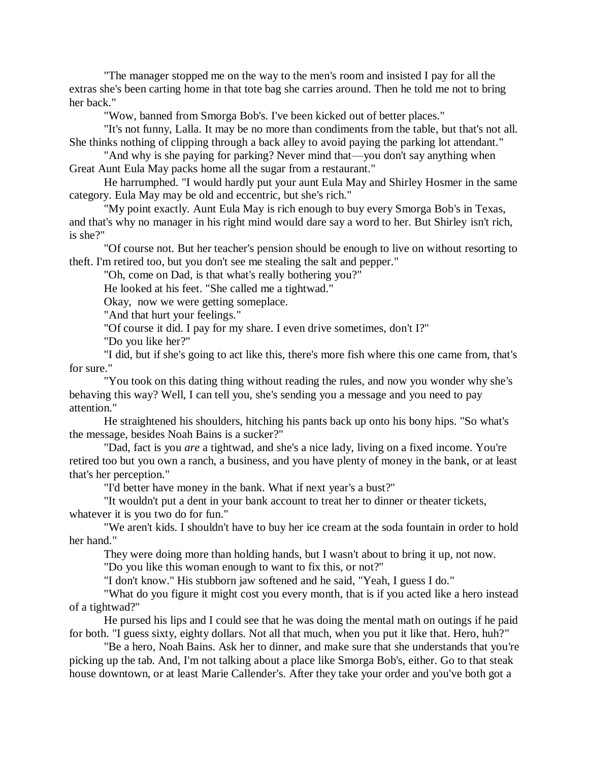"The manager stopped me on the way to the men's room and insisted I pay for all the extras she's been carting home in that tote bag she carries around. Then he told me not to bring her back."

"Wow, banned from Smorga Bob's. I've been kicked out of better places."

"It's not funny, Lalla. It may be no more than condiments from the table, but that's not all. She thinks nothing of clipping through a back alley to avoid paying the parking lot attendant."

"And why is she paying for parking? Never mind that—you don't say anything when Great Aunt Eula May packs home all the sugar from a restaurant."

He harrumphed. "I would hardly put your aunt Eula May and Shirley Hosmer in the same category. Eula May may be old and eccentric, but she's rich."

"My point exactly. Aunt Eula May is rich enough to buy every Smorga Bob's in Texas, and that's why no manager in his right mind would dare say a word to her. But Shirley isn't rich, is she?"

"Of course not. But her teacher's pension should be enough to live on without resorting to theft. I'm retired too, but you don't see me stealing the salt and pepper."

"Oh, come on Dad, is that what's really bothering you?"

He looked at his feet. "She called me a tightwad."

Okay, now we were getting someplace.

"And that hurt your feelings."

"Of course it did. I pay for my share. I even drive sometimes, don't I?"

"Do you like her?"

"I did, but if she's going to act like this, there's more fish where this one came from, that's for sure."

"You took on this dating thing without reading the rules, and now you wonder why she's behaving this way? Well, I can tell you, she's sending you a message and you need to pay attention."

He straightened his shoulders, hitching his pants back up onto his bony hips. "So what's the message, besides Noah Bains is a sucker?"

"Dad, fact is you *are* a tightwad, and she's a nice lady, living on a fixed income. You're retired too but you own a ranch, a business, and you have plenty of money in the bank, or at least that's her perception."

"I'd better have money in the bank. What if next year's a bust?"

"It wouldn't put a dent in your bank account to treat her to dinner or theater tickets, whatever it is you two do for fun."

"We aren't kids. I shouldn't have to buy her ice cream at the soda fountain in order to hold her hand."

They were doing more than holding hands, but I wasn't about to bring it up, not now.

"Do you like this woman enough to want to fix this, or not?"

"I don't know." His stubborn jaw softened and he said, "Yeah, I guess I do."

"What do you figure it might cost you every month, that is if you acted like a hero instead of a tightwad?"

He pursed his lips and I could see that he was doing the mental math on outings if he paid for both. "I guess sixty, eighty dollars. Not all that much, when you put it like that. Hero, huh?"

"Be a hero, Noah Bains. Ask her to dinner, and make sure that she understands that you're picking up the tab. And, I'm not talking about a place like Smorga Bob's, either. Go to that steak house downtown, or at least Marie Callender's. After they take your order and you've both got a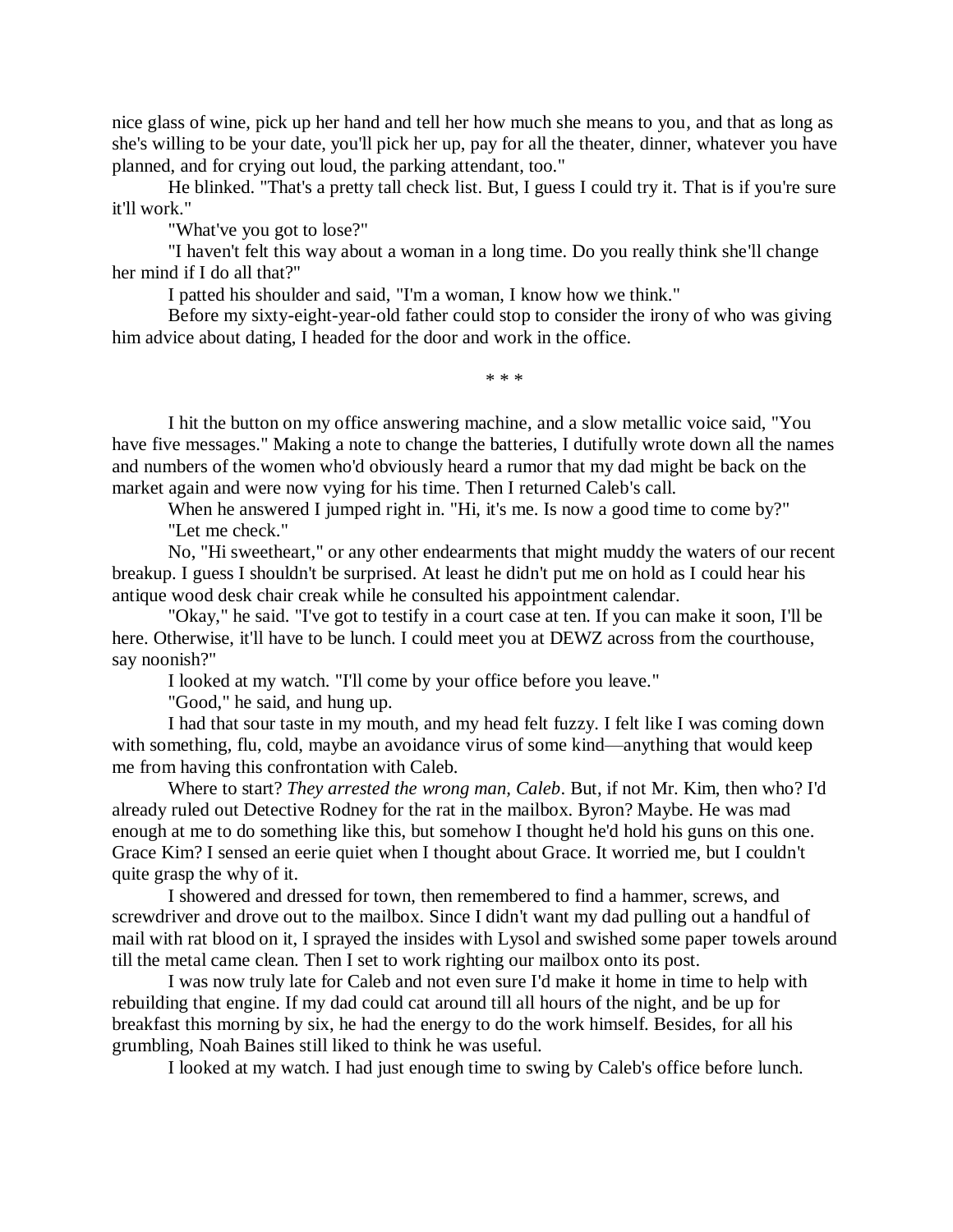nice glass of wine, pick up her hand and tell her how much she means to you, and that as long as she's willing to be your date, you'll pick her up, pay for all the theater, dinner, whatever you have planned, and for crying out loud, the parking attendant, too."

He blinked. "That's a pretty tall check list. But, I guess I could try it. That is if you're sure it'll work."

"What've you got to lose?"

"I haven't felt this way about a woman in a long time. Do you really think she'll change her mind if I do all that?"

I patted his shoulder and said, "I'm a woman, I know how we think."

Before my sixty-eight-year-old father could stop to consider the irony of who was giving him advice about dating, I headed for the door and work in the office.

\* \* \*

I hit the button on my office answering machine, and a slow metallic voice said, "You have five messages." Making a note to change the batteries, I dutifully wrote down all the names and numbers of the women who'd obviously heard a rumor that my dad might be back on the market again and were now vying for his time. Then I returned Caleb's call.

When he answered I jumped right in. "Hi, it's me. Is now a good time to come by?"

"Let me check."

No, "Hi sweetheart," or any other endearments that might muddy the waters of our recent breakup. I guess I shouldn't be surprised. At least he didn't put me on hold as I could hear his antique wood desk chair creak while he consulted his appointment calendar.

"Okay," he said. "I've got to testify in a court case at ten. If you can make it soon, I'll be here. Otherwise, it'll have to be lunch. I could meet you at DEWZ across from the courthouse, say noonish?"

I looked at my watch. "I'll come by your office before you leave."

"Good," he said, and hung up.

I had that sour taste in my mouth, and my head felt fuzzy. I felt like I was coming down with something, flu, cold, maybe an avoidance virus of some kind—anything that would keep me from having this confrontation with Caleb.

Where to start? *They arrested the wrong man, Caleb*. But, if not Mr. Kim, then who? I'd already ruled out Detective Rodney for the rat in the mailbox. Byron? Maybe. He was mad enough at me to do something like this, but somehow I thought he'd hold his guns on this one. Grace Kim? I sensed an eerie quiet when I thought about Grace. It worried me, but I couldn't quite grasp the why of it.

I showered and dressed for town, then remembered to find a hammer, screws, and screwdriver and drove out to the mailbox. Since I didn't want my dad pulling out a handful of mail with rat blood on it, I sprayed the insides with Lysol and swished some paper towels around till the metal came clean. Then I set to work righting our mailbox onto its post.

I was now truly late for Caleb and not even sure I'd make it home in time to help with rebuilding that engine. If my dad could cat around till all hours of the night, and be up for breakfast this morning by six, he had the energy to do the work himself. Besides, for all his grumbling, Noah Baines still liked to think he was useful.

I looked at my watch. I had just enough time to swing by Caleb's office before lunch.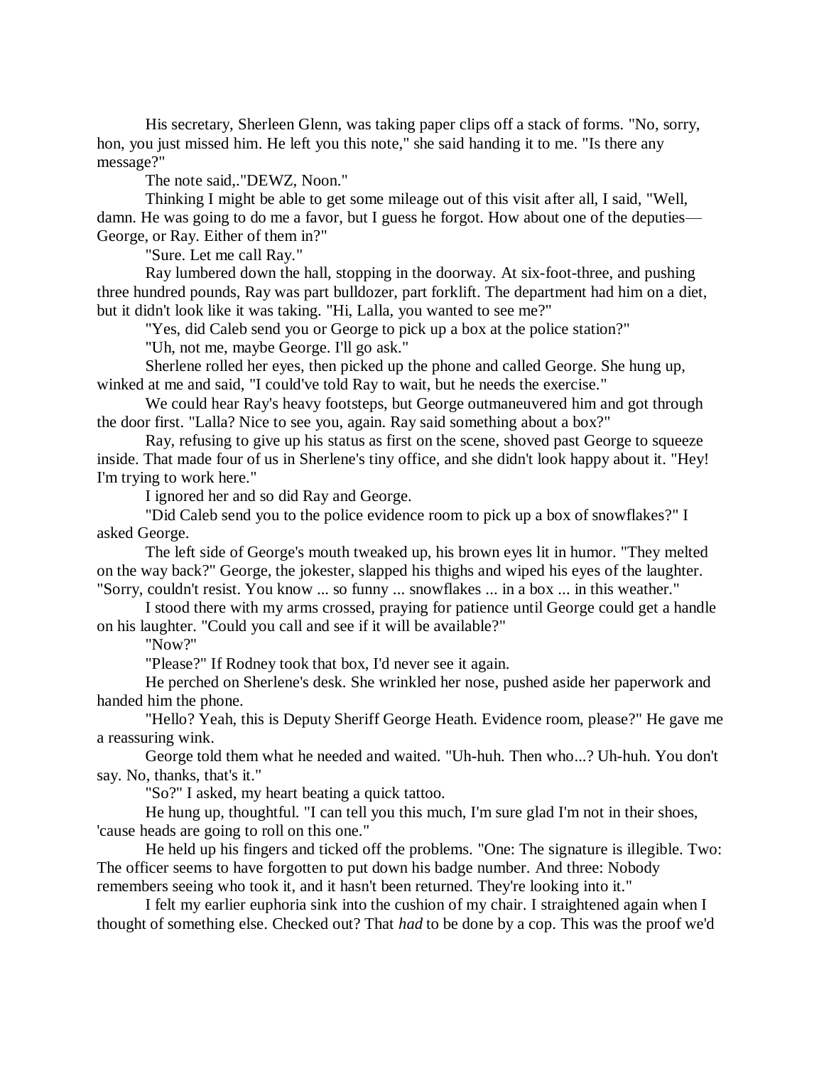His secretary, Sherleen Glenn, was taking paper clips off a stack of forms. "No, sorry, hon, you just missed him. He left you this note," she said handing it to me. "Is there any message?"

The note said,."DEWZ, Noon."

Thinking I might be able to get some mileage out of this visit after all, I said, "Well, damn. He was going to do me a favor, but I guess he forgot. How about one of the deputies—George, or Ray. Either of them in?"

"Sure. Let me call Ray."

Ray lumbered down the hall, stopping in the doorway. At six-foot-three, and pushing three hundred pounds, Ray was part bulldozer, part forklift. The department had him on a diet, but it didn't look like it was taking. "Hi, Lalla, you wanted to see me?"

"Yes, did Caleb send you or George to pick up a box at the police station?"

"Uh, not me, maybe George. I'll go ask."

Sherlene rolled her eyes, then picked up the phone and called George. She hung up, winked at me and said, "I could've told Ray to wait, but he needs the exercise."

We could hear Ray's heavy footsteps, but George outmaneuvered him and got through the door first. "Lalla? Nice to see you, again. Ray said something about a box?"

Ray, refusing to give up his status as first on the scene, shoved past George to squeeze inside. That made four of us in Sherlene's tiny office, and she didn't look happy about it. "Hey! I'm trying to work here."

I ignored her and so did Ray and George.

"Did Caleb send you to the police evidence room to pick up a box of snowflakes?" I asked George.

The left side of George's mouth tweaked up, his brown eyes lit in humor. "They melted on the way back?" George, the jokester, slapped his thighs and wiped his eyes of the laughter. "Sorry, couldn't resist. You know ... so funny ... snowflakes ... in a box ... in this weather."

I stood there with my arms crossed, praying for patience until George could get a handle on his laughter. "Could you call and see if it will be available?"

"Now?"

"Please?" If Rodney took that box, I'd never see it again.

He perched on Sherlene's desk. She wrinkled her nose, pushed aside her paperwork and handed him the phone.

"Hello? Yeah, this is Deputy Sheriff George Heath. Evidence room, please?" He gave me a reassuring wink.

George told them what he needed and waited. "Uh-huh. Then who...? Uh-huh. You don't say. No, thanks, that's it."

"So?" I asked, my heart beating a quick tattoo.

He hung up, thoughtful. "I can tell you this much, I'm sure glad I'm not in their shoes, 'cause heads are going to roll on this one."

He held up his fingers and ticked off the problems. "One: The signature is illegible. Two: The officer seems to have forgotten to put down his badge number. And three: Nobody remembers seeing who took it, and it hasn't been returned. They're looking into it."

I felt my earlier euphoria sink into the cushion of my chair. I straightened again when I thought of something else. Checked out? That *had* to be done by a cop. This was the proof we'd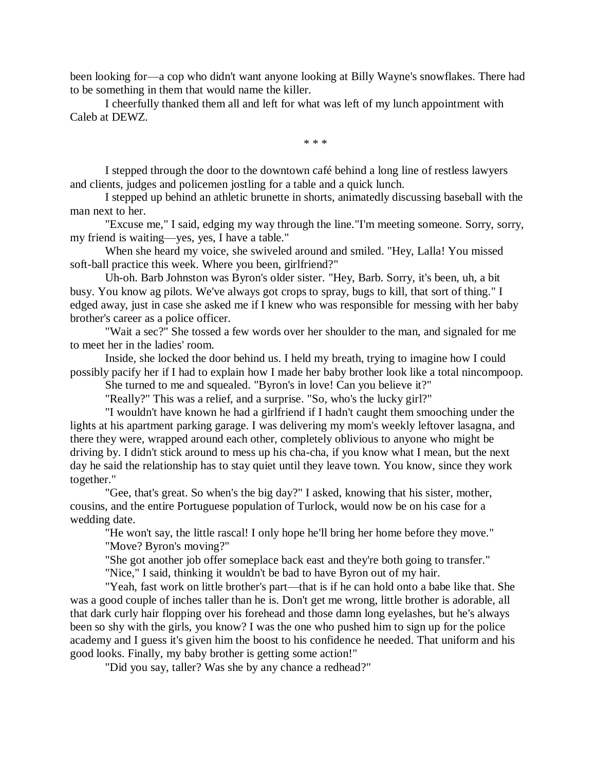been looking for—a cop who didn't want anyone looking at Billy Wayne's snowflakes. There had to be something in them that would name the killer.

I cheerfully thanked them all and left for what was left of my lunch appointment with Caleb at DEWZ.

* * *

I stepped through the door to the downtown café behind a long line of restless lawyers and clients, judges and policemen jostling for a table and a quick lunch.

I stepped up behind an athletic brunette in shorts, animatedly discussing baseball with the man next to her.

"Excuse me," I said, edging my way through the line."I'm meeting someone. Sorry, sorry, my friend is waiting—yes, yes, I have a table."

When she heard my voice, she swiveled around and smiled. "Hey, Lalla! You missed soft-ball practice this week. Where you been, girlfriend?"

Uh-oh. Barb Johnston was Byron's older sister. "Hey, Barb. Sorry, it's been, uh, a bit busy. You know ag pilots. We've always got crops to spray, bugs to kill, that sort of thing." I edged away, just in case she asked me if I knew who was responsible for messing with her baby brother's career as a police officer.

"Wait a sec?" She tossed a few words over her shoulder to the man, and signaled for me to meet her in the ladies' room.

Inside, she locked the door behind us. I held my breath, trying to imagine how I could possibly pacify her if I had to explain how I made her baby brother look like a total nincompoop.

She turned to me and squealed. "Byron's in love! Can you believe it?"

"Really?" This was a relief, and a surprise. "So, who's the lucky girl?"

"I wouldn't have known he had a girlfriend if I hadn't caught them smooching under the lights at his apartment parking garage. I was delivering my mom's weekly leftover lasagna, and there they were, wrapped around each other, completely oblivious to anyone who might be driving by. I didn't stick around to mess up his cha-cha, if you know what I mean, but the next day he said the relationship has to stay quiet until they leave town. You know, since they work together."

"Gee, that's great. So when's the big day?" I asked, knowing that his sister, mother, cousins, and the entire Portuguese population of Turlock, would now be on his case for a wedding date.

"He won't say, the little rascal! I only hope he'll bring her home before they move."

"Move? Byron's moving?"

"She got another job offer someplace back east and they're both going to transfer."

"Nice," I said, thinking it wouldn't be bad to have Byron out of my hair.

"Yeah, fast work on little brother's part—that is if he can hold onto a babe like that. She was a good couple of inches taller than he is. Don't get me wrong, little brother is adorable, all that dark curly hair flopping over his forehead and those damn long eyelashes, but he's always been so shy with the girls, you know? I was the one who pushed him to sign up for the police academy and I guess it's given him the boost to his confidence he needed. That uniform and his good looks. Finally, my baby brother is getting some action!"

"Did you say, taller? Was she by any chance a redhead?"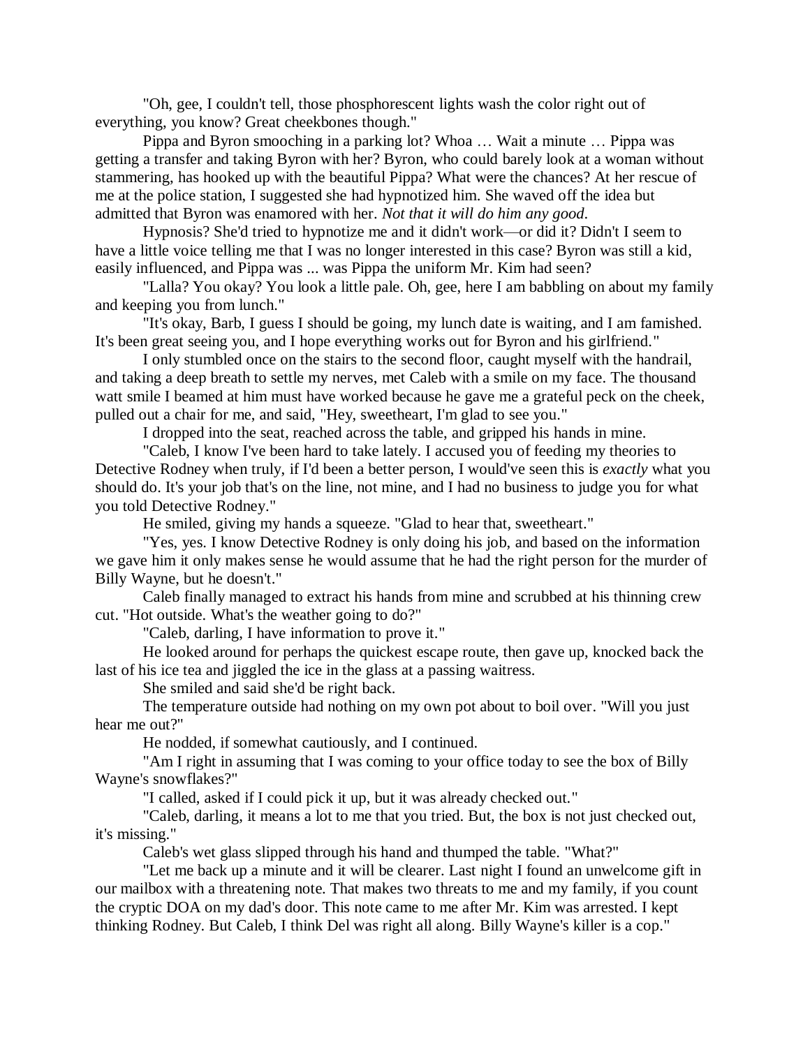"Oh, gee, I couldn't tell, those phosphorescent lights wash the color right out of everything, you know? Great cheekbones though."

Pippa and Byron smooching in a parking lot? Whoa … Wait a minute … Pippa was getting a transfer and taking Byron with her? Byron, who could barely look at a woman without stammering, has hooked up with the beautiful Pippa? What were the chances? At her rescue of me at the police station, I suggested she had hypnotized him. She waved off the idea but admitted that Byron was enamored with her. *Not that it will do him any good.*

Hypnosis? She'd tried to hypnotize me and it didn't work—or did it? Didn't I seem to have a little voice telling me that I was no longer interested in this case? Byron was still a kid, easily influenced, and Pippa was ... was Pippa the uniform Mr. Kim had seen?

"Lalla? You okay? You look a little pale. Oh, gee, here I am babbling on about my family and keeping you from lunch."

"It's okay, Barb, I guess I should be going, my lunch date is waiting, and I am famished. It's been great seeing you, and I hope everything works out for Byron and his girlfriend."

I only stumbled once on the stairs to the second floor, caught myself with the handrail, and taking a deep breath to settle my nerves, met Caleb with a smile on my face. The thousand watt smile I beamed at him must have worked because he gave me a grateful peck on the cheek, pulled out a chair for me, and said, "Hey, sweetheart, I'm glad to see you."

I dropped into the seat, reached across the table, and gripped his hands in mine.

"Caleb, I know I've been hard to take lately. I accused you of feeding my theories to Detective Rodney when truly, if I'd been a better person, I would've seen this is *exactly* what you should do. It's your job that's on the line, not mine, and I had no business to judge you for what you told Detective Rodney."

He smiled, giving my hands a squeeze. "Glad to hear that, sweetheart."

"Yes, yes. I know Detective Rodney is only doing his job, and based on the information we gave him it only makes sense he would assume that he had the right person for the murder of Billy Wayne, but he doesn't."

Caleb finally managed to extract his hands from mine and scrubbed at his thinning crew cut. "Hot outside. What's the weather going to do?"

"Caleb, darling, I have information to prove it."

He looked around for perhaps the quickest escape route, then gave up, knocked back the last of his ice tea and jiggled the ice in the glass at a passing waitress.

She smiled and said she'd be right back.

The temperature outside had nothing on my own pot about to boil over. "Will you just hear me out?"

He nodded, if somewhat cautiously, and I continued.

"Am I right in assuming that I was coming to your office today to see the box of Billy Wayne's snowflakes?"

"I called, asked if I could pick it up, but it was already checked out."

"Caleb, darling, it means a lot to me that you tried. But, the box is not just checked out, it's missing."

Caleb's wet glass slipped through his hand and thumped the table. "What?"

"Let me back up a minute and it will be clearer. Last night I found an unwelcome gift in our mailbox with a threatening note. That makes two threats to me and my family, if you count the cryptic DOA on my dad's door. This note came to me after Mr. Kim was arrested. I kept thinking Rodney. But Caleb, I think Del was right all along. Billy Wayne's killer is a cop."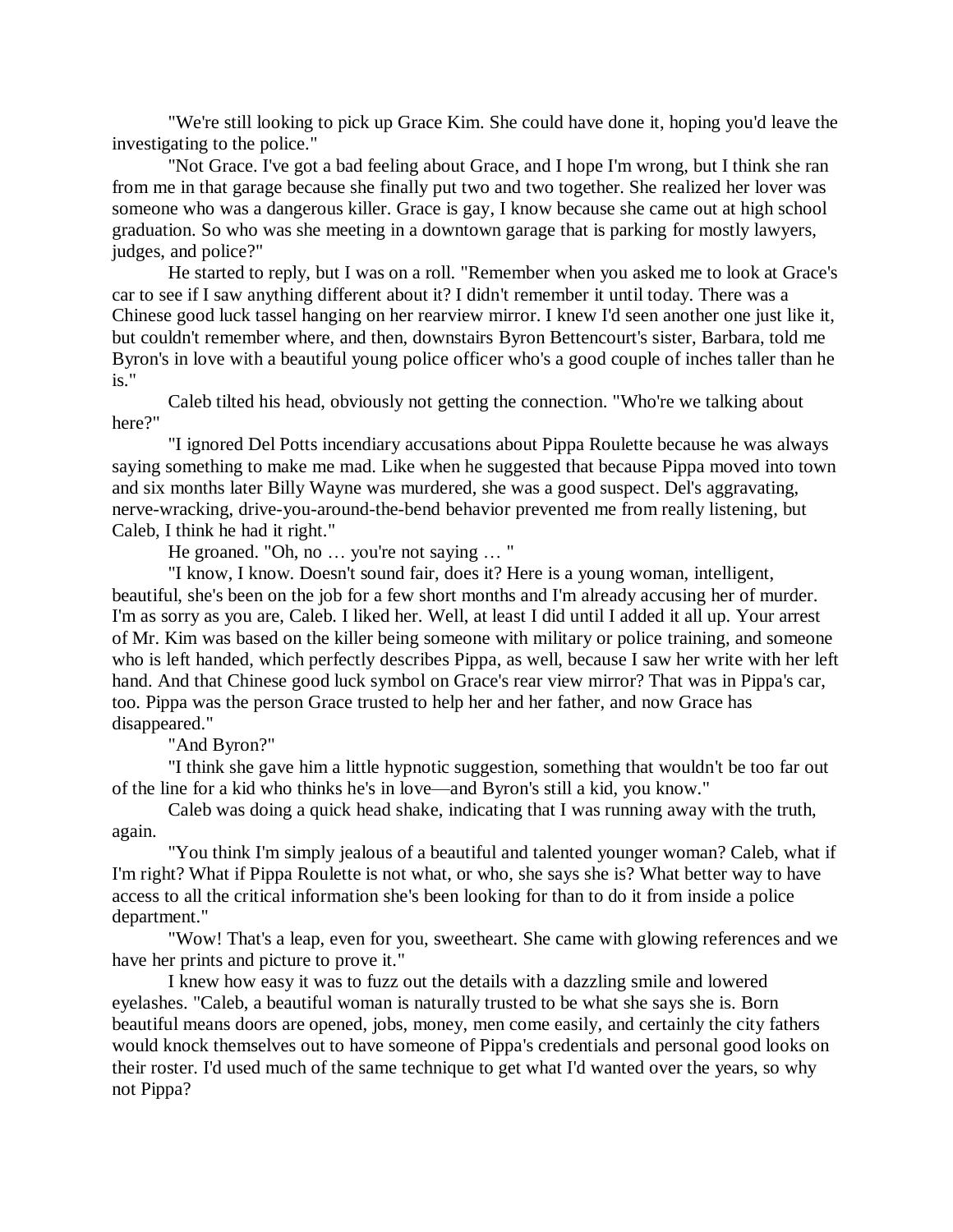"We're still looking to pick up Grace Kim. She could have done it, hoping you'd leave the investigating to the police."

"Not Grace. I've got a bad feeling about Grace, and I hope I'm wrong, but I think she ran from me in that garage because she finally put two and two together. She realized her lover was someone who was a dangerous killer. Grace is gay, I know because she came out at high school graduation. So who was she meeting in a downtown garage that is parking for mostly lawyers, judges, and police?"

He started to reply, but I was on a roll. "Remember when you asked me to look at Grace's car to see if I saw anything different about it? I didn't remember it until today. There was a Chinese good luck tassel hanging on her rearview mirror. I knew I'd seen another one just like it, but couldn't remember where, and then, downstairs Byron Bettencourt's sister, Barbara, told me Byron's in love with a beautiful young police officer who's a good couple of inches taller than he is."

Caleb tilted his head, obviously not getting the connection. "Who're we talking about here?"

"I ignored Del Potts incendiary accusations about Pippa Roulette because he was always saying something to make me mad. Like when he suggested that because Pippa moved into town and six months later Billy Wayne was murdered, she was a good suspect. Del's aggravating, nerve-wracking, drive-you-around-the-bend behavior prevented me from really listening, but Caleb, I think he had it right."

He groaned. "Oh, no … you're not saying … "

"I know, I know. Doesn't sound fair, does it? Here is a young woman, intelligent, beautiful, she's been on the job for a few short months and I'm already accusing her of murder. I'm as sorry as you are, Caleb. I liked her. Well, at least I did until I added it all up. Your arrest of Mr. Kim was based on the killer being someone with military or police training, and someone who is left handed, which perfectly describes Pippa, as well, because I saw her write with her left hand. And that Chinese good luck symbol on Grace's rear view mirror? That was in Pippa's car, too. Pippa was the person Grace trusted to help her and her father, and now Grace has disappeared."

"And Byron?"

"I think she gave him a little hypnotic suggestion, something that wouldn't be too far out of the line for a kid who thinks he's in love—and Byron's still a kid, you know."

Caleb was doing a quick head shake, indicating that I was running away with the truth, again.

"You think I'm simply jealous of a beautiful and talented younger woman? Caleb, what if I'm right? What if Pippa Roulette is not what, or who, she says she is? What better way to have access to all the critical information she's been looking for than to do it from inside a police department."

"Wow! That's a leap, even for you, sweetheart. She came with glowing references and we have her prints and picture to prove it."

I knew how easy it was to fuzz out the details with a dazzling smile and lowered eyelashes. "Caleb, a beautiful woman is naturally trusted to be what she says she is. Born beautiful means doors are opened, jobs, money, men come easily, and certainly the city fathers would knock themselves out to have someone of Pippa's credentials and personal good looks on their roster. I'd used much of the same technique to get what I'd wanted over the years, so why not Pippa?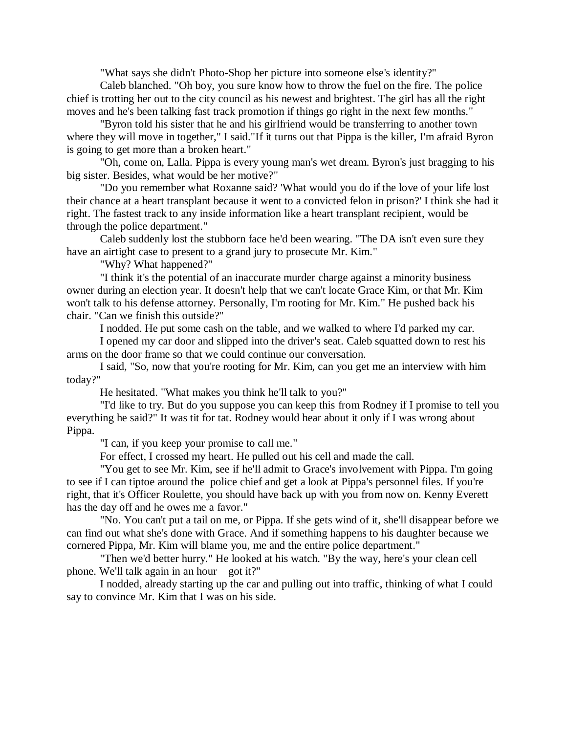"What says she didn't Photo-Shop her picture into someone else's identity?"

Caleb blanched. "Oh boy, you sure know how to throw the fuel on the fire. The police chief is trotting her out to the city council as his newest and brightest. The girl has all the right moves and he's been talking fast track promotion if things go right in the next few months."

"Byron told his sister that he and his girlfriend would be transferring to another town where they will move in together," I said."If it turns out that Pippa is the killer, I'm afraid Byron is going to get more than a broken heart."

"Oh, come on, Lalla. Pippa is every young man's wet dream. Byron's just bragging to his big sister. Besides, what would be her motive?"

"Do you remember what Roxanne said? 'What would you do if the love of your life lost their chance at a heart transplant because it went to a convicted felon in prison?' I think she had it right. The fastest track to any inside information like a heart transplant recipient, would be through the police department."

Caleb suddenly lost the stubborn face he'd been wearing. "The DA isn't even sure they have an airtight case to present to a grand jury to prosecute Mr. Kim."

"Why? What happened?"

"I think it's the potential of an inaccurate murder charge against a minority business owner during an election year. It doesn't help that we can't locate Grace Kim, or that Mr. Kim won't talk to his defense attorney. Personally, I'm rooting for Mr. Kim." He pushed back his chair. "Can we finish this outside?"

I nodded. He put some cash on the table, and we walked to where I'd parked my car.

I opened my car door and slipped into the driver's seat. Caleb squatted down to rest his arms on the door frame so that we could continue our conversation.

I said, "So, now that you're rooting for Mr. Kim, can you get me an interview with him today?"

He hesitated. "What makes you think he'll talk to you?"

"I'd like to try. But do you suppose you can keep this from Rodney if I promise to tell you everything he said?" It was tit for tat. Rodney would hear about it only if I was wrong about Pippa.

"I can, if you keep your promise to call me."

For effect, I crossed my heart. He pulled out his cell and made the call.

"You get to see Mr. Kim, see if he'll admit to Grace's involvement with Pippa. I'm going to see if I can tiptoe around the police chief and get a look at Pippa's personnel files. If you're right, that it's Officer Roulette, you should have back up with you from now on. Kenny Everett has the day off and he owes me a favor."

"No. You can't put a tail on me, or Pippa. If she gets wind of it, she'll disappear before we can find out what she's done with Grace. And if something happens to his daughter because we cornered Pippa, Mr. Kim will blame you, me and the entire police department."

"Then we'd better hurry." He looked at his watch. "By the way, here's your clean cell phone. We'll talk again in an hour—got it?"

I nodded, already starting up the car and pulling out into traffic, thinking of what I could say to convince Mr. Kim that I was on his side.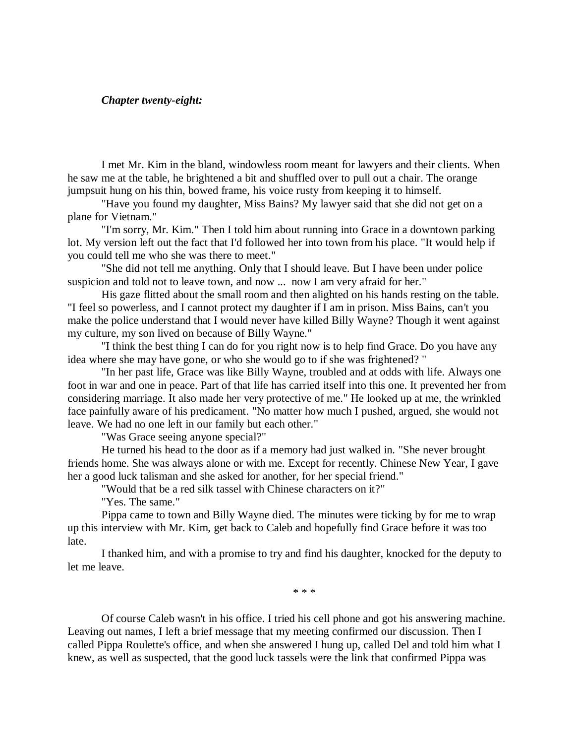***Chapter twenty-eight:***

I met Mr. Kim in the bland, windowless room meant for lawyers and their clients. When he saw me at the table, he brightened a bit and shuffled over to pull out a chair. The orange jumpsuit hung on his thin, bowed frame, his voice rusty from keeping it to himself.

"Have you found my daughter, Miss Bains? My lawyer said that she did not get on a plane for Vietnam."

"I'm sorry, Mr. Kim." Then I told him about running into Grace in a downtown parking lot. My version left out the fact that I'd followed her into town from his place. "It would help if you could tell me who she was there to meet."

"She did not tell me anything. Only that I should leave. But I have been under police suspicion and told not to leave town, and now ... now I am very afraid for her."

His gaze flitted about the small room and then alighted on his hands resting on the table. "I feel so powerless, and I cannot protect my daughter if I am in prison. Miss Bains, can't you make the police understand that I would never have killed Billy Wayne? Though it went against my culture, my son lived on because of Billy Wayne."

"I think the best thing I can do for you right now is to help find Grace. Do you have any idea where she may have gone, or who she would go to if she was frightened? "

"In her past life, Grace was like Billy Wayne, troubled and at odds with life. Always one foot in war and one in peace. Part of that life has carried itself into this one. It prevented her from considering marriage. It also made her very protective of me." He looked up at me, the wrinkled face painfully aware of his predicament. "No matter how much I pushed, argued, she would not leave. We had no one left in our family but each other."

"Was Grace seeing anyone special?"

He turned his head to the door as if a memory had just walked in. "She never brought friends home. She was always alone or with me. Except for recently. Chinese New Year, I gave her a good luck talisman and she asked for another, for her special friend."

"Would that be a red silk tassel with Chinese characters on it?"

"Yes. The same."

Pippa came to town and Billy Wayne died. The minutes were ticking by for me to wrap up this interview with Mr. Kim, get back to Caleb and hopefully find Grace before it was too late.

I thanked him, and with a promise to try and find his daughter, knocked for the deputy to let me leave.

* * *

Of course Caleb wasn't in his office. I tried his cell phone and got his answering machine. Leaving out names, I left a brief message that my meeting confirmed our discussion. Then I called Pippa Roulette's office, and when she answered I hung up, called Del and told him what I knew, as well as suspected, that the good luck tassels were the link that confirmed Pippa was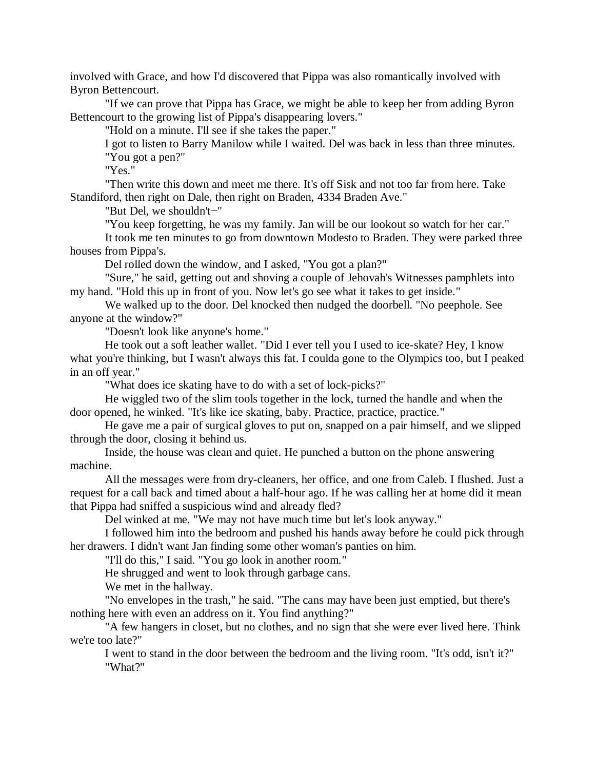involved with Grace, and how I'd discovered that Pippa was also romantically involved with Byron Bettencourt.

"If we can prove that Pippa has Grace, we might be able to keep her from adding Byron Bettencourt to the growing list of Pippa's disappearing lovers."

"Hold on a minute. I'll see if she takes the paper."

I got to listen to Barry Manilow while I waited. Del was back in less than three minutes.

"You got a pen?"

"Yes."

"Then write this down and meet me there. It's off Sisk and not too far from here. Take Standiford, then right on Dale, then right on Braden, 4334 Braden Ave."

"But Del, we shouldn't−"

"You keep forgetting, he was my family. Jan will be our lookout so watch for her car."

It took me ten minutes to go from downtown Modesto to Braden. They were parked three houses from Pippa's.

Del rolled down the window, and I asked, "You got a plan?"

"Sure," he said, getting out and shoving a couple of Jehovah's Witnesses pamphlets into my hand. "Hold this up in front of you. Now let's go see what it takes to get inside."

We walked up to the door. Del knocked then nudged the doorbell. "No peephole. See anyone at the window?"

"Doesn't look like anyone's home."

He took out a soft leather wallet. "Did I ever tell you I used to ice-skate? Hey, I know what you're thinking, but I wasn't always this fat. I coulda gone to the Olympics too, but I peaked in an off year."

"What does ice skating have to do with a set of lock-picks?"

He wiggled two of the slim tools together in the lock, turned the handle and when the door opened, he winked. "It's like ice skating, baby. Practice, practice, practice."

He gave me a pair of surgical gloves to put on, snapped on a pair himself, and we slipped through the door, closing it behind us.

Inside, the house was clean and quiet. He punched a button on the phone answering machine.

All the messages were from dry-cleaners, her office, and one from Caleb. I flushed. Just a request for a call back and timed about a half-hour ago. If he was calling her at home did it mean that Pippa had sniffed a suspicious wind and already fled?

Del winked at me. "We may not have much time but let's look anyway."

I followed him into the bedroom and pushed his hands away before he could pick through her drawers. I didn't want Jan finding some other woman's panties on him.

"I'll do this," I said. "You go look in another room."

He shrugged and went to look through garbage cans.

We met in the hallway.

"No envelopes in the trash," he said. "The cans may have been just emptied, but there's nothing here with even an address on it. You find anything?"

"A few hangers in closet, but no clothes, and no sign that she were ever lived here. Think we're too late?"

I went to stand in the door between the bedroom and the living room. "It's odd, isn't it?"

"What?"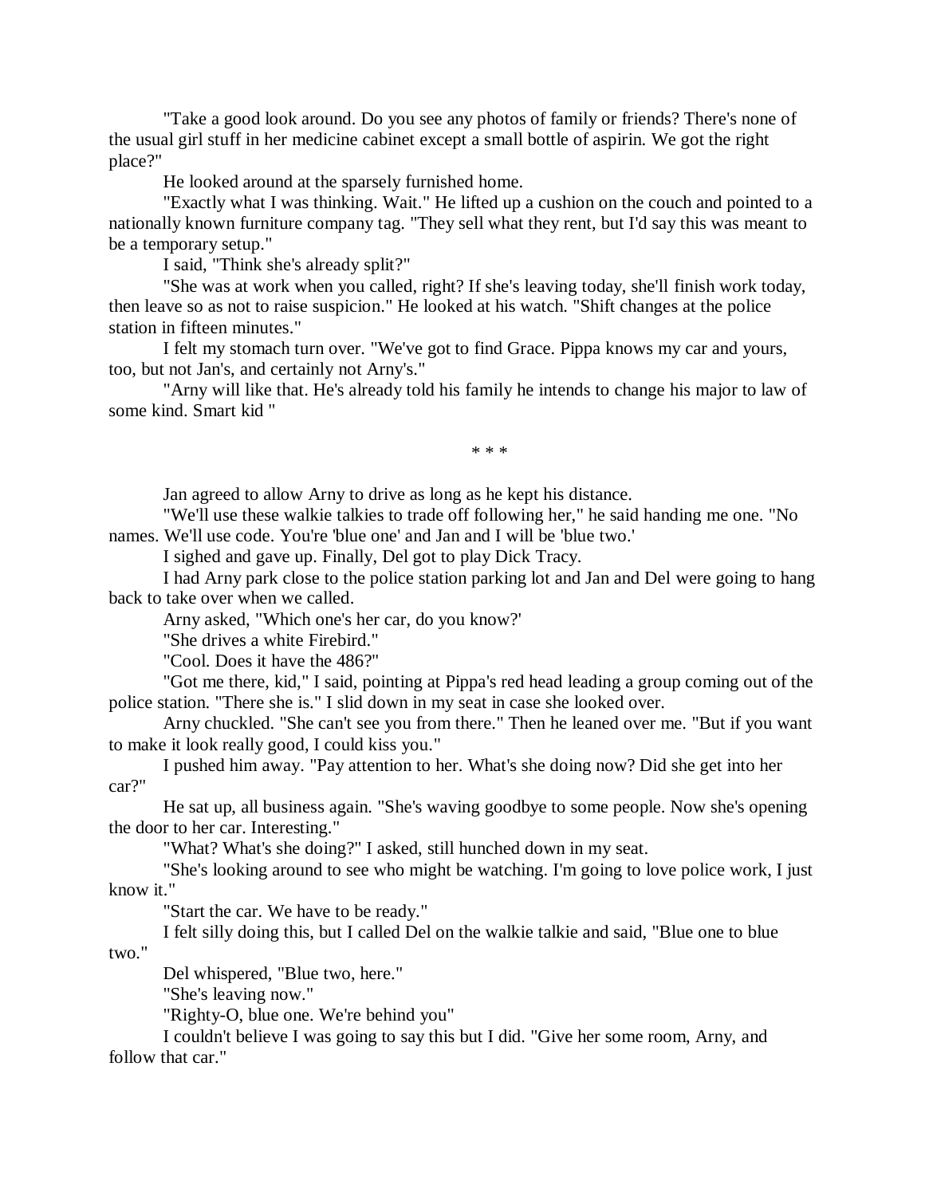"Take a good look around. Do you see any photos of family or friends? There's none of the usual girl stuff in her medicine cabinet except a small bottle of aspirin. We got the right place?"

He looked around at the sparsely furnished home.

"Exactly what I was thinking. Wait." He lifted up a cushion on the couch and pointed to a nationally known furniture company tag. "They sell what they rent, but I'd say this was meant to be a temporary setup."

I said, "Think she's already split?"

"She was at work when you called, right? If she's leaving today, she'll finish work today, then leave so as not to raise suspicion." He looked at his watch. "Shift changes at the police station in fifteen minutes."

I felt my stomach turn over. "We've got to find Grace. Pippa knows my car and yours, too, but not Jan's, and certainly not Arny's."

"Arny will like that. He's already told his family he intends to change his major to law of some kind. Smart kid "

\* \* \*

Jan agreed to allow Arny to drive as long as he kept his distance.

"We'll use these walkie talkies to trade off following her," he said handing me one. "No names. We'll use code. You're 'blue one' and Jan and I will be 'blue two.'

I sighed and gave up. Finally, Del got to play Dick Tracy.

I had Arny park close to the police station parking lot and Jan and Del were going to hang back to take over when we called.

Arny asked, "Which one's her car, do you know?'

"She drives a white Firebird."

"Cool. Does it have the 486?"

"Got me there, kid," I said, pointing at Pippa's red head leading a group coming out of the police station. "There she is." I slid down in my seat in case she looked over.

Arny chuckled. "She can't see you from there." Then he leaned over me. "But if you want to make it look really good, I could kiss you."

I pushed him away. "Pay attention to her. What's she doing now? Did she get into her car?"

He sat up, all business again. "She's waving goodbye to some people. Now she's opening the door to her car. Interesting."

"What? What's she doing?" I asked, still hunched down in my seat.

"She's looking around to see who might be watching. I'm going to love police work, I just know it."

"Start the car. We have to be ready."

I felt silly doing this, but I called Del on the walkie talkie and said, "Blue one to blue two."

Del whispered, "Blue two, here."

"She's leaving now."

"Righty-O, blue one. We're behind you"

I couldn't believe I was going to say this but I did. "Give her some room, Arny, and follow that car."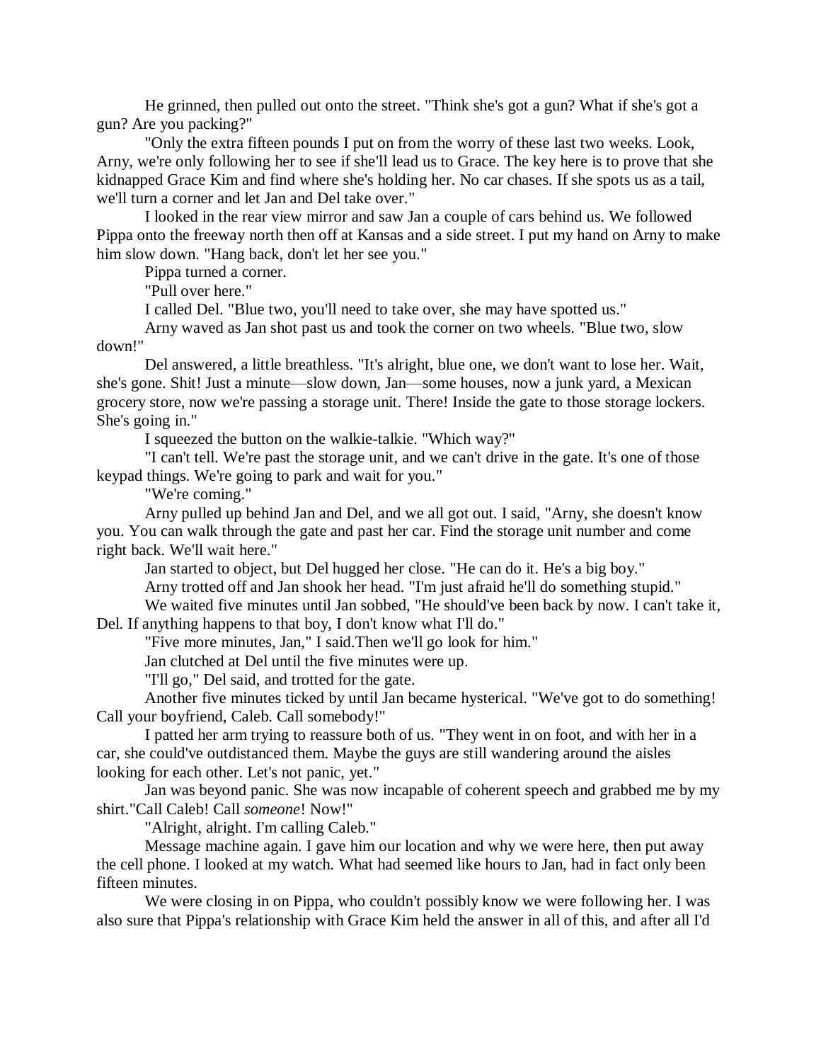He grinned, then pulled out onto the street. "Think she's got a gun? What if she's got a gun? Are you packing?"

"Only the extra fifteen pounds I put on from the worry of these last two weeks. Look, Arny, we're only following her to see if she'll lead us to Grace. The key here is to prove that she kidnapped Grace Kim and find where she's holding her. No car chases. If she spots us as a tail, we'll turn a corner and let Jan and Del take over."

I looked in the rear view mirror and saw Jan a couple of cars behind us. We followed Pippa onto the freeway north then off at Kansas and a side street. I put my hand on Arny to make him slow down. "Hang back, don't let her see you."

Pippa turned a corner.

"Pull over here."

I called Del. "Blue two, you'll need to take over, she may have spotted us."

Arny waved as Jan shot past us and took the corner on two wheels. "Blue two, slow down!"

Del answered, a little breathless. "It's alright, blue one, we don't want to lose her. Wait, she's gone. Shit! Just a minute—slow down, Jan—some houses, now a junk yard, a Mexican grocery store, now we're passing a storage unit. There! Inside the gate to those storage lockers. She's going in."

I squeezed the button on the walkie-talkie. "Which way?"

"I can't tell. We're past the storage unit, and we can't drive in the gate. It's one of those keypad things. We're going to park and wait for you."

"We're coming."

Arny pulled up behind Jan and Del, and we all got out. I said, "Arny, she doesn't know you. You can walk through the gate and past her car. Find the storage unit number and come right back. We'll wait here."

Jan started to object, but Del hugged her close. "He can do it. He's a big boy."

Arny trotted off and Jan shook her head. "I'm just afraid he'll do something stupid."

We waited five minutes until Jan sobbed, "He should've been back by now. I can't take it, Del. If anything happens to that boy, I don't know what I'll do."

"Five more minutes, Jan," I said.Then we'll go look for him."

Jan clutched at Del until the five minutes were up.

"I'll go," Del said, and trotted for the gate.

Another five minutes ticked by until Jan became hysterical. "We've got to do something! Call your boyfriend, Caleb. Call somebody!"

I patted her arm trying to reassure both of us. "They went in on foot, and with her in a car, she could've outdistanced them. Maybe the guys are still wandering around the aisles looking for each other. Let's not panic, yet."

Jan was beyond panic. She was now incapable of coherent speech and grabbed me by my shirt."Call Caleb! Call *someone*! Now!"

"Alright, alright. I'm calling Caleb."

Message machine again. I gave him our location and why we were here, then put away the cell phone. I looked at my watch. What had seemed like hours to Jan, had in fact only been fifteen minutes.

We were closing in on Pippa, who couldn't possibly know we were following her. I was also sure that Pippa's relationship with Grace Kim held the answer in all of this, and after all I'd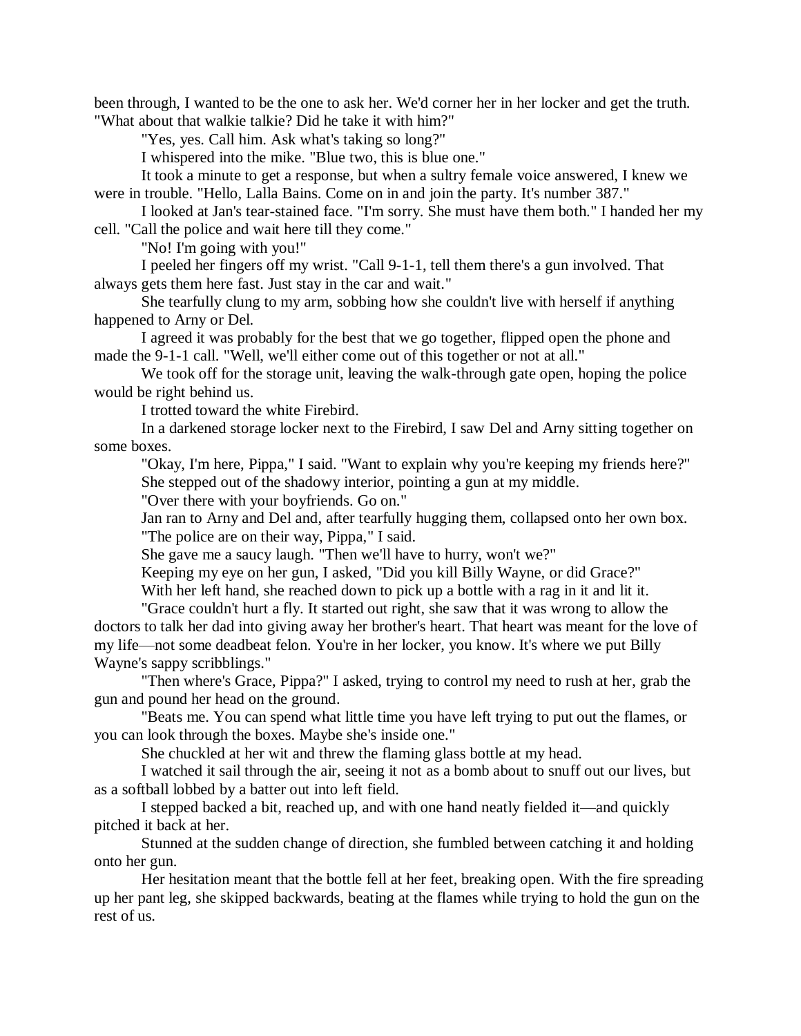been through, I wanted to be the one to ask her. We'd corner her in her locker and get the truth. "What about that walkie talkie? Did he take it with him?"

"Yes, yes. Call him. Ask what's taking so long?"

I whispered into the mike. "Blue two, this is blue one."

It took a minute to get a response, but when a sultry female voice answered, I knew we were in trouble. "Hello, Lalla Bains. Come on in and join the party. It's number 387."

I looked at Jan's tear-stained face. "I'm sorry. She must have them both." I handed her my cell. "Call the police and wait here till they come."

"No! I'm going with you!"

I peeled her fingers off my wrist. "Call 9-1-1, tell them there's a gun involved. That always gets them here fast. Just stay in the car and wait."

She tearfully clung to my arm, sobbing how she couldn't live with herself if anything happened to Arny or Del.

I agreed it was probably for the best that we go together, flipped open the phone and made the 9-1-1 call. "Well, we'll either come out of this together or not at all."

We took off for the storage unit, leaving the walk-through gate open, hoping the police would be right behind us.

I trotted toward the white Firebird.

In a darkened storage locker next to the Firebird, I saw Del and Arny sitting together on some boxes.

"Okay, I'm here, Pippa," I said. "Want to explain why you're keeping my friends here?"

She stepped out of the shadowy interior, pointing a gun at my middle.

"Over there with your boyfriends. Go on."

Jan ran to Arny and Del and, after tearfully hugging them, collapsed onto her own box.

"The police are on their way, Pippa," I said.

She gave me a saucy laugh. "Then we'll have to hurry, won't we?"

Keeping my eye on her gun, I asked, "Did you kill Billy Wayne, or did Grace?"

With her left hand, she reached down to pick up a bottle with a rag in it and lit it.

"Grace couldn't hurt a fly. It started out right, she saw that it was wrong to allow the doctors to talk her dad into giving away her brother's heart. That heart was meant for the love of my life—not some deadbeat felon. You're in her locker, you know. It's where we put Billy Wayne's sappy scribblings."

"Then where's Grace, Pippa?" I asked, trying to control my need to rush at her, grab the gun and pound her head on the ground.

"Beats me. You can spend what little time you have left trying to put out the flames, or you can look through the boxes. Maybe she's inside one."

She chuckled at her wit and threw the flaming glass bottle at my head.

I watched it sail through the air, seeing it not as a bomb about to snuff out our lives, but as a softball lobbed by a batter out into left field.

I stepped backed a bit, reached up, and with one hand neatly fielded it—and quickly pitched it back at her.

Stunned at the sudden change of direction, she fumbled between catching it and holding onto her gun.

Her hesitation meant that the bottle fell at her feet, breaking open. With the fire spreading up her pant leg, she skipped backwards, beating at the flames while trying to hold the gun on the rest of us.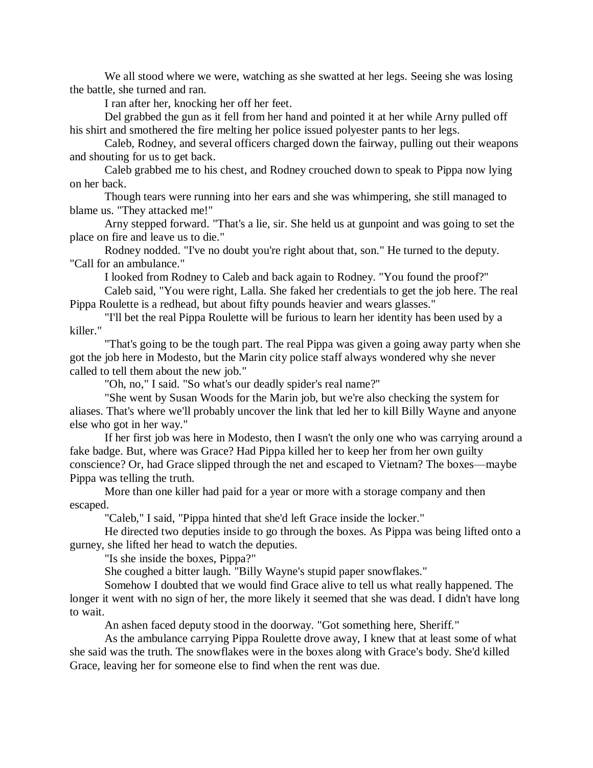We all stood where we were, watching as she swatted at her legs. Seeing she was losing the battle, she turned and ran.

I ran after her, knocking her off her feet.

Del grabbed the gun as it fell from her hand and pointed it at her while Arny pulled off his shirt and smothered the fire melting her police issued polyester pants to her legs.

Caleb, Rodney, and several officers charged down the fairway, pulling out their weapons and shouting for us to get back.

Caleb grabbed me to his chest, and Rodney crouched down to speak to Pippa now lying on her back.

Though tears were running into her ears and she was whimpering, she still managed to blame us. "They attacked me!"

Arny stepped forward. "That's a lie, sir. She held us at gunpoint and was going to set the place on fire and leave us to die."

Rodney nodded. "I've no doubt you're right about that, son." He turned to the deputy. "Call for an ambulance."

I looked from Rodney to Caleb and back again to Rodney. "You found the proof?"

Caleb said, "You were right, Lalla. She faked her credentials to get the job here. The real Pippa Roulette is a redhead, but about fifty pounds heavier and wears glasses."

"I'll bet the real Pippa Roulette will be furious to learn her identity has been used by a killer."

"That's going to be the tough part. The real Pippa was given a going away party when she got the job here in Modesto, but the Marin city police staff always wondered why she never called to tell them about the new job."

"Oh, no," I said. "So what's our deadly spider's real name?"

"She went by Susan Woods for the Marin job, but we're also checking the system for aliases. That's where we'll probably uncover the link that led her to kill Billy Wayne and anyone else who got in her way."

If her first job was here in Modesto, then I wasn't the only one who was carrying around a fake badge. But, where was Grace? Had Pippa killed her to keep her from her own guilty conscience? Or, had Grace slipped through the net and escaped to Vietnam? The boxes—maybe Pippa was telling the truth.

More than one killer had paid for a year or more with a storage company and then escaped.

"Caleb," I said, "Pippa hinted that she'd left Grace inside the locker."

He directed two deputies inside to go through the boxes. As Pippa was being lifted onto a gurney, she lifted her head to watch the deputies.

"Is she inside the boxes, Pippa?"

She coughed a bitter laugh. "Billy Wayne's stupid paper snowflakes."

Somehow I doubted that we would find Grace alive to tell us what really happened. The longer it went with no sign of her, the more likely it seemed that she was dead. I didn't have long to wait.

An ashen faced deputy stood in the doorway. "Got something here, Sheriff."

As the ambulance carrying Pippa Roulette drove away, I knew that at least some of what she said was the truth. The snowflakes were in the boxes along with Grace's body. She'd killed Grace, leaving her for someone else to find when the rent was due.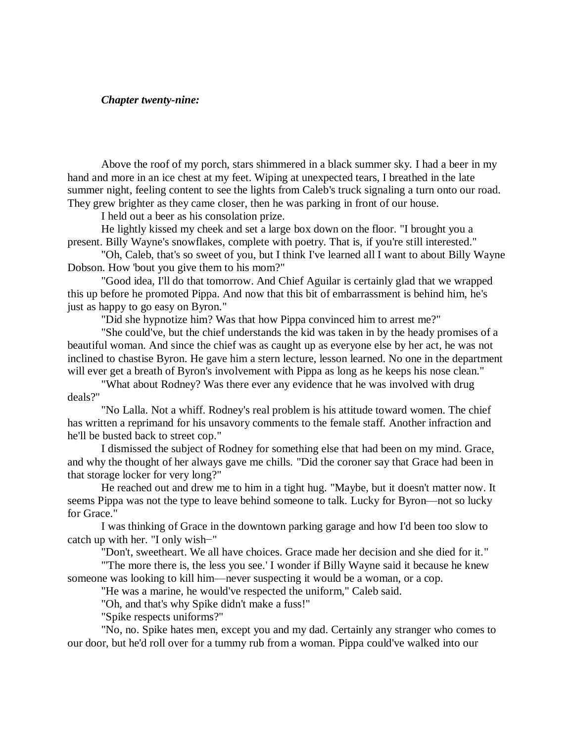***Chapter twenty-nine:***

Above the roof of my porch, stars shimmered in a black summer sky. I had a beer in my hand and more in an ice chest at my feet. Wiping at unexpected tears, I breathed in the late summer night, feeling content to see the lights from Caleb's truck signaling a turn onto our road. They grew brighter as they came closer, then he was parking in front of our house.

I held out a beer as his consolation prize.

He lightly kissed my cheek and set a large box down on the floor. "I brought you a present. Billy Wayne's snowflakes, complete with poetry. That is, if you're still interested."

"Oh, Caleb, that's so sweet of you, but I think I've learned all I want to about Billy Wayne Dobson. How 'bout you give them to his mom?"

"Good idea, I'll do that tomorrow. And Chief Aguilar is certainly glad that we wrapped this up before he promoted Pippa. And now that this bit of embarrassment is behind him, he's just as happy to go easy on Byron."

"Did she hypnotize him? Was that how Pippa convinced him to arrest me?"

"She could've, but the chief understands the kid was taken in by the heady promises of a beautiful woman. And since the chief was as caught up as everyone else by her act, he was not inclined to chastise Byron. He gave him a stern lecture, lesson learned. No one in the department will ever get a breath of Byron's involvement with Pippa as long as he keeps his nose clean."

"What about Rodney? Was there ever any evidence that he was involved with drug deals?"

"No Lalla. Not a whiff. Rodney's real problem is his attitude toward women. The chief has written a reprimand for his unsavory comments to the female staff. Another infraction and he'll be busted back to street cop."

I dismissed the subject of Rodney for something else that had been on my mind. Grace, and why the thought of her always gave me chills. "Did the coroner say that Grace had been in that storage locker for very long?"

He reached out and drew me to him in a tight hug. "Maybe, but it doesn't matter now. It seems Pippa was not the type to leave behind someone to talk. Lucky for Byron—not so lucky for Grace."

I was thinking of Grace in the downtown parking garage and how I'd been too slow to catch up with her. "I only wish–"

"Don't, sweetheart. We all have choices. Grace made her decision and she died for it."

"'The more there is, the less you see.' I wonder if Billy Wayne said it because he knew someone was looking to kill him—never suspecting it would be a woman, or a cop.

"He was a marine, he would've respected the uniform," Caleb said.

"Oh, and that's why Spike didn't make a fuss!"

"Spike respects uniforms?"

"No, no. Spike hates men, except you and my dad. Certainly any stranger who comes to our door, but he'd roll over for a tummy rub from a woman. Pippa could've walked into our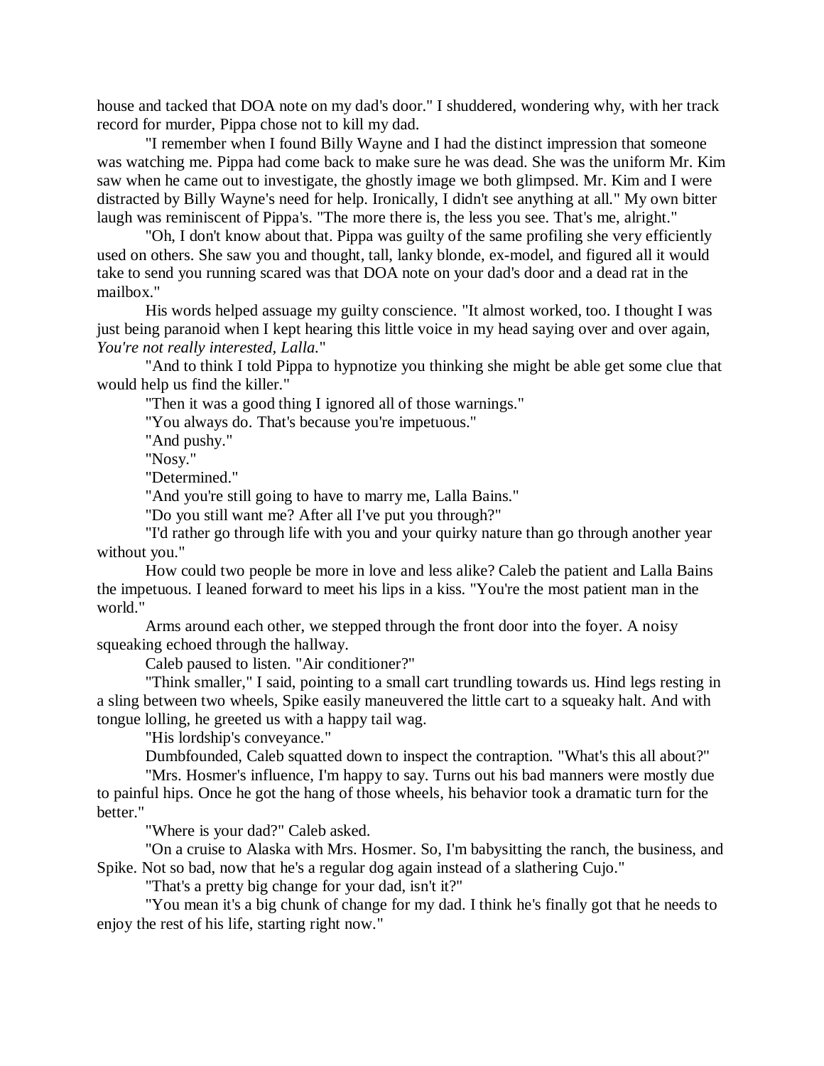house and tacked that DOA note on my dad's door." I shuddered, wondering why, with her track record for murder, Pippa chose not to kill my dad.

"I remember when I found Billy Wayne and I had the distinct impression that someone was watching me. Pippa had come back to make sure he was dead. She was the uniform Mr. Kim saw when he came out to investigate, the ghostly image we both glimpsed. Mr. Kim and I were distracted by Billy Wayne's need for help. Ironically, I didn't see anything at all." My own bitter laugh was reminiscent of Pippa's. "The more there is, the less you see. That's me, alright."

"Oh, I don't know about that. Pippa was guilty of the same profiling she very efficiently used on others. She saw you and thought, tall, lanky blonde, ex-model, and figured all it would take to send you running scared was that DOA note on your dad's door and a dead rat in the mailbox."

His words helped assuage my guilty conscience. "It almost worked, too. I thought I was just being paranoid when I kept hearing this little voice in my head saying over and over again, *You're not really interested, Lalla.*"

"And to think I told Pippa to hypnotize you thinking she might be able get some clue that would help us find the killer."

"Then it was a good thing I ignored all of those warnings."

"You always do. That's because you're impetuous."

"And pushy."

"Nosy."

"Determined."

"And you're still going to have to marry me, Lalla Bains."

"Do you still want me? After all I've put you through?"

"I'd rather go through life with you and your quirky nature than go through another year without you."

How could two people be more in love and less alike? Caleb the patient and Lalla Bains the impetuous. I leaned forward to meet his lips in a kiss. "You're the most patient man in the world."

Arms around each other, we stepped through the front door into the foyer. A noisy squeaking echoed through the hallway.

Caleb paused to listen. "Air conditioner?"

"Think smaller," I said, pointing to a small cart trundling towards us. Hind legs resting in a sling between two wheels, Spike easily maneuvered the little cart to a squeaky halt. And with tongue lolling, he greeted us with a happy tail wag.

"His lordship's conveyance."

Dumbfounded, Caleb squatted down to inspect the contraption. "What's this all about?"

"Mrs. Hosmer's influence, I'm happy to say. Turns out his bad manners were mostly due to painful hips. Once he got the hang of those wheels, his behavior took a dramatic turn for the better."

"Where is your dad?" Caleb asked.

"On a cruise to Alaska with Mrs. Hosmer. So, I'm babysitting the ranch, the business, and Spike. Not so bad, now that he's a regular dog again instead of a slathering Cujo."

"That's a pretty big change for your dad, isn't it?"

"You mean it's a big chunk of change for my dad. I think he's finally got that he needs to enjoy the rest of his life, starting right now."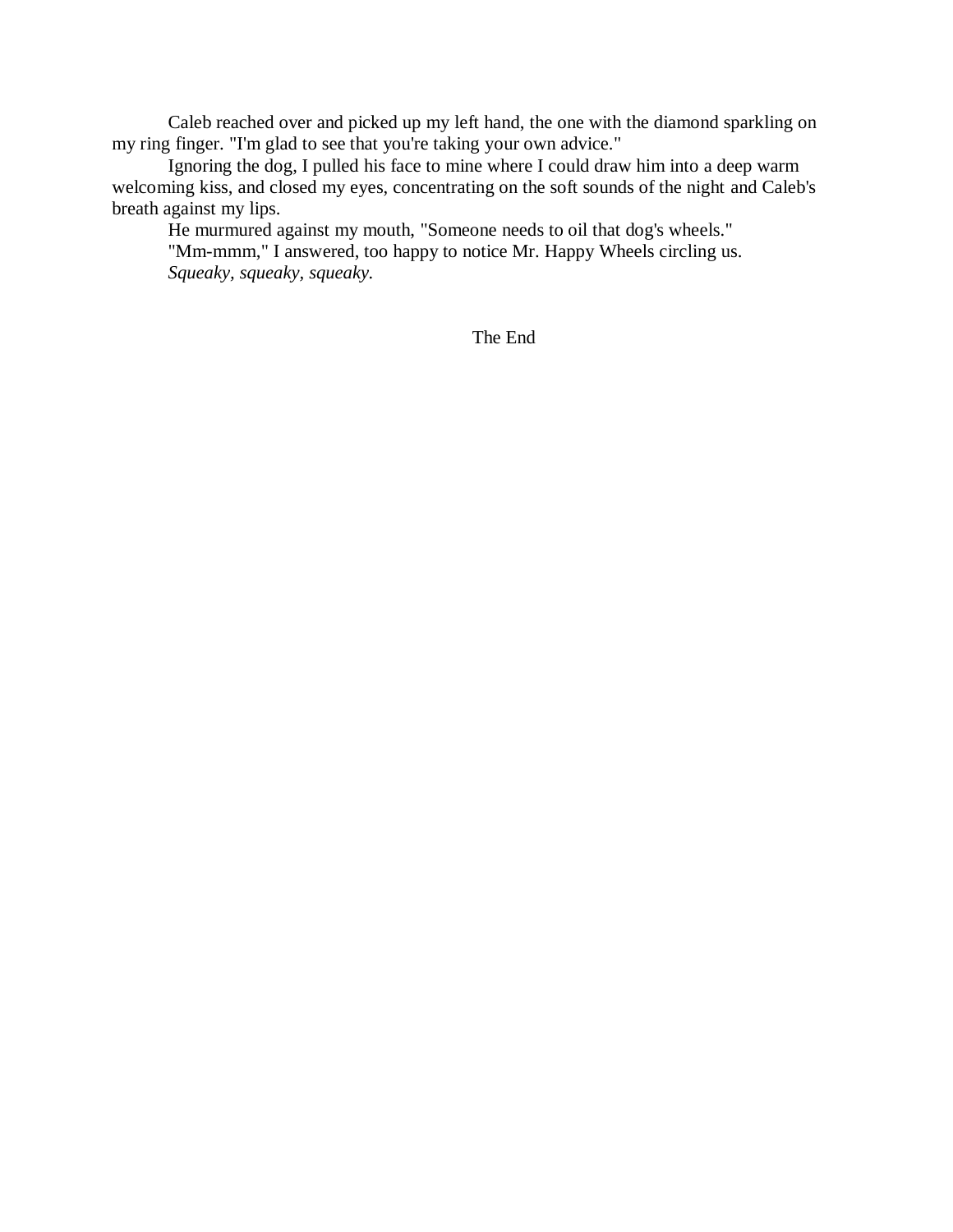Caleb reached over and picked up my left hand, the one with the diamond sparkling on my ring finger. "I'm glad to see that you're taking your own advice."

Ignoring the dog, I pulled his face to mine where I could draw him into a deep warm welcoming kiss, and closed my eyes, concentrating on the soft sounds of the night and Caleb's breath against my lips.

He murmured against my mouth, "Someone needs to oil that dog's wheels."

"Mm-mmm," I answered, too happy to notice Mr. Happy Wheels circling us.

*Squeaky, squeaky, squeaky.*

The End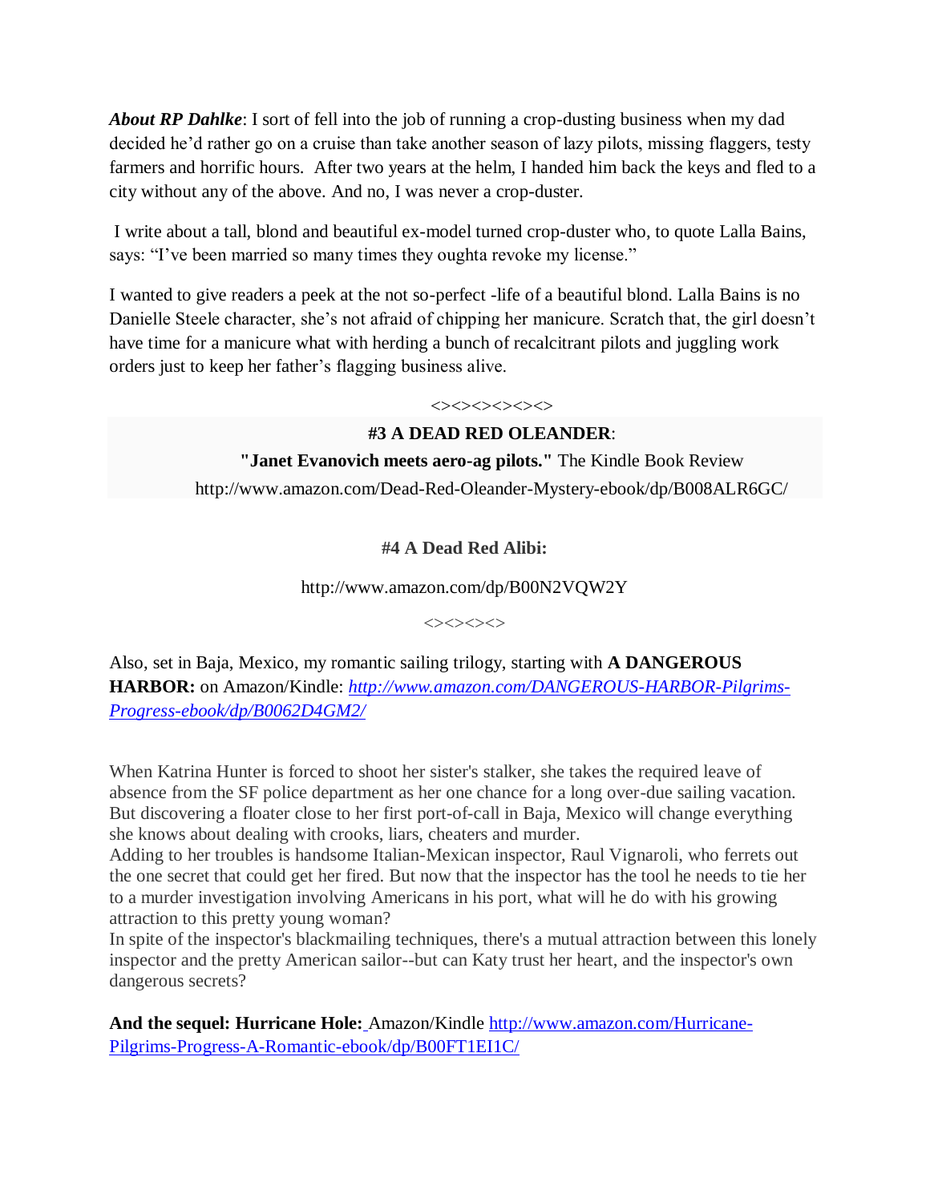***About RP Dahlke***: I sort of fell into the job of running a crop-dusting business when my dad decided he'd rather go on a cruise than take another season of lazy pilots, missing flaggers, testy farmers and horrific hours. After two years at the helm, I handed him back the keys and fled to a city without any of the above. And no, I was never a crop-duster.

I write about a tall, blond and beautiful ex-model turned crop-duster who, to quote Lalla Bains, says: "I've been married so many times they oughta revoke my license."

I wanted to give readers a peek at the not so-perfect -life of a beautiful blond. Lalla Bains is no Danielle Steele character, she's not afraid of chipping her manicure. Scratch that, the girl doesn't have time for a manicure what with herding a bunch of recalcitrant pilots and juggling work orders just to keep her father's flagging business alive.

<><><><><><>

**#3 A DEAD RED OLEANDER**:

**"Janet Evanovich meets aero-ag pilots."** The Kindle Book Review

http://www.amazon.com/Dead-Red-Oleander-Mystery-ebook/dp/B008ALR6GC/

**#4 A Dead Red Alibi:**

http://www.amazon.com/dp/B00N2VQW2Y

<><><><>

Also, set in Baja, Mexico, my romantic sailing trilogy, starting with **A DANGEROUS HARBOR:** on Amazon/Kindle: *http://www.amazon.com/DANGEROUS-HARBOR-Pilgrims-Progress-ebook/dp/B0062D4GM2/*

When Katrina Hunter is forced to shoot her sister's stalker, she takes the required leave of absence from the SF police department as her one chance for a long over-due sailing vacation. But discovering a floater close to her first port-of-call in Baja, Mexico will change everything she knows about dealing with crooks, liars, cheaters and murder.
Adding to her troubles is handsome Italian-Mexican inspector, Raul Vignaroli, who ferrets out the one secret that could get her fired. But now that the inspector has the tool he needs to tie her to a murder investigation involving Americans in his port, what will he do with his growing attraction to this pretty young woman?
In spite of the inspector's blackmailing techniques, there's a mutual attraction between this lonely inspector and the pretty American sailor--but can Katy trust her heart, and the inspector's own dangerous secrets?

**And the sequel: Hurricane Hole:** Amazon/Kindle http://www.amazon.com/Hurricane-Pilgrims-Progress-A-Romantic-ebook/dp/B00FT1EI1C/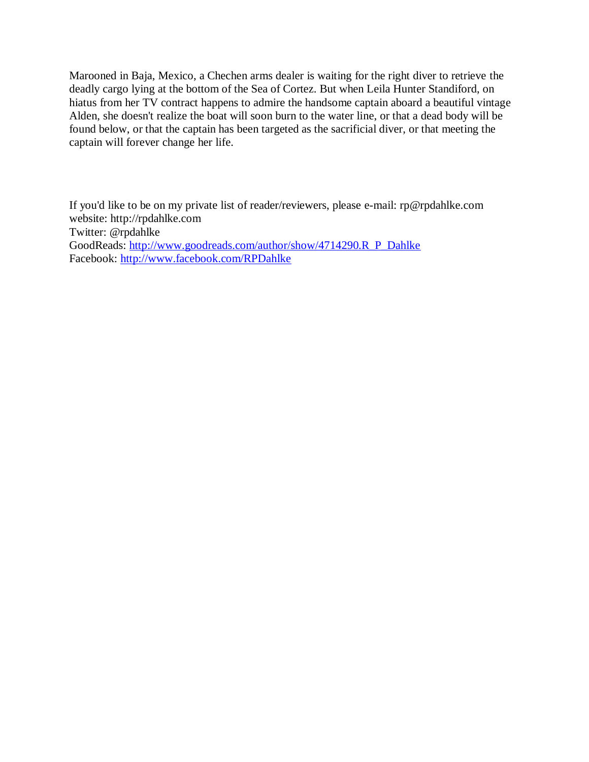Marooned in Baja, Mexico, a Chechen arms dealer is waiting for the right diver to retrieve the deadly cargo lying at the bottom of the Sea of Cortez. But when Leila Hunter Standiford, on hiatus from her TV contract happens to admire the handsome captain aboard a beautiful vintage Alden, she doesn't realize the boat will soon burn to the water line, or that a dead body will be found below, or that the captain has been targeted as the sacrificial diver, or that meeting the captain will forever change her life.

If you'd like to be on my private list of reader/reviewers, please e-mail: rp@rpdahlke.com
website: http://rpdahlke.com
Twitter: @rpdahlke
GoodReads: http://www.goodreads.com/author/show/4714290.R_P_Dahlke
Facebook: http://www.facebook.com/RPDahlke